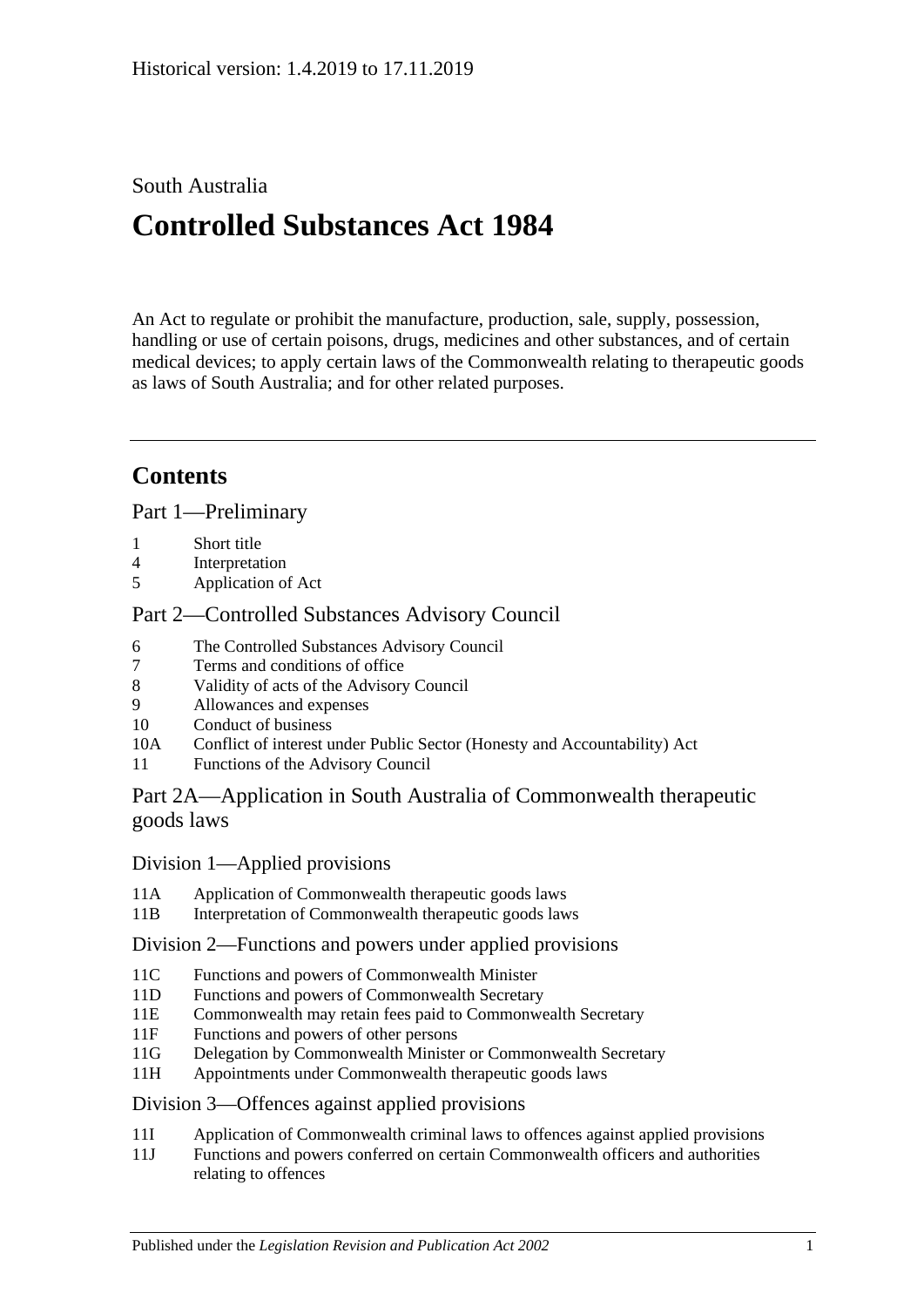Historical version: 1.4.2019 to 17.11.2019

South Australia

# Controlled Substances Act 1984

An Act to regulate or prohibit the manufacture, production, sale, supply, possession, handling or use of certain poisons, drugs, medicines and other substances, and of certain medical devices; to apply certain laws of the Commonwealth relating to therapeutic goods as laws of South Australia; and for other related purposes.

## Contents

### Part 1—Preliminary

1 Short title
4 Interpretation
5 Application of Act

### Part 2—Controlled Substances Advisory Council

6 The Controlled Substances Advisory Council
7 Terms and conditions of office
8 Validity of acts of the Advisory Council
9 Allowances and expenses
10 Conduct of business
10A Conflict of interest under Public Sector (Honesty and Accountability) Act
11 Functions of the Advisory Council

### Part 2A—Application in South Australia of Commonwealth therapeutic goods laws

#### Division 1—Applied provisions

11A Application of Commonwealth therapeutic goods laws
11B Interpretation of Commonwealth therapeutic goods laws

#### Division 2—Functions and powers under applied provisions

11C Functions and powers of Commonwealth Minister
11D Functions and powers of Commonwealth Secretary
11E Commonwealth may retain fees paid to Commonwealth Secretary
11F Functions and powers of other persons
11G Delegation by Commonwealth Minister or Commonwealth Secretary
11H Appointments under Commonwealth therapeutic goods laws

#### Division 3—Offences against applied provisions

11I Application of Commonwealth criminal laws to offences against applied provisions
11J Functions and powers conferred on certain Commonwealth officers and authorities relating to offences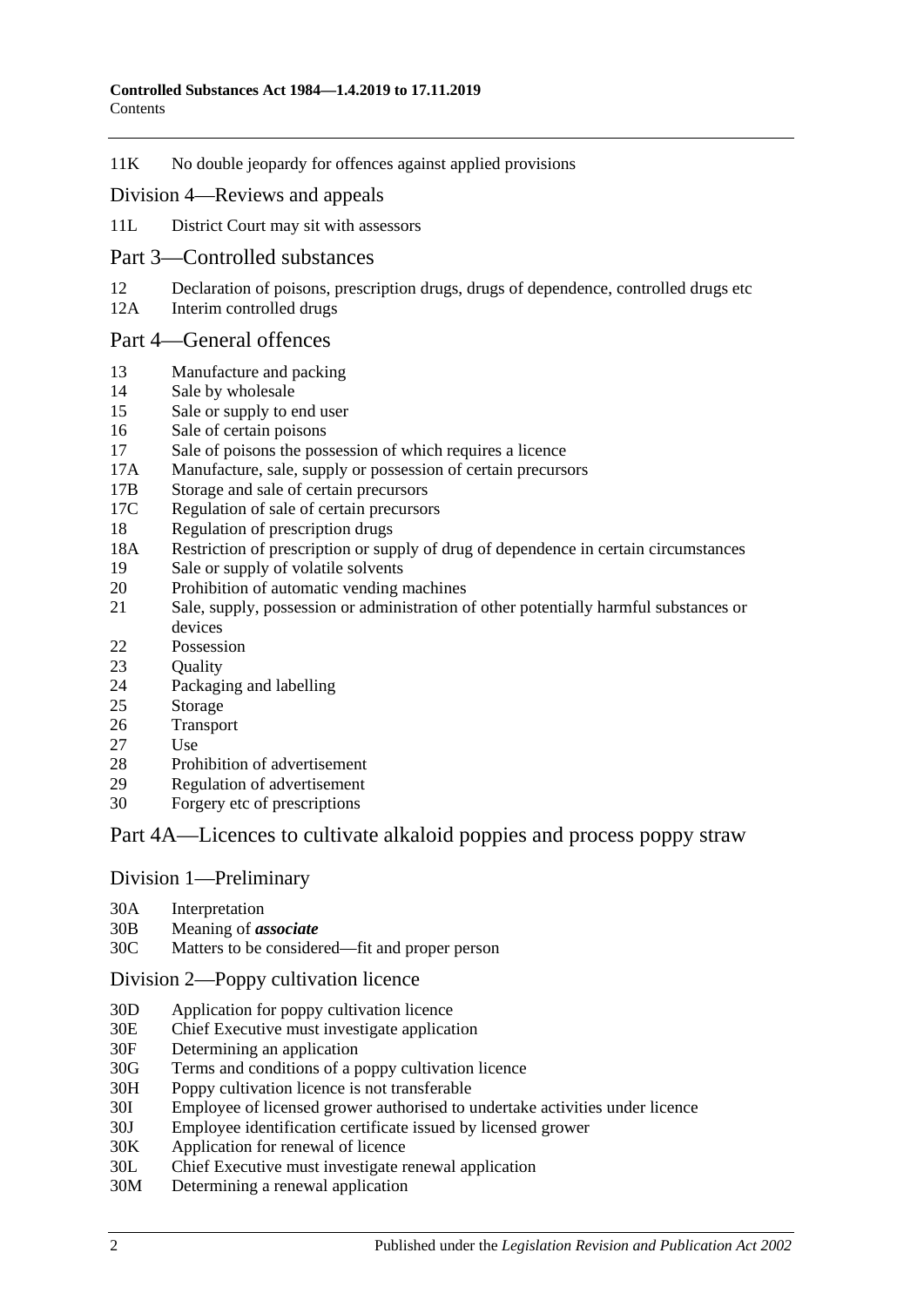11K No double jeopardy for offences against applied provisions

## Division 4—Reviews and appeals

11L District Court may sit with assessors

## Part 3—Controlled substances

12 Declaration of poisons, prescription drugs, drugs of dependence, controlled drugs etc
12A Interim controlled drugs

## Part 4—General offences

13 Manufacture and packing
14 Sale by wholesale
15 Sale or supply to end user
16 Sale of certain poisons
17 Sale of poisons the possession of which requires a licence
17A Manufacture, sale, supply or possession of certain precursors
17B Storage and sale of certain precursors
17C Regulation of sale of certain precursors
18 Regulation of prescription drugs
18A Restriction of prescription or supply of drug of dependence in certain circumstances
19 Sale or supply of volatile solvents
20 Prohibition of automatic vending machines
21 Sale, supply, possession or administration of other potentially harmful substances or devices
22 Possession
23 Quality
24 Packaging and labelling
25 Storage
26 Transport
27 Use
28 Prohibition of advertisement
29 Regulation of advertisement
30 Forgery etc of prescriptions

## Part 4A—Licences to cultivate alkaloid poppies and process poppy straw

### Division 1—Preliminary

30A Interpretation
30B Meaning of ***associate***
30C Matters to be considered—fit and proper person

### Division 2—Poppy cultivation licence

30D Application for poppy cultivation licence
30E Chief Executive must investigate application
30F Determining an application
30G Terms and conditions of a poppy cultivation licence
30H Poppy cultivation licence is not transferable
30I Employee of licensed grower authorised to undertake activities under licence
30J Employee identification certificate issued by licensed grower
30K Application for renewal of licence
30L Chief Executive must investigate renewal application
30M Determining a renewal application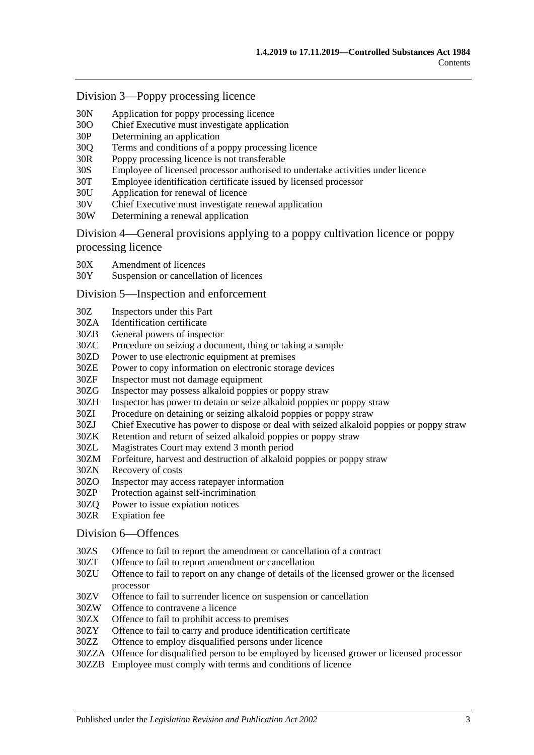## Division 3—Poppy processing licence

30N Application for poppy processing licence
30O Chief Executive must investigate application
30P Determining an application
30Q Terms and conditions of a poppy processing licence
30R Poppy processing licence is not transferable
30S Employee of licensed processor authorised to undertake activities under licence
30T Employee identification certificate issued by licensed processor
30U Application for renewal of licence
30V Chief Executive must investigate renewal application
30W Determining a renewal application

## Division 4—General provisions applying to a poppy cultivation licence or poppy processing licence

30X Amendment of licences
30Y Suspension or cancellation of licences

## Division 5—Inspection and enforcement

30Z Inspectors under this Part
30ZA Identification certificate
30ZB General powers of inspector
30ZC Procedure on seizing a document, thing or taking a sample
30ZD Power to use electronic equipment at premises
30ZE Power to copy information on electronic storage devices
30ZF Inspector must not damage equipment
30ZG Inspector may possess alkaloid poppies or poppy straw
30ZH Inspector has power to detain or seize alkaloid poppies or poppy straw
30ZI Procedure on detaining or seizing alkaloid poppies or poppy straw
30ZJ Chief Executive has power to dispose or deal with seized alkaloid poppies or poppy straw
30ZK Retention and return of seized alkaloid poppies or poppy straw
30ZL Magistrates Court may extend 3 month period
30ZM Forfeiture, harvest and destruction of alkaloid poppies or poppy straw
30ZN Recovery of costs
30ZO Inspector may access ratepayer information
30ZP Protection against self-incrimination
30ZQ Power to issue expiation notices
30ZR Expiation fee

## Division 6—Offences

30ZS Offence to fail to report the amendment or cancellation of a contract
30ZT Offence to fail to report amendment or cancellation
30ZU Offence to fail to report on any change of details of the licensed grower or the licensed processor
30ZV Offence to fail to surrender licence on suspension or cancellation
30ZW Offence to contravene a licence
30ZX Offence to fail to prohibit access to premises
30ZY Offence to fail to carry and produce identification certificate
30ZZ Offence to employ disqualified persons under licence
30ZZA Offence for disqualified person to be employed by licensed grower or licensed processor
30ZZB Employee must comply with terms and conditions of licence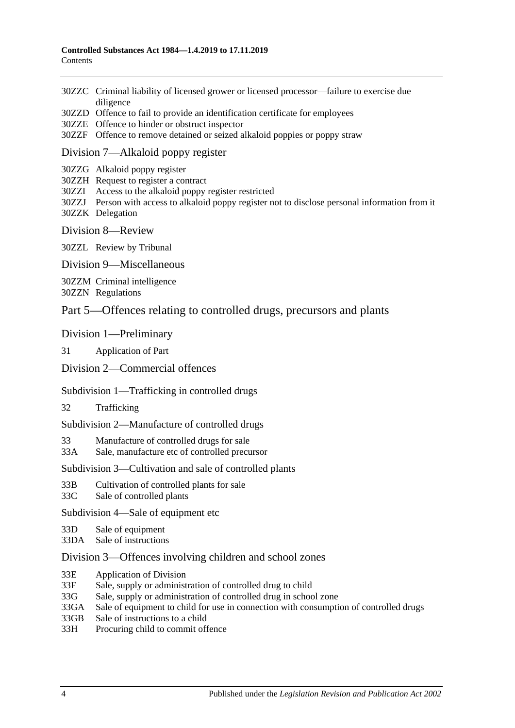30ZZC Criminal liability of licensed grower or licensed processor—failure to exercise due diligence
30ZZD Offence to fail to provide an identification certificate for employees
30ZZE Offence to hinder or obstruct inspector
30ZZF Offence to remove detained or seized alkaloid poppies or poppy straw

## Division 7—Alkaloid poppy register

30ZZG Alkaloid poppy register
30ZZH Request to register a contract
30ZZI Access to the alkaloid poppy register restricted
30ZZJ Person with access to alkaloid poppy register not to disclose personal information from it
30ZZK Delegation

## Division 8—Review

30ZZL Review by Tribunal

## Division 9—Miscellaneous

30ZZM Criminal intelligence
30ZZN Regulations

# Part 5—Offences relating to controlled drugs, precursors and plants

## Division 1—Preliminary

31 Application of Part

## Division 2—Commercial offences

### Subdivision 1—Trafficking in controlled drugs

32 Trafficking

### Subdivision 2—Manufacture of controlled drugs

33 Manufacture of controlled drugs for sale
33A Sale, manufacture etc of controlled precursor

### Subdivision 3—Cultivation and sale of controlled plants

33B Cultivation of controlled plants for sale
33C Sale of controlled plants

### Subdivision 4—Sale of equipment etc

33D Sale of equipment
33DA Sale of instructions

## Division 3—Offences involving children and school zones

33E Application of Division
33F Sale, supply or administration of controlled drug to child
33G Sale, supply or administration of controlled drug in school zone
33GA Sale of equipment to child for use in connection with consumption of controlled drugs
33GB Sale of instructions to a child
33H Procuring child to commit offence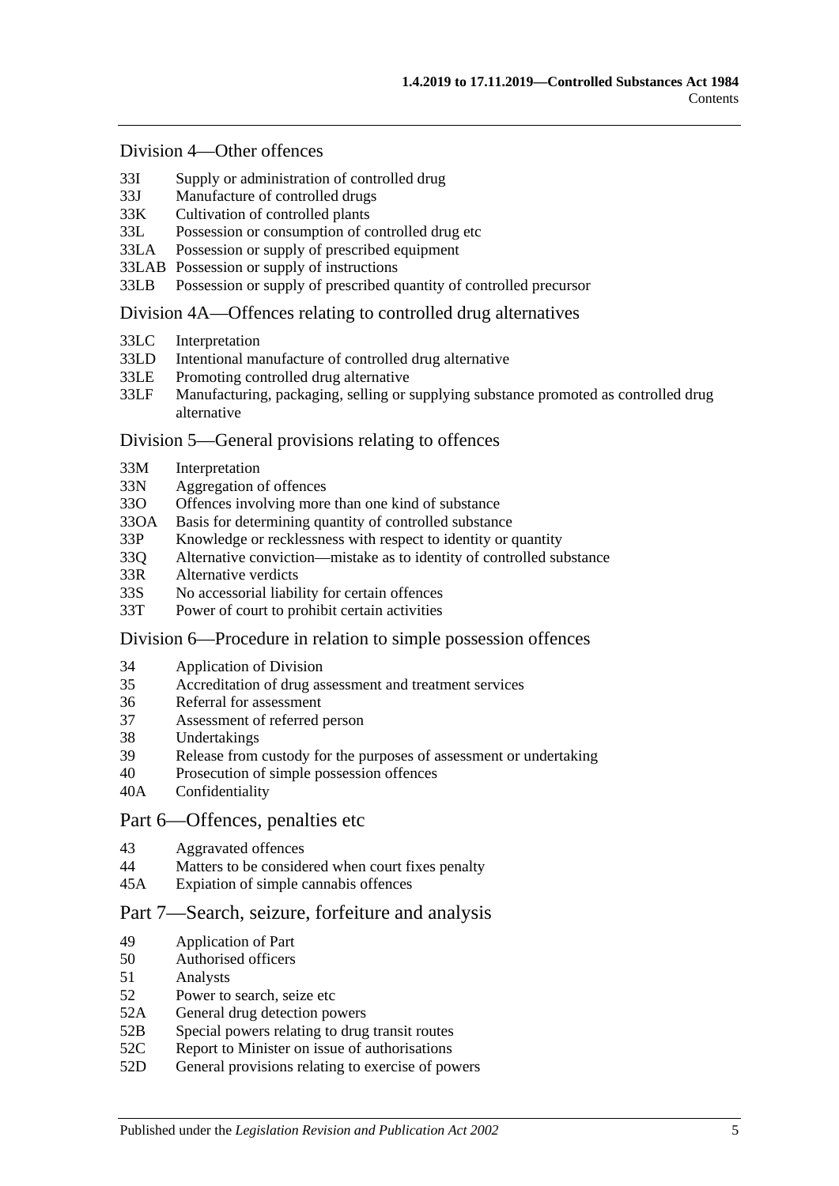### Division 4—Other offences

- 33I Supply or administration of controlled drug
- 33J Manufacture of controlled drugs
- 33K Cultivation of controlled plants
- 33L Possession or consumption of controlled drug etc
- 33LA Possession or supply of prescribed equipment
- 33LAB Possession or supply of instructions
- 33LB Possession or supply of prescribed quantity of controlled precursor

### Division 4A—Offences relating to controlled drug alternatives

- 33LC Interpretation
- 33LD Intentional manufacture of controlled drug alternative
- 33LE Promoting controlled drug alternative
- 33LF Manufacturing, packaging, selling or supplying substance promoted as controlled drug alternative

### Division 5—General provisions relating to offences

- 33M Interpretation
- 33N Aggregation of offences
- 33O Offences involving more than one kind of substance
- 33OA Basis for determining quantity of controlled substance
- 33P Knowledge or recklessness with respect to identity or quantity
- 33Q Alternative conviction—mistake as to identity of controlled substance
- 33R Alternative verdicts
- 33S No accessorial liability for certain offences
- 33T Power of court to prohibit certain activities

### Division 6—Procedure in relation to simple possession offences

- 34 Application of Division
- 35 Accreditation of drug assessment and treatment services
- 36 Referral for assessment
- 37 Assessment of referred person
- 38 Undertakings
- 39 Release from custody for the purposes of assessment or undertaking
- 40 Prosecution of simple possession offences
- 40A Confidentiality

## Part 6—Offences, penalties etc

- 43 Aggravated offences
- 44 Matters to be considered when court fixes penalty
- 45A Expiation of simple cannabis offences

## Part 7—Search, seizure, forfeiture and analysis

- 49 Application of Part
- 50 Authorised officers
- 51 Analysts
- 52 Power to search, seize etc
- 52A General drug detection powers
- 52B Special powers relating to drug transit routes
- 52C Report to Minister on issue of authorisations
- 52D General provisions relating to exercise of powers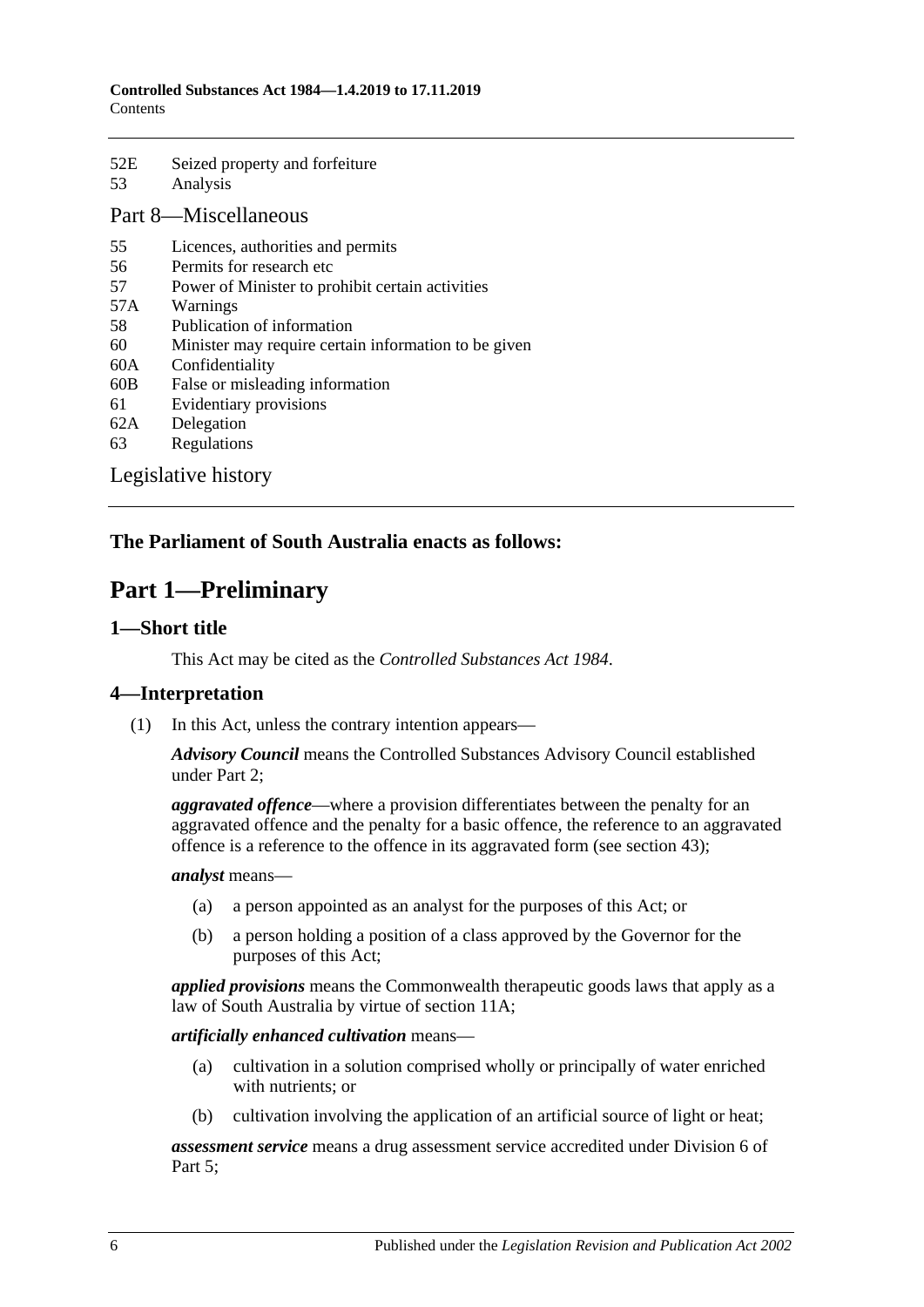52E Seized property and forfeiture
53 Analysis

Part 8—Miscellaneous

55 Licences, authorities and permits
56 Permits for research etc
57 Power of Minister to prohibit certain activities
57A Warnings
58 Publication of information
60 Minister may require certain information to be given
60A Confidentiality
60B False or misleading information
61 Evidentiary provisions
62A Delegation
63 Regulations

Legislative history

**The Parliament of South Australia enacts as follows:**

# Part 1—Preliminary

## 1—Short title

This Act may be cited as the *Controlled Substances Act 1984*.

## 4—Interpretation

(1) In this Act, unless the contrary intention appears—

***Advisory Council*** means the Controlled Substances Advisory Council established under Part 2;

***aggravated offence***—where a provision differentiates between the penalty for an aggravated offence and the penalty for a basic offence, the reference to an aggravated offence is a reference to the offence in its aggravated form (see section 43);

***analyst*** means—

(a) a person appointed as an analyst for the purposes of this Act; or

(b) a person holding a position of a class approved by the Governor for the purposes of this Act;

***applied provisions*** means the Commonwealth therapeutic goods laws that apply as a law of South Australia by virtue of section 11A;

***artificially enhanced cultivation*** means—

(a) cultivation in a solution comprised wholly or principally of water enriched with nutrients; or

(b) cultivation involving the application of an artificial source of light or heat;

***assessment service*** means a drug assessment service accredited under Division 6 of Part 5;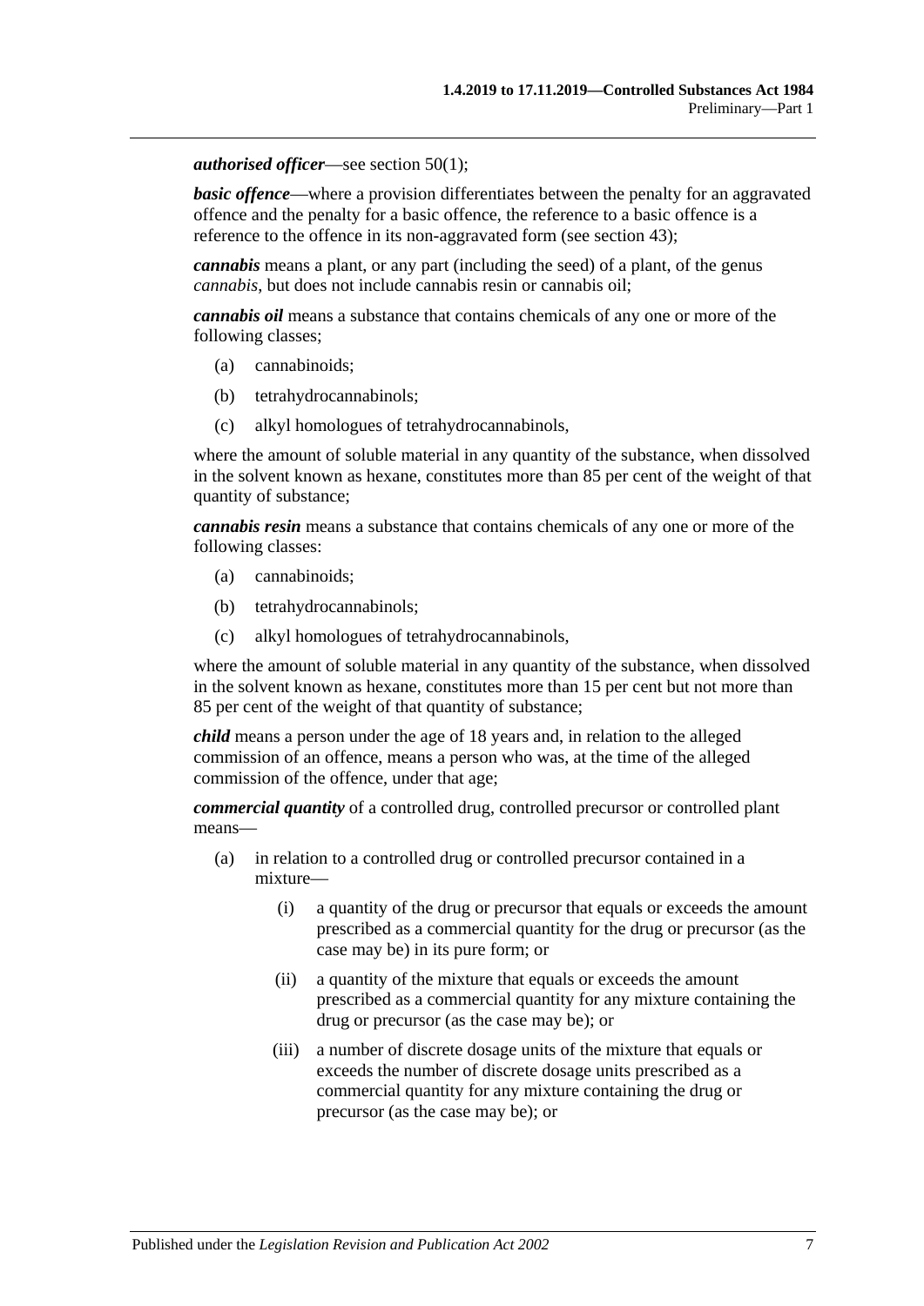***authorised officer***—see section 50(1);

***basic offence***—where a provision differentiates between the penalty for an aggravated offence and the penalty for a basic offence, the reference to a basic offence is a reference to the offence in its non-aggravated form (see section 43);

***cannabis*** means a plant, or any part (including the seed) of a plant, of the genus *cannabis*, but does not include cannabis resin or cannabis oil;

***cannabis oil*** means a substance that contains chemicals of any one or more of the following classes;

- (a) cannabinoids;
- (b) tetrahydrocannabinols;
- (c) alkyl homologues of tetrahydrocannabinols,

where the amount of soluble material in any quantity of the substance, when dissolved in the solvent known as hexane, constitutes more than 85 per cent of the weight of that quantity of substance;

***cannabis resin*** means a substance that contains chemicals of any one or more of the following classes:

- (a) cannabinoids;
- (b) tetrahydrocannabinols;
- (c) alkyl homologues of tetrahydrocannabinols,

where the amount of soluble material in any quantity of the substance, when dissolved in the solvent known as hexane, constitutes more than 15 per cent but not more than 85 per cent of the weight of that quantity of substance;

***child*** means a person under the age of 18 years and, in relation to the alleged commission of an offence, means a person who was, at the time of the alleged commission of the offence, under that age;

***commercial quantity*** of a controlled drug, controlled precursor or controlled plant means—

- (a) in relation to a controlled drug or controlled precursor contained in a mixture—
  - (i) a quantity of the drug or precursor that equals or exceeds the amount prescribed as a commercial quantity for the drug or precursor (as the case may be) in its pure form; or
  - (ii) a quantity of the mixture that equals or exceeds the amount prescribed as a commercial quantity for any mixture containing the drug or precursor (as the case may be); or
  - (iii) a number of discrete dosage units of the mixture that equals or exceeds the number of discrete dosage units prescribed as a commercial quantity for any mixture containing the drug or precursor (as the case may be); or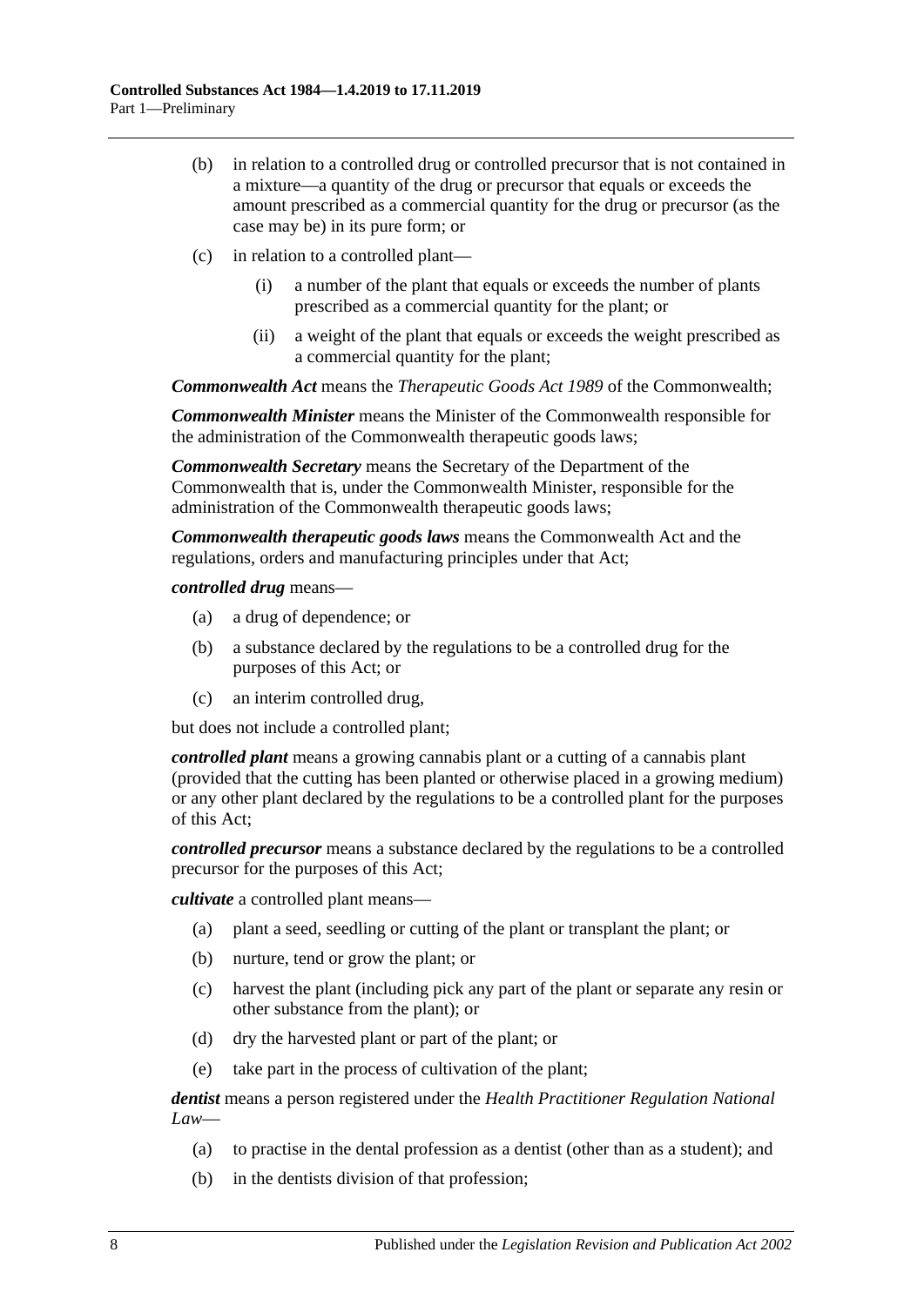(b) in relation to a controlled drug or controlled precursor that is not contained in a mixture—a quantity of the drug or precursor that equals or exceeds the amount prescribed as a commercial quantity for the drug or precursor (as the case may be) in its pure form; or

(c) in relation to a controlled plant—

(i) a number of the plant that equals or exceeds the number of plants prescribed as a commercial quantity for the plant; or

(ii) a weight of the plant that equals or exceeds the weight prescribed as a commercial quantity for the plant;

***Commonwealth Act*** means the *Therapeutic Goods Act 1989* of the Commonwealth;

***Commonwealth Minister*** means the Minister of the Commonwealth responsible for the administration of the Commonwealth therapeutic goods laws;

***Commonwealth Secretary*** means the Secretary of the Department of the Commonwealth that is, under the Commonwealth Minister, responsible for the administration of the Commonwealth therapeutic goods laws;

***Commonwealth therapeutic goods laws*** means the Commonwealth Act and the regulations, orders and manufacturing principles under that Act;

***controlled drug*** means—

(a) a drug of dependence; or

(b) a substance declared by the regulations to be a controlled drug for the purposes of this Act; or

(c) an interim controlled drug,

but does not include a controlled plant;

***controlled plant*** means a growing cannabis plant or a cutting of a cannabis plant (provided that the cutting has been planted or otherwise placed in a growing medium) or any other plant declared by the regulations to be a controlled plant for the purposes of this Act;

***controlled precursor*** means a substance declared by the regulations to be a controlled precursor for the purposes of this Act;

***cultivate*** a controlled plant means—

(a) plant a seed, seedling or cutting of the plant or transplant the plant; or

(b) nurture, tend or grow the plant; or

(c) harvest the plant (including pick any part of the plant or separate any resin or other substance from the plant); or

(d) dry the harvested plant or part of the plant; or

(e) take part in the process of cultivation of the plant;

***dentist*** means a person registered under the *Health Practitioner Regulation National Law*—

(a) to practise in the dental profession as a dentist (other than as a student); and

(b) in the dentists division of that profession;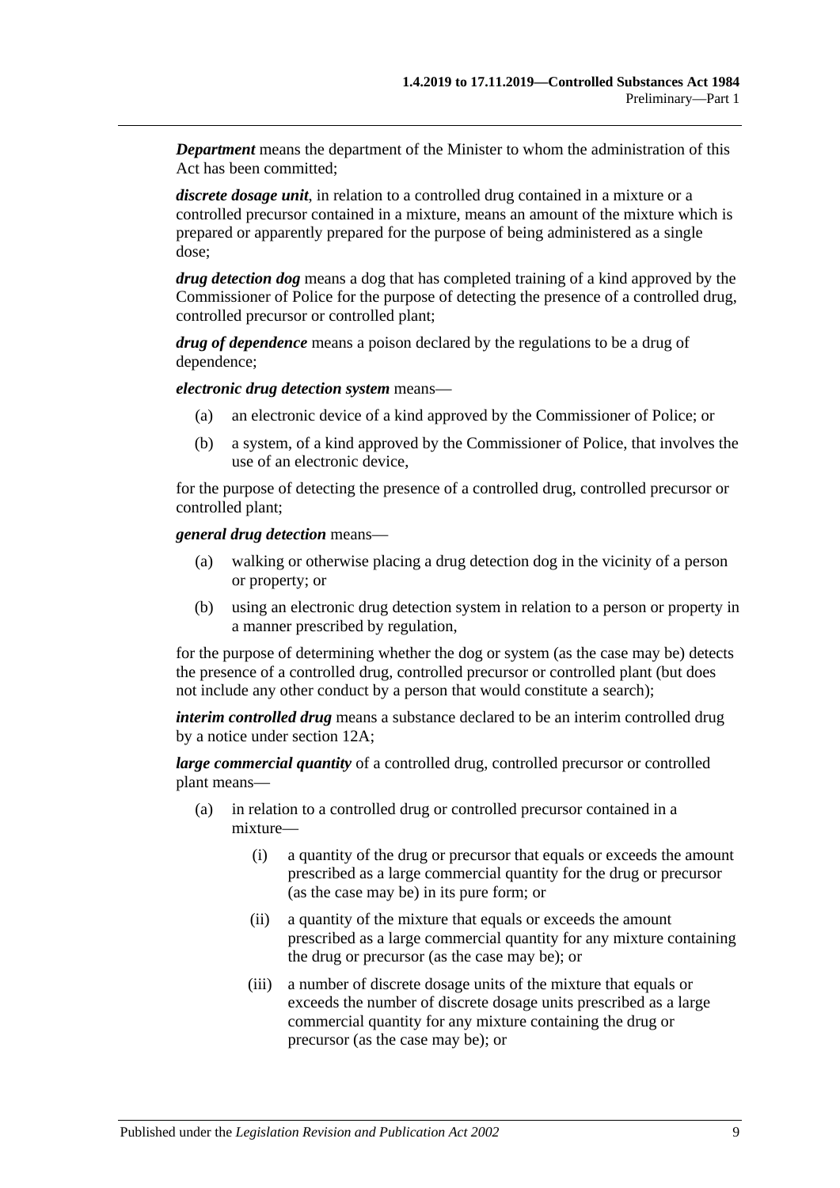***Department*** means the department of the Minister to whom the administration of this Act has been committed;

***discrete dosage unit***, in relation to a controlled drug contained in a mixture or a controlled precursor contained in a mixture, means an amount of the mixture which is prepared or apparently prepared for the purpose of being administered as a single dose;

***drug detection dog*** means a dog that has completed training of a kind approved by the Commissioner of Police for the purpose of detecting the presence of a controlled drug, controlled precursor or controlled plant;

***drug of dependence*** means a poison declared by the regulations to be a drug of dependence;

***electronic drug detection system*** means—

(a) an electronic device of a kind approved by the Commissioner of Police; or

(b) a system, of a kind approved by the Commissioner of Police, that involves the use of an electronic device,

for the purpose of detecting the presence of a controlled drug, controlled precursor or controlled plant;

***general drug detection*** means—

(a) walking or otherwise placing a drug detection dog in the vicinity of a person or property; or

(b) using an electronic drug detection system in relation to a person or property in a manner prescribed by regulation,

for the purpose of determining whether the dog or system (as the case may be) detects the presence of a controlled drug, controlled precursor or controlled plant (but does not include any other conduct by a person that would constitute a search);

***interim controlled drug*** means a substance declared to be an interim controlled drug by a notice under section 12A;

***large commercial quantity*** of a controlled drug, controlled precursor or controlled plant means—

(a) in relation to a controlled drug or controlled precursor contained in a mixture—

  (i) a quantity of the drug or precursor that equals or exceeds the amount prescribed as a large commercial quantity for the drug or precursor (as the case may be) in its pure form; or

  (ii) a quantity of the mixture that equals or exceeds the amount prescribed as a large commercial quantity for any mixture containing the drug or precursor (as the case may be); or

  (iii) a number of discrete dosage units of the mixture that equals or exceeds the number of discrete dosage units prescribed as a large commercial quantity for any mixture containing the drug or precursor (as the case may be); or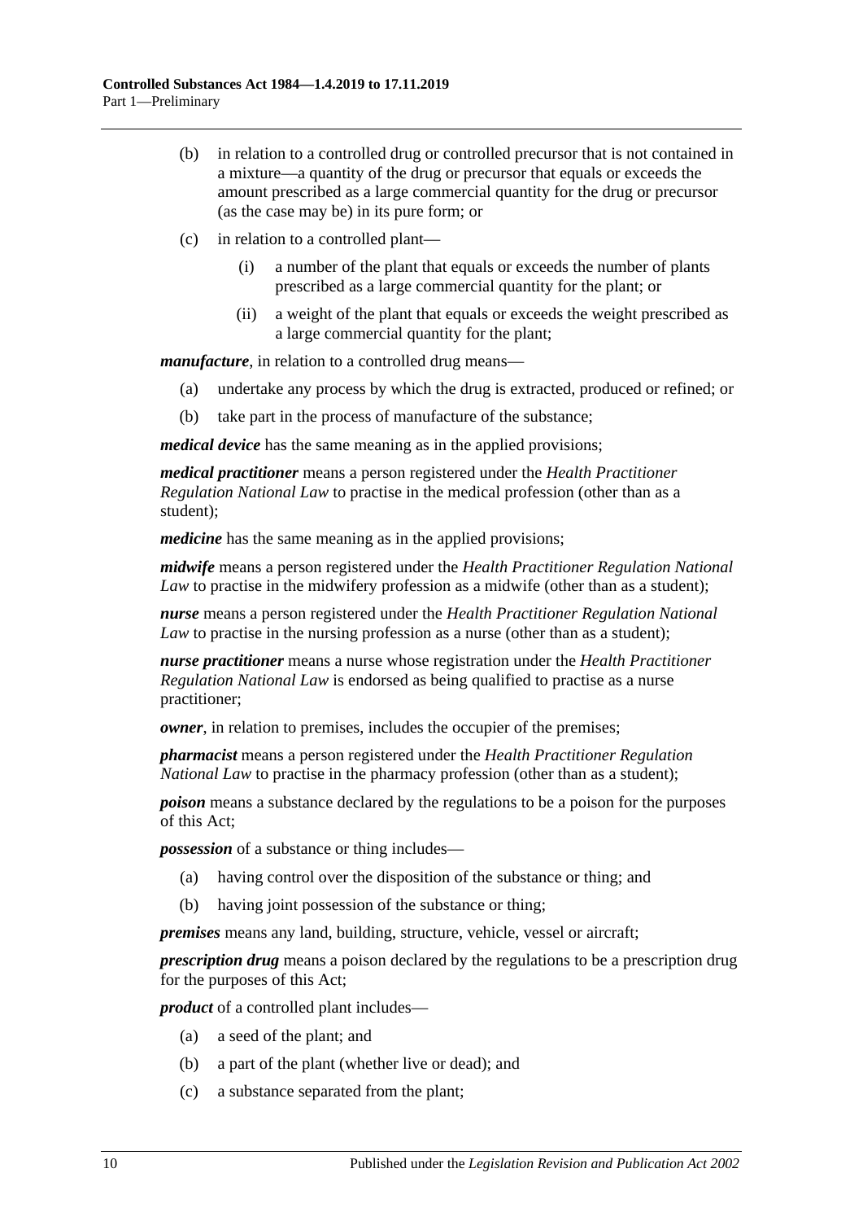(b) in relation to a controlled drug or controlled precursor that is not contained in a mixture—a quantity of the drug or precursor that equals or exceeds the amount prescribed as a large commercial quantity for the drug or precursor (as the case may be) in its pure form; or

(c) in relation to a controlled plant—

(i) a number of the plant that equals or exceeds the number of plants prescribed as a large commercial quantity for the plant; or

(ii) a weight of the plant that equals or exceeds the weight prescribed as a large commercial quantity for the plant;

***manufacture***, in relation to a controlled drug means—

(a) undertake any process by which the drug is extracted, produced or refined; or

(b) take part in the process of manufacture of the substance;

***medical device*** has the same meaning as in the applied provisions;

***medical practitioner*** means a person registered under the *Health Practitioner Regulation National Law* to practise in the medical profession (other than as a student);

***medicine*** has the same meaning as in the applied provisions;

***midwife*** means a person registered under the *Health Practitioner Regulation National Law* to practise in the midwifery profession as a midwife (other than as a student);

***nurse*** means a person registered under the *Health Practitioner Regulation National Law* to practise in the nursing profession as a nurse (other than as a student);

***nurse practitioner*** means a nurse whose registration under the *Health Practitioner Regulation National Law* is endorsed as being qualified to practise as a nurse practitioner;

***owner***, in relation to premises, includes the occupier of the premises;

***pharmacist*** means a person registered under the *Health Practitioner Regulation National Law* to practise in the pharmacy profession (other than as a student);

***poison*** means a substance declared by the regulations to be a poison for the purposes of this Act;

***possession*** of a substance or thing includes—

(a) having control over the disposition of the substance or thing; and

(b) having joint possession of the substance or thing;

***premises*** means any land, building, structure, vehicle, vessel or aircraft;

***prescription drug*** means a poison declared by the regulations to be a prescription drug for the purposes of this Act;

***product*** of a controlled plant includes—

(a) a seed of the plant; and

(b) a part of the plant (whether live or dead); and

(c) a substance separated from the plant;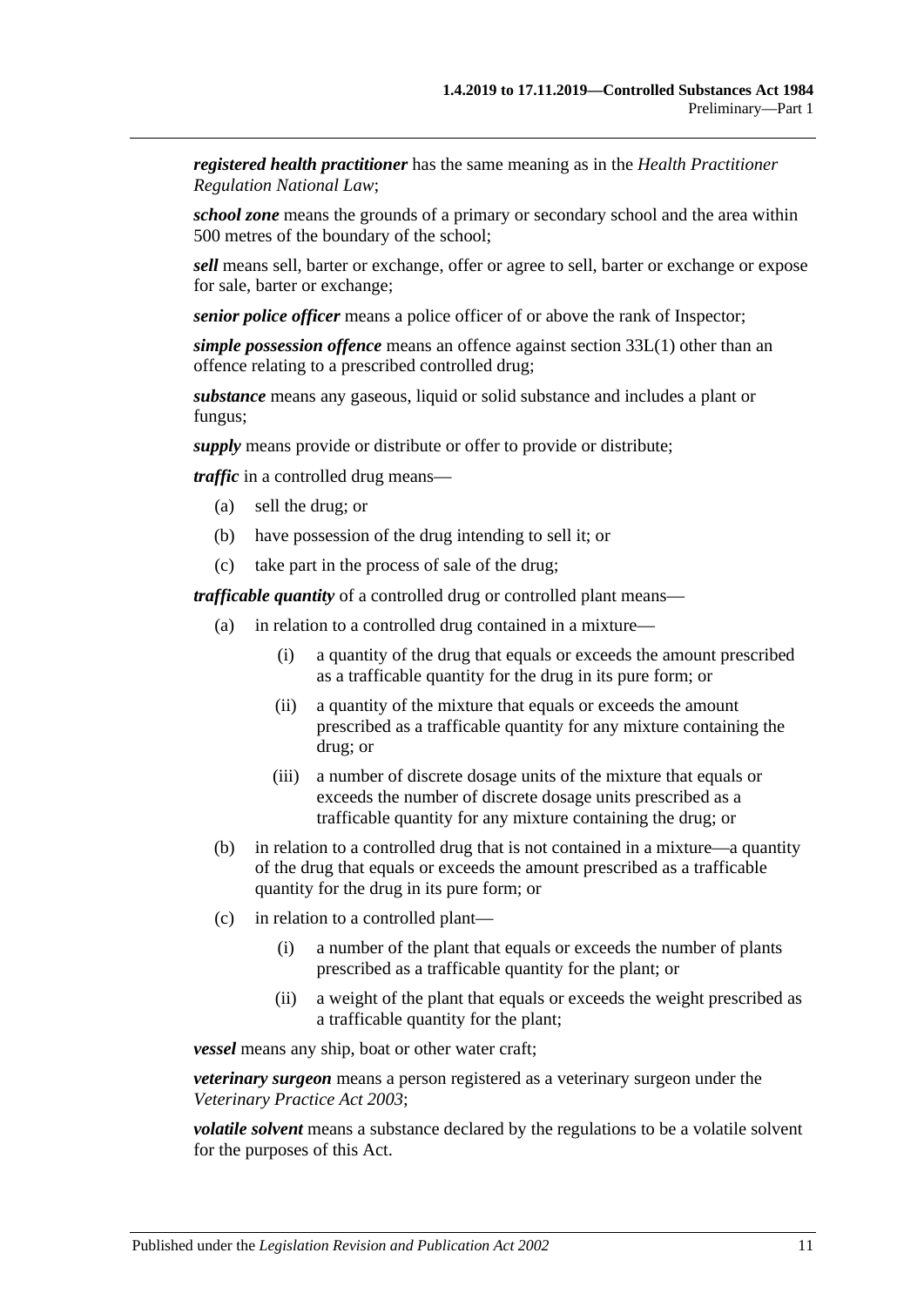***registered health practitioner*** has the same meaning as in the *Health Practitioner Regulation National Law*;

***school zone*** means the grounds of a primary or secondary school and the area within 500 metres of the boundary of the school;

***sell*** means sell, barter or exchange, offer or agree to sell, barter or exchange or expose for sale, barter or exchange;

***senior police officer*** means a police officer of or above the rank of Inspector;

***simple possession offence*** means an offence against section 33L(1) other than an offence relating to a prescribed controlled drug;

***substance*** means any gaseous, liquid or solid substance and includes a plant or fungus;

***supply*** means provide or distribute or offer to provide or distribute;

***traffic*** in a controlled drug means—

- (a) sell the drug; or
- (b) have possession of the drug intending to sell it; or
- (c) take part in the process of sale of the drug;

***trafficable quantity*** of a controlled drug or controlled plant means—

- (a) in relation to a controlled drug contained in a mixture—
  - (i) a quantity of the drug that equals or exceeds the amount prescribed as a trafficable quantity for the drug in its pure form; or
  - (ii) a quantity of the mixture that equals or exceeds the amount prescribed as a trafficable quantity for any mixture containing the drug; or
  - (iii) a number of discrete dosage units of the mixture that equals or exceeds the number of discrete dosage units prescribed as a trafficable quantity for any mixture containing the drug; or
- (b) in relation to a controlled drug that is not contained in a mixture—a quantity of the drug that equals or exceeds the amount prescribed as a trafficable quantity for the drug in its pure form; or
- (c) in relation to a controlled plant—
  - (i) a number of the plant that equals or exceeds the number of plants prescribed as a trafficable quantity for the plant; or
  - (ii) a weight of the plant that equals or exceeds the weight prescribed as a trafficable quantity for the plant;

***vessel*** means any ship, boat or other water craft;

***veterinary surgeon*** means a person registered as a veterinary surgeon under the *Veterinary Practice Act 2003*;

***volatile solvent*** means a substance declared by the regulations to be a volatile solvent for the purposes of this Act.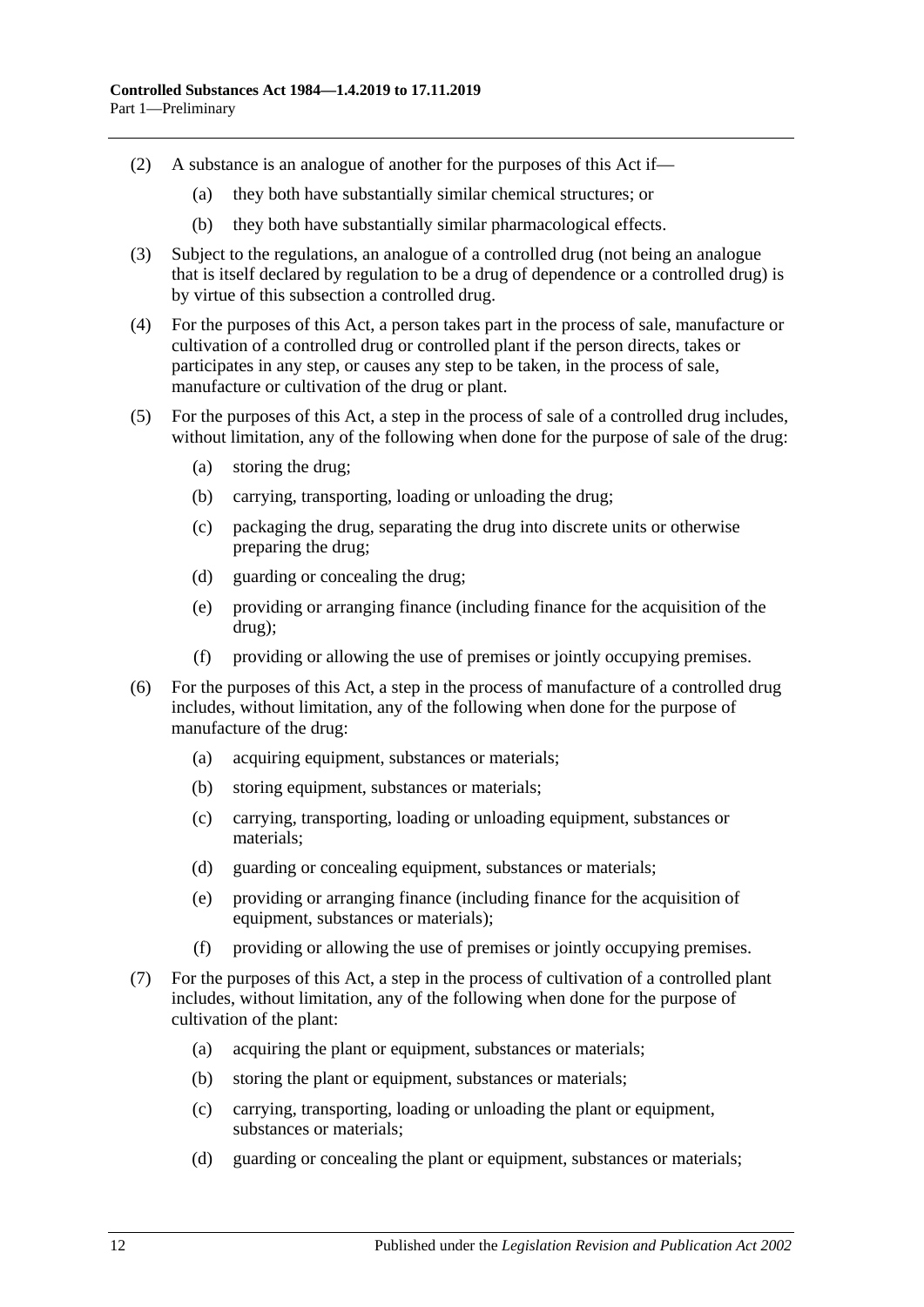(2) A substance is an analogue of another for the purposes of this Act if—

(a) they both have substantially similar chemical structures; or

(b) they both have substantially similar pharmacological effects.

(3) Subject to the regulations, an analogue of a controlled drug (not being an analogue that is itself declared by regulation to be a drug of dependence or a controlled drug) is by virtue of this subsection a controlled drug.

(4) For the purposes of this Act, a person takes part in the process of sale, manufacture or cultivation of a controlled drug or controlled plant if the person directs, takes or participates in any step, or causes any step to be taken, in the process of sale, manufacture or cultivation of the drug or plant.

(5) For the purposes of this Act, a step in the process of sale of a controlled drug includes, without limitation, any of the following when done for the purpose of sale of the drug:

(a) storing the drug;

(b) carrying, transporting, loading or unloading the drug;

(c) packaging the drug, separating the drug into discrete units or otherwise preparing the drug;

(d) guarding or concealing the drug;

(e) providing or arranging finance (including finance for the acquisition of the drug);

(f) providing or allowing the use of premises or jointly occupying premises.

(6) For the purposes of this Act, a step in the process of manufacture of a controlled drug includes, without limitation, any of the following when done for the purpose of manufacture of the drug:

(a) acquiring equipment, substances or materials;

(b) storing equipment, substances or materials;

(c) carrying, transporting, loading or unloading equipment, substances or materials;

(d) guarding or concealing equipment, substances or materials;

(e) providing or arranging finance (including finance for the acquisition of equipment, substances or materials);

(f) providing or allowing the use of premises or jointly occupying premises.

(7) For the purposes of this Act, a step in the process of cultivation of a controlled plant includes, without limitation, any of the following when done for the purpose of cultivation of the plant:

(a) acquiring the plant or equipment, substances or materials;

(b) storing the plant or equipment, substances or materials;

(c) carrying, transporting, loading or unloading the plant or equipment, substances or materials;

(d) guarding or concealing the plant or equipment, substances or materials;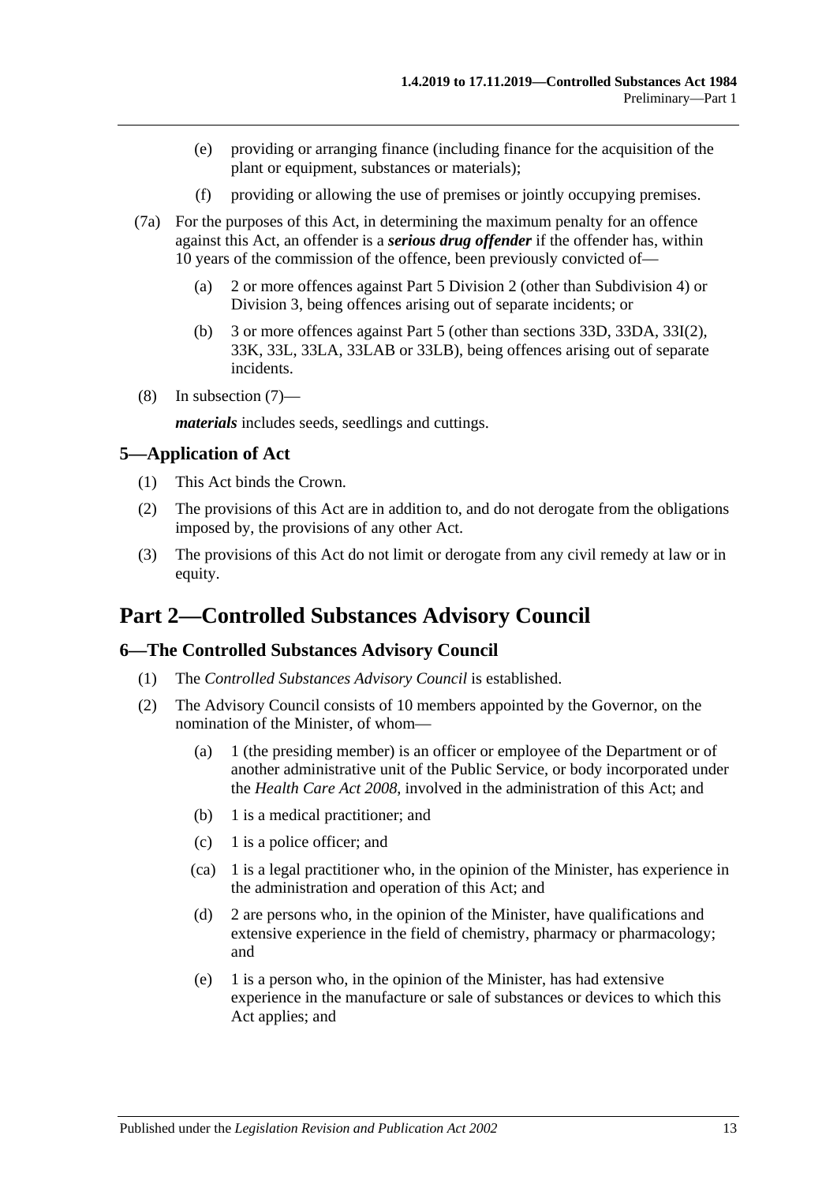(e) providing or arranging finance (including finance for the acquisition of the plant or equipment, substances or materials);

(f) providing or allowing the use of premises or jointly occupying premises.

(7a) For the purposes of this Act, in determining the maximum penalty for an offence against this Act, an offender is a ***serious drug offender*** if the offender has, within 10 years of the commission of the offence, been previously convicted of—

(a) 2 or more offences against Part 5 Division 2 (other than Subdivision 4) or Division 3, being offences arising out of separate incidents; or

(b) 3 or more offences against Part 5 (other than sections 33D, 33DA, 33I(2), 33K, 33L, 33LA, 33LAB or 33LB), being offences arising out of separate incidents.

(8) In subsection (7)—

***materials*** includes seeds, seedlings and cuttings.

## 5—Application of Act

(1) This Act binds the Crown.

(2) The provisions of this Act are in addition to, and do not derogate from the obligations imposed by, the provisions of any other Act.

(3) The provisions of this Act do not limit or derogate from any civil remedy at law or in equity.

# Part 2—Controlled Substances Advisory Council

## 6—The Controlled Substances Advisory Council

(1) The *Controlled Substances Advisory Council* is established.

(2) The Advisory Council consists of 10 members appointed by the Governor, on the nomination of the Minister, of whom—

(a) 1 (the presiding member) is an officer or employee of the Department or of another administrative unit of the Public Service, or body incorporated under the *Health Care Act 2008*, involved in the administration of this Act; and

(b) 1 is a medical practitioner; and

(c) 1 is a police officer; and

(ca) 1 is a legal practitioner who, in the opinion of the Minister, has experience in the administration and operation of this Act; and

(d) 2 are persons who, in the opinion of the Minister, have qualifications and extensive experience in the field of chemistry, pharmacy or pharmacology; and

(e) 1 is a person who, in the opinion of the Minister, has had extensive experience in the manufacture or sale of substances or devices to which this Act applies; and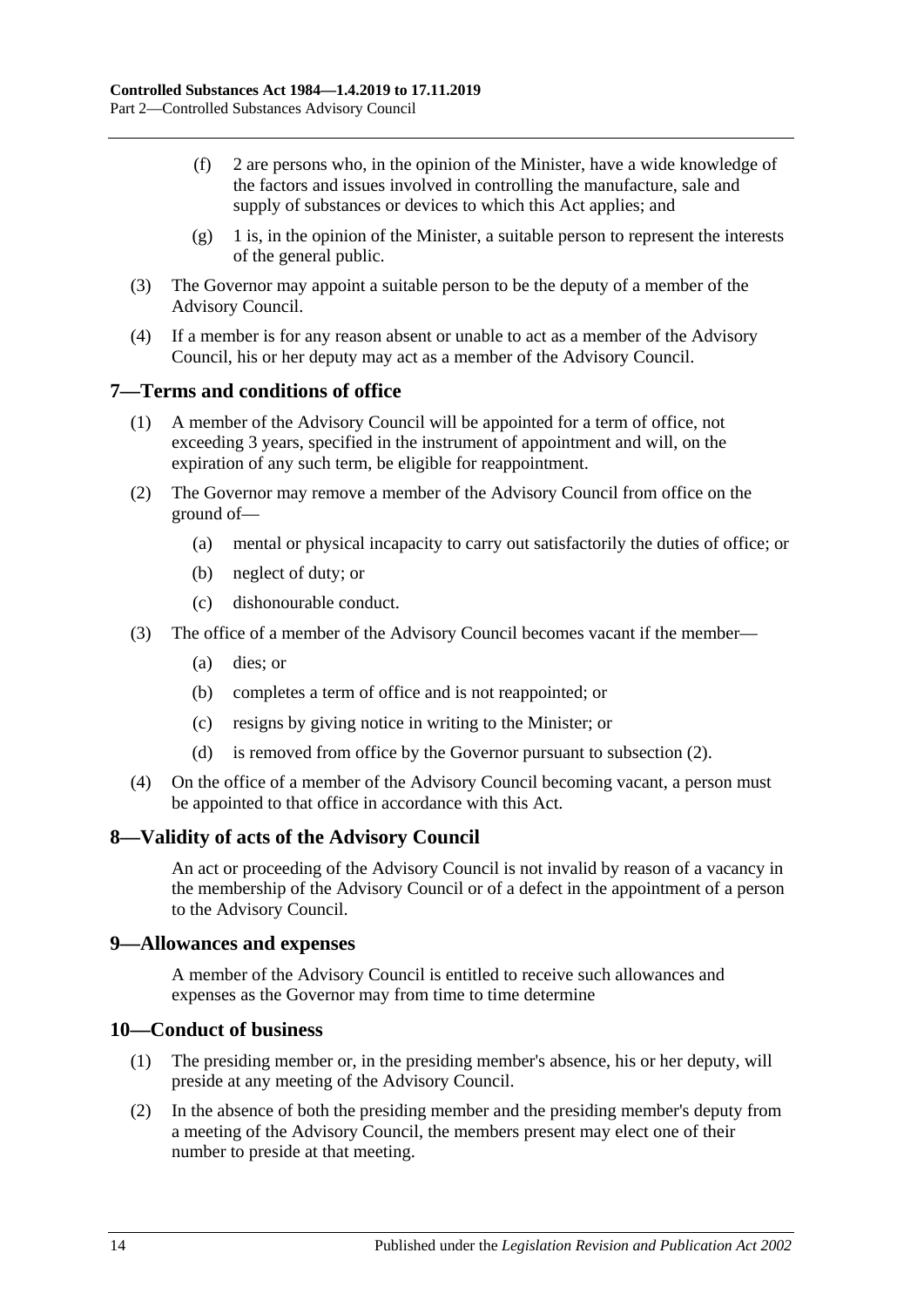(f) 2 are persons who, in the opinion of the Minister, have a wide knowledge of the factors and issues involved in controlling the manufacture, sale and supply of substances or devices to which this Act applies; and

(g) 1 is, in the opinion of the Minister, a suitable person to represent the interests of the general public.

(3) The Governor may appoint a suitable person to be the deputy of a member of the Advisory Council.

(4) If a member is for any reason absent or unable to act as a member of the Advisory Council, his or her deputy may act as a member of the Advisory Council.

## 7—Terms and conditions of office

(1) A member of the Advisory Council will be appointed for a term of office, not exceeding 3 years, specified in the instrument of appointment and will, on the expiration of any such term, be eligible for reappointment.

(2) The Governor may remove a member of the Advisory Council from office on the ground of—

(a) mental or physical incapacity to carry out satisfactorily the duties of office; or

(b) neglect of duty; or

(c) dishonourable conduct.

(3) The office of a member of the Advisory Council becomes vacant if the member—

(a) dies; or

(b) completes a term of office and is not reappointed; or

(c) resigns by giving notice in writing to the Minister; or

(d) is removed from office by the Governor pursuant to subsection (2).

(4) On the office of a member of the Advisory Council becoming vacant, a person must be appointed to that office in accordance with this Act.

## 8—Validity of acts of the Advisory Council

An act or proceeding of the Advisory Council is not invalid by reason of a vacancy in the membership of the Advisory Council or of a defect in the appointment of a person to the Advisory Council.

## 9—Allowances and expenses

A member of the Advisory Council is entitled to receive such allowances and expenses as the Governor may from time to time determine

## 10—Conduct of business

(1) The presiding member or, in the presiding member's absence, his or her deputy, will preside at any meeting of the Advisory Council.

(2) In the absence of both the presiding member and the presiding member's deputy from a meeting of the Advisory Council, the members present may elect one of their number to preside at that meeting.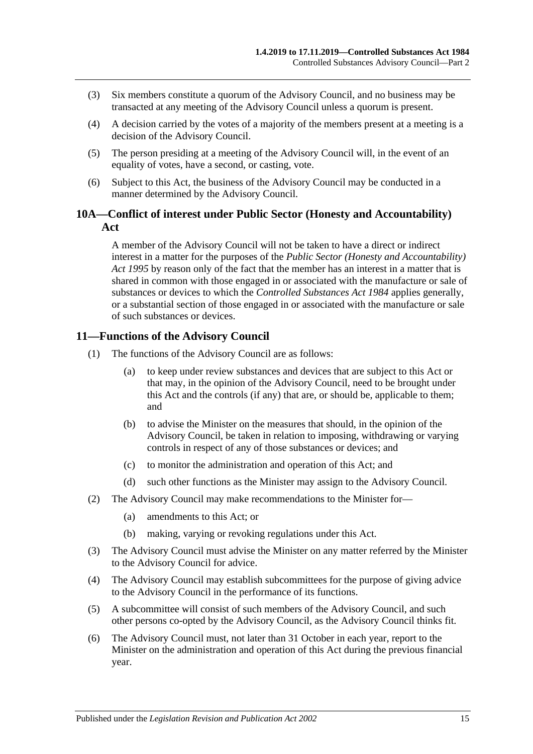(3) Six members constitute a quorum of the Advisory Council, and no business may be transacted at any meeting of the Advisory Council unless a quorum is present.

(4) A decision carried by the votes of a majority of the members present at a meeting is a decision of the Advisory Council.

(5) The person presiding at a meeting of the Advisory Council will, in the event of an equality of votes, have a second, or casting, vote.

(6) Subject to this Act, the business of the Advisory Council may be conducted in a manner determined by the Advisory Council.

## 10A—Conflict of interest under Public Sector (Honesty and Accountability) Act

A member of the Advisory Council will not be taken to have a direct or indirect interest in a matter for the purposes of the *Public Sector (Honesty and Accountability) Act 1995* by reason only of the fact that the member has an interest in a matter that is shared in common with those engaged in or associated with the manufacture or sale of substances or devices to which the *Controlled Substances Act 1984* applies generally, or a substantial section of those engaged in or associated with the manufacture or sale of such substances or devices.

## 11—Functions of the Advisory Council

(1) The functions of the Advisory Council are as follows:

- (a) to keep under review substances and devices that are subject to this Act or that may, in the opinion of the Advisory Council, need to be brought under this Act and the controls (if any) that are, or should be, applicable to them; and
- (b) to advise the Minister on the measures that should, in the opinion of the Advisory Council, be taken in relation to imposing, withdrawing or varying controls in respect of any of those substances or devices; and
- (c) to monitor the administration and operation of this Act; and
- (d) such other functions as the Minister may assign to the Advisory Council.

(2) The Advisory Council may make recommendations to the Minister for—

- (a) amendments to this Act; or
- (b) making, varying or revoking regulations under this Act.

(3) The Advisory Council must advise the Minister on any matter referred by the Minister to the Advisory Council for advice.

(4) The Advisory Council may establish subcommittees for the purpose of giving advice to the Advisory Council in the performance of its functions.

(5) A subcommittee will consist of such members of the Advisory Council, and such other persons co-opted by the Advisory Council, as the Advisory Council thinks fit.

(6) The Advisory Council must, not later than 31 October in each year, report to the Minister on the administration and operation of this Act during the previous financial year.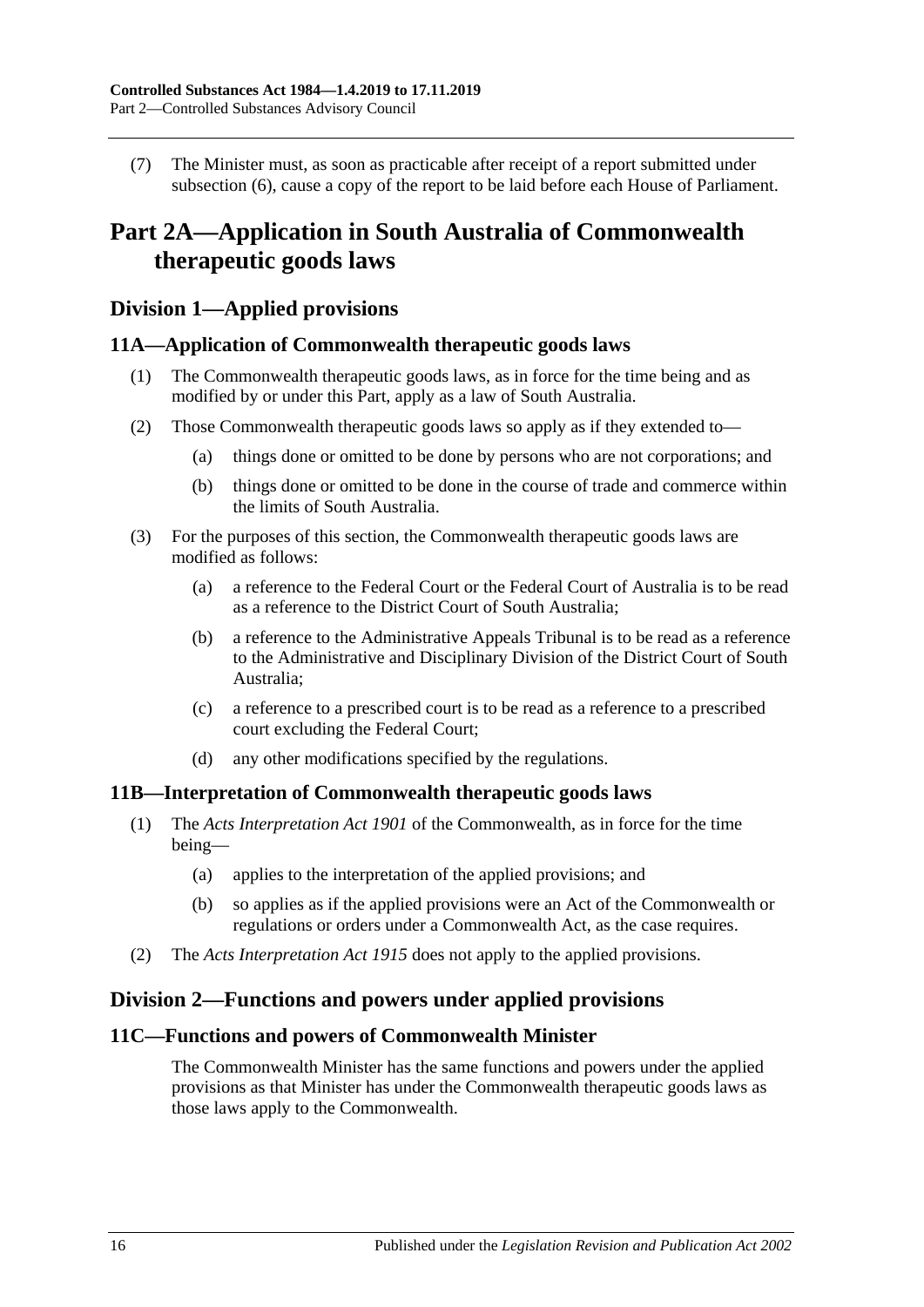(7) The Minister must, as soon as practicable after receipt of a report submitted under subsection (6), cause a copy of the report to be laid before each House of Parliament.

# Part 2A—Application in South Australia of Commonwealth therapeutic goods laws

## Division 1—Applied provisions

### 11A—Application of Commonwealth therapeutic goods laws

(1) The Commonwealth therapeutic goods laws, as in force for the time being and as modified by or under this Part, apply as a law of South Australia.

(2) Those Commonwealth therapeutic goods laws so apply as if they extended to—

(a) things done or omitted to be done by persons who are not corporations; and

(b) things done or omitted to be done in the course of trade and commerce within the limits of South Australia.

(3) For the purposes of this section, the Commonwealth therapeutic goods laws are modified as follows:

(a) a reference to the Federal Court or the Federal Court of Australia is to be read as a reference to the District Court of South Australia;

(b) a reference to the Administrative Appeals Tribunal is to be read as a reference to the Administrative and Disciplinary Division of the District Court of South Australia;

(c) a reference to a prescribed court is to be read as a reference to a prescribed court excluding the Federal Court;

(d) any other modifications specified by the regulations.

### 11B—Interpretation of Commonwealth therapeutic goods laws

(1) The *Acts Interpretation Act 1901* of the Commonwealth, as in force for the time being—

(a) applies to the interpretation of the applied provisions; and

(b) so applies as if the applied provisions were an Act of the Commonwealth or regulations or orders under a Commonwealth Act, as the case requires.

(2) The *Acts Interpretation Act 1915* does not apply to the applied provisions.

## Division 2—Functions and powers under applied provisions

### 11C—Functions and powers of Commonwealth Minister

The Commonwealth Minister has the same functions and powers under the applied provisions as that Minister has under the Commonwealth therapeutic goods laws as those laws apply to the Commonwealth.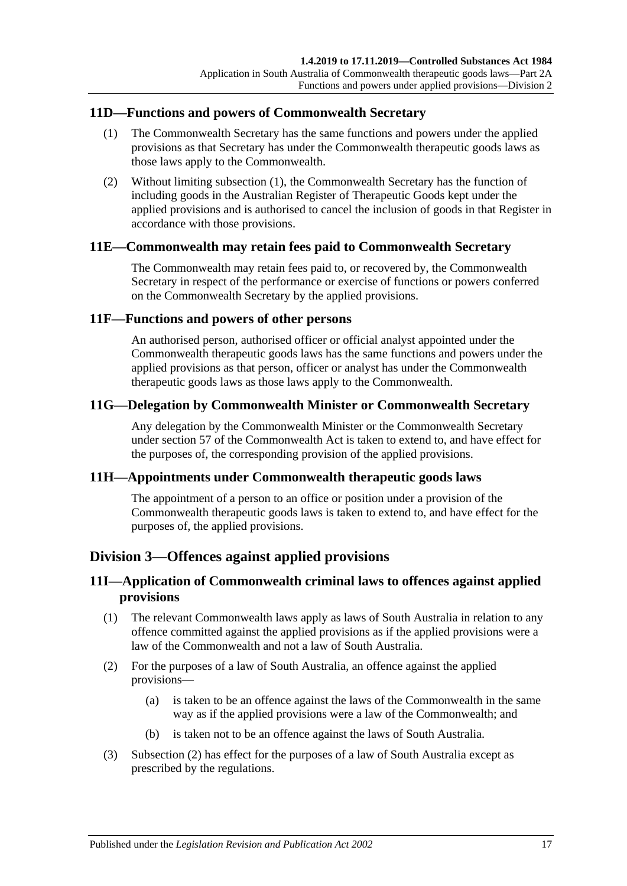## 11D—Functions and powers of Commonwealth Secretary

(1) The Commonwealth Secretary has the same functions and powers under the applied provisions as that Secretary has under the Commonwealth therapeutic goods laws as those laws apply to the Commonwealth.

(2) Without limiting subsection (1), the Commonwealth Secretary has the function of including goods in the Australian Register of Therapeutic Goods kept under the applied provisions and is authorised to cancel the inclusion of goods in that Register in accordance with those provisions.

## 11E—Commonwealth may retain fees paid to Commonwealth Secretary

The Commonwealth may retain fees paid to, or recovered by, the Commonwealth Secretary in respect of the performance or exercise of functions or powers conferred on the Commonwealth Secretary by the applied provisions.

## 11F—Functions and powers of other persons

An authorised person, authorised officer or official analyst appointed under the Commonwealth therapeutic goods laws has the same functions and powers under the applied provisions as that person, officer or analyst has under the Commonwealth therapeutic goods laws as those laws apply to the Commonwealth.

## 11G—Delegation by Commonwealth Minister or Commonwealth Secretary

Any delegation by the Commonwealth Minister or the Commonwealth Secretary under section 57 of the Commonwealth Act is taken to extend to, and have effect for the purposes of, the corresponding provision of the applied provisions.

## 11H—Appointments under Commonwealth therapeutic goods laws

The appointment of a person to an office or position under a provision of the Commonwealth therapeutic goods laws is taken to extend to, and have effect for the purposes of, the applied provisions.

# Division 3—Offences against applied provisions

## 11I—Application of Commonwealth criminal laws to offences against applied provisions

(1) The relevant Commonwealth laws apply as laws of South Australia in relation to any offence committed against the applied provisions as if the applied provisions were a law of the Commonwealth and not a law of South Australia.

(2) For the purposes of a law of South Australia, an offence against the applied provisions—

(a) is taken to be an offence against the laws of the Commonwealth in the same way as if the applied provisions were a law of the Commonwealth; and

(b) is taken not to be an offence against the laws of South Australia.

(3) Subsection (2) has effect for the purposes of a law of South Australia except as prescribed by the regulations.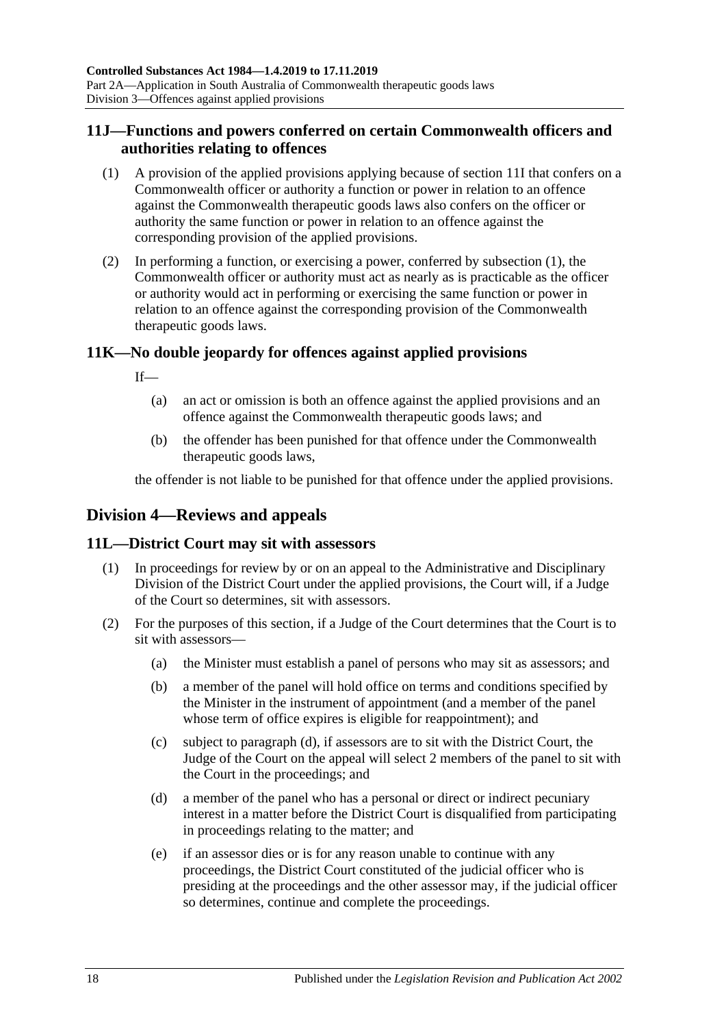## 11J—Functions and powers conferred on certain Commonwealth officers and authorities relating to offences

(1) A provision of the applied provisions applying because of section 11I that confers on a Commonwealth officer or authority a function or power in relation to an offence against the Commonwealth therapeutic goods laws also confers on the officer or authority the same function or power in relation to an offence against the corresponding provision of the applied provisions.

(2) In performing a function, or exercising a power, conferred by subsection (1), the Commonwealth officer or authority must act as nearly as is practicable as the officer or authority would act in performing or exercising the same function or power in relation to an offence against the corresponding provision of the Commonwealth therapeutic goods laws.

## 11K—No double jeopardy for offences against applied provisions

If—

(a) an act or omission is both an offence against the applied provisions and an offence against the Commonwealth therapeutic goods laws; and

(b) the offender has been punished for that offence under the Commonwealth therapeutic goods laws,

the offender is not liable to be punished for that offence under the applied provisions.

# Division 4—Reviews and appeals

## 11L—District Court may sit with assessors

(1) In proceedings for review by or on an appeal to the Administrative and Disciplinary Division of the District Court under the applied provisions, the Court will, if a Judge of the Court so determines, sit with assessors.

(2) For the purposes of this section, if a Judge of the Court determines that the Court is to sit with assessors—

(a) the Minister must establish a panel of persons who may sit as assessors; and

(b) a member of the panel will hold office on terms and conditions specified by the Minister in the instrument of appointment (and a member of the panel whose term of office expires is eligible for reappointment); and

(c) subject to paragraph (d), if assessors are to sit with the District Court, the Judge of the Court on the appeal will select 2 members of the panel to sit with the Court in the proceedings; and

(d) a member of the panel who has a personal or direct or indirect pecuniary interest in a matter before the District Court is disqualified from participating in proceedings relating to the matter; and

(e) if an assessor dies or is for any reason unable to continue with any proceedings, the District Court constituted of the judicial officer who is presiding at the proceedings and the other assessor may, if the judicial officer so determines, continue and complete the proceedings.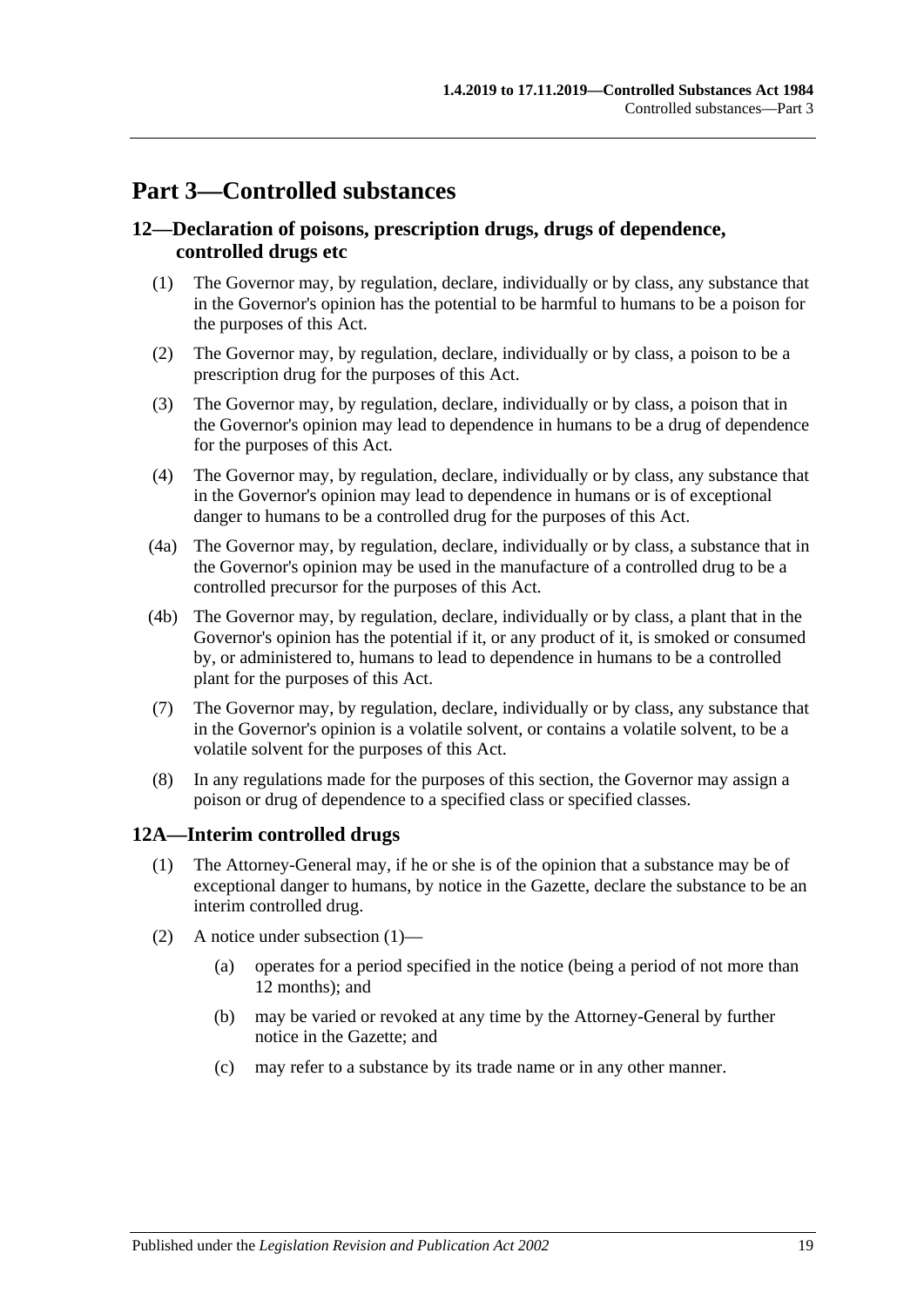# Part 3—Controlled substances

## 12—Declaration of poisons, prescription drugs, drugs of dependence, controlled drugs etc

(1) The Governor may, by regulation, declare, individually or by class, any substance that in the Governor's opinion has the potential to be harmful to humans to be a poison for the purposes of this Act.

(2) The Governor may, by regulation, declare, individually or by class, a poison to be a prescription drug for the purposes of this Act.

(3) The Governor may, by regulation, declare, individually or by class, a poison that in the Governor's opinion may lead to dependence in humans to be a drug of dependence for the purposes of this Act.

(4) The Governor may, by regulation, declare, individually or by class, any substance that in the Governor's opinion may lead to dependence in humans or is of exceptional danger to humans to be a controlled drug for the purposes of this Act.

(4a) The Governor may, by regulation, declare, individually or by class, a substance that in the Governor's opinion may be used in the manufacture of a controlled drug to be a controlled precursor for the purposes of this Act.

(4b) The Governor may, by regulation, declare, individually or by class, a plant that in the Governor's opinion has the potential if it, or any product of it, is smoked or consumed by, or administered to, humans to lead to dependence in humans to be a controlled plant for the purposes of this Act.

(7) The Governor may, by regulation, declare, individually or by class, any substance that in the Governor's opinion is a volatile solvent, or contains a volatile solvent, to be a volatile solvent for the purposes of this Act.

(8) In any regulations made for the purposes of this section, the Governor may assign a poison or drug of dependence to a specified class or specified classes.

## 12A—Interim controlled drugs

(1) The Attorney-General may, if he or she is of the opinion that a substance may be of exceptional danger to humans, by notice in the Gazette, declare the substance to be an interim controlled drug.

(2) A notice under subsection (1)—

- (a) operates for a period specified in the notice (being a period of not more than 12 months); and
- (b) may be varied or revoked at any time by the Attorney-General by further notice in the Gazette; and
- (c) may refer to a substance by its trade name or in any other manner.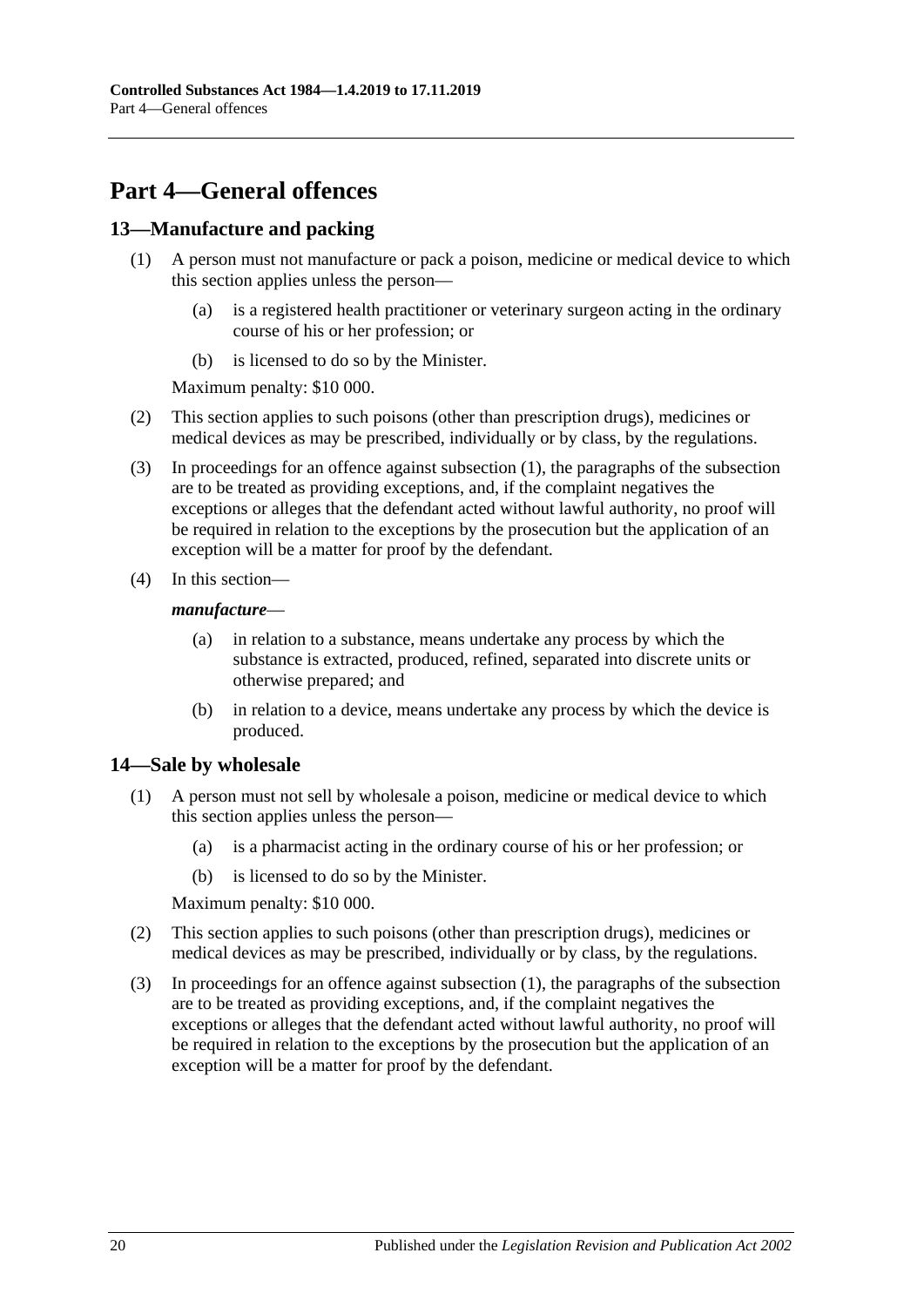# Part 4—General offences

## 13—Manufacture and packing

(1) A person must not manufacture or pack a poison, medicine or medical device to which this section applies unless the person—

 (a) is a registered health practitioner or veterinary surgeon acting in the ordinary course of his or her profession; or

 (b) is licensed to do so by the Minister.

Maximum penalty: $10 000.

(2) This section applies to such poisons (other than prescription drugs), medicines or medical devices as may be prescribed, individually or by class, by the regulations.

(3) In proceedings for an offence against subsection (1), the paragraphs of the subsection are to be treated as providing exceptions, and, if the complaint negatives the exceptions or alleges that the defendant acted without lawful authority, no proof will be required in relation to the exceptions by the prosecution but the application of an exception will be a matter for proof by the defendant.

(4) In this section—

***manufacture***—

 (a) in relation to a substance, means undertake any process by which the substance is extracted, produced, refined, separated into discrete units or otherwise prepared; and

 (b) in relation to a device, means undertake any process by which the device is produced.

## 14—Sale by wholesale

(1) A person must not sell by wholesale a poison, medicine or medical device to which this section applies unless the person—

 (a) is a pharmacist acting in the ordinary course of his or her profession; or

 (b) is licensed to do so by the Minister.

Maximum penalty: $10 000.

(2) This section applies to such poisons (other than prescription drugs), medicines or medical devices as may be prescribed, individually or by class, by the regulations.

(3) In proceedings for an offence against subsection (1), the paragraphs of the subsection are to be treated as providing exceptions, and, if the complaint negatives the exceptions or alleges that the defendant acted without lawful authority, no proof will be required in relation to the exceptions by the prosecution but the application of an exception will be a matter for proof by the defendant.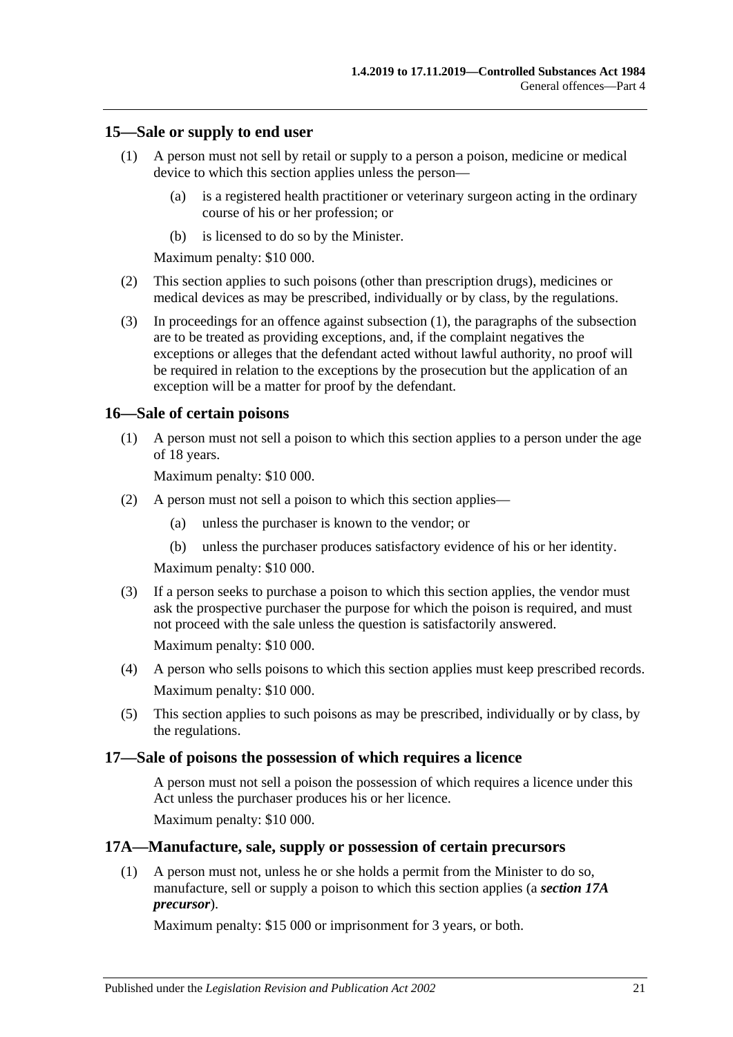## 15—Sale or supply to end user

(1) A person must not sell by retail or supply to a person a poison, medicine or medical device to which this section applies unless the person—

  (a) is a registered health practitioner or veterinary surgeon acting in the ordinary course of his or her profession; or

  (b) is licensed to do so by the Minister.

Maximum penalty: $10 000.

(2) This section applies to such poisons (other than prescription drugs), medicines or medical devices as may be prescribed, individually or by class, by the regulations.

(3) In proceedings for an offence against subsection (1), the paragraphs of the subsection are to be treated as providing exceptions, and, if the complaint negatives the exceptions or alleges that the defendant acted without lawful authority, no proof will be required in relation to the exceptions by the prosecution but the application of an exception will be a matter for proof by the defendant.

## 16—Sale of certain poisons

(1) A person must not sell a poison to which this section applies to a person under the age of 18 years.

Maximum penalty: $10 000.

(2) A person must not sell a poison to which this section applies—

  (a) unless the purchaser is known to the vendor; or

  (b) unless the purchaser produces satisfactory evidence of his or her identity.

Maximum penalty: $10 000.

(3) If a person seeks to purchase a poison to which this section applies, the vendor must ask the prospective purchaser the purpose for which the poison is required, and must not proceed with the sale unless the question is satisfactorily answered.

Maximum penalty: $10 000.

(4) A person who sells poisons to which this section applies must keep prescribed records.

Maximum penalty: $10 000.

(5) This section applies to such poisons as may be prescribed, individually or by class, by the regulations.

## 17—Sale of poisons the possession of which requires a licence

A person must not sell a poison the possession of which requires a licence under this Act unless the purchaser produces his or her licence.

Maximum penalty: $10 000.

## 17A—Manufacture, sale, supply or possession of certain precursors

(1) A person must not, unless he or she holds a permit from the Minister to do so, manufacture, sell or supply a poison to which this section applies (a ***section 17A precursor***).

Maximum penalty: $15 000 or imprisonment for 3 years, or both.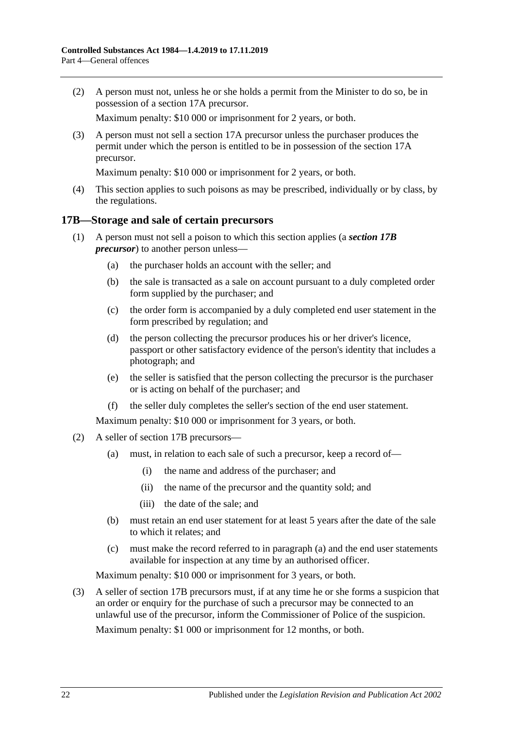(2) A person must not, unless he or she holds a permit from the Minister to do so, be in possession of a section 17A precursor.

Maximum penalty: $10 000 or imprisonment for 2 years, or both.

(3) A person must not sell a section 17A precursor unless the purchaser produces the permit under which the person is entitled to be in possession of the section 17A precursor.

Maximum penalty: $10 000 or imprisonment for 2 years, or both.

(4) This section applies to such poisons as may be prescribed, individually or by class, by the regulations.

## 17B—Storage and sale of certain precursors

(1) A person must not sell a poison to which this section applies (a ***section 17B precursor***) to another person unless—

(a) the purchaser holds an account with the seller; and

(b) the sale is transacted as a sale on account pursuant to a duly completed order form supplied by the purchaser; and

(c) the order form is accompanied by a duly completed end user statement in the form prescribed by regulation; and

(d) the person collecting the precursor produces his or her driver's licence, passport or other satisfactory evidence of the person's identity that includes a photograph; and

(e) the seller is satisfied that the person collecting the precursor is the purchaser or is acting on behalf of the purchaser; and

(f) the seller duly completes the seller's section of the end user statement.

Maximum penalty: $10 000 or imprisonment for 3 years, or both.

(2) A seller of section 17B precursors—

(a) must, in relation to each sale of such a precursor, keep a record of—

(i) the name and address of the purchaser; and

(ii) the name of the precursor and the quantity sold; and

(iii) the date of the sale; and

(b) must retain an end user statement for at least 5 years after the date of the sale to which it relates; and

(c) must make the record referred to in paragraph (a) and the end user statements available for inspection at any time by an authorised officer.

Maximum penalty: $10 000 or imprisonment for 3 years, or both.

(3) A seller of section 17B precursors must, if at any time he or she forms a suspicion that an order or enquiry for the purchase of such a precursor may be connected to an unlawful use of the precursor, inform the Commissioner of Police of the suspicion.

Maximum penalty: $1 000 or imprisonment for 12 months, or both.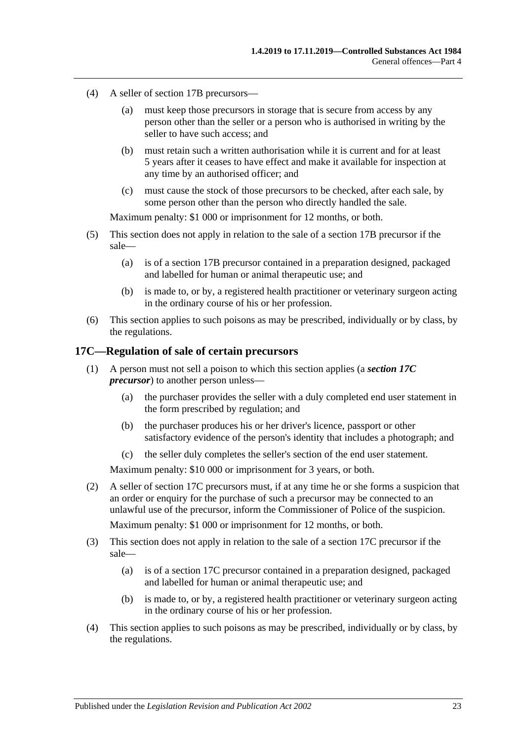(4) A seller of section 17B precursors—

(a) must keep those precursors in storage that is secure from access by any person other than the seller or a person who is authorised in writing by the seller to have such access; and

(b) must retain such a written authorisation while it is current and for at least 5 years after it ceases to have effect and make it available for inspection at any time by an authorised officer; and

(c) must cause the stock of those precursors to be checked, after each sale, by some person other than the person who directly handled the sale.

Maximum penalty: $1 000 or imprisonment for 12 months, or both.

(5) This section does not apply in relation to the sale of a section 17B precursor if the sale—

(a) is of a section 17B precursor contained in a preparation designed, packaged and labelled for human or animal therapeutic use; and

(b) is made to, or by, a registered health practitioner or veterinary surgeon acting in the ordinary course of his or her profession.

(6) This section applies to such poisons as may be prescribed, individually or by class, by the regulations.

## 17C—Regulation of sale of certain precursors

(1) A person must not sell a poison to which this section applies (a ***section 17C precursor***) to another person unless—

(a) the purchaser provides the seller with a duly completed end user statement in the form prescribed by regulation; and

(b) the purchaser produces his or her driver's licence, passport or other satisfactory evidence of the person's identity that includes a photograph; and

(c) the seller duly completes the seller's section of the end user statement.

Maximum penalty: $10 000 or imprisonment for 3 years, or both.

(2) A seller of section 17C precursors must, if at any time he or she forms a suspicion that an order or enquiry for the purchase of such a precursor may be connected to an unlawful use of the precursor, inform the Commissioner of Police of the suspicion.

Maximum penalty: $1 000 or imprisonment for 12 months, or both.

(3) This section does not apply in relation to the sale of a section 17C precursor if the sale—

(a) is of a section 17C precursor contained in a preparation designed, packaged and labelled for human or animal therapeutic use; and

(b) is made to, or by, a registered health practitioner or veterinary surgeon acting in the ordinary course of his or her profession.

(4) This section applies to such poisons as may be prescribed, individually or by class, by the regulations.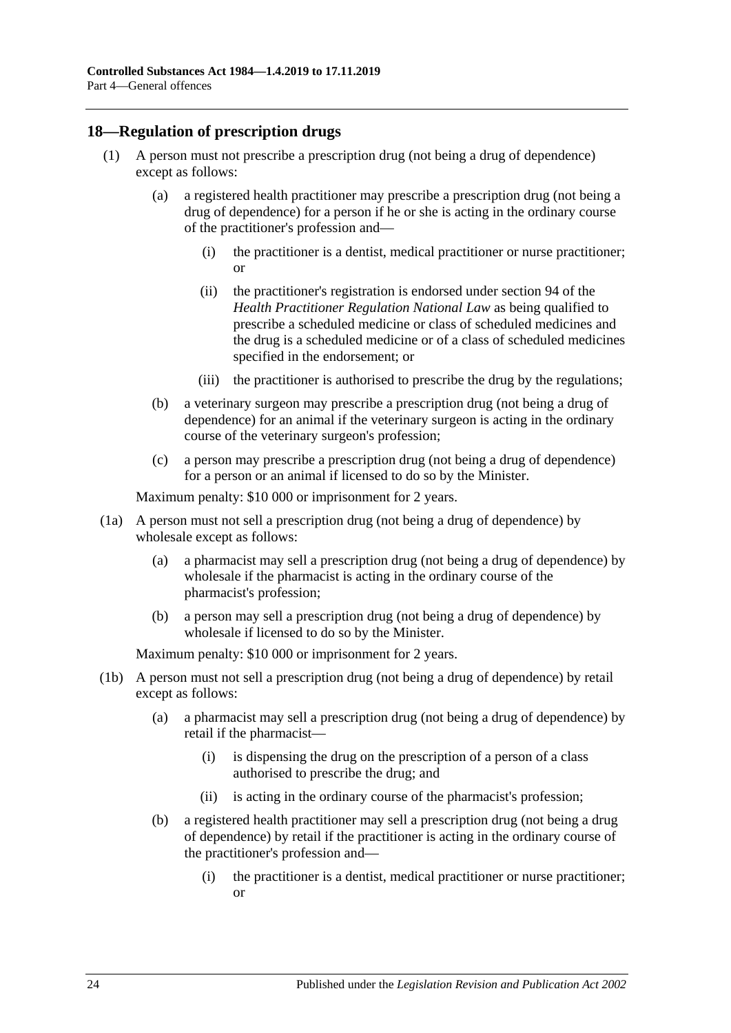## 18—Regulation of prescription drugs

(1) A person must not prescribe a prescription drug (not being a drug of dependence) except as follows:

(a) a registered health practitioner may prescribe a prescription drug (not being a drug of dependence) for a person if he or she is acting in the ordinary course of the practitioner's profession and—

(i) the practitioner is a dentist, medical practitioner or nurse practitioner; or

(ii) the practitioner's registration is endorsed under section 94 of the *Health Practitioner Regulation National Law* as being qualified to prescribe a scheduled medicine or class of scheduled medicines and the drug is a scheduled medicine or of a class of scheduled medicines specified in the endorsement; or

(iii) the practitioner is authorised to prescribe the drug by the regulations;

(b) a veterinary surgeon may prescribe a prescription drug (not being a drug of dependence) for an animal if the veterinary surgeon is acting in the ordinary course of the veterinary surgeon's profession;

(c) a person may prescribe a prescription drug (not being a drug of dependence) for a person or an animal if licensed to do so by the Minister.

Maximum penalty: $10 000 or imprisonment for 2 years.

(1a) A person must not sell a prescription drug (not being a drug of dependence) by wholesale except as follows:

(a) a pharmacist may sell a prescription drug (not being a drug of dependence) by wholesale if the pharmacist is acting in the ordinary course of the pharmacist's profession;

(b) a person may sell a prescription drug (not being a drug of dependence) by wholesale if licensed to do so by the Minister.

Maximum penalty: $10 000 or imprisonment for 2 years.

(1b) A person must not sell a prescription drug (not being a drug of dependence) by retail except as follows:

(a) a pharmacist may sell a prescription drug (not being a drug of dependence) by retail if the pharmacist—

(i) is dispensing the drug on the prescription of a person of a class authorised to prescribe the drug; and

(ii) is acting in the ordinary course of the pharmacist's profession;

(b) a registered health practitioner may sell a prescription drug (not being a drug of dependence) by retail if the practitioner is acting in the ordinary course of the practitioner's profession and—

(i) the practitioner is a dentist, medical practitioner or nurse practitioner; or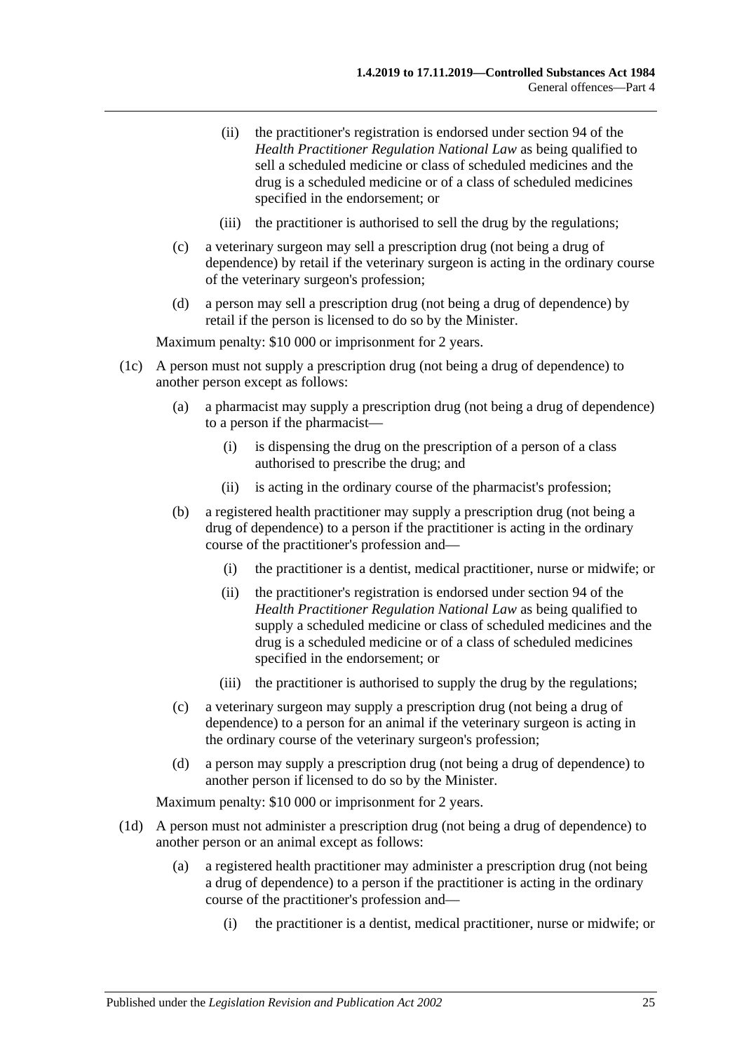(ii) the practitioner's registration is endorsed under section 94 of the *Health Practitioner Regulation National Law* as being qualified to sell a scheduled medicine or class of scheduled medicines and the drug is a scheduled medicine or of a class of scheduled medicines specified in the endorsement; or

(iii) the practitioner is authorised to sell the drug by the regulations;

(c) a veterinary surgeon may sell a prescription drug (not being a drug of dependence) by retail if the veterinary surgeon is acting in the ordinary course of the veterinary surgeon's profession;

(d) a person may sell a prescription drug (not being a drug of dependence) by retail if the person is licensed to do so by the Minister.

Maximum penalty: $10 000 or imprisonment for 2 years.

(1c) A person must not supply a prescription drug (not being a drug of dependence) to another person except as follows:

(a) a pharmacist may supply a prescription drug (not being a drug of dependence) to a person if the pharmacist—

(i) is dispensing the drug on the prescription of a person of a class authorised to prescribe the drug; and

(ii) is acting in the ordinary course of the pharmacist's profession;

(b) a registered health practitioner may supply a prescription drug (not being a drug of dependence) to a person if the practitioner is acting in the ordinary course of the practitioner's profession and—

(i) the practitioner is a dentist, medical practitioner, nurse or midwife; or

(ii) the practitioner's registration is endorsed under section 94 of the *Health Practitioner Regulation National Law* as being qualified to supply a scheduled medicine or class of scheduled medicines and the drug is a scheduled medicine or of a class of scheduled medicines specified in the endorsement; or

(iii) the practitioner is authorised to supply the drug by the regulations;

(c) a veterinary surgeon may supply a prescription drug (not being a drug of dependence) to a person for an animal if the veterinary surgeon is acting in the ordinary course of the veterinary surgeon's profession;

(d) a person may supply a prescription drug (not being a drug of dependence) to another person if licensed to do so by the Minister.

Maximum penalty: $10 000 or imprisonment for 2 years.

(1d) A person must not administer a prescription drug (not being a drug of dependence) to another person or an animal except as follows:

(a) a registered health practitioner may administer a prescription drug (not being a drug of dependence) to a person if the practitioner is acting in the ordinary course of the practitioner's profession and—

(i) the practitioner is a dentist, medical practitioner, nurse or midwife; or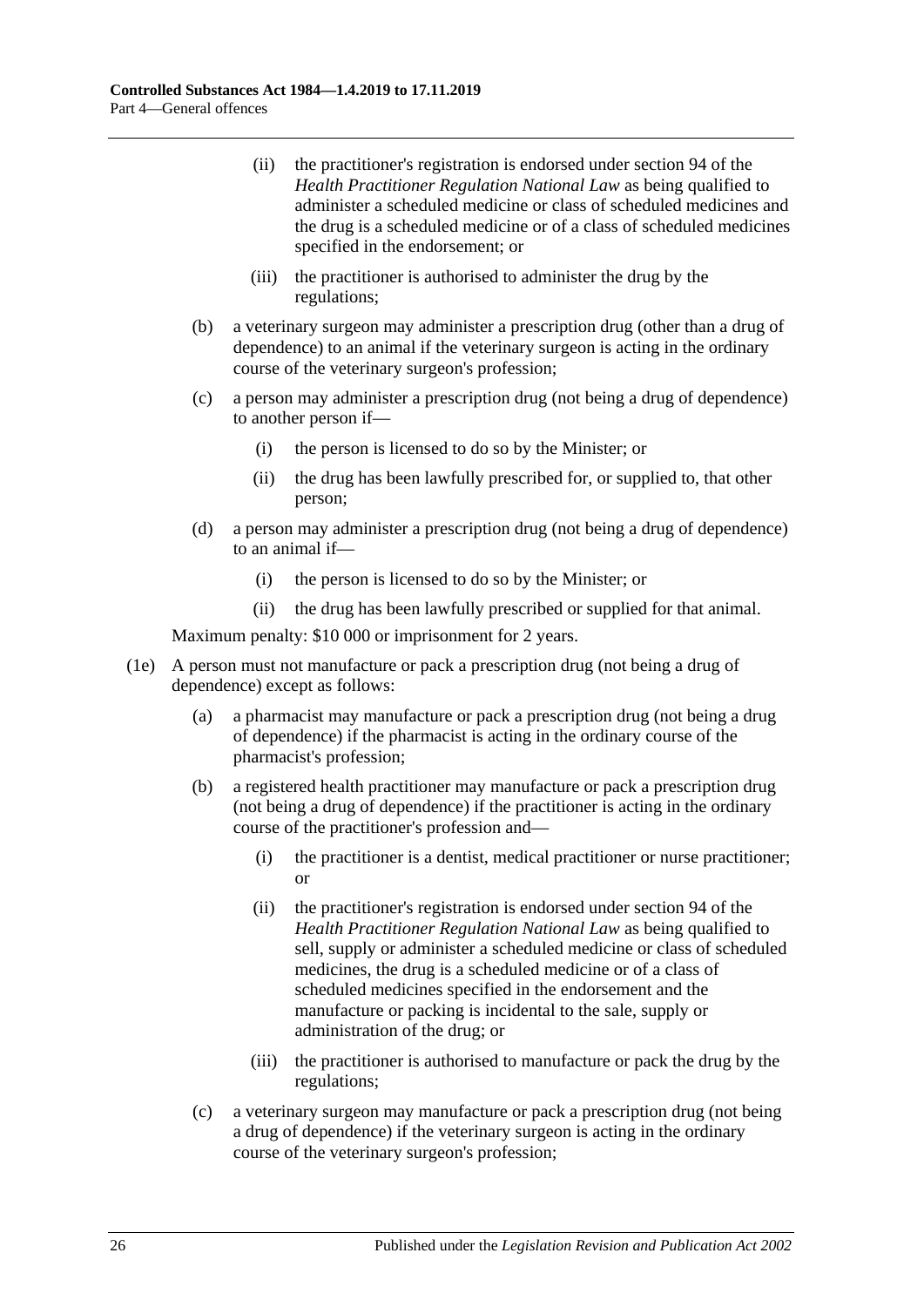(ii) the practitioner's registration is endorsed under section 94 of the *Health Practitioner Regulation National Law* as being qualified to administer a scheduled medicine or class of scheduled medicines and the drug is a scheduled medicine or of a class of scheduled medicines specified in the endorsement; or

(iii) the practitioner is authorised to administer the drug by the regulations;

(b) a veterinary surgeon may administer a prescription drug (other than a drug of dependence) to an animal if the veterinary surgeon is acting in the ordinary course of the veterinary surgeon's profession;

(c) a person may administer a prescription drug (not being a drug of dependence) to another person if—

(i) the person is licensed to do so by the Minister; or

(ii) the drug has been lawfully prescribed for, or supplied to, that other person;

(d) a person may administer a prescription drug (not being a drug of dependence) to an animal if—

(i) the person is licensed to do so by the Minister; or

(ii) the drug has been lawfully prescribed or supplied for that animal.

Maximum penalty: $10 000 or imprisonment for 2 years.

(1e) A person must not manufacture or pack a prescription drug (not being a drug of dependence) except as follows:

(a) a pharmacist may manufacture or pack a prescription drug (not being a drug of dependence) if the pharmacist is acting in the ordinary course of the pharmacist's profession;

(b) a registered health practitioner may manufacture or pack a prescription drug (not being a drug of dependence) if the practitioner is acting in the ordinary course of the practitioner's profession and—

(i) the practitioner is a dentist, medical practitioner or nurse practitioner; or

(ii) the practitioner's registration is endorsed under section 94 of the *Health Practitioner Regulation National Law* as being qualified to sell, supply or administer a scheduled medicine or class of scheduled medicines, the drug is a scheduled medicine or of a class of scheduled medicines specified in the endorsement and the manufacture or packing is incidental to the sale, supply or administration of the drug; or

(iii) the practitioner is authorised to manufacture or pack the drug by the regulations;

(c) a veterinary surgeon may manufacture or pack a prescription drug (not being a drug of dependence) if the veterinary surgeon is acting in the ordinary course of the veterinary surgeon's profession;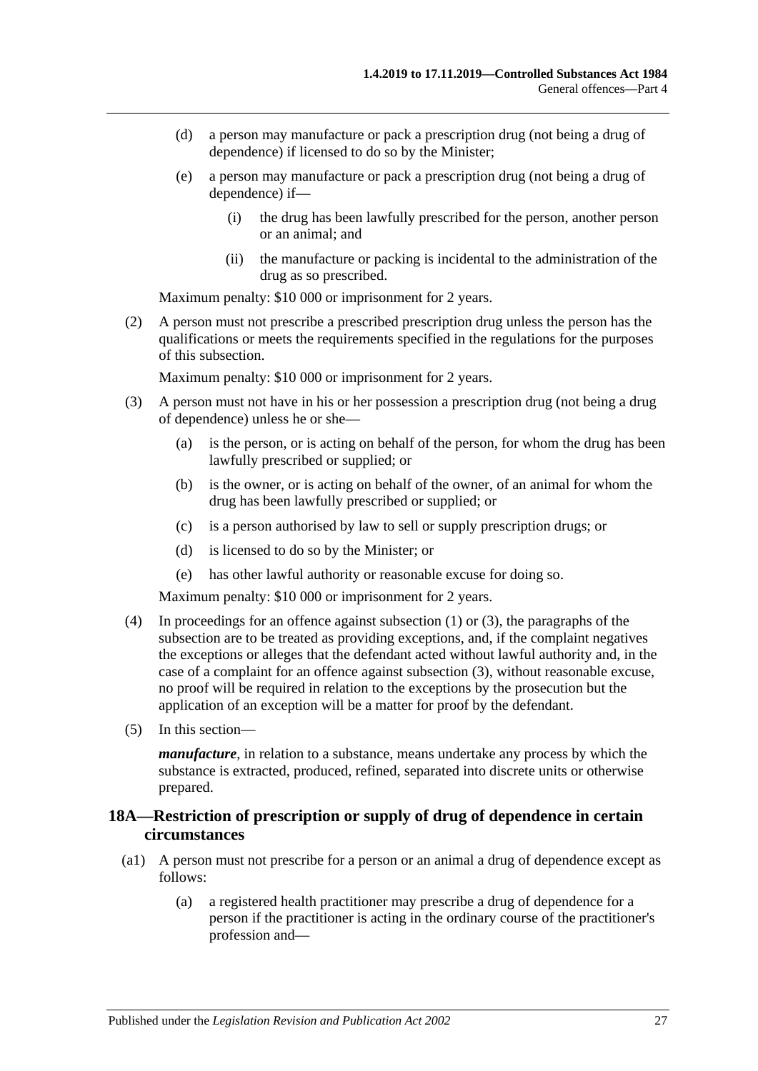(d) a person may manufacture or pack a prescription drug (not being a drug of dependence) if licensed to do so by the Minister;

(e) a person may manufacture or pack a prescription drug (not being a drug of dependence) if—

(i) the drug has been lawfully prescribed for the person, another person or an animal; and

(ii) the manufacture or packing is incidental to the administration of the drug as so prescribed.

Maximum penalty: $10 000 or imprisonment for 2 years.

(2) A person must not prescribe a prescribed prescription drug unless the person has the qualifications or meets the requirements specified in the regulations for the purposes of this subsection.

Maximum penalty: $10 000 or imprisonment for 2 years.

(3) A person must not have in his or her possession a prescription drug (not being a drug of dependence) unless he or she—

(a) is the person, or is acting on behalf of the person, for whom the drug has been lawfully prescribed or supplied; or

(b) is the owner, or is acting on behalf of the owner, of an animal for whom the drug has been lawfully prescribed or supplied; or

(c) is a person authorised by law to sell or supply prescription drugs; or

(d) is licensed to do so by the Minister; or

(e) has other lawful authority or reasonable excuse for doing so.

Maximum penalty: $10 000 or imprisonment for 2 years.

(4) In proceedings for an offence against subsection (1) or (3), the paragraphs of the subsection are to be treated as providing exceptions, and, if the complaint negatives the exceptions or alleges that the defendant acted without lawful authority and, in the case of a complaint for an offence against subsection (3), without reasonable excuse, no proof will be required in relation to the exceptions by the prosecution but the application of an exception will be a matter for proof by the defendant.

(5) In this section—

***manufacture***, in relation to a substance, means undertake any process by which the substance is extracted, produced, refined, separated into discrete units or otherwise prepared.

## 18A—Restriction of prescription or supply of drug of dependence in certain circumstances

(a1) A person must not prescribe for a person or an animal a drug of dependence except as follows:

(a) a registered health practitioner may prescribe a drug of dependence for a person if the practitioner is acting in the ordinary course of the practitioner's profession and—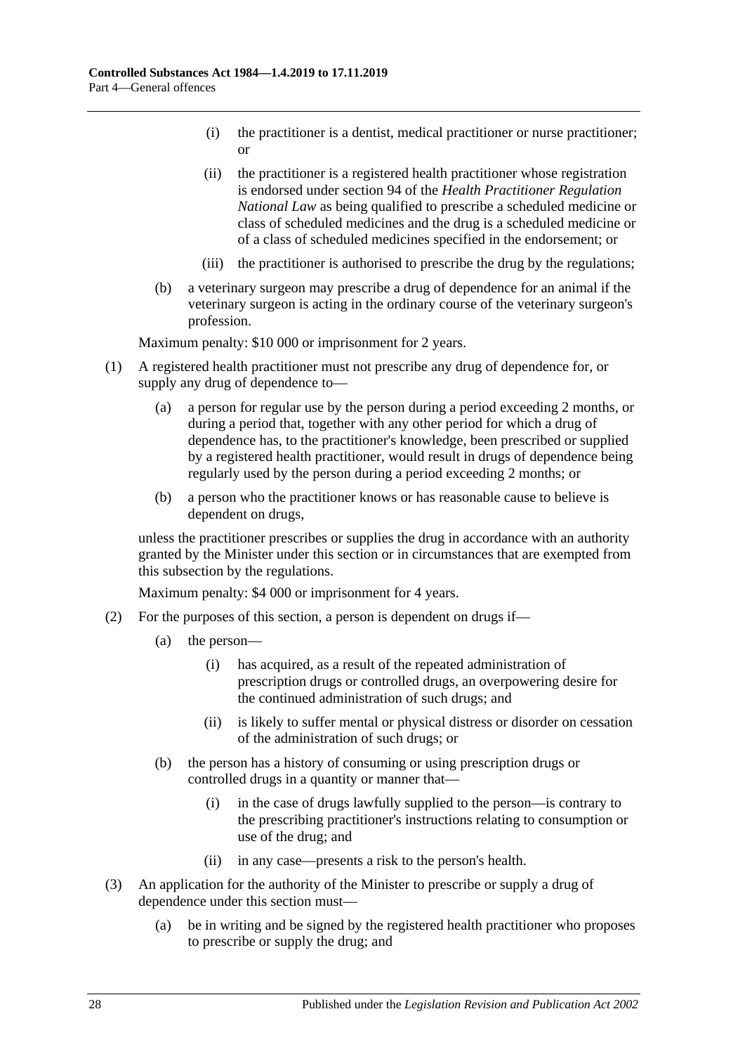(i) the practitioner is a dentist, medical practitioner or nurse practitioner; or

(ii) the practitioner is a registered health practitioner whose registration is endorsed under section 94 of the *Health Practitioner Regulation National Law* as being qualified to prescribe a scheduled medicine or class of scheduled medicines and the drug is a scheduled medicine or of a class of scheduled medicines specified in the endorsement; or

(iii) the practitioner is authorised to prescribe the drug by the regulations;

(b) a veterinary surgeon may prescribe a drug of dependence for an animal if the veterinary surgeon is acting in the ordinary course of the veterinary surgeon's profession.

Maximum penalty: $10 000 or imprisonment for 2 years.

(1) A registered health practitioner must not prescribe any drug of dependence for, or supply any drug of dependence to—

(a) a person for regular use by the person during a period exceeding 2 months, or during a period that, together with any other period for which a drug of dependence has, to the practitioner's knowledge, been prescribed or supplied by a registered health practitioner, would result in drugs of dependence being regularly used by the person during a period exceeding 2 months; or

(b) a person who the practitioner knows or has reasonable cause to believe is dependent on drugs,

unless the practitioner prescribes or supplies the drug in accordance with an authority granted by the Minister under this section or in circumstances that are exempted from this subsection by the regulations.

Maximum penalty: $4 000 or imprisonment for 4 years.

(2) For the purposes of this section, a person is dependent on drugs if—

(a) the person—

(i) has acquired, as a result of the repeated administration of prescription drugs or controlled drugs, an overpowering desire for the continued administration of such drugs; and

(ii) is likely to suffer mental or physical distress or disorder on cessation of the administration of such drugs; or

(b) the person has a history of consuming or using prescription drugs or controlled drugs in a quantity or manner that—

(i) in the case of drugs lawfully supplied to the person—is contrary to the prescribing practitioner's instructions relating to consumption or use of the drug; and

(ii) in any case—presents a risk to the person's health.

(3) An application for the authority of the Minister to prescribe or supply a drug of dependence under this section must—

(a) be in writing and be signed by the registered health practitioner who proposes to prescribe or supply the drug; and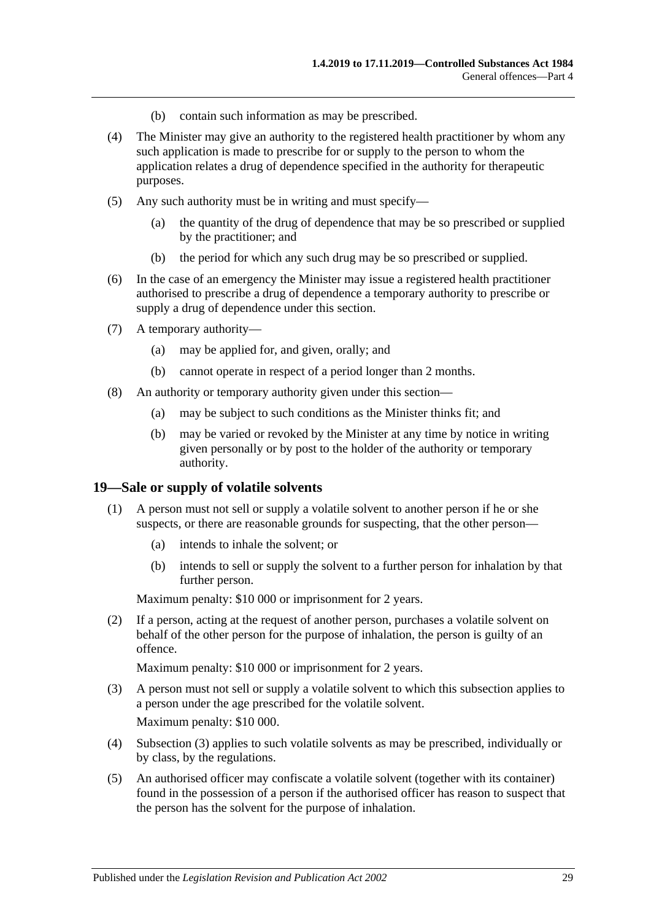(b) contain such information as may be prescribed.

(4) The Minister may give an authority to the registered health practitioner by whom any such application is made to prescribe for or supply to the person to whom the application relates a drug of dependence specified in the authority for therapeutic purposes.

(5) Any such authority must be in writing and must specify—

(a) the quantity of the drug of dependence that may be so prescribed or supplied by the practitioner; and

(b) the period for which any such drug may be so prescribed or supplied.

(6) In the case of an emergency the Minister may issue a registered health practitioner authorised to prescribe a drug of dependence a temporary authority to prescribe or supply a drug of dependence under this section.

(7) A temporary authority—

(a) may be applied for, and given, orally; and

(b) cannot operate in respect of a period longer than 2 months.

(8) An authority or temporary authority given under this section—

(a) may be subject to such conditions as the Minister thinks fit; and

(b) may be varied or revoked by the Minister at any time by notice in writing given personally or by post to the holder of the authority or temporary authority.

## 19—Sale or supply of volatile solvents

(1) A person must not sell or supply a volatile solvent to another person if he or she suspects, or there are reasonable grounds for suspecting, that the other person—

(a) intends to inhale the solvent; or

(b) intends to sell or supply the solvent to a further person for inhalation by that further person.

Maximum penalty: $10 000 or imprisonment for 2 years.

(2) If a person, acting at the request of another person, purchases a volatile solvent on behalf of the other person for the purpose of inhalation, the person is guilty of an offence.

Maximum penalty: $10 000 or imprisonment for 2 years.

(3) A person must not sell or supply a volatile solvent to which this subsection applies to a person under the age prescribed for the volatile solvent.

Maximum penalty: $10 000.

(4) Subsection (3) applies to such volatile solvents as may be prescribed, individually or by class, by the regulations.

(5) An authorised officer may confiscate a volatile solvent (together with its container) found in the possession of a person if the authorised officer has reason to suspect that the person has the solvent for the purpose of inhalation.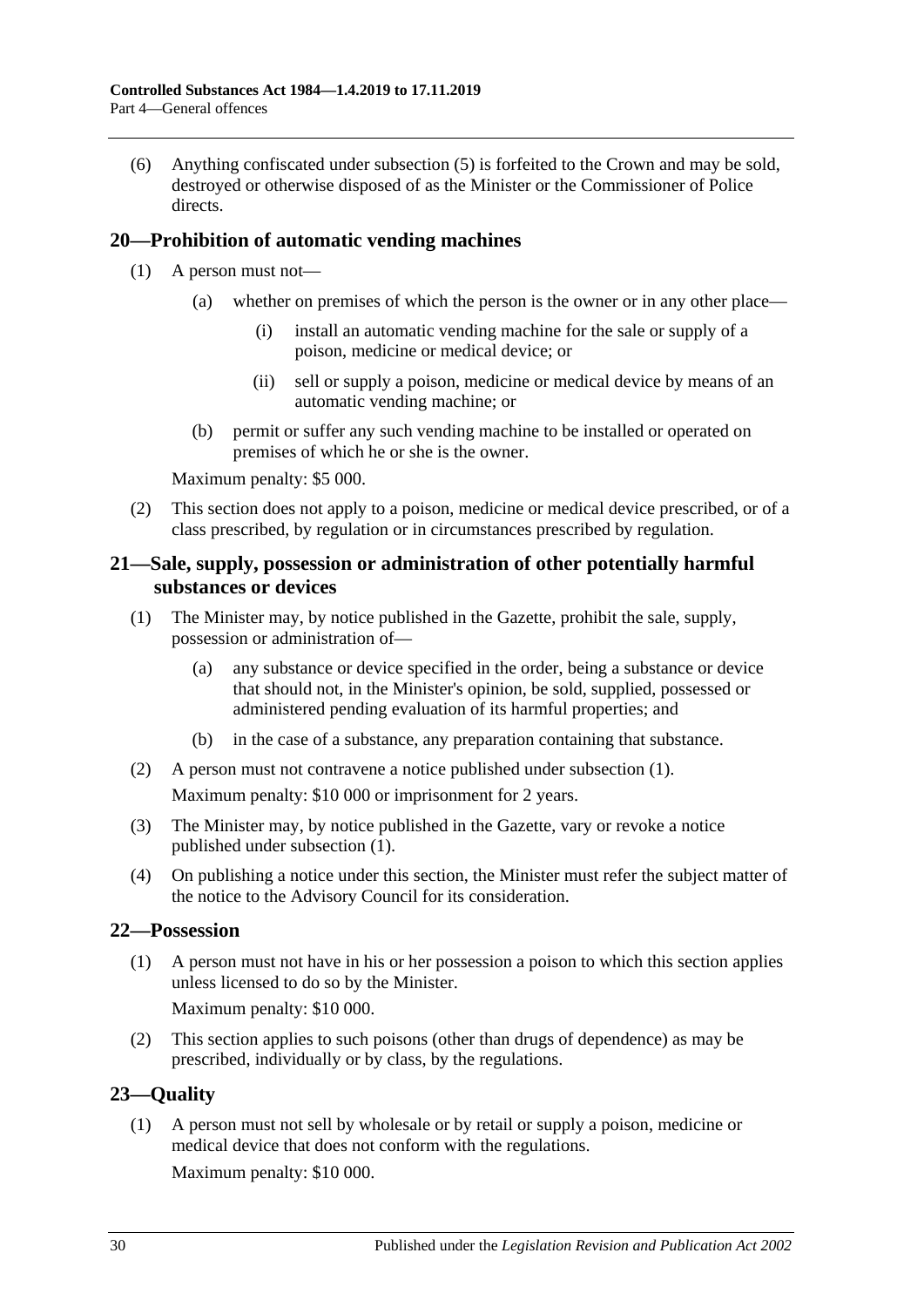(6) Anything confiscated under subsection (5) is forfeited to the Crown and may be sold, destroyed or otherwise disposed of as the Minister or the Commissioner of Police directs.

## 20—Prohibition of automatic vending machines

(1) A person must not—

(a) whether on premises of which the person is the owner or in any other place—

(i) install an automatic vending machine for the sale or supply of a poison, medicine or medical device; or

(ii) sell or supply a poison, medicine or medical device by means of an automatic vending machine; or

(b) permit or suffer any such vending machine to be installed or operated on premises of which he or she is the owner.

Maximum penalty: $5 000.

(2) This section does not apply to a poison, medicine or medical device prescribed, or of a class prescribed, by regulation or in circumstances prescribed by regulation.

## 21—Sale, supply, possession or administration of other potentially harmful substances or devices

(1) The Minister may, by notice published in the Gazette, prohibit the sale, supply, possession or administration of—

(a) any substance or device specified in the order, being a substance or device that should not, in the Minister's opinion, be sold, supplied, possessed or administered pending evaluation of its harmful properties; and

(b) in the case of a substance, any preparation containing that substance.

(2) A person must not contravene a notice published under subsection (1).

Maximum penalty: $10 000 or imprisonment for 2 years.

(3) The Minister may, by notice published in the Gazette, vary or revoke a notice published under subsection (1).

(4) On publishing a notice under this section, the Minister must refer the subject matter of the notice to the Advisory Council for its consideration.

## 22—Possession

(1) A person must not have in his or her possession a poison to which this section applies unless licensed to do so by the Minister.

Maximum penalty: $10 000.

(2) This section applies to such poisons (other than drugs of dependence) as may be prescribed, individually or by class, by the regulations.

## 23—Quality

(1) A person must not sell by wholesale or by retail or supply a poison, medicine or medical device that does not conform with the regulations.

Maximum penalty: $10 000.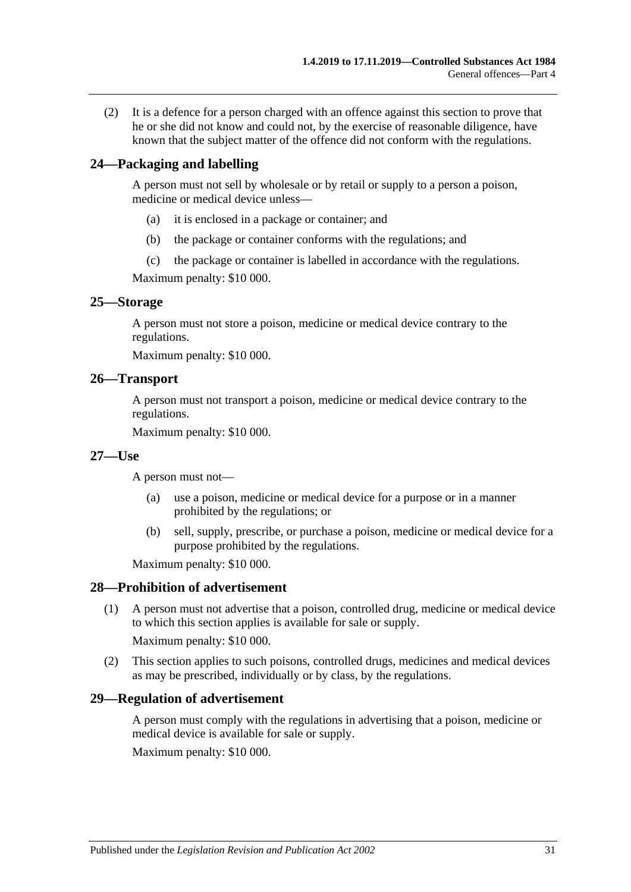(2) It is a defence for a person charged with an offence against this section to prove that he or she did not know and could not, by the exercise of reasonable diligence, have known that the subject matter of the offence did not conform with the regulations.

## 24—Packaging and labelling

A person must not sell by wholesale or by retail or supply to a person a poison, medicine or medical device unless—

- (a) it is enclosed in a package or container; and
- (b) the package or container conforms with the regulations; and
- (c) the package or container is labelled in accordance with the regulations.

Maximum penalty: $10 000.

## 25—Storage

A person must not store a poison, medicine or medical device contrary to the regulations.

Maximum penalty: $10 000.

## 26—Transport

A person must not transport a poison, medicine or medical device contrary to the regulations.

Maximum penalty: $10 000.

## 27—Use

A person must not—

- (a) use a poison, medicine or medical device for a purpose or in a manner prohibited by the regulations; or
- (b) sell, supply, prescribe, or purchase a poison, medicine or medical device for a purpose prohibited by the regulations.

Maximum penalty: $10 000.

## 28—Prohibition of advertisement

(1) A person must not advertise that a poison, controlled drug, medicine or medical device to which this section applies is available for sale or supply.

Maximum penalty: $10 000.

(2) This section applies to such poisons, controlled drugs, medicines and medical devices as may be prescribed, individually or by class, by the regulations.

## 29—Regulation of advertisement

A person must comply with the regulations in advertising that a poison, medicine or medical device is available for sale or supply.

Maximum penalty: $10 000.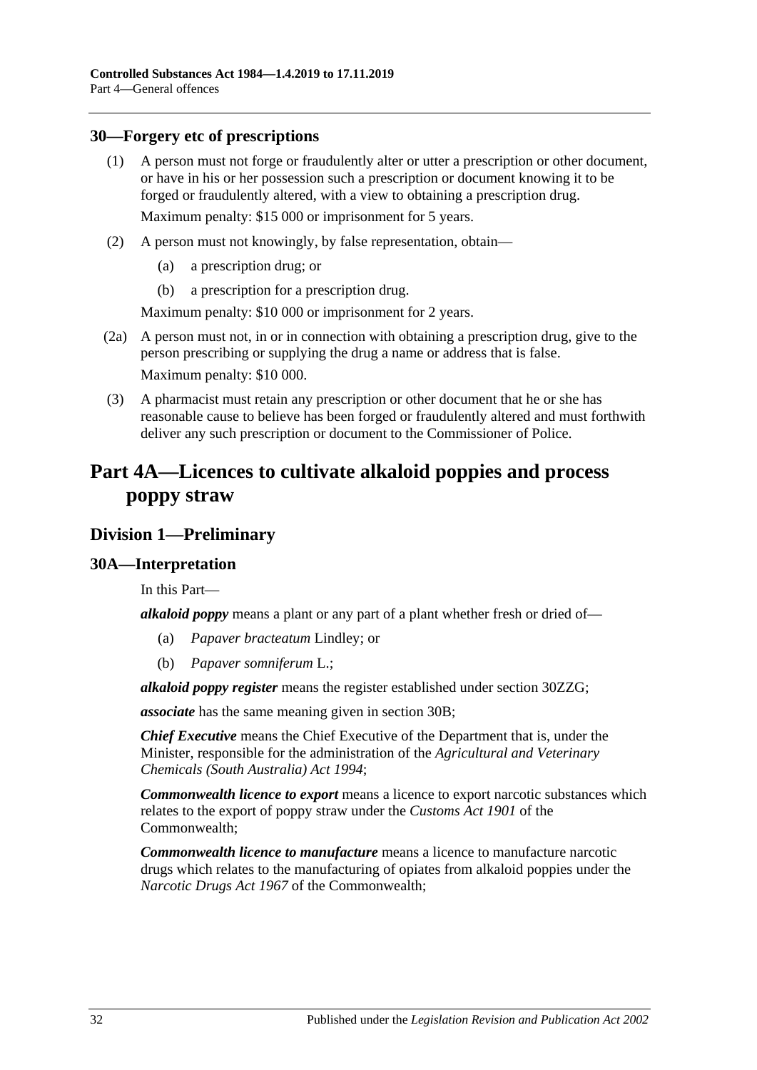## 30—Forgery etc of prescriptions

(1) A person must not forge or fraudulently alter or utter a prescription or other document, or have in his or her possession such a prescription or document knowing it to be forged or fraudulently altered, with a view to obtaining a prescription drug.

Maximum penalty: $15 000 or imprisonment for 5 years.

(2) A person must not knowingly, by false representation, obtain—

(a) a prescription drug; or

(b) a prescription for a prescription drug.

Maximum penalty: $10 000 or imprisonment for 2 years.

(2a) A person must not, in or in connection with obtaining a prescription drug, give to the person prescribing or supplying the drug a name or address that is false.

Maximum penalty: $10 000.

(3) A pharmacist must retain any prescription or other document that he or she has reasonable cause to believe has been forged or fraudulently altered and must forthwith deliver any such prescription or document to the Commissioner of Police.

# Part 4A—Licences to cultivate alkaloid poppies and process poppy straw

## Division 1—Preliminary

## 30A—Interpretation

In this Part—

***alkaloid poppy*** means a plant or any part of a plant whether fresh or dried of—

(a) *Papaver bracteatum* Lindley; or

(b) *Papaver somniferum* L.;

***alkaloid poppy register*** means the register established under section 30ZZG;

***associate*** has the same meaning given in section 30B;

***Chief Executive*** means the Chief Executive of the Department that is, under the Minister, responsible for the administration of the *Agricultural and Veterinary Chemicals (South Australia) Act 1994*;

***Commonwealth licence to export*** means a licence to export narcotic substances which relates to the export of poppy straw under the *Customs Act 1901* of the Commonwealth;

***Commonwealth licence to manufacture*** means a licence to manufacture narcotic drugs which relates to the manufacturing of opiates from alkaloid poppies under the *Narcotic Drugs Act 1967* of the Commonwealth;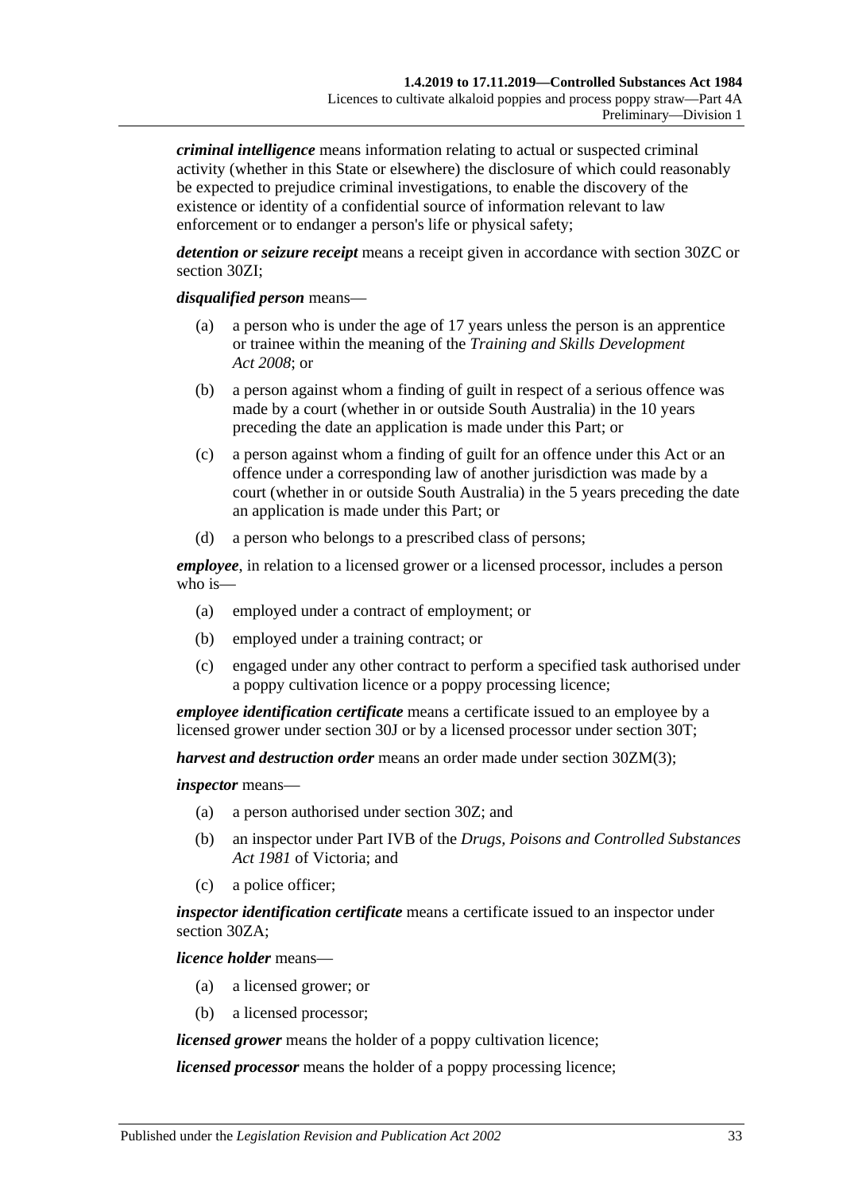***criminal intelligence*** means information relating to actual or suspected criminal activity (whether in this State or elsewhere) the disclosure of which could reasonably be expected to prejudice criminal investigations, to enable the discovery of the existence or identity of a confidential source of information relevant to law enforcement or to endanger a person's life or physical safety;

***detention or seizure receipt*** means a receipt given in accordance with section 30ZC or section 30ZI;

***disqualified person*** means—

- (a) a person who is under the age of 17 years unless the person is an apprentice or trainee within the meaning of the *Training and Skills Development Act 2008*; or
- (b) a person against whom a finding of guilt in respect of a serious offence was made by a court (whether in or outside South Australia) in the 10 years preceding the date an application is made under this Part; or
- (c) a person against whom a finding of guilt for an offence under this Act or an offence under a corresponding law of another jurisdiction was made by a court (whether in or outside South Australia) in the 5 years preceding the date an application is made under this Part; or
- (d) a person who belongs to a prescribed class of persons;

***employee***, in relation to a licensed grower or a licensed processor, includes a person who is—

- (a) employed under a contract of employment; or
- (b) employed under a training contract; or
- (c) engaged under any other contract to perform a specified task authorised under a poppy cultivation licence or a poppy processing licence;

***employee identification certificate*** means a certificate issued to an employee by a licensed grower under section 30J or by a licensed processor under section 30T;

***harvest and destruction order*** means an order made under section 30ZM(3);

***inspector*** means—

- (a) a person authorised under section 30Z; and
- (b) an inspector under Part IVB of the *Drugs, Poisons and Controlled Substances Act 1981* of Victoria; and
- (c) a police officer;

***inspector identification certificate*** means a certificate issued to an inspector under section 30ZA;

***licence holder*** means—

- (a) a licensed grower; or
- (b) a licensed processor;

***licensed grower*** means the holder of a poppy cultivation licence;

***licensed processor*** means the holder of a poppy processing licence;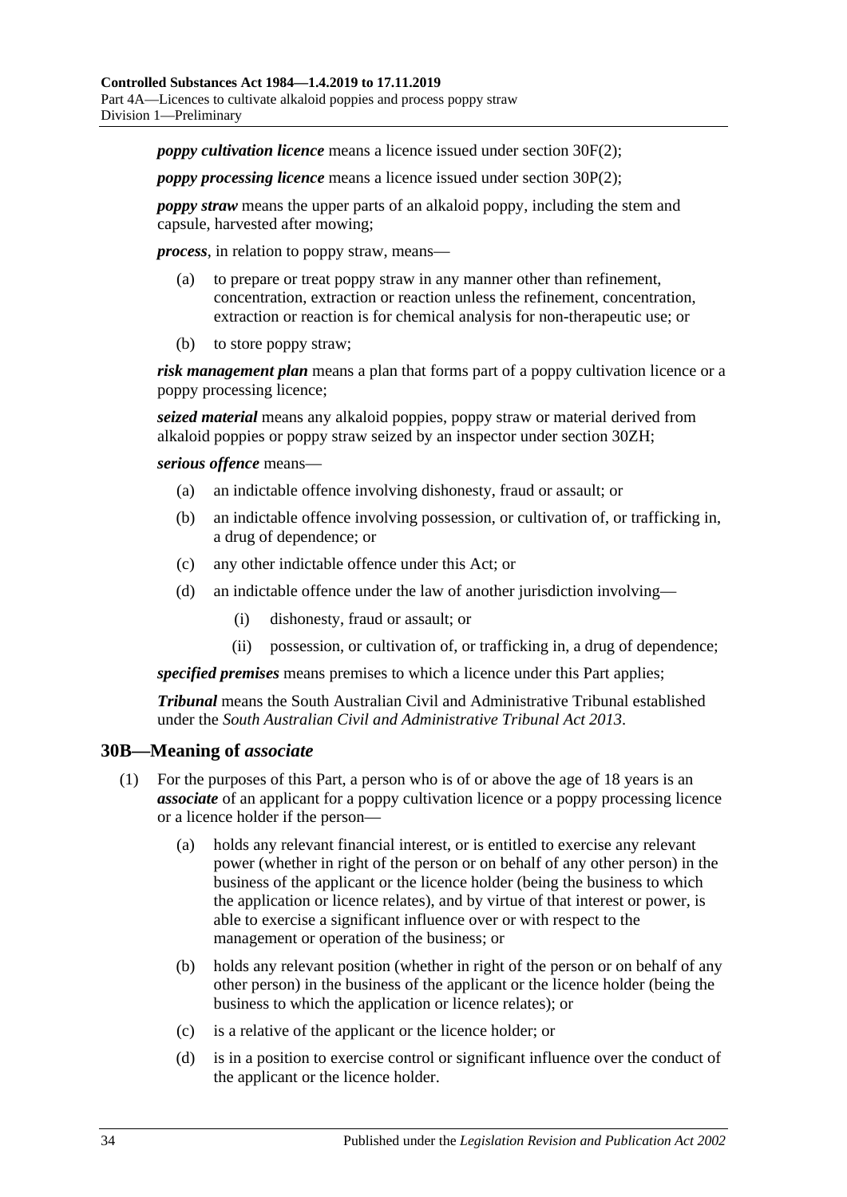***poppy cultivation licence*** means a licence issued under section 30F(2);

***poppy processing licence*** means a licence issued under section 30P(2);

***poppy straw*** means the upper parts of an alkaloid poppy, including the stem and capsule, harvested after mowing;

***process***, in relation to poppy straw, means—

- (a) to prepare or treat poppy straw in any manner other than refinement, concentration, extraction or reaction unless the refinement, concentration, extraction or reaction is for chemical analysis for non-therapeutic use; or
- (b) to store poppy straw;

***risk management plan*** means a plan that forms part of a poppy cultivation licence or a poppy processing licence;

***seized material*** means any alkaloid poppies, poppy straw or material derived from alkaloid poppies or poppy straw seized by an inspector under section 30ZH;

***serious offence*** means—

- (a) an indictable offence involving dishonesty, fraud or assault; or
- (b) an indictable offence involving possession, or cultivation of, or trafficking in, a drug of dependence; or
- (c) any other indictable offence under this Act; or
- (d) an indictable offence under the law of another jurisdiction involving—
  - (i) dishonesty, fraud or assault; or
  - (ii) possession, or cultivation of, or trafficking in, a drug of dependence;

***specified premises*** means premises to which a licence under this Part applies;

***Tribunal*** means the South Australian Civil and Administrative Tribunal established under the *South Australian Civil and Administrative Tribunal Act 2013*.

## 30B—Meaning of *associate*

(1) For the purposes of this Part, a person who is of or above the age of 18 years is an ***associate*** of an applicant for a poppy cultivation licence or a poppy processing licence or a licence holder if the person—

- (a) holds any relevant financial interest, or is entitled to exercise any relevant power (whether in right of the person or on behalf of any other person) in the business of the applicant or the licence holder (being the business to which the application or licence relates), and by virtue of that interest or power, is able to exercise a significant influence over or with respect to the management or operation of the business; or
- (b) holds any relevant position (whether in right of the person or on behalf of any other person) in the business of the applicant or the licence holder (being the business to which the application or licence relates); or
- (c) is a relative of the applicant or the licence holder; or
- (d) is in a position to exercise control or significant influence over the conduct of the applicant or the licence holder.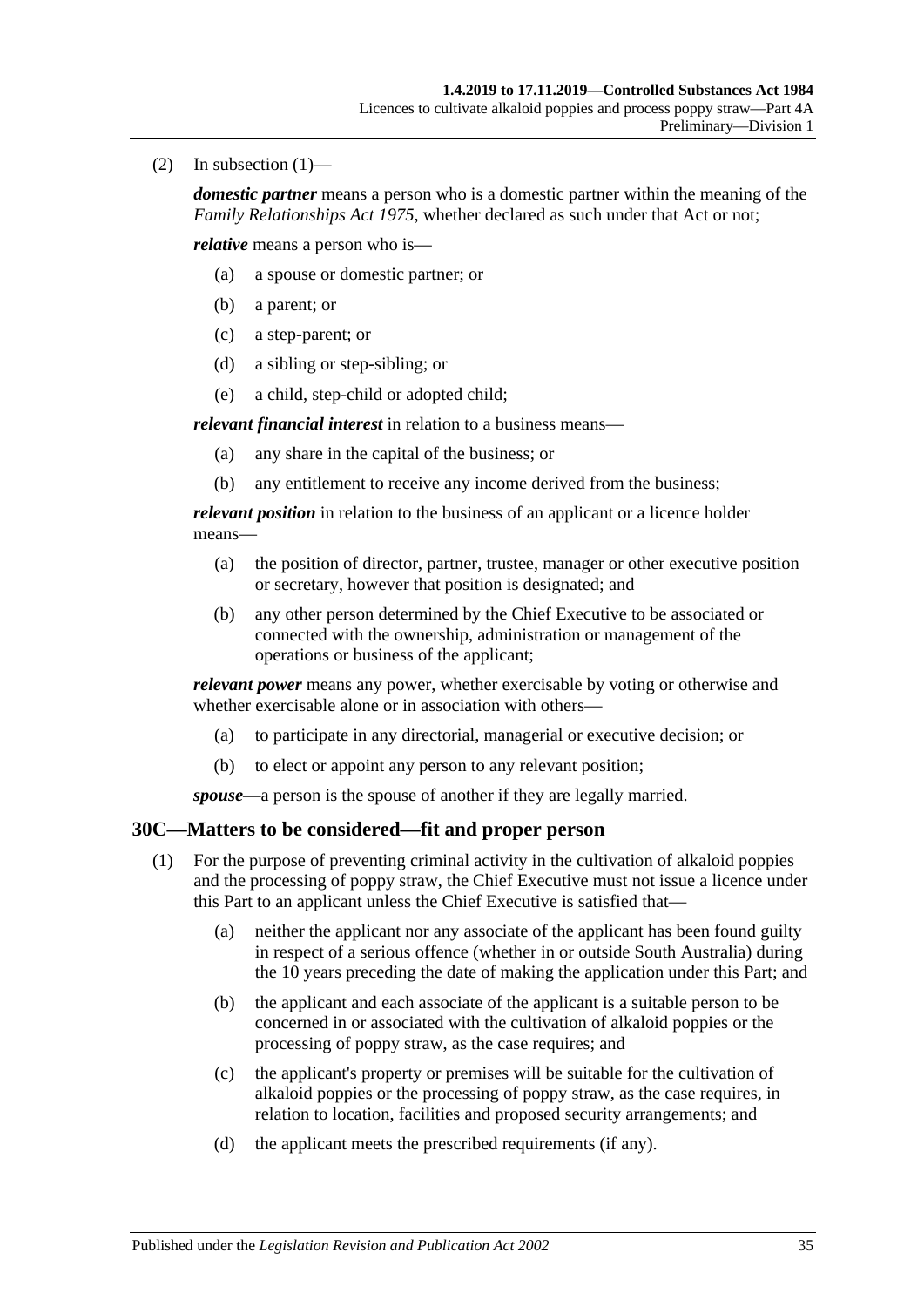(2) In subsection (1)—

***domestic partner*** means a person who is a domestic partner within the meaning of the *Family Relationships Act 1975*, whether declared as such under that Act or not;

***relative*** means a person who is—

- (a) a spouse or domestic partner; or
- (b) a parent; or
- (c) a step-parent; or
- (d) a sibling or step-sibling; or
- (e) a child, step-child or adopted child;

***relevant financial interest*** in relation to a business means—

- (a) any share in the capital of the business; or
- (b) any entitlement to receive any income derived from the business;

***relevant position*** in relation to the business of an applicant or a licence holder means—

- (a) the position of director, partner, trustee, manager or other executive position or secretary, however that position is designated; and
- (b) any other person determined by the Chief Executive to be associated or connected with the ownership, administration or management of the operations or business of the applicant;

***relevant power*** means any power, whether exercisable by voting or otherwise and whether exercisable alone or in association with others—

- (a) to participate in any directorial, managerial or executive decision; or
- (b) to elect or appoint any person to any relevant position;

***spouse***—a person is the spouse of another if they are legally married.

## 30C—Matters to be considered—fit and proper person

(1) For the purpose of preventing criminal activity in the cultivation of alkaloid poppies and the processing of poppy straw, the Chief Executive must not issue a licence under this Part to an applicant unless the Chief Executive is satisfied that—

- (a) neither the applicant nor any associate of the applicant has been found guilty in respect of a serious offence (whether in or outside South Australia) during the 10 years preceding the date of making the application under this Part; and
- (b) the applicant and each associate of the applicant is a suitable person to be concerned in or associated with the cultivation of alkaloid poppies or the processing of poppy straw, as the case requires; and
- (c) the applicant's property or premises will be suitable for the cultivation of alkaloid poppies or the processing of poppy straw, as the case requires, in relation to location, facilities and proposed security arrangements; and
- (d) the applicant meets the prescribed requirements (if any).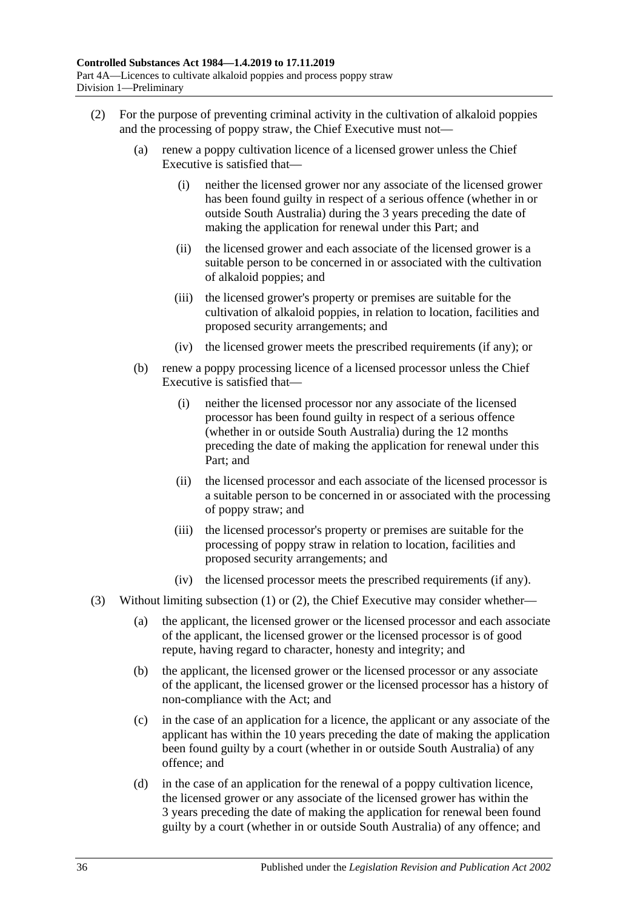(2) For the purpose of preventing criminal activity in the cultivation of alkaloid poppies and the processing of poppy straw, the Chief Executive must not—

(a) renew a poppy cultivation licence of a licensed grower unless the Chief Executive is satisfied that—

(i) neither the licensed grower nor any associate of the licensed grower has been found guilty in respect of a serious offence (whether in or outside South Australia) during the 3 years preceding the date of making the application for renewal under this Part; and

(ii) the licensed grower and each associate of the licensed grower is a suitable person to be concerned in or associated with the cultivation of alkaloid poppies; and

(iii) the licensed grower's property or premises are suitable for the cultivation of alkaloid poppies, in relation to location, facilities and proposed security arrangements; and

(iv) the licensed grower meets the prescribed requirements (if any); or

(b) renew a poppy processing licence of a licensed processor unless the Chief Executive is satisfied that—

(i) neither the licensed processor nor any associate of the licensed processor has been found guilty in respect of a serious offence (whether in or outside South Australia) during the 12 months preceding the date of making the application for renewal under this Part; and

(ii) the licensed processor and each associate of the licensed processor is a suitable person to be concerned in or associated with the processing of poppy straw; and

(iii) the licensed processor's property or premises are suitable for the processing of poppy straw in relation to location, facilities and proposed security arrangements; and

(iv) the licensed processor meets the prescribed requirements (if any).

(3) Without limiting subsection (1) or (2), the Chief Executive may consider whether—

(a) the applicant, the licensed grower or the licensed processor and each associate of the applicant, the licensed grower or the licensed processor is of good repute, having regard to character, honesty and integrity; and

(b) the applicant, the licensed grower or the licensed processor or any associate of the applicant, the licensed grower or the licensed processor has a history of non-compliance with the Act; and

(c) in the case of an application for a licence, the applicant or any associate of the applicant has within the 10 years preceding the date of making the application been found guilty by a court (whether in or outside South Australia) of any offence; and

(d) in the case of an application for the renewal of a poppy cultivation licence, the licensed grower or any associate of the licensed grower has within the 3 years preceding the date of making the application for renewal been found guilty by a court (whether in or outside South Australia) of any offence; and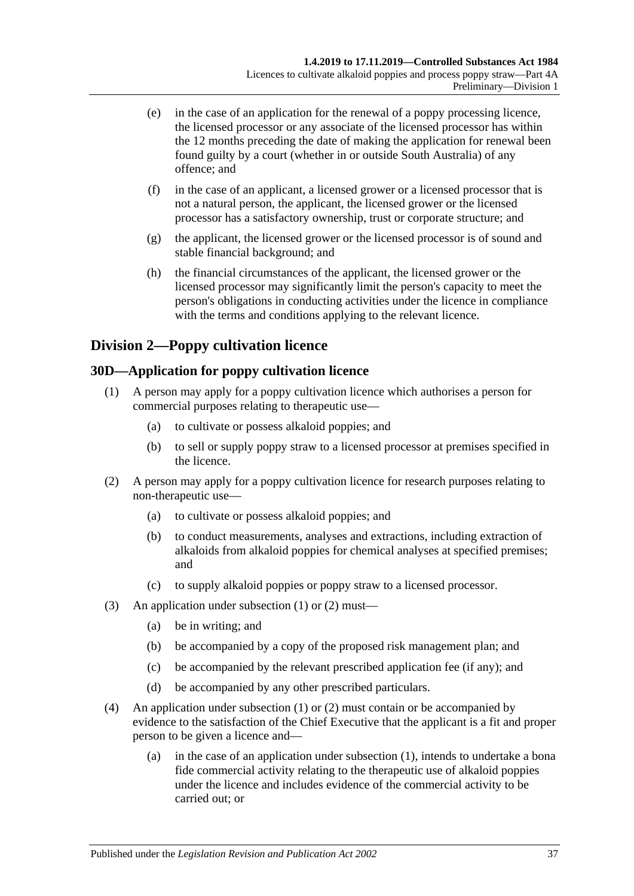(e) in the case of an application for the renewal of a poppy processing licence, the licensed processor or any associate of the licensed processor has within the 12 months preceding the date of making the application for renewal been found guilty by a court (whether in or outside South Australia) of any offence; and

(f) in the case of an applicant, a licensed grower or a licensed processor that is not a natural person, the applicant, the licensed grower or the licensed processor has a satisfactory ownership, trust or corporate structure; and

(g) the applicant, the licensed grower or the licensed processor is of sound and stable financial background; and

(h) the financial circumstances of the applicant, the licensed grower or the licensed processor may significantly limit the person's capacity to meet the person's obligations in conducting activities under the licence in compliance with the terms and conditions applying to the relevant licence.

## Division 2—Poppy cultivation licence

### 30D—Application for poppy cultivation licence

(1) A person may apply for a poppy cultivation licence which authorises a person for commercial purposes relating to therapeutic use—

(a) to cultivate or possess alkaloid poppies; and

(b) to sell or supply poppy straw to a licensed processor at premises specified in the licence.

(2) A person may apply for a poppy cultivation licence for research purposes relating to non-therapeutic use—

(a) to cultivate or possess alkaloid poppies; and

(b) to conduct measurements, analyses and extractions, including extraction of alkaloids from alkaloid poppies for chemical analyses at specified premises; and

(c) to supply alkaloid poppies or poppy straw to a licensed processor.

(3) An application under subsection (1) or (2) must—

(a) be in writing; and

(b) be accompanied by a copy of the proposed risk management plan; and

(c) be accompanied by the relevant prescribed application fee (if any); and

(d) be accompanied by any other prescribed particulars.

(4) An application under subsection (1) or (2) must contain or be accompanied by evidence to the satisfaction of the Chief Executive that the applicant is a fit and proper person to be given a licence and—

(a) in the case of an application under subsection (1), intends to undertake a bona fide commercial activity relating to the therapeutic use of alkaloid poppies under the licence and includes evidence of the commercial activity to be carried out; or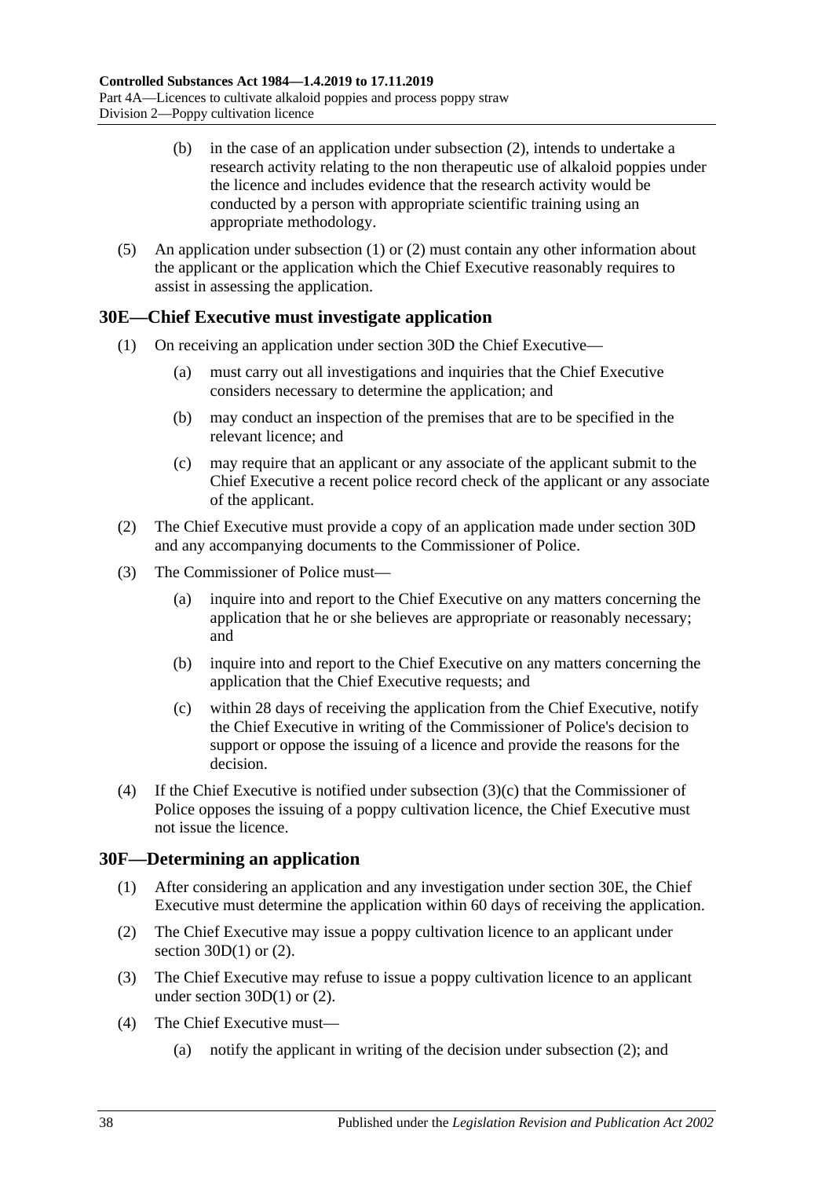(b) in the case of an application under subsection (2), intends to undertake a research activity relating to the non therapeutic use of alkaloid poppies under the licence and includes evidence that the research activity would be conducted by a person with appropriate scientific training using an appropriate methodology.

(5) An application under subsection (1) or (2) must contain any other information about the applicant or the application which the Chief Executive reasonably requires to assist in assessing the application.

## 30E—Chief Executive must investigate application

(1) On receiving an application under section 30D the Chief Executive—

(a) must carry out all investigations and inquiries that the Chief Executive considers necessary to determine the application; and

(b) may conduct an inspection of the premises that are to be specified in the relevant licence; and

(c) may require that an applicant or any associate of the applicant submit to the Chief Executive a recent police record check of the applicant or any associate of the applicant.

(2) The Chief Executive must provide a copy of an application made under section 30D and any accompanying documents to the Commissioner of Police.

(3) The Commissioner of Police must—

(a) inquire into and report to the Chief Executive on any matters concerning the application that he or she believes are appropriate or reasonably necessary; and

(b) inquire into and report to the Chief Executive on any matters concerning the application that the Chief Executive requests; and

(c) within 28 days of receiving the application from the Chief Executive, notify the Chief Executive in writing of the Commissioner of Police's decision to support or oppose the issuing of a licence and provide the reasons for the decision.

(4) If the Chief Executive is notified under subsection (3)(c) that the Commissioner of Police opposes the issuing of a poppy cultivation licence, the Chief Executive must not issue the licence.

## 30F—Determining an application

(1) After considering an application and any investigation under section 30E, the Chief Executive must determine the application within 60 days of receiving the application.

(2) The Chief Executive may issue a poppy cultivation licence to an applicant under section 30D(1) or (2).

(3) The Chief Executive may refuse to issue a poppy cultivation licence to an applicant under section 30D(1) or (2).

(4) The Chief Executive must—

(a) notify the applicant in writing of the decision under subsection (2); and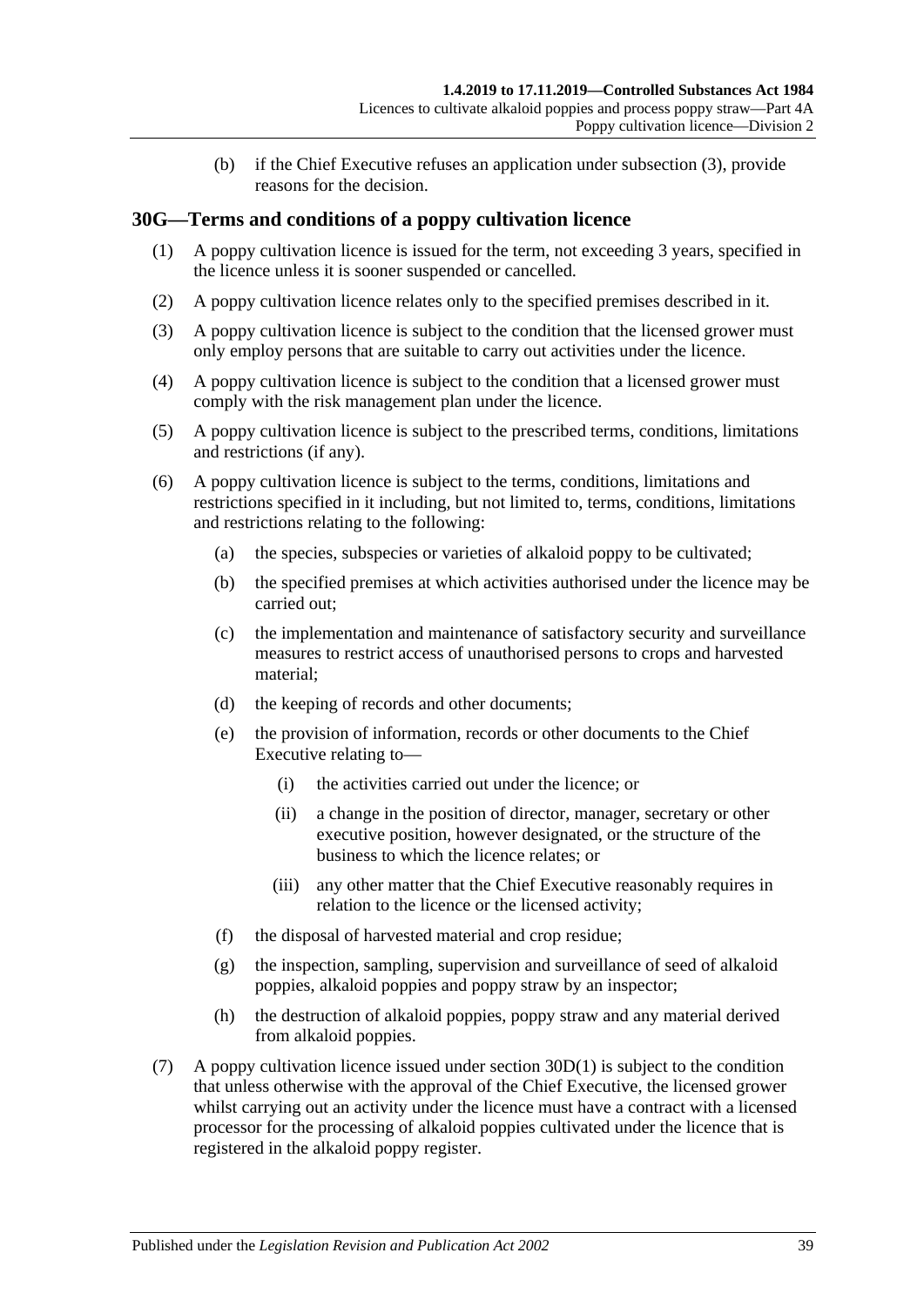(b) if the Chief Executive refuses an application under subsection (3), provide reasons for the decision.

## 30G—Terms and conditions of a poppy cultivation licence

(1) A poppy cultivation licence is issued for the term, not exceeding 3 years, specified in the licence unless it is sooner suspended or cancelled.

(2) A poppy cultivation licence relates only to the specified premises described in it.

(3) A poppy cultivation licence is subject to the condition that the licensed grower must only employ persons that are suitable to carry out activities under the licence.

(4) A poppy cultivation licence is subject to the condition that a licensed grower must comply with the risk management plan under the licence.

(5) A poppy cultivation licence is subject to the prescribed terms, conditions, limitations and restrictions (if any).

(6) A poppy cultivation licence is subject to the terms, conditions, limitations and restrictions specified in it including, but not limited to, terms, conditions, limitations and restrictions relating to the following:

(a) the species, subspecies or varieties of alkaloid poppy to be cultivated;

(b) the specified premises at which activities authorised under the licence may be carried out;

(c) the implementation and maintenance of satisfactory security and surveillance measures to restrict access of unauthorised persons to crops and harvested material;

(d) the keeping of records and other documents;

(e) the provision of information, records or other documents to the Chief Executive relating to—

(i) the activities carried out under the licence; or

(ii) a change in the position of director, manager, secretary or other executive position, however designated, or the structure of the business to which the licence relates; or

(iii) any other matter that the Chief Executive reasonably requires in relation to the licence or the licensed activity;

(f) the disposal of harvested material and crop residue;

(g) the inspection, sampling, supervision and surveillance of seed of alkaloid poppies, alkaloid poppies and poppy straw by an inspector;

(h) the destruction of alkaloid poppies, poppy straw and any material derived from alkaloid poppies.

(7) A poppy cultivation licence issued under section 30D(1) is subject to the condition that unless otherwise with the approval of the Chief Executive, the licensed grower whilst carrying out an activity under the licence must have a contract with a licensed processor for the processing of alkaloid poppies cultivated under the licence that is registered in the alkaloid poppy register.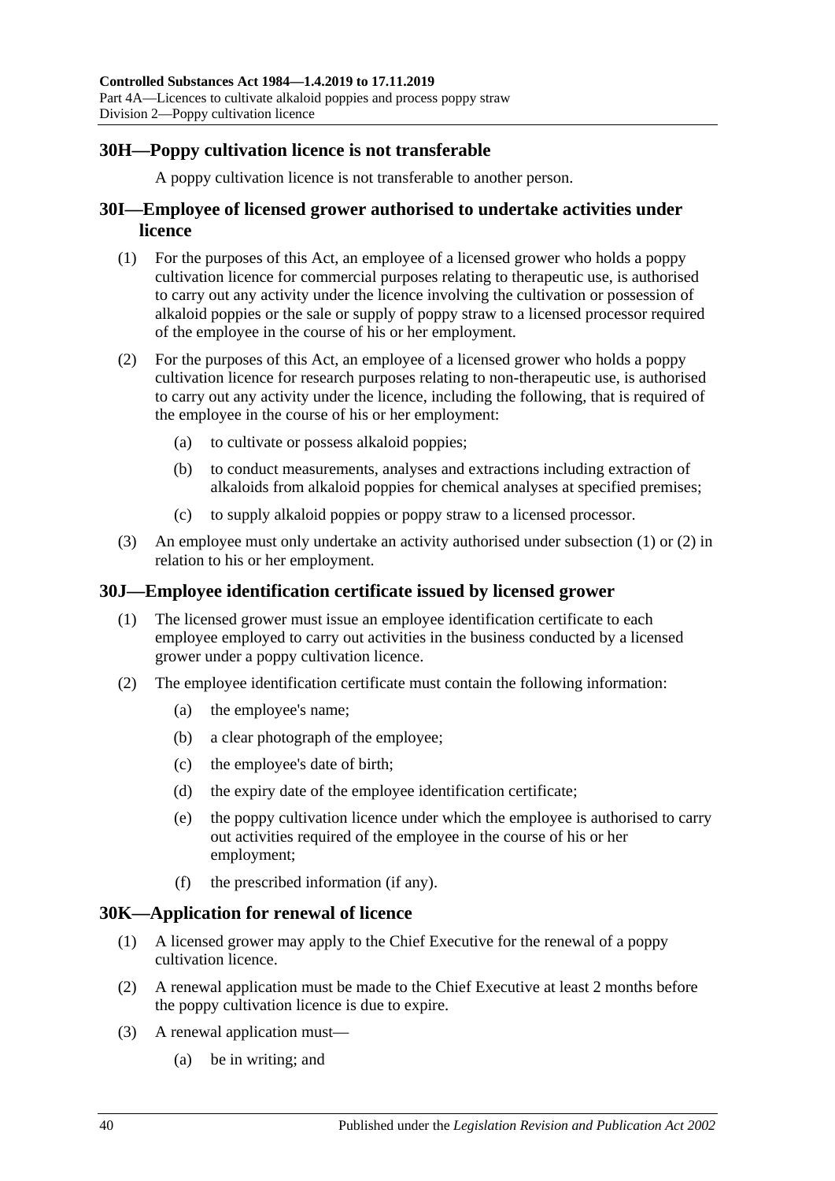## 30H—Poppy cultivation licence is not transferable

A poppy cultivation licence is not transferable to another person.

## 30I—Employee of licensed grower authorised to undertake activities under licence

(1) For the purposes of this Act, an employee of a licensed grower who holds a poppy cultivation licence for commercial purposes relating to therapeutic use, is authorised to carry out any activity under the licence involving the cultivation or possession of alkaloid poppies or the sale or supply of poppy straw to a licensed processor required of the employee in the course of his or her employment.

(2) For the purposes of this Act, an employee of a licensed grower who holds a poppy cultivation licence for research purposes relating to non-therapeutic use, is authorised to carry out any activity under the licence, including the following, that is required of the employee in the course of his or her employment:

- (a) to cultivate or possess alkaloid poppies;
- (b) to conduct measurements, analyses and extractions including extraction of alkaloids from alkaloid poppies for chemical analyses at specified premises;
- (c) to supply alkaloid poppies or poppy straw to a licensed processor.

(3) An employee must only undertake an activity authorised under subsection (1) or (2) in relation to his or her employment.

## 30J—Employee identification certificate issued by licensed grower

(1) The licensed grower must issue an employee identification certificate to each employee employed to carry out activities in the business conducted by a licensed grower under a poppy cultivation licence.

(2) The employee identification certificate must contain the following information:

- (a) the employee's name;
- (b) a clear photograph of the employee;
- (c) the employee's date of birth;
- (d) the expiry date of the employee identification certificate;
- (e) the poppy cultivation licence under which the employee is authorised to carry out activities required of the employee in the course of his or her employment;
- (f) the prescribed information (if any).

## 30K—Application for renewal of licence

(1) A licensed grower may apply to the Chief Executive for the renewal of a poppy cultivation licence.

(2) A renewal application must be made to the Chief Executive at least 2 months before the poppy cultivation licence is due to expire.

(3) A renewal application must—

- (a) be in writing; and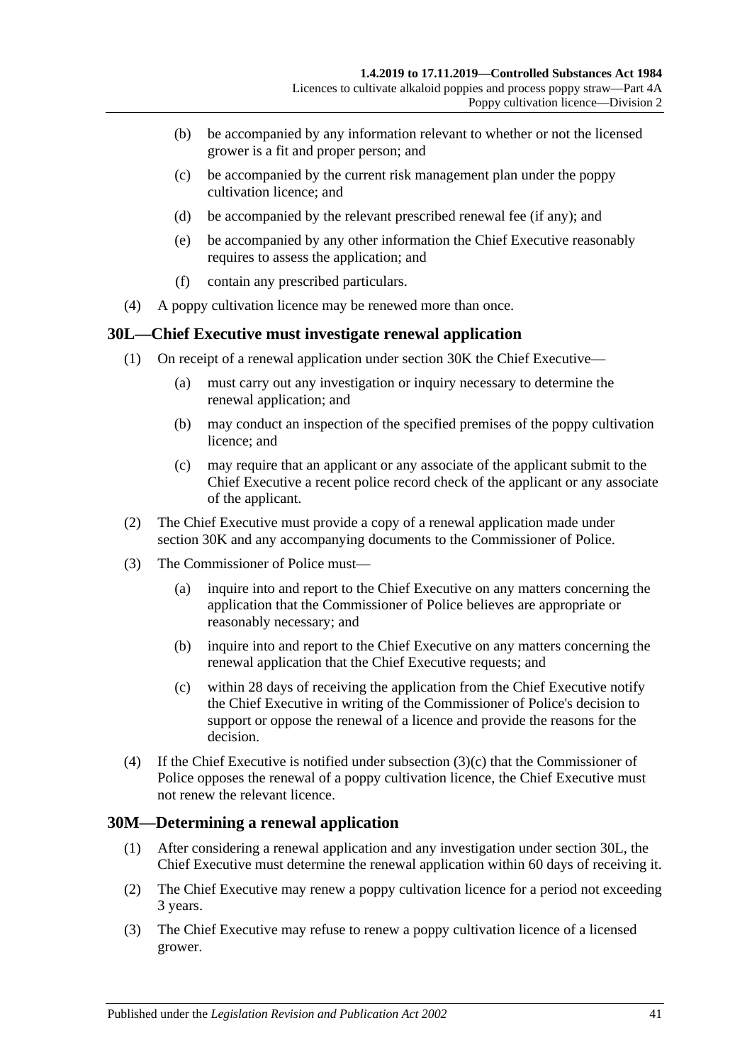- (b) be accompanied by any information relevant to whether or not the licensed grower is a fit and proper person; and
- (c) be accompanied by the current risk management plan under the poppy cultivation licence; and
- (d) be accompanied by the relevant prescribed renewal fee (if any); and
- (e) be accompanied by any other information the Chief Executive reasonably requires to assess the application; and
- (f) contain any prescribed particulars.

(4) A poppy cultivation licence may be renewed more than once.

## 30L—Chief Executive must investigate renewal application

(1) On receipt of a renewal application under section 30K the Chief Executive—

- (a) must carry out any investigation or inquiry necessary to determine the renewal application; and
- (b) may conduct an inspection of the specified premises of the poppy cultivation licence; and
- (c) may require that an applicant or any associate of the applicant submit to the Chief Executive a recent police record check of the applicant or any associate of the applicant.

(2) The Chief Executive must provide a copy of a renewal application made under section 30K and any accompanying documents to the Commissioner of Police.

(3) The Commissioner of Police must—

- (a) inquire into and report to the Chief Executive on any matters concerning the application that the Commissioner of Police believes are appropriate or reasonably necessary; and
- (b) inquire into and report to the Chief Executive on any matters concerning the renewal application that the Chief Executive requests; and
- (c) within 28 days of receiving the application from the Chief Executive notify the Chief Executive in writing of the Commissioner of Police's decision to support or oppose the renewal of a licence and provide the reasons for the decision.

(4) If the Chief Executive is notified under subsection (3)(c) that the Commissioner of Police opposes the renewal of a poppy cultivation licence, the Chief Executive must not renew the relevant licence.

## 30M—Determining a renewal application

(1) After considering a renewal application and any investigation under section 30L, the Chief Executive must determine the renewal application within 60 days of receiving it.

(2) The Chief Executive may renew a poppy cultivation licence for a period not exceeding 3 years.

(3) The Chief Executive may refuse to renew a poppy cultivation licence of a licensed grower.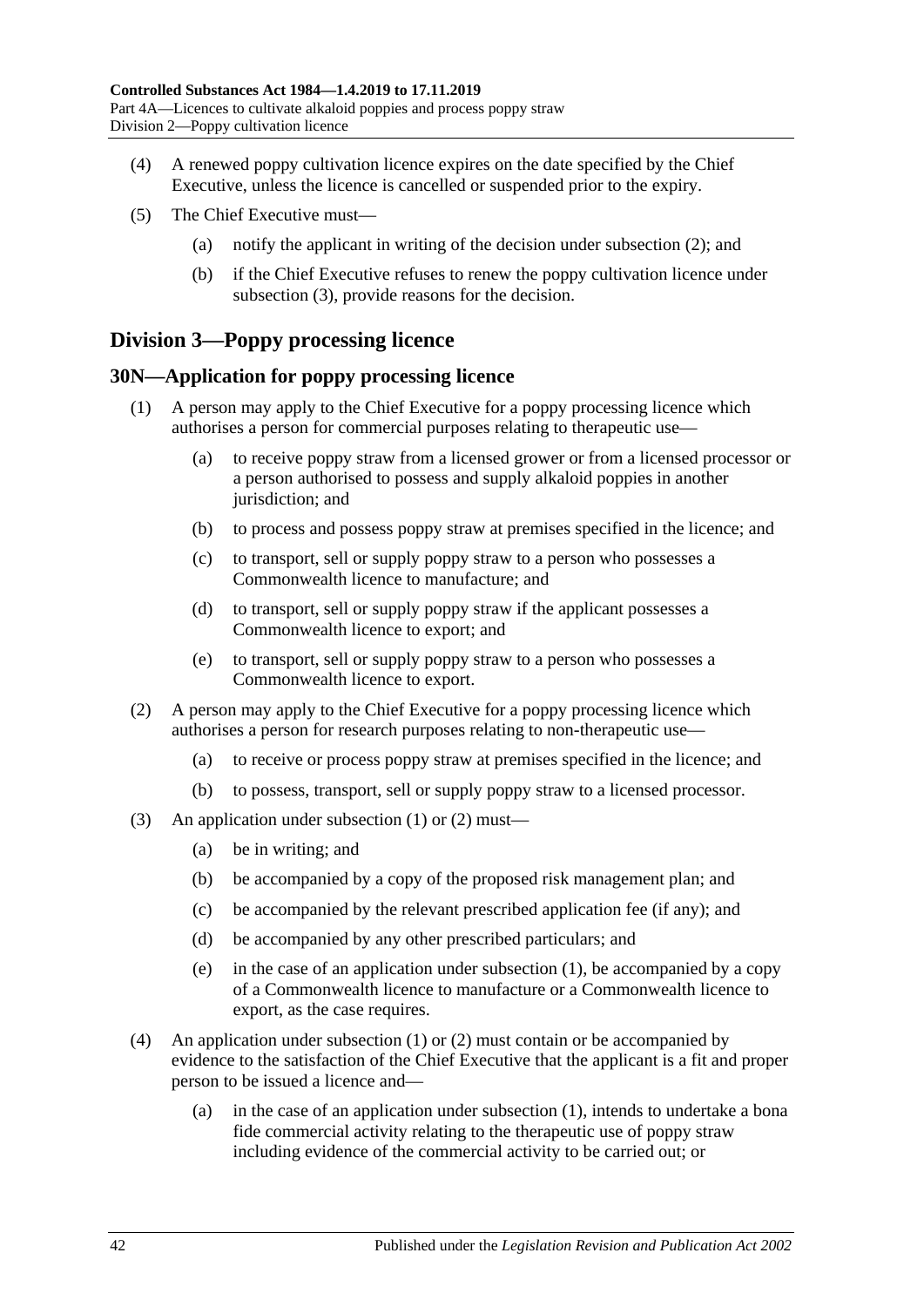(4) A renewed poppy cultivation licence expires on the date specified by the Chief Executive, unless the licence is cancelled or suspended prior to the expiry.

(5) The Chief Executive must—

(a) notify the applicant in writing of the decision under subsection (2); and

(b) if the Chief Executive refuses to renew the poppy cultivation licence under subsection (3), provide reasons for the decision.

## Division 3—Poppy processing licence

### 30N—Application for poppy processing licence

(1) A person may apply to the Chief Executive for a poppy processing licence which authorises a person for commercial purposes relating to therapeutic use—

(a) to receive poppy straw from a licensed grower or from a licensed processor or a person authorised to possess and supply alkaloid poppies in another jurisdiction; and

(b) to process and possess poppy straw at premises specified in the licence; and

(c) to transport, sell or supply poppy straw to a person who possesses a Commonwealth licence to manufacture; and

(d) to transport, sell or supply poppy straw if the applicant possesses a Commonwealth licence to export; and

(e) to transport, sell or supply poppy straw to a person who possesses a Commonwealth licence to export.

(2) A person may apply to the Chief Executive for a poppy processing licence which authorises a person for research purposes relating to non-therapeutic use—

(a) to receive or process poppy straw at premises specified in the licence; and

(b) to possess, transport, sell or supply poppy straw to a licensed processor.

(3) An application under subsection (1) or (2) must—

(a) be in writing; and

(b) be accompanied by a copy of the proposed risk management plan; and

(c) be accompanied by the relevant prescribed application fee (if any); and

(d) be accompanied by any other prescribed particulars; and

(e) in the case of an application under subsection (1), be accompanied by a copy of a Commonwealth licence to manufacture or a Commonwealth licence to export, as the case requires.

(4) An application under subsection (1) or (2) must contain or be accompanied by evidence to the satisfaction of the Chief Executive that the applicant is a fit and proper person to be issued a licence and—

(a) in the case of an application under subsection (1), intends to undertake a bona fide commercial activity relating to the therapeutic use of poppy straw including evidence of the commercial activity to be carried out; or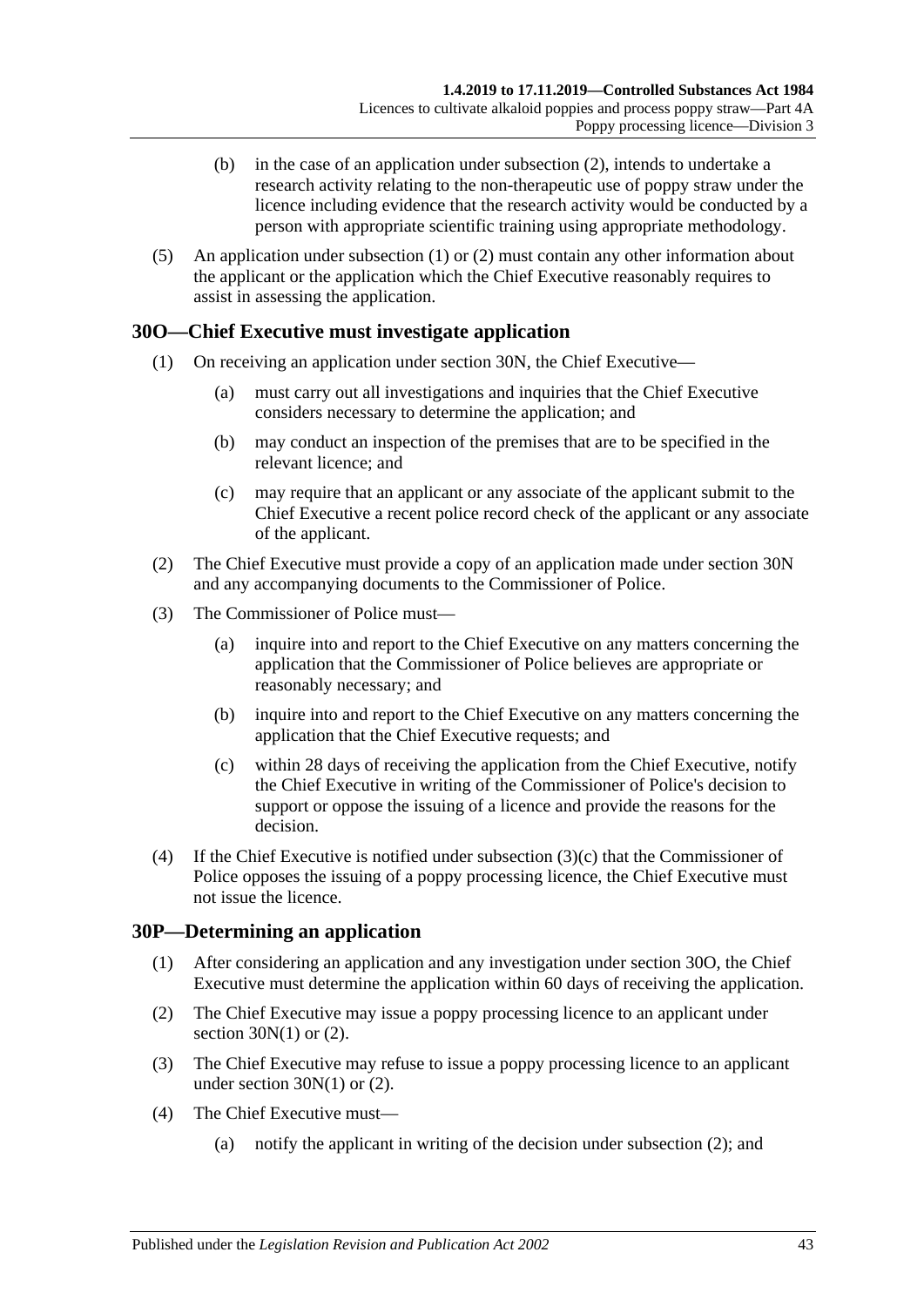(b) in the case of an application under subsection (2), intends to undertake a research activity relating to the non-therapeutic use of poppy straw under the licence including evidence that the research activity would be conducted by a person with appropriate scientific training using appropriate methodology.

(5) An application under subsection (1) or (2) must contain any other information about the applicant or the application which the Chief Executive reasonably requires to assist in assessing the application.

## 30O—Chief Executive must investigate application

(1) On receiving an application under section 30N, the Chief Executive—

(a) must carry out all investigations and inquiries that the Chief Executive considers necessary to determine the application; and

(b) may conduct an inspection of the premises that are to be specified in the relevant licence; and

(c) may require that an applicant or any associate of the applicant submit to the Chief Executive a recent police record check of the applicant or any associate of the applicant.

(2) The Chief Executive must provide a copy of an application made under section 30N and any accompanying documents to the Commissioner of Police.

(3) The Commissioner of Police must—

(a) inquire into and report to the Chief Executive on any matters concerning the application that the Commissioner of Police believes are appropriate or reasonably necessary; and

(b) inquire into and report to the Chief Executive on any matters concerning the application that the Chief Executive requests; and

(c) within 28 days of receiving the application from the Chief Executive, notify the Chief Executive in writing of the Commissioner of Police's decision to support or oppose the issuing of a licence and provide the reasons for the decision.

(4) If the Chief Executive is notified under subsection (3)(c) that the Commissioner of Police opposes the issuing of a poppy processing licence, the Chief Executive must not issue the licence.

## 30P—Determining an application

(1) After considering an application and any investigation under section 30O, the Chief Executive must determine the application within 60 days of receiving the application.

(2) The Chief Executive may issue a poppy processing licence to an applicant under section 30N(1) or (2).

(3) The Chief Executive may refuse to issue a poppy processing licence to an applicant under section 30N(1) or (2).

(4) The Chief Executive must—

(a) notify the applicant in writing of the decision under subsection (2); and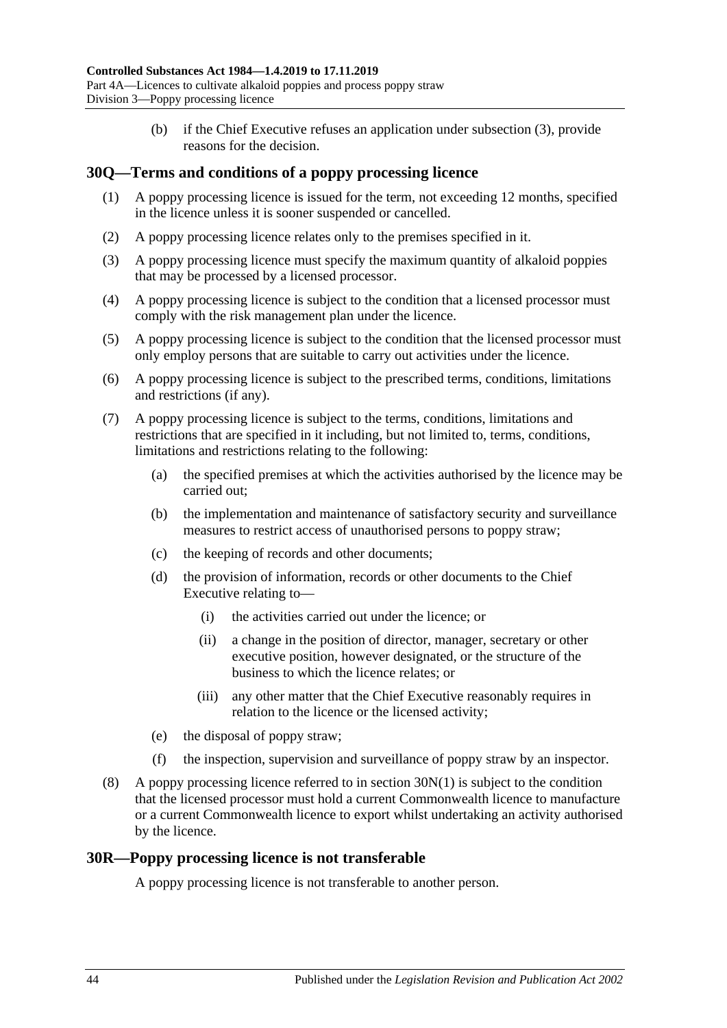(b) if the Chief Executive refuses an application under subsection (3), provide reasons for the decision.

## 30Q—Terms and conditions of a poppy processing licence

(1) A poppy processing licence is issued for the term, not exceeding 12 months, specified in the licence unless it is sooner suspended or cancelled.

(2) A poppy processing licence relates only to the premises specified in it.

(3) A poppy processing licence must specify the maximum quantity of alkaloid poppies that may be processed by a licensed processor.

(4) A poppy processing licence is subject to the condition that a licensed processor must comply with the risk management plan under the licence.

(5) A poppy processing licence is subject to the condition that the licensed processor must only employ persons that are suitable to carry out activities under the licence.

(6) A poppy processing licence is subject to the prescribed terms, conditions, limitations and restrictions (if any).

(7) A poppy processing licence is subject to the terms, conditions, limitations and restrictions that are specified in it including, but not limited to, terms, conditions, limitations and restrictions relating to the following:

(a) the specified premises at which the activities authorised by the licence may be carried out;

(b) the implementation and maintenance of satisfactory security and surveillance measures to restrict access of unauthorised persons to poppy straw;

(c) the keeping of records and other documents;

(d) the provision of information, records or other documents to the Chief Executive relating to—

(i) the activities carried out under the licence; or

(ii) a change in the position of director, manager, secretary or other executive position, however designated, or the structure of the business to which the licence relates; or

(iii) any other matter that the Chief Executive reasonably requires in relation to the licence or the licensed activity;

(e) the disposal of poppy straw;

(f) the inspection, supervision and surveillance of poppy straw by an inspector.

(8) A poppy processing licence referred to in section 30N(1) is subject to the condition that the licensed processor must hold a current Commonwealth licence to manufacture or a current Commonwealth licence to export whilst undertaking an activity authorised by the licence.

## 30R—Poppy processing licence is not transferable

A poppy processing licence is not transferable to another person.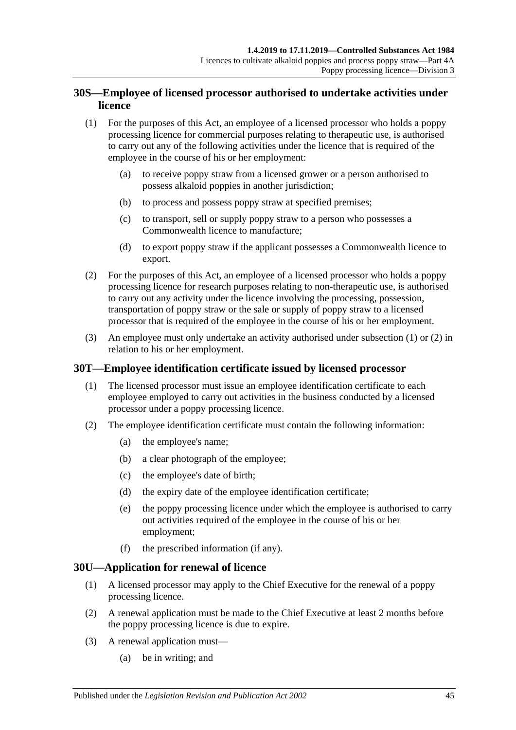## 30S—Employee of licensed processor authorised to undertake activities under licence

(1) For the purposes of this Act, an employee of a licensed processor who holds a poppy processing licence for commercial purposes relating to therapeutic use, is authorised to carry out any of the following activities under the licence that is required of the employee in the course of his or her employment:

(a) to receive poppy straw from a licensed grower or a person authorised to possess alkaloid poppies in another jurisdiction;

(b) to process and possess poppy straw at specified premises;

(c) to transport, sell or supply poppy straw to a person who possesses a Commonwealth licence to manufacture;

(d) to export poppy straw if the applicant possesses a Commonwealth licence to export.

(2) For the purposes of this Act, an employee of a licensed processor who holds a poppy processing licence for research purposes relating to non-therapeutic use, is authorised to carry out any activity under the licence involving the processing, possession, transportation of poppy straw or the sale or supply of poppy straw to a licensed processor that is required of the employee in the course of his or her employment.

(3) An employee must only undertake an activity authorised under subsection (1) or (2) in relation to his or her employment.

## 30T—Employee identification certificate issued by licensed processor

(1) The licensed processor must issue an employee identification certificate to each employee employed to carry out activities in the business conducted by a licensed processor under a poppy processing licence.

(2) The employee identification certificate must contain the following information:

(a) the employee's name;

(b) a clear photograph of the employee;

(c) the employee's date of birth;

(d) the expiry date of the employee identification certificate;

(e) the poppy processing licence under which the employee is authorised to carry out activities required of the employee in the course of his or her employment;

(f) the prescribed information (if any).

## 30U—Application for renewal of licence

(1) A licensed processor may apply to the Chief Executive for the renewal of a poppy processing licence.

(2) A renewal application must be made to the Chief Executive at least 2 months before the poppy processing licence is due to expire.

(3) A renewal application must—

(a) be in writing; and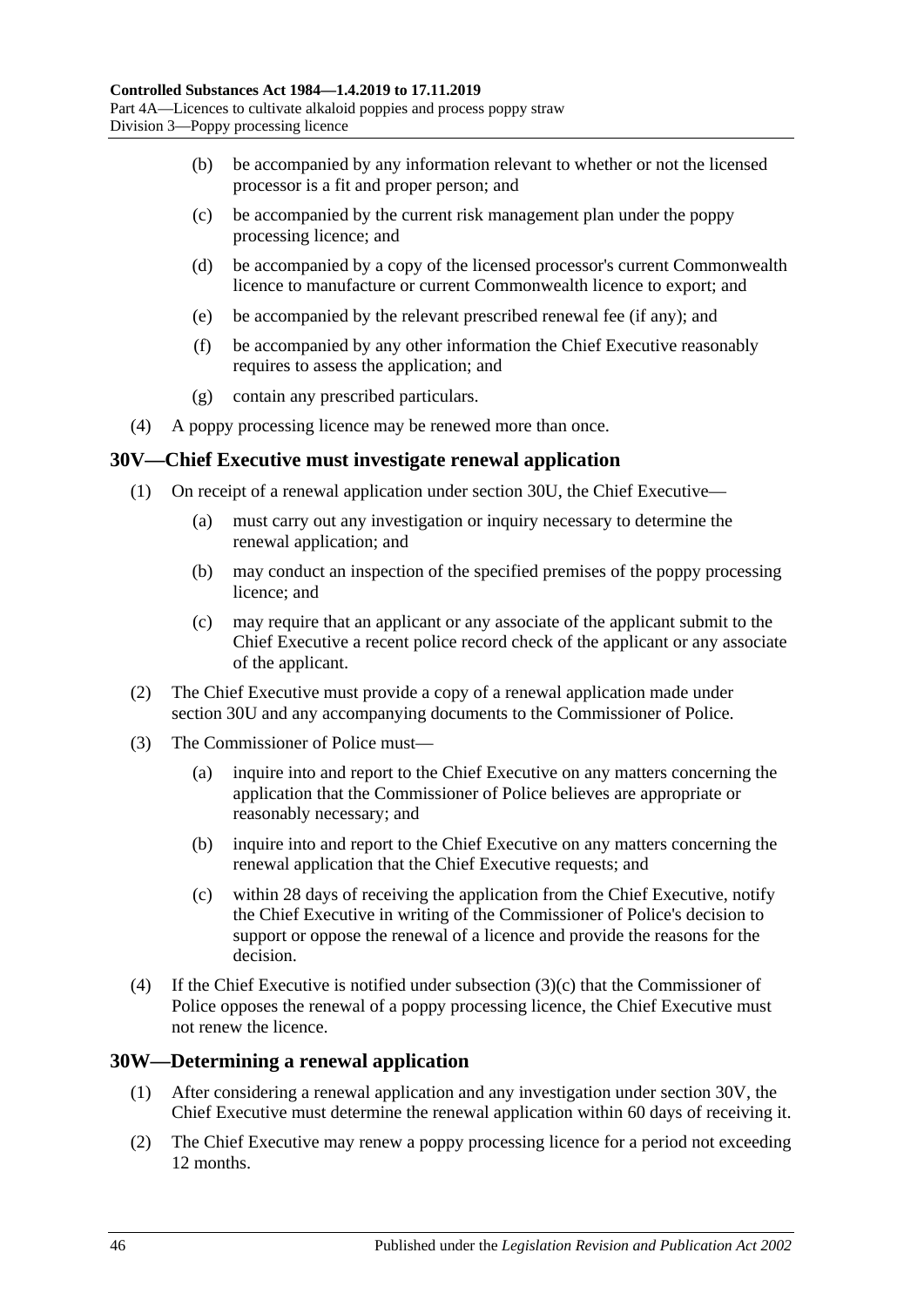(b) be accompanied by any information relevant to whether or not the licensed processor is a fit and proper person; and

(c) be accompanied by the current risk management plan under the poppy processing licence; and

(d) be accompanied by a copy of the licensed processor's current Commonwealth licence to manufacture or current Commonwealth licence to export; and

(e) be accompanied by the relevant prescribed renewal fee (if any); and

(f) be accompanied by any other information the Chief Executive reasonably requires to assess the application; and

(g) contain any prescribed particulars.

(4) A poppy processing licence may be renewed more than once.

## 30V—Chief Executive must investigate renewal application

(1) On receipt of a renewal application under section 30U, the Chief Executive—

(a) must carry out any investigation or inquiry necessary to determine the renewal application; and

(b) may conduct an inspection of the specified premises of the poppy processing licence; and

(c) may require that an applicant or any associate of the applicant submit to the Chief Executive a recent police record check of the applicant or any associate of the applicant.

(2) The Chief Executive must provide a copy of a renewal application made under section 30U and any accompanying documents to the Commissioner of Police.

(3) The Commissioner of Police must—

(a) inquire into and report to the Chief Executive on any matters concerning the application that the Commissioner of Police believes are appropriate or reasonably necessary; and

(b) inquire into and report to the Chief Executive on any matters concerning the renewal application that the Chief Executive requests; and

(c) within 28 days of receiving the application from the Chief Executive, notify the Chief Executive in writing of the Commissioner of Police's decision to support or oppose the renewal of a licence and provide the reasons for the decision.

(4) If the Chief Executive is notified under subsection (3)(c) that the Commissioner of Police opposes the renewal of a poppy processing licence, the Chief Executive must not renew the licence.

## 30W—Determining a renewal application

(1) After considering a renewal application and any investigation under section 30V, the Chief Executive must determine the renewal application within 60 days of receiving it.

(2) The Chief Executive may renew a poppy processing licence for a period not exceeding 12 months.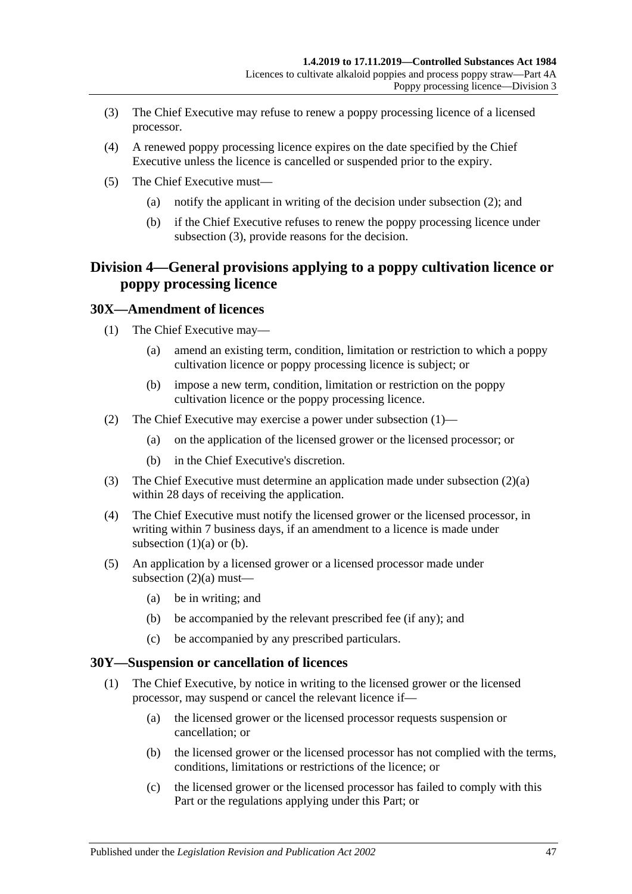(3) The Chief Executive may refuse to renew a poppy processing licence of a licensed processor.

(4) A renewed poppy processing licence expires on the date specified by the Chief Executive unless the licence is cancelled or suspended prior to the expiry.

(5) The Chief Executive must—

(a) notify the applicant in writing of the decision under subsection (2); and

(b) if the Chief Executive refuses to renew the poppy processing licence under subsection (3), provide reasons for the decision.

## Division 4—General provisions applying to a poppy cultivation licence or poppy processing licence

### 30X—Amendment of licences

(1) The Chief Executive may—

(a) amend an existing term, condition, limitation or restriction to which a poppy cultivation licence or poppy processing licence is subject; or

(b) impose a new term, condition, limitation or restriction on the poppy cultivation licence or the poppy processing licence.

(2) The Chief Executive may exercise a power under subsection (1)—

(a) on the application of the licensed grower or the licensed processor; or

(b) in the Chief Executive's discretion.

(3) The Chief Executive must determine an application made under subsection (2)(a) within 28 days of receiving the application.

(4) The Chief Executive must notify the licensed grower or the licensed processor, in writing within 7 business days, if an amendment to a licence is made under subsection (1)(a) or (b).

(5) An application by a licensed grower or a licensed processor made under subsection (2)(a) must—

(a) be in writing; and

(b) be accompanied by the relevant prescribed fee (if any); and

(c) be accompanied by any prescribed particulars.

### 30Y—Suspension or cancellation of licences

(1) The Chief Executive, by notice in writing to the licensed grower or the licensed processor, may suspend or cancel the relevant licence if—

(a) the licensed grower or the licensed processor requests suspension or cancellation; or

(b) the licensed grower or the licensed processor has not complied with the terms, conditions, limitations or restrictions of the licence; or

(c) the licensed grower or the licensed processor has failed to comply with this Part or the regulations applying under this Part; or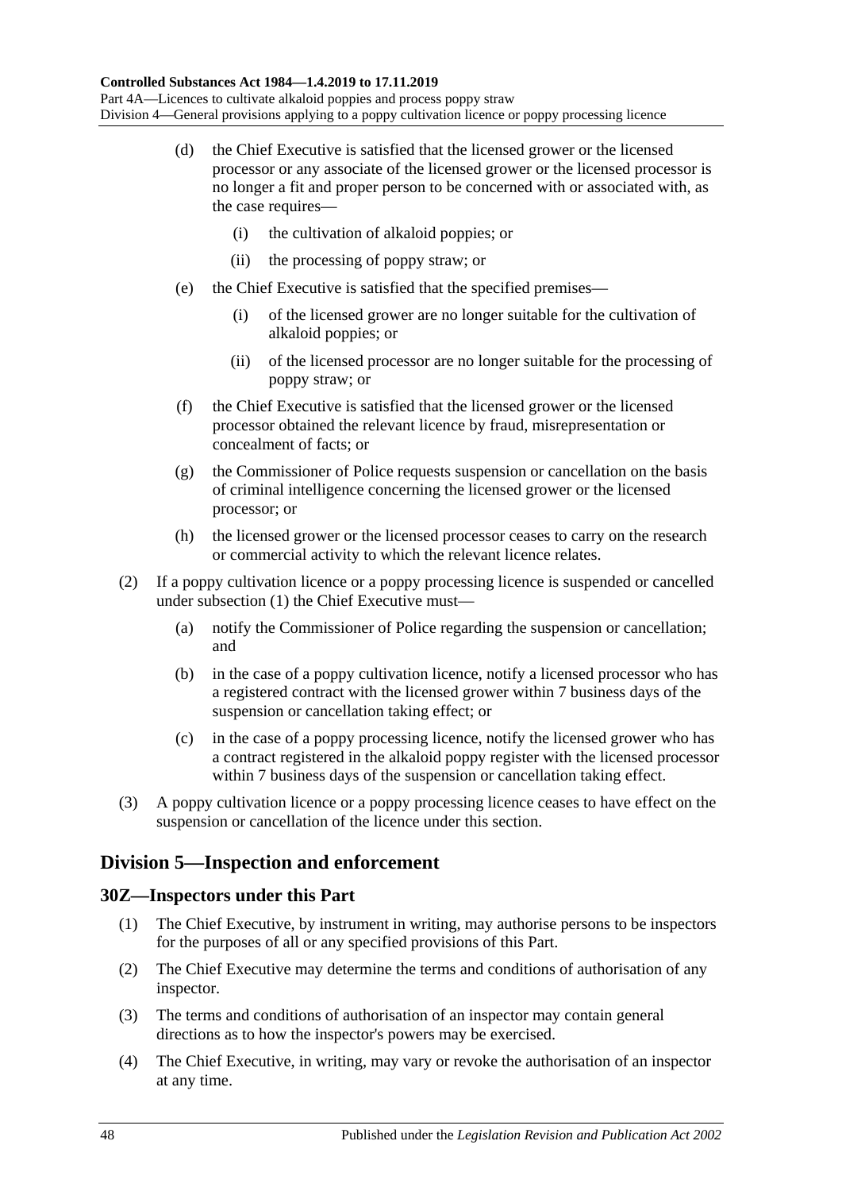(d) the Chief Executive is satisfied that the licensed grower or the licensed processor or any associate of the licensed grower or the licensed processor is no longer a fit and proper person to be concerned with or associated with, as the case requires—

(i) the cultivation of alkaloid poppies; or

(ii) the processing of poppy straw; or

(e) the Chief Executive is satisfied that the specified premises—

(i) of the licensed grower are no longer suitable for the cultivation of alkaloid poppies; or

(ii) of the licensed processor are no longer suitable for the processing of poppy straw; or

(f) the Chief Executive is satisfied that the licensed grower or the licensed processor obtained the relevant licence by fraud, misrepresentation or concealment of facts; or

(g) the Commissioner of Police requests suspension or cancellation on the basis of criminal intelligence concerning the licensed grower or the licensed processor; or

(h) the licensed grower or the licensed processor ceases to carry on the research or commercial activity to which the relevant licence relates.

(2) If a poppy cultivation licence or a poppy processing licence is suspended or cancelled under subsection (1) the Chief Executive must—

(a) notify the Commissioner of Police regarding the suspension or cancellation; and

(b) in the case of a poppy cultivation licence, notify a licensed processor who has a registered contract with the licensed grower within 7 business days of the suspension or cancellation taking effect; or

(c) in the case of a poppy processing licence, notify the licensed grower who has a contract registered in the alkaloid poppy register with the licensed processor within 7 business days of the suspension or cancellation taking effect.

(3) A poppy cultivation licence or a poppy processing licence ceases to have effect on the suspension or cancellation of the licence under this section.

## Division 5—Inspection and enforcement

### 30Z—Inspectors under this Part

(1) The Chief Executive, by instrument in writing, may authorise persons to be inspectors for the purposes of all or any specified provisions of this Part.

(2) The Chief Executive may determine the terms and conditions of authorisation of any inspector.

(3) The terms and conditions of authorisation of an inspector may contain general directions as to how the inspector's powers may be exercised.

(4) The Chief Executive, in writing, may vary or revoke the authorisation of an inspector at any time.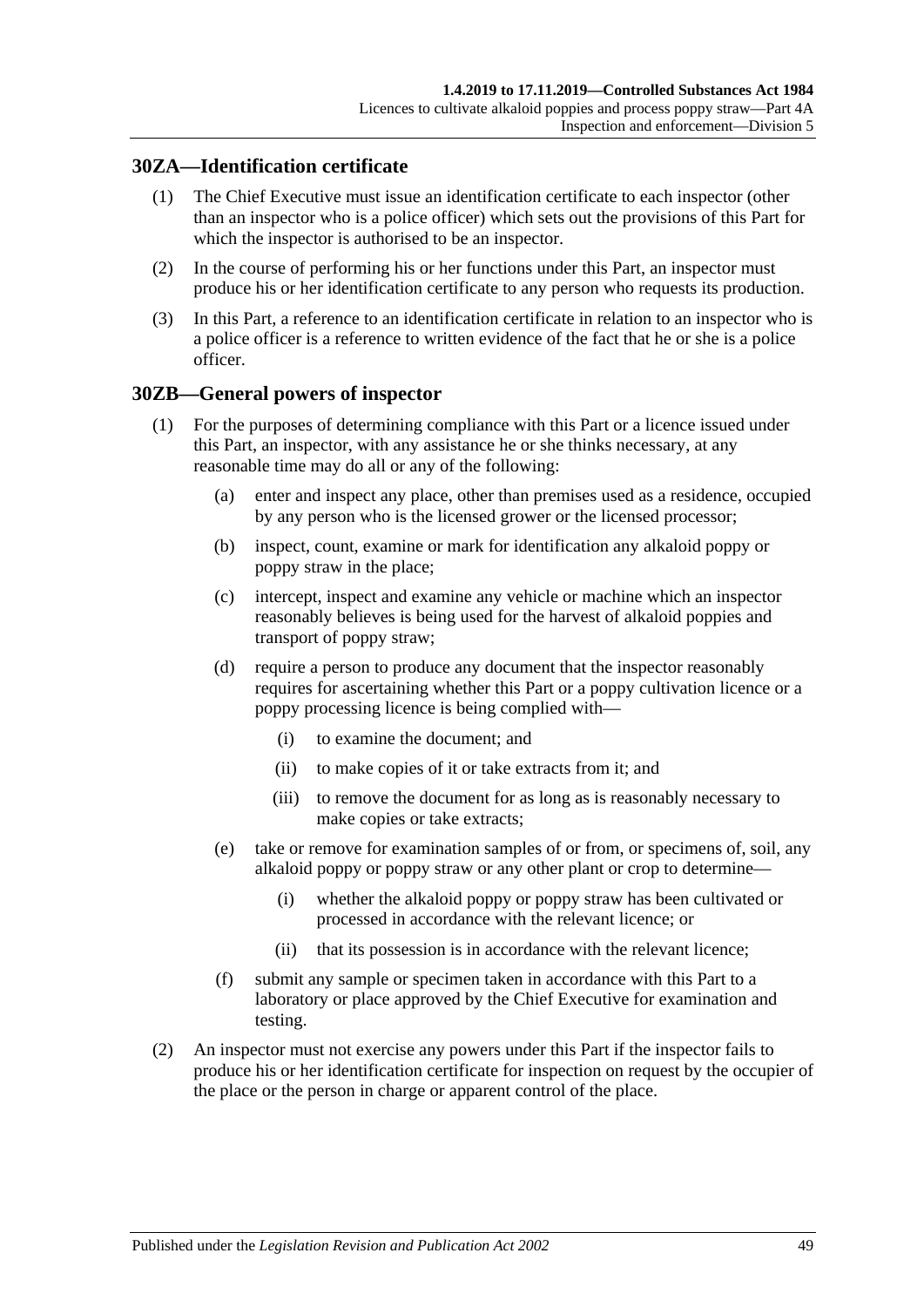## 30ZA—Identification certificate

(1) The Chief Executive must issue an identification certificate to each inspector (other than an inspector who is a police officer) which sets out the provisions of this Part for which the inspector is authorised to be an inspector.

(2) In the course of performing his or her functions under this Part, an inspector must produce his or her identification certificate to any person who requests its production.

(3) In this Part, a reference to an identification certificate in relation to an inspector who is a police officer is a reference to written evidence of the fact that he or she is a police officer.

## 30ZB—General powers of inspector

(1) For the purposes of determining compliance with this Part or a licence issued under this Part, an inspector, with any assistance he or she thinks necessary, at any reasonable time may do all or any of the following:

(a) enter and inspect any place, other than premises used as a residence, occupied by any person who is the licensed grower or the licensed processor;

(b) inspect, count, examine or mark for identification any alkaloid poppy or poppy straw in the place;

(c) intercept, inspect and examine any vehicle or machine which an inspector reasonably believes is being used for the harvest of alkaloid poppies and transport of poppy straw;

(d) require a person to produce any document that the inspector reasonably requires for ascertaining whether this Part or a poppy cultivation licence or a poppy processing licence is being complied with—

(i) to examine the document; and

(ii) to make copies of it or take extracts from it; and

(iii) to remove the document for as long as is reasonably necessary to make copies or take extracts;

(e) take or remove for examination samples of or from, or specimens of, soil, any alkaloid poppy or poppy straw or any other plant or crop to determine—

(i) whether the alkaloid poppy or poppy straw has been cultivated or processed in accordance with the relevant licence; or

(ii) that its possession is in accordance with the relevant licence;

(f) submit any sample or specimen taken in accordance with this Part to a laboratory or place approved by the Chief Executive for examination and testing.

(2) An inspector must not exercise any powers under this Part if the inspector fails to produce his or her identification certificate for inspection on request by the occupier of the place or the person in charge or apparent control of the place.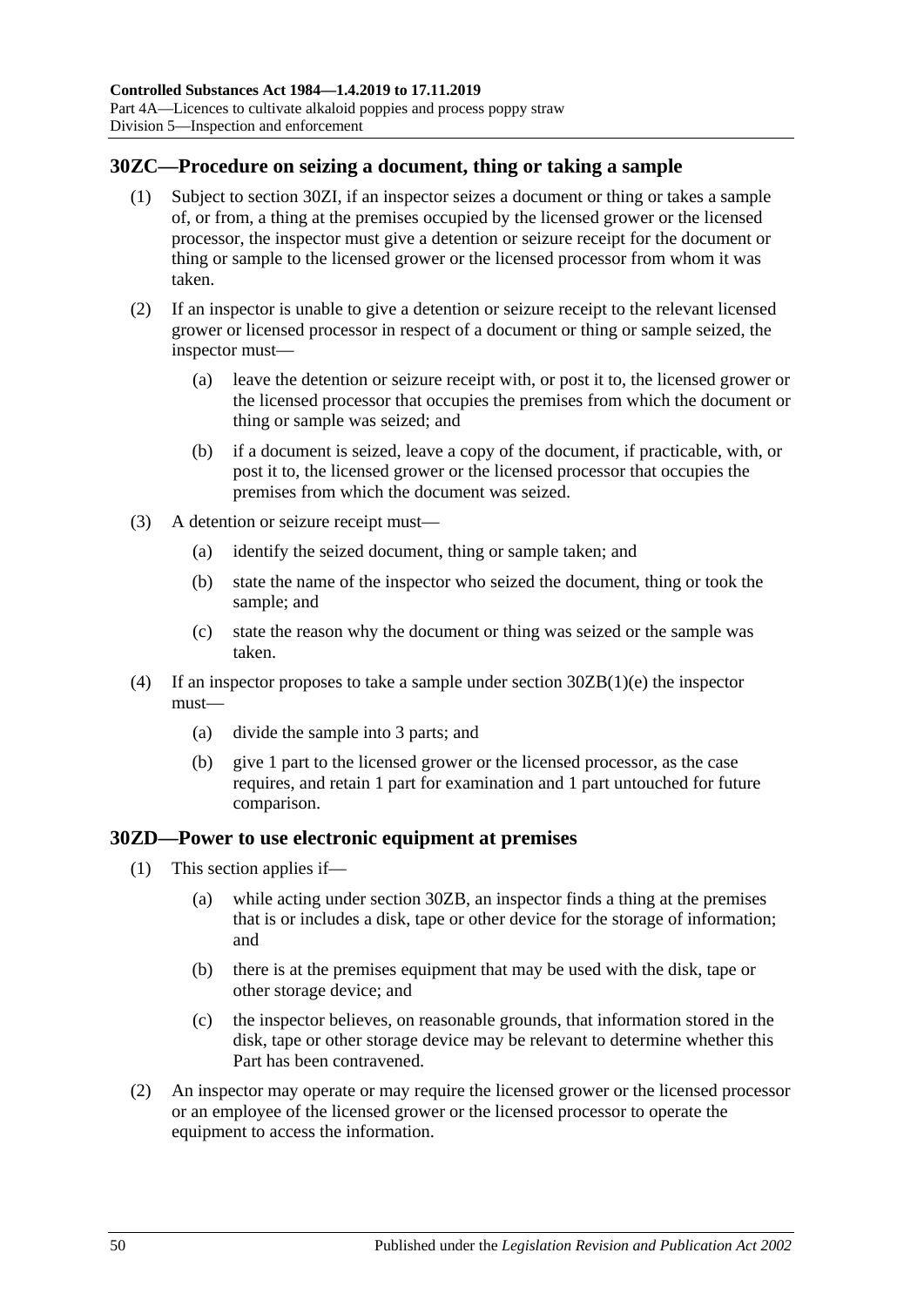## 30ZC—Procedure on seizing a document, thing or taking a sample

(1) Subject to section 30ZI, if an inspector seizes a document or thing or takes a sample of, or from, a thing at the premises occupied by the licensed grower or the licensed processor, the inspector must give a detention or seizure receipt for the document or thing or sample to the licensed grower or the licensed processor from whom it was taken.

(2) If an inspector is unable to give a detention or seizure receipt to the relevant licensed grower or licensed processor in respect of a document or thing or sample seized, the inspector must—

- (a) leave the detention or seizure receipt with, or post it to, the licensed grower or the licensed processor that occupies the premises from which the document or thing or sample was seized; and
- (b) if a document is seized, leave a copy of the document, if practicable, with, or post it to, the licensed grower or the licensed processor that occupies the premises from which the document was seized.

(3) A detention or seizure receipt must—

- (a) identify the seized document, thing or sample taken; and
- (b) state the name of the inspector who seized the document, thing or took the sample; and
- (c) state the reason why the document or thing was seized or the sample was taken.

(4) If an inspector proposes to take a sample under section 30ZB(1)(e) the inspector must—

- (a) divide the sample into 3 parts; and
- (b) give 1 part to the licensed grower or the licensed processor, as the case requires, and retain 1 part for examination and 1 part untouched for future comparison.

## 30ZD—Power to use electronic equipment at premises

(1) This section applies if—

- (a) while acting under section 30ZB, an inspector finds a thing at the premises that is or includes a disk, tape or other device for the storage of information; and
- (b) there is at the premises equipment that may be used with the disk, tape or other storage device; and
- (c) the inspector believes, on reasonable grounds, that information stored in the disk, tape or other storage device may be relevant to determine whether this Part has been contravened.

(2) An inspector may operate or may require the licensed grower or the licensed processor or an employee of the licensed grower or the licensed processor to operate the equipment to access the information.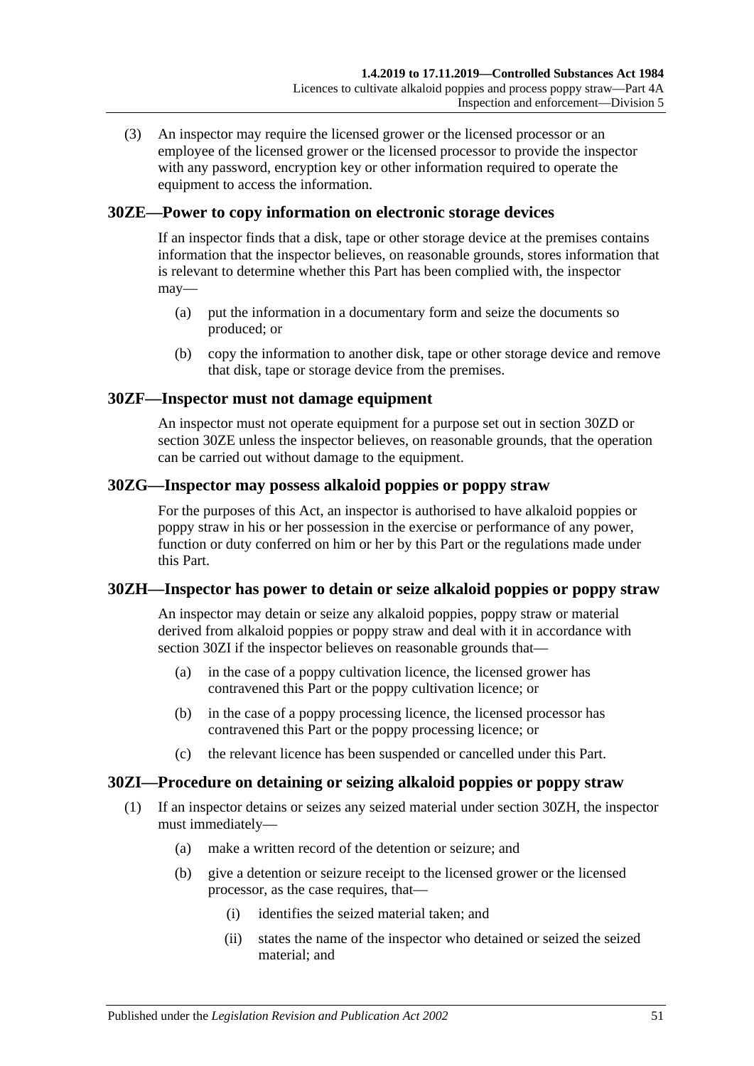(3) An inspector may require the licensed grower or the licensed processor or an employee of the licensed grower or the licensed processor to provide the inspector with any password, encryption key or other information required to operate the equipment to access the information.

## 30ZE—Power to copy information on electronic storage devices

If an inspector finds that a disk, tape or other storage device at the premises contains information that the inspector believes, on reasonable grounds, stores information that is relevant to determine whether this Part has been complied with, the inspector may—

(a) put the information in a documentary form and seize the documents so produced; or

(b) copy the information to another disk, tape or other storage device and remove that disk, tape or storage device from the premises.

## 30ZF—Inspector must not damage equipment

An inspector must not operate equipment for a purpose set out in section 30ZD or section 30ZE unless the inspector believes, on reasonable grounds, that the operation can be carried out without damage to the equipment.

## 30ZG—Inspector may possess alkaloid poppies or poppy straw

For the purposes of this Act, an inspector is authorised to have alkaloid poppies or poppy straw in his or her possession in the exercise or performance of any power, function or duty conferred on him or her by this Part or the regulations made under this Part.

## 30ZH—Inspector has power to detain or seize alkaloid poppies or poppy straw

An inspector may detain or seize any alkaloid poppies, poppy straw or material derived from alkaloid poppies or poppy straw and deal with it in accordance with section 30ZI if the inspector believes on reasonable grounds that—

(a) in the case of a poppy cultivation licence, the licensed grower has contravened this Part or the poppy cultivation licence; or

(b) in the case of a poppy processing licence, the licensed processor has contravened this Part or the poppy processing licence; or

(c) the relevant licence has been suspended or cancelled under this Part.

## 30ZI—Procedure on detaining or seizing alkaloid poppies or poppy straw

(1) If an inspector detains or seizes any seized material under section 30ZH, the inspector must immediately—

(a) make a written record of the detention or seizure; and

(b) give a detention or seizure receipt to the licensed grower or the licensed processor, as the case requires, that—

(i) identifies the seized material taken; and

(ii) states the name of the inspector who detained or seized the seized material; and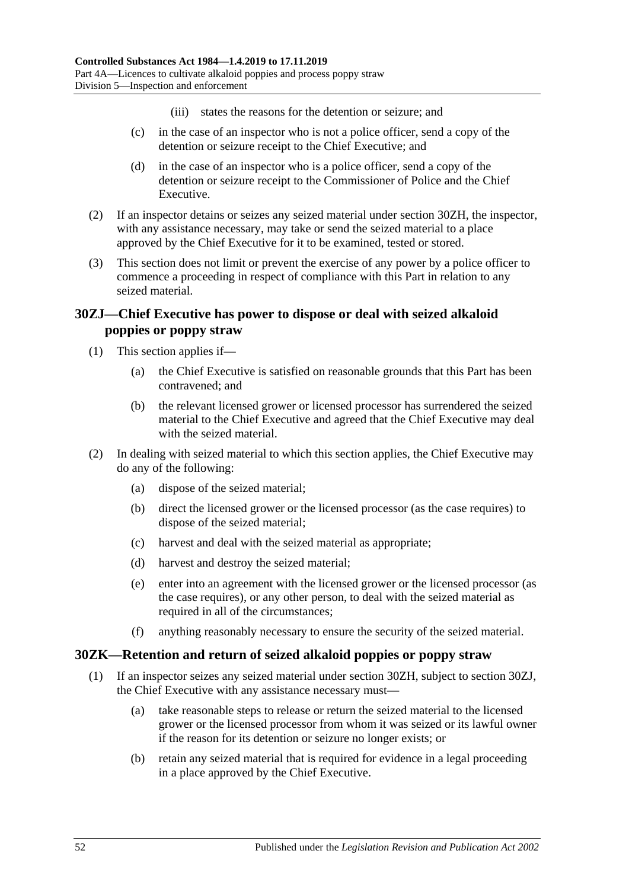(iii) states the reasons for the detention or seizure; and

(c) in the case of an inspector who is not a police officer, send a copy of the detention or seizure receipt to the Chief Executive; and

(d) in the case of an inspector who is a police officer, send a copy of the detention or seizure receipt to the Commissioner of Police and the Chief Executive.

(2) If an inspector detains or seizes any seized material under section 30ZH, the inspector, with any assistance necessary, may take or send the seized material to a place approved by the Chief Executive for it to be examined, tested or stored.

(3) This section does not limit or prevent the exercise of any power by a police officer to commence a proceeding in respect of compliance with this Part in relation to any seized material.

## 30ZJ—Chief Executive has power to dispose or deal with seized alkaloid poppies or poppy straw

(1) This section applies if—

(a) the Chief Executive is satisfied on reasonable grounds that this Part has been contravened; and

(b) the relevant licensed grower or licensed processor has surrendered the seized material to the Chief Executive and agreed that the Chief Executive may deal with the seized material.

(2) In dealing with seized material to which this section applies, the Chief Executive may do any of the following:

(a) dispose of the seized material;

(b) direct the licensed grower or the licensed processor (as the case requires) to dispose of the seized material;

(c) harvest and deal with the seized material as appropriate;

(d) harvest and destroy the seized material;

(e) enter into an agreement with the licensed grower or the licensed processor (as the case requires), or any other person, to deal with the seized material as required in all of the circumstances;

(f) anything reasonably necessary to ensure the security of the seized material.

## 30ZK—Retention and return of seized alkaloid poppies or poppy straw

(1) If an inspector seizes any seized material under section 30ZH, subject to section 30ZJ, the Chief Executive with any assistance necessary must—

(a) take reasonable steps to release or return the seized material to the licensed grower or the licensed processor from whom it was seized or its lawful owner if the reason for its detention or seizure no longer exists; or

(b) retain any seized material that is required for evidence in a legal proceeding in a place approved by the Chief Executive.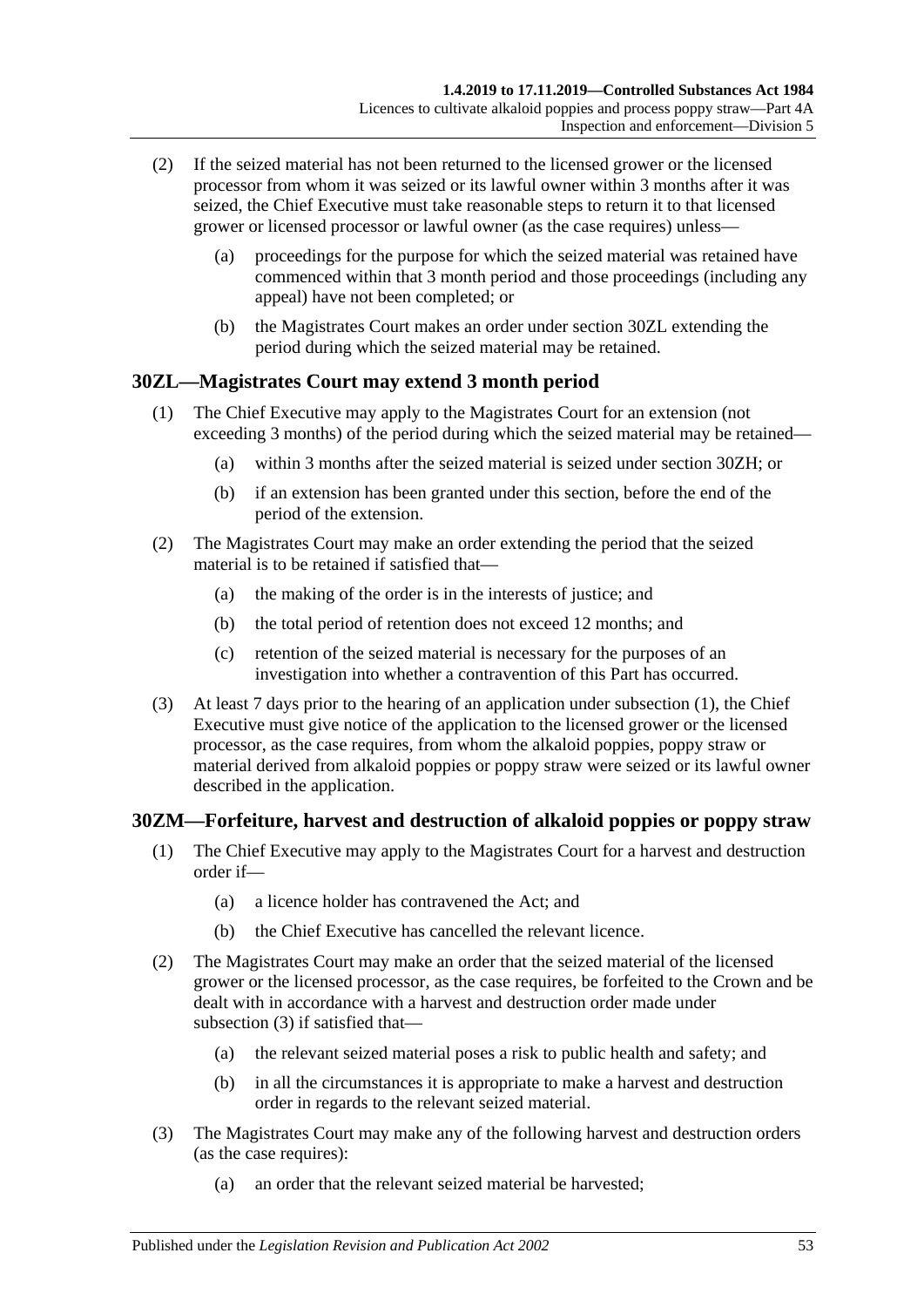(2) If the seized material has not been returned to the licensed grower or the licensed processor from whom it was seized or its lawful owner within 3 months after it was seized, the Chief Executive must take reasonable steps to return it to that licensed grower or licensed processor or lawful owner (as the case requires) unless—

(a) proceedings for the purpose for which the seized material was retained have commenced within that 3 month period and those proceedings (including any appeal) have not been completed; or

(b) the Magistrates Court makes an order under section 30ZL extending the period during which the seized material may be retained.

## 30ZL—Magistrates Court may extend 3 month period

(1) The Chief Executive may apply to the Magistrates Court for an extension (not exceeding 3 months) of the period during which the seized material may be retained—

(a) within 3 months after the seized material is seized under section 30ZH; or

(b) if an extension has been granted under this section, before the end of the period of the extension.

(2) The Magistrates Court may make an order extending the period that the seized material is to be retained if satisfied that—

(a) the making of the order is in the interests of justice; and

(b) the total period of retention does not exceed 12 months; and

(c) retention of the seized material is necessary for the purposes of an investigation into whether a contravention of this Part has occurred.

(3) At least 7 days prior to the hearing of an application under subsection (1), the Chief Executive must give notice of the application to the licensed grower or the licensed processor, as the case requires, from whom the alkaloid poppies, poppy straw or material derived from alkaloid poppies or poppy straw were seized or its lawful owner described in the application.

## 30ZM—Forfeiture, harvest and destruction of alkaloid poppies or poppy straw

(1) The Chief Executive may apply to the Magistrates Court for a harvest and destruction order if—

(a) a licence holder has contravened the Act; and

(b) the Chief Executive has cancelled the relevant licence.

(2) The Magistrates Court may make an order that the seized material of the licensed grower or the licensed processor, as the case requires, be forfeited to the Crown and be dealt with in accordance with a harvest and destruction order made under subsection (3) if satisfied that—

(a) the relevant seized material poses a risk to public health and safety; and

(b) in all the circumstances it is appropriate to make a harvest and destruction order in regards to the relevant seized material.

(3) The Magistrates Court may make any of the following harvest and destruction orders (as the case requires):

(a) an order that the relevant seized material be harvested;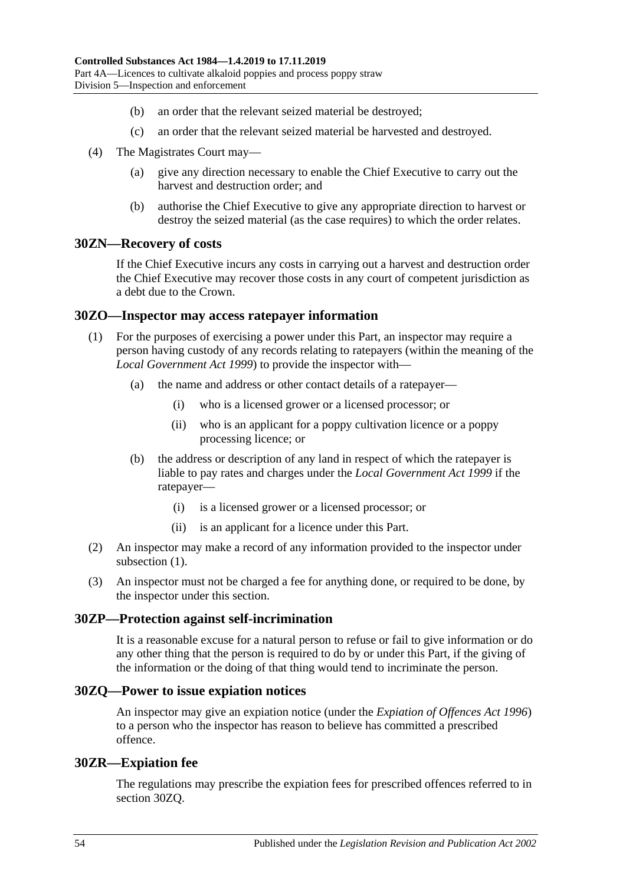(b) an order that the relevant seized material be destroyed;

(c) an order that the relevant seized material be harvested and destroyed.

(4) The Magistrates Court may—

(a) give any direction necessary to enable the Chief Executive to carry out the harvest and destruction order; and

(b) authorise the Chief Executive to give any appropriate direction to harvest or destroy the seized material (as the case requires) to which the order relates.

## 30ZN—Recovery of costs

If the Chief Executive incurs any costs in carrying out a harvest and destruction order the Chief Executive may recover those costs in any court of competent jurisdiction as a debt due to the Crown.

## 30ZO—Inspector may access ratepayer information

(1) For the purposes of exercising a power under this Part, an inspector may require a person having custody of any records relating to ratepayers (within the meaning of the *Local Government Act 1999*) to provide the inspector with—

(a) the name and address or other contact details of a ratepayer—

(i) who is a licensed grower or a licensed processor; or

(ii) who is an applicant for a poppy cultivation licence or a poppy processing licence; or

(b) the address or description of any land in respect of which the ratepayer is liable to pay rates and charges under the *Local Government Act 1999* if the ratepayer—

(i) is a licensed grower or a licensed processor; or

(ii) is an applicant for a licence under this Part.

(2) An inspector may make a record of any information provided to the inspector under subsection (1).

(3) An inspector must not be charged a fee for anything done, or required to be done, by the inspector under this section.

## 30ZP—Protection against self-incrimination

It is a reasonable excuse for a natural person to refuse or fail to give information or do any other thing that the person is required to do by or under this Part, if the giving of the information or the doing of that thing would tend to incriminate the person.

## 30ZQ—Power to issue expiation notices

An inspector may give an expiation notice (under the *Expiation of Offences Act 1996*) to a person who the inspector has reason to believe has committed a prescribed offence.

## 30ZR—Expiation fee

The regulations may prescribe the expiation fees for prescribed offences referred to in section 30ZQ.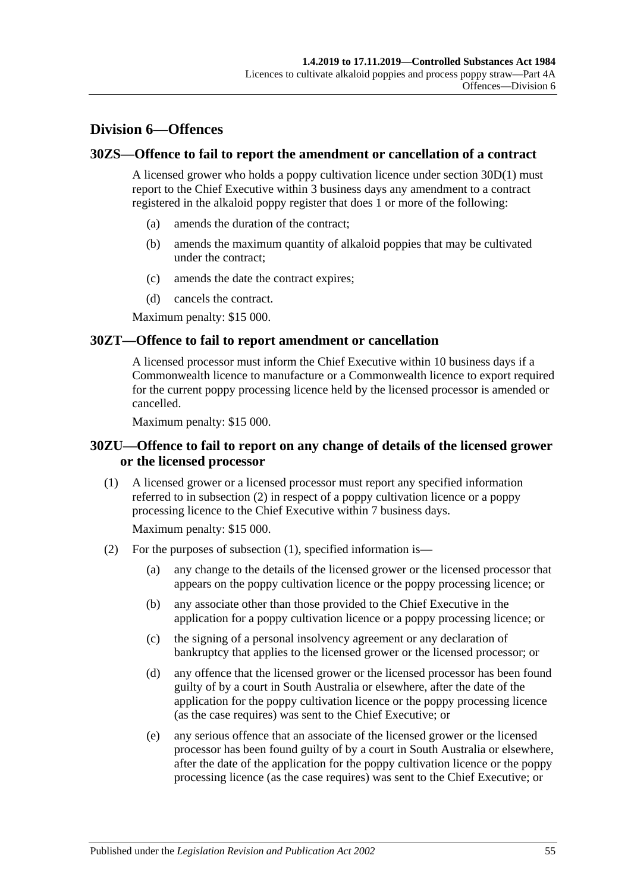## Division 6—Offences

### 30ZS—Offence to fail to report the amendment or cancellation of a contract

A licensed grower who holds a poppy cultivation licence under section 30D(1) must report to the Chief Executive within 3 business days any amendment to a contract registered in the alkaloid poppy register that does 1 or more of the following:

(a) amends the duration of the contract;

(b) amends the maximum quantity of alkaloid poppies that may be cultivated under the contract;

(c) amends the date the contract expires;

(d) cancels the contract.

Maximum penalty: $15 000.

### 30ZT—Offence to fail to report amendment or cancellation

A licensed processor must inform the Chief Executive within 10 business days if a Commonwealth licence to manufacture or a Commonwealth licence to export required for the current poppy processing licence held by the licensed processor is amended or cancelled.

Maximum penalty: $15 000.

### 30ZU—Offence to fail to report on any change of details of the licensed grower or the licensed processor

(1) A licensed grower or a licensed processor must report any specified information referred to in subsection (2) in respect of a poppy cultivation licence or a poppy processing licence to the Chief Executive within 7 business days.

Maximum penalty: $15 000.

(2) For the purposes of subsection (1), specified information is—

(a) any change to the details of the licensed grower or the licensed processor that appears on the poppy cultivation licence or the poppy processing licence; or

(b) any associate other than those provided to the Chief Executive in the application for a poppy cultivation licence or a poppy processing licence; or

(c) the signing of a personal insolvency agreement or any declaration of bankruptcy that applies to the licensed grower or the licensed processor; or

(d) any offence that the licensed grower or the licensed processor has been found guilty of by a court in South Australia or elsewhere, after the date of the application for the poppy cultivation licence or the poppy processing licence (as the case requires) was sent to the Chief Executive; or

(e) any serious offence that an associate of the licensed grower or the licensed processor has been found guilty of by a court in South Australia or elsewhere, after the date of the application for the poppy cultivation licence or the poppy processing licence (as the case requires) was sent to the Chief Executive; or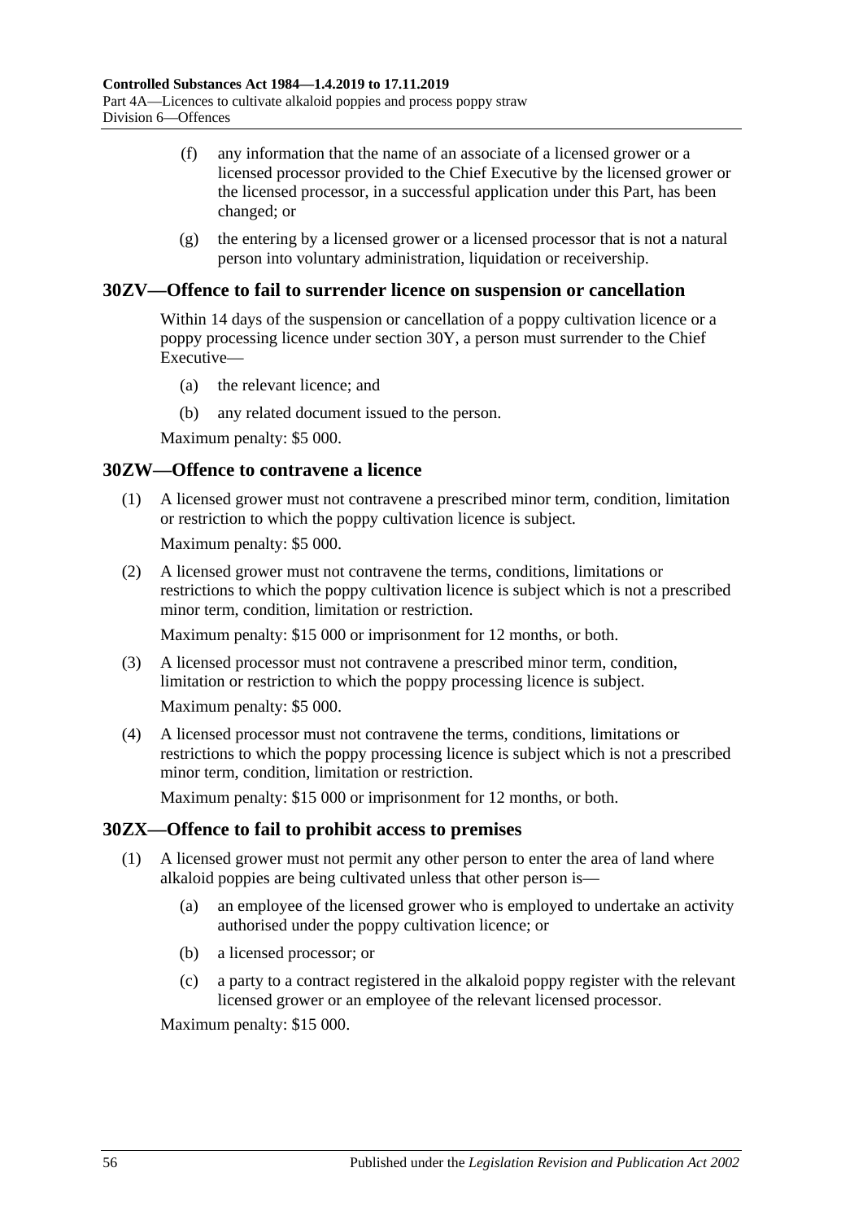(f) any information that the name of an associate of a licensed grower or a licensed processor provided to the Chief Executive by the licensed grower or the licensed processor, in a successful application under this Part, has been changed; or

(g) the entering by a licensed grower or a licensed processor that is not a natural person into voluntary administration, liquidation or receivership.

## 30ZV—Offence to fail to surrender licence on suspension or cancellation

Within 14 days of the suspension or cancellation of a poppy cultivation licence or a poppy processing licence under section 30Y, a person must surrender to the Chief Executive—

(a) the relevant licence; and

(b) any related document issued to the person.

Maximum penalty: $5 000.

## 30ZW—Offence to contravene a licence

(1) A licensed grower must not contravene a prescribed minor term, condition, limitation or restriction to which the poppy cultivation licence is subject.

Maximum penalty: $5 000.

(2) A licensed grower must not contravene the terms, conditions, limitations or restrictions to which the poppy cultivation licence is subject which is not a prescribed minor term, condition, limitation or restriction.

Maximum penalty: $15 000 or imprisonment for 12 months, or both.

(3) A licensed processor must not contravene a prescribed minor term, condition, limitation or restriction to which the poppy processing licence is subject.

Maximum penalty: $5 000.

(4) A licensed processor must not contravene the terms, conditions, limitations or restrictions to which the poppy processing licence is subject which is not a prescribed minor term, condition, limitation or restriction.

Maximum penalty: $15 000 or imprisonment for 12 months, or both.

## 30ZX—Offence to fail to prohibit access to premises

(1) A licensed grower must not permit any other person to enter the area of land where alkaloid poppies are being cultivated unless that other person is—

(a) an employee of the licensed grower who is employed to undertake an activity authorised under the poppy cultivation licence; or

(b) a licensed processor; or

(c) a party to a contract registered in the alkaloid poppy register with the relevant licensed grower or an employee of the relevant licensed processor.

Maximum penalty: $15 000.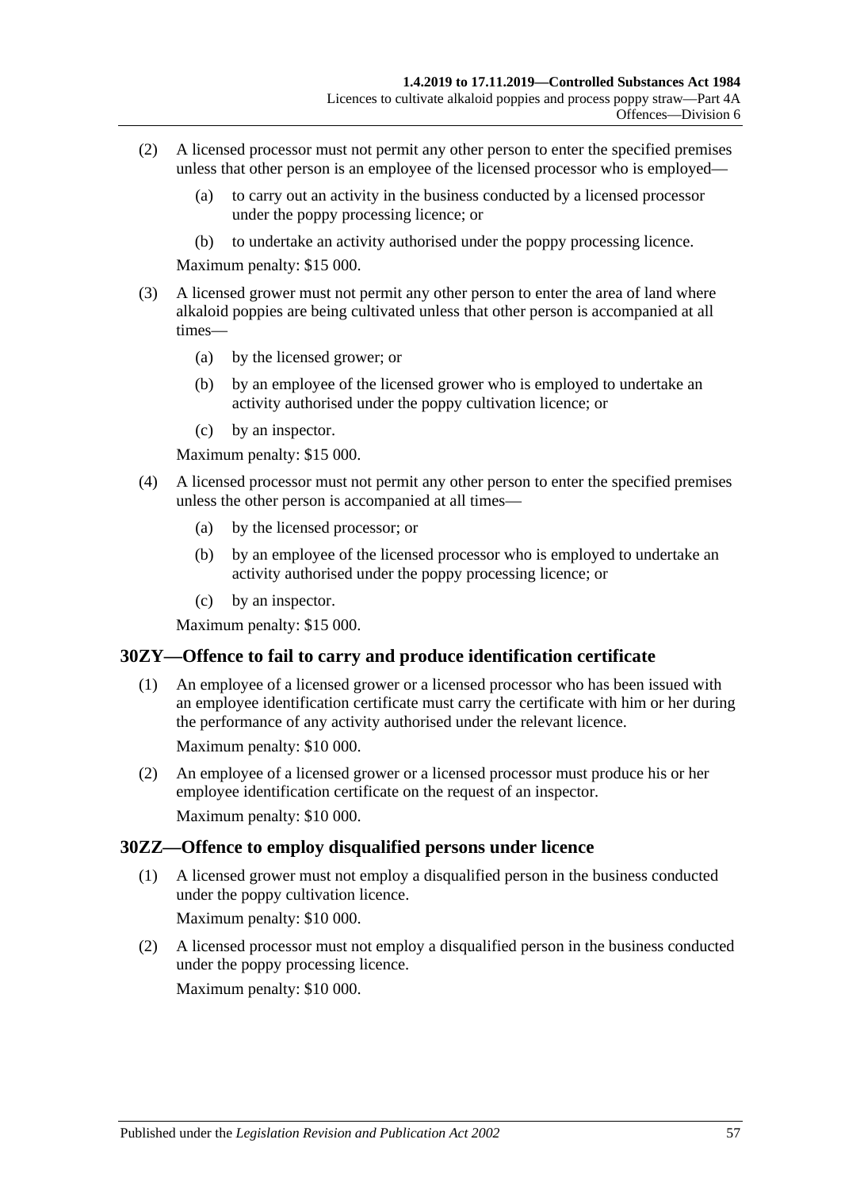(2) A licensed processor must not permit any other person to enter the specified premises unless that other person is an employee of the licensed processor who is employed—

(a) to carry out an activity in the business conducted by a licensed processor under the poppy processing licence; or

(b) to undertake an activity authorised under the poppy processing licence.

Maximum penalty: $15 000.

(3) A licensed grower must not permit any other person to enter the area of land where alkaloid poppies are being cultivated unless that other person is accompanied at all times—

(a) by the licensed grower; or

(b) by an employee of the licensed grower who is employed to undertake an activity authorised under the poppy cultivation licence; or

(c) by an inspector.

Maximum penalty: $15 000.

(4) A licensed processor must not permit any other person to enter the specified premises unless the other person is accompanied at all times—

(a) by the licensed processor; or

(b) by an employee of the licensed processor who is employed to undertake an activity authorised under the poppy processing licence; or

(c) by an inspector.

Maximum penalty: $15 000.

## 30ZY—Offence to fail to carry and produce identification certificate

(1) An employee of a licensed grower or a licensed processor who has been issued with an employee identification certificate must carry the certificate with him or her during the performance of any activity authorised under the relevant licence.

Maximum penalty: $10 000.

(2) An employee of a licensed grower or a licensed processor must produce his or her employee identification certificate on the request of an inspector.

Maximum penalty: $10 000.

## 30ZZ—Offence to employ disqualified persons under licence

(1) A licensed grower must not employ a disqualified person in the business conducted under the poppy cultivation licence.

Maximum penalty: $10 000.

(2) A licensed processor must not employ a disqualified person in the business conducted under the poppy processing licence.

Maximum penalty: $10 000.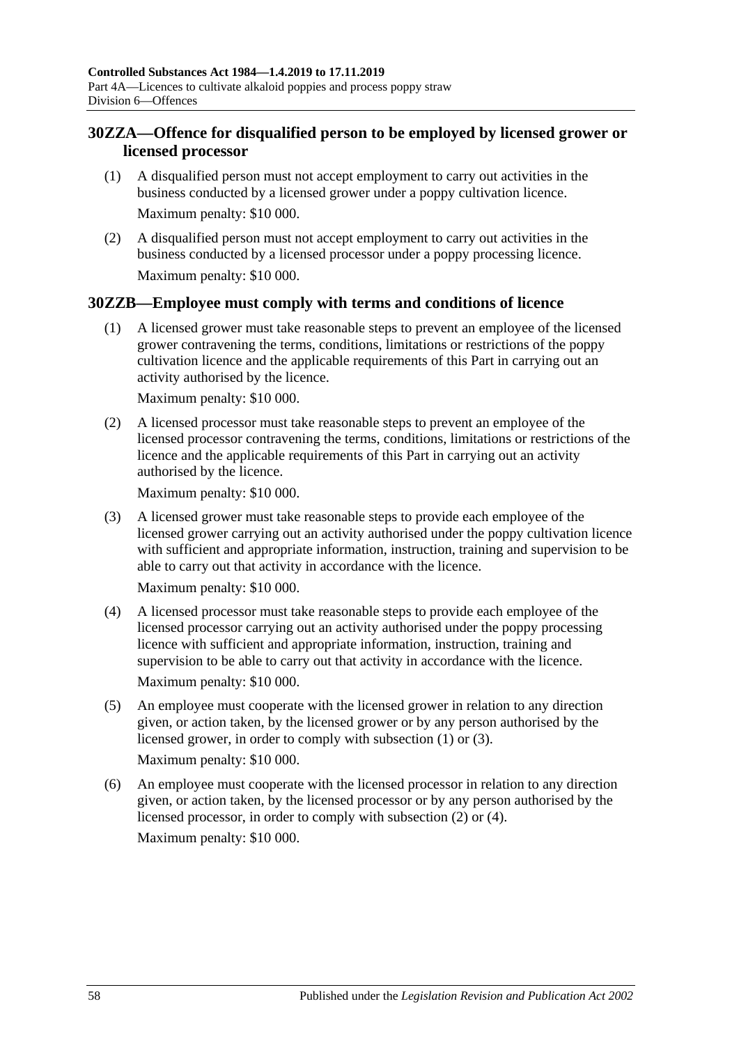## 30ZZA—Offence for disqualified person to be employed by licensed grower or licensed processor

(1) A disqualified person must not accept employment to carry out activities in the business conducted by a licensed grower under a poppy cultivation licence.

Maximum penalty: $10 000.

(2) A disqualified person must not accept employment to carry out activities in the business conducted by a licensed processor under a poppy processing licence.

Maximum penalty: $10 000.

## 30ZZB—Employee must comply with terms and conditions of licence

(1) A licensed grower must take reasonable steps to prevent an employee of the licensed grower contravening the terms, conditions, limitations or restrictions of the poppy cultivation licence and the applicable requirements of this Part in carrying out an activity authorised by the licence.

Maximum penalty: $10 000.

(2) A licensed processor must take reasonable steps to prevent an employee of the licensed processor contravening the terms, conditions, limitations or restrictions of the licence and the applicable requirements of this Part in carrying out an activity authorised by the licence.

Maximum penalty: $10 000.

(3) A licensed grower must take reasonable steps to provide each employee of the licensed grower carrying out an activity authorised under the poppy cultivation licence with sufficient and appropriate information, instruction, training and supervision to be able to carry out that activity in accordance with the licence.

Maximum penalty: $10 000.

(4) A licensed processor must take reasonable steps to provide each employee of the licensed processor carrying out an activity authorised under the poppy processing licence with sufficient and appropriate information, instruction, training and supervision to be able to carry out that activity in accordance with the licence.

Maximum penalty: $10 000.

(5) An employee must cooperate with the licensed grower in relation to any direction given, or action taken, by the licensed grower or by any person authorised by the licensed grower, in order to comply with subsection (1) or (3).

Maximum penalty: $10 000.

(6) An employee must cooperate with the licensed processor in relation to any direction given, or action taken, by the licensed processor or by any person authorised by the licensed processor, in order to comply with subsection (2) or (4).

Maximum penalty: $10 000.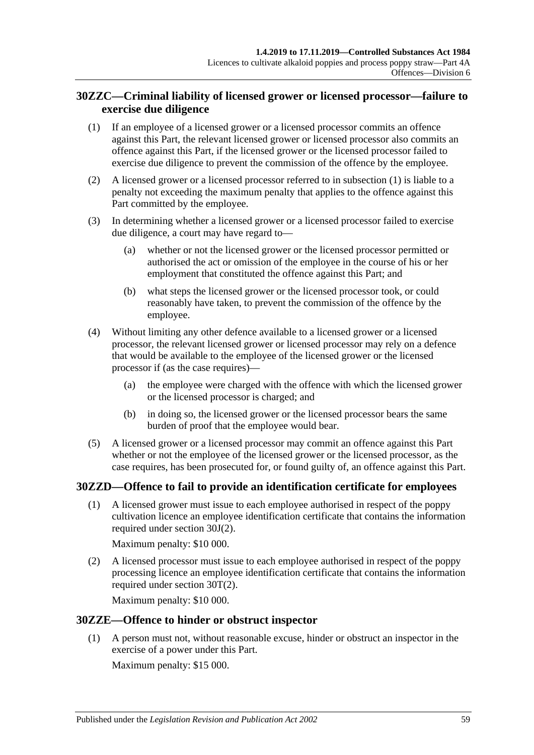## 30ZZC—Criminal liability of licensed grower or licensed processor—failure to exercise due diligence

(1) If an employee of a licensed grower or a licensed processor commits an offence against this Part, the relevant licensed grower or licensed processor also commits an offence against this Part, if the licensed grower or the licensed processor failed to exercise due diligence to prevent the commission of the offence by the employee.

(2) A licensed grower or a licensed processor referred to in subsection (1) is liable to a penalty not exceeding the maximum penalty that applies to the offence against this Part committed by the employee.

(3) In determining whether a licensed grower or a licensed processor failed to exercise due diligence, a court may have regard to—

(a) whether or not the licensed grower or the licensed processor permitted or authorised the act or omission of the employee in the course of his or her employment that constituted the offence against this Part; and

(b) what steps the licensed grower or the licensed processor took, or could reasonably have taken, to prevent the commission of the offence by the employee.

(4) Without limiting any other defence available to a licensed grower or a licensed processor, the relevant licensed grower or licensed processor may rely on a defence that would be available to the employee of the licensed grower or the licensed processor if (as the case requires)—

(a) the employee were charged with the offence with which the licensed grower or the licensed processor is charged; and

(b) in doing so, the licensed grower or the licensed processor bears the same burden of proof that the employee would bear.

(5) A licensed grower or a licensed processor may commit an offence against this Part whether or not the employee of the licensed grower or the licensed processor, as the case requires, has been prosecuted for, or found guilty of, an offence against this Part.

## 30ZZD—Offence to fail to provide an identification certificate for employees

(1) A licensed grower must issue to each employee authorised in respect of the poppy cultivation licence an employee identification certificate that contains the information required under section 30J(2).

Maximum penalty: $10 000.

(2) A licensed processor must issue to each employee authorised in respect of the poppy processing licence an employee identification certificate that contains the information required under section 30T(2).

Maximum penalty: $10 000.

## 30ZZE—Offence to hinder or obstruct inspector

(1) A person must not, without reasonable excuse, hinder or obstruct an inspector in the exercise of a power under this Part.

Maximum penalty: $15 000.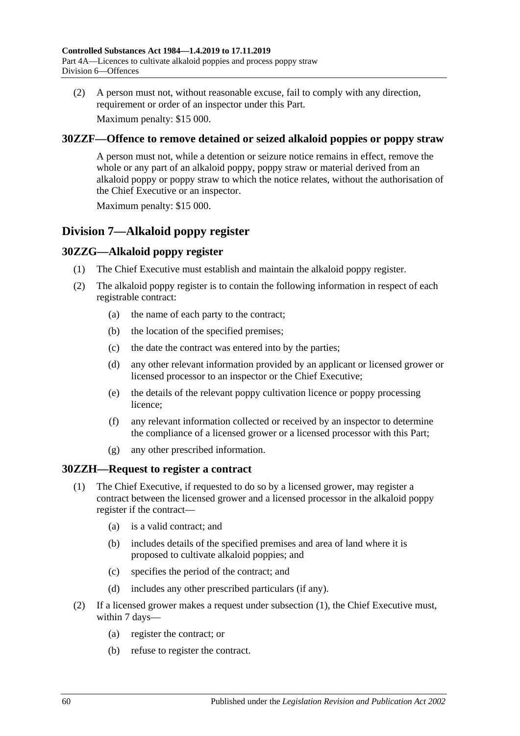(2) A person must not, without reasonable excuse, fail to comply with any direction, requirement or order of an inspector under this Part.

Maximum penalty: $15 000.

## 30ZZF—Offence to remove detained or seized alkaloid poppies or poppy straw

A person must not, while a detention or seizure notice remains in effect, remove the whole or any part of an alkaloid poppy, poppy straw or material derived from an alkaloid poppy or poppy straw to which the notice relates, without the authorisation of the Chief Executive or an inspector.

Maximum penalty: $15 000.

# Division 7—Alkaloid poppy register

## 30ZZG—Alkaloid poppy register

(1) The Chief Executive must establish and maintain the alkaloid poppy register.

(2) The alkaloid poppy register is to contain the following information in respect of each registrable contract:

- (a) the name of each party to the contract;
- (b) the location of the specified premises;
- (c) the date the contract was entered into by the parties;
- (d) any other relevant information provided by an applicant or licensed grower or licensed processor to an inspector or the Chief Executive;
- (e) the details of the relevant poppy cultivation licence or poppy processing licence;
- (f) any relevant information collected or received by an inspector to determine the compliance of a licensed grower or a licensed processor with this Part;
- (g) any other prescribed information.

## 30ZZH—Request to register a contract

(1) The Chief Executive, if requested to do so by a licensed grower, may register a contract between the licensed grower and a licensed processor in the alkaloid poppy register if the contract—

- (a) is a valid contract; and
- (b) includes details of the specified premises and area of land where it is proposed to cultivate alkaloid poppies; and
- (c) specifies the period of the contract; and
- (d) includes any other prescribed particulars (if any).

(2) If a licensed grower makes a request under subsection (1), the Chief Executive must, within 7 days—

- (a) register the contract; or
- (b) refuse to register the contract.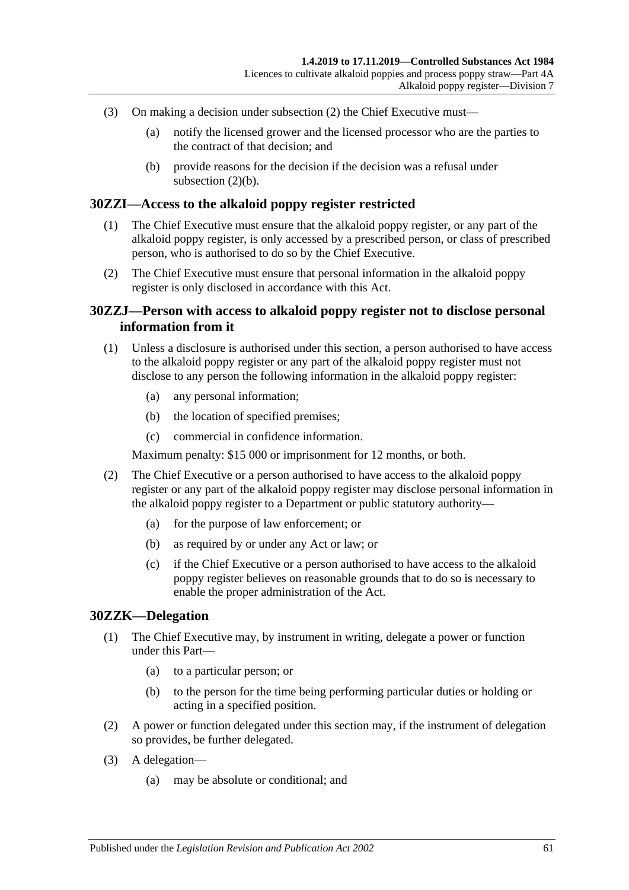(3) On making a decision under subsection (2) the Chief Executive must—

(a) notify the licensed grower and the licensed processor who are the parties to the contract of that decision; and

(b) provide reasons for the decision if the decision was a refusal under subsection (2)(b).

## 30ZZI—Access to the alkaloid poppy register restricted

(1) The Chief Executive must ensure that the alkaloid poppy register, or any part of the alkaloid poppy register, is only accessed by a prescribed person, or class of prescribed person, who is authorised to do so by the Chief Executive.

(2) The Chief Executive must ensure that personal information in the alkaloid poppy register is only disclosed in accordance with this Act.

## 30ZZJ—Person with access to alkaloid poppy register not to disclose personal information from it

(1) Unless a disclosure is authorised under this section, a person authorised to have access to the alkaloid poppy register or any part of the alkaloid poppy register must not disclose to any person the following information in the alkaloid poppy register:

(a) any personal information;

(b) the location of specified premises;

(c) commercial in confidence information.

Maximum penalty: $15 000 or imprisonment for 12 months, or both.

(2) The Chief Executive or a person authorised to have access to the alkaloid poppy register or any part of the alkaloid poppy register may disclose personal information in the alkaloid poppy register to a Department or public statutory authority—

(a) for the purpose of law enforcement; or

(b) as required by or under any Act or law; or

(c) if the Chief Executive or a person authorised to have access to the alkaloid poppy register believes on reasonable grounds that to do so is necessary to enable the proper administration of the Act.

## 30ZZK—Delegation

(1) The Chief Executive may, by instrument in writing, delegate a power or function under this Part—

(a) to a particular person; or

(b) to the person for the time being performing particular duties or holding or acting in a specified position.

(2) A power or function delegated under this section may, if the instrument of delegation so provides, be further delegated.

(3) A delegation—

(a) may be absolute or conditional; and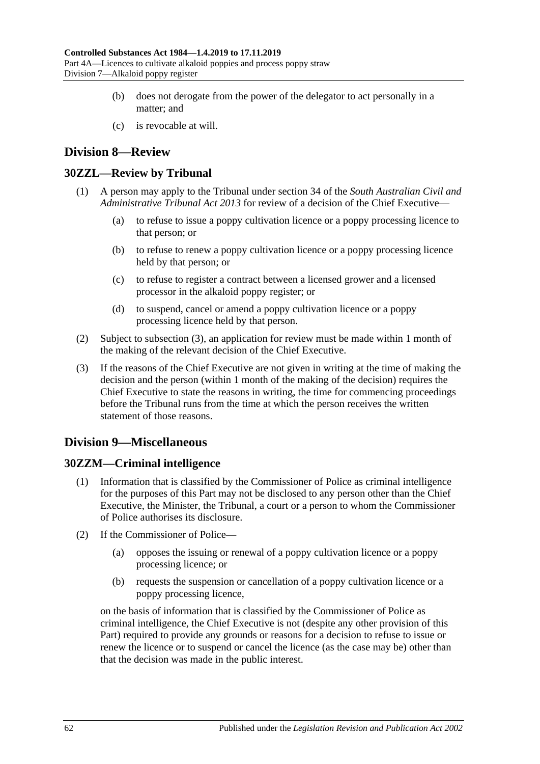(b) does not derogate from the power of the delegator to act personally in a matter; and

(c) is revocable at will.

## Division 8—Review

### 30ZZL—Review by Tribunal

(1) A person may apply to the Tribunal under section 34 of the *South Australian Civil and Administrative Tribunal Act 2013* for review of a decision of the Chief Executive—

(a) to refuse to issue a poppy cultivation licence or a poppy processing licence to that person; or

(b) to refuse to renew a poppy cultivation licence or a poppy processing licence held by that person; or

(c) to refuse to register a contract between a licensed grower and a licensed processor in the alkaloid poppy register; or

(d) to suspend, cancel or amend a poppy cultivation licence or a poppy processing licence held by that person.

(2) Subject to subsection (3), an application for review must be made within 1 month of the making of the relevant decision of the Chief Executive.

(3) If the reasons of the Chief Executive are not given in writing at the time of making the decision and the person (within 1 month of the making of the decision) requires the Chief Executive to state the reasons in writing, the time for commencing proceedings before the Tribunal runs from the time at which the person receives the written statement of those reasons.

## Division 9—Miscellaneous

### 30ZZM—Criminal intelligence

(1) Information that is classified by the Commissioner of Police as criminal intelligence for the purposes of this Part may not be disclosed to any person other than the Chief Executive, the Minister, the Tribunal, a court or a person to whom the Commissioner of Police authorises its disclosure.

(2) If the Commissioner of Police—

(a) opposes the issuing or renewal of a poppy cultivation licence or a poppy processing licence; or

(b) requests the suspension or cancellation of a poppy cultivation licence or a poppy processing licence,

on the basis of information that is classified by the Commissioner of Police as criminal intelligence, the Chief Executive is not (despite any other provision of this Part) required to provide any grounds or reasons for a decision to refuse to issue or renew the licence or to suspend or cancel the licence (as the case may be) other than that the decision was made in the public interest.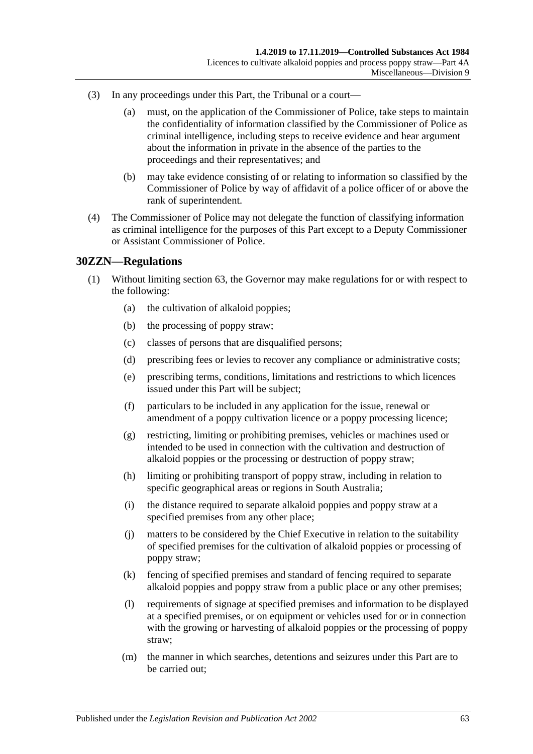(3) In any proceedings under this Part, the Tribunal or a court—

(a) must, on the application of the Commissioner of Police, take steps to maintain the confidentiality of information classified by the Commissioner of Police as criminal intelligence, including steps to receive evidence and hear argument about the information in private in the absence of the parties to the proceedings and their representatives; and

(b) may take evidence consisting of or relating to information so classified by the Commissioner of Police by way of affidavit of a police officer of or above the rank of superintendent.

(4) The Commissioner of Police may not delegate the function of classifying information as criminal intelligence for the purposes of this Part except to a Deputy Commissioner or Assistant Commissioner of Police.

## 30ZZN—Regulations

(1) Without limiting section 63, the Governor may make regulations for or with respect to the following:

(a) the cultivation of alkaloid poppies;

(b) the processing of poppy straw;

(c) classes of persons that are disqualified persons;

(d) prescribing fees or levies to recover any compliance or administrative costs;

(e) prescribing terms, conditions, limitations and restrictions to which licences issued under this Part will be subject;

(f) particulars to be included in any application for the issue, renewal or amendment of a poppy cultivation licence or a poppy processing licence;

(g) restricting, limiting or prohibiting premises, vehicles or machines used or intended to be used in connection with the cultivation and destruction of alkaloid poppies or the processing or destruction of poppy straw;

(h) limiting or prohibiting transport of poppy straw, including in relation to specific geographical areas or regions in South Australia;

(i) the distance required to separate alkaloid poppies and poppy straw at a specified premises from any other place;

(j) matters to be considered by the Chief Executive in relation to the suitability of specified premises for the cultivation of alkaloid poppies or processing of poppy straw;

(k) fencing of specified premises and standard of fencing required to separate alkaloid poppies and poppy straw from a public place or any other premises;

(l) requirements of signage at specified premises and information to be displayed at a specified premises, or on equipment or vehicles used for or in connection with the growing or harvesting of alkaloid poppies or the processing of poppy straw;

(m) the manner in which searches, detentions and seizures under this Part are to be carried out;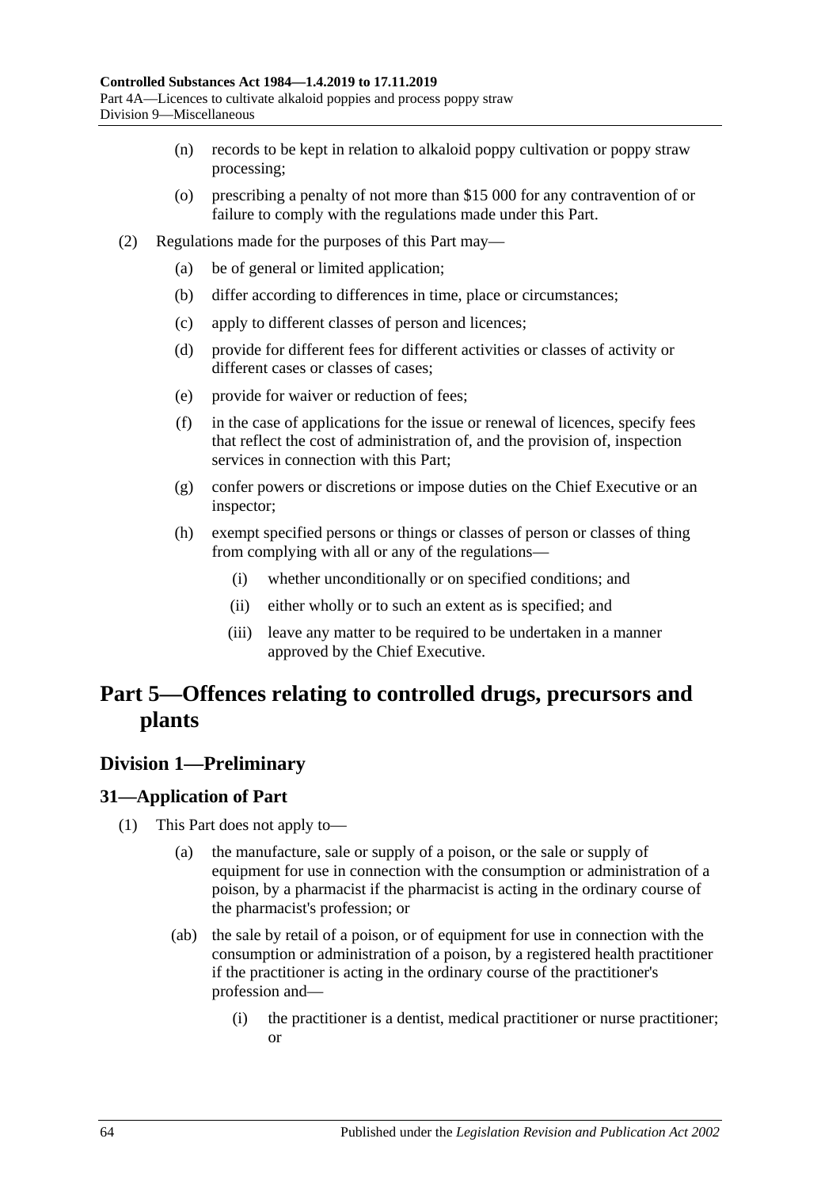(n) records to be kept in relation to alkaloid poppy cultivation or poppy straw processing;

(o) prescribing a penalty of not more than $15 000 for any contravention of or failure to comply with the regulations made under this Part.

(2) Regulations made for the purposes of this Part may—

(a) be of general or limited application;

(b) differ according to differences in time, place or circumstances;

(c) apply to different classes of person and licences;

(d) provide for different fees for different activities or classes of activity or different cases or classes of cases;

(e) provide for waiver or reduction of fees;

(f) in the case of applications for the issue or renewal of licences, specify fees that reflect the cost of administration of, and the provision of, inspection services in connection with this Part;

(g) confer powers or discretions or impose duties on the Chief Executive or an inspector;

(h) exempt specified persons or things or classes of person or classes of thing from complying with all or any of the regulations—

(i) whether unconditionally or on specified conditions; and

(ii) either wholly or to such an extent as is specified; and

(iii) leave any matter to be required to be undertaken in a manner approved by the Chief Executive.

# Part 5—Offences relating to controlled drugs, precursors and plants

## Division 1—Preliminary

### 31—Application of Part

(1) This Part does not apply to—

(a) the manufacture, sale or supply of a poison, or the sale or supply of equipment for use in connection with the consumption or administration of a poison, by a pharmacist if the pharmacist is acting in the ordinary course of the pharmacist's profession; or

(ab) the sale by retail of a poison, or of equipment for use in connection with the consumption or administration of a poison, by a registered health practitioner if the practitioner is acting in the ordinary course of the practitioner's profession and—

(i) the practitioner is a dentist, medical practitioner or nurse practitioner; or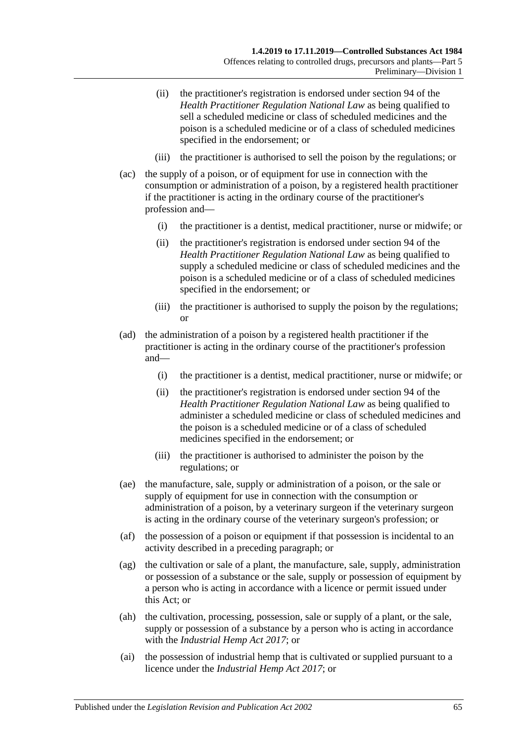(ii) the practitioner's registration is endorsed under section 94 of the *Health Practitioner Regulation National Law* as being qualified to sell a scheduled medicine or class of scheduled medicines and the poison is a scheduled medicine or of a class of scheduled medicines specified in the endorsement; or

(iii) the practitioner is authorised to sell the poison by the regulations; or

(ac) the supply of a poison, or of equipment for use in connection with the consumption or administration of a poison, by a registered health practitioner if the practitioner is acting in the ordinary course of the practitioner's profession and—

(i) the practitioner is a dentist, medical practitioner, nurse or midwife; or

(ii) the practitioner's registration is endorsed under section 94 of the *Health Practitioner Regulation National Law* as being qualified to supply a scheduled medicine or class of scheduled medicines and the poison is a scheduled medicine or of a class of scheduled medicines specified in the endorsement; or

(iii) the practitioner is authorised to supply the poison by the regulations; or

(ad) the administration of a poison by a registered health practitioner if the practitioner is acting in the ordinary course of the practitioner's profession and—

(i) the practitioner is a dentist, medical practitioner, nurse or midwife; or

(ii) the practitioner's registration is endorsed under section 94 of the *Health Practitioner Regulation National Law* as being qualified to administer a scheduled medicine or class of scheduled medicines and the poison is a scheduled medicine or of a class of scheduled medicines specified in the endorsement; or

(iii) the practitioner is authorised to administer the poison by the regulations; or

(ae) the manufacture, sale, supply or administration of a poison, or the sale or supply of equipment for use in connection with the consumption or administration of a poison, by a veterinary surgeon if the veterinary surgeon is acting in the ordinary course of the veterinary surgeon's profession; or

(af) the possession of a poison or equipment if that possession is incidental to an activity described in a preceding paragraph; or

(ag) the cultivation or sale of a plant, the manufacture, sale, supply, administration or possession of a substance or the sale, supply or possession of equipment by a person who is acting in accordance with a licence or permit issued under this Act; or

(ah) the cultivation, processing, possession, sale or supply of a plant, or the sale, supply or possession of a substance by a person who is acting in accordance with the *Industrial Hemp Act 2017*; or

(ai) the possession of industrial hemp that is cultivated or supplied pursuant to a licence under the *Industrial Hemp Act 2017*; or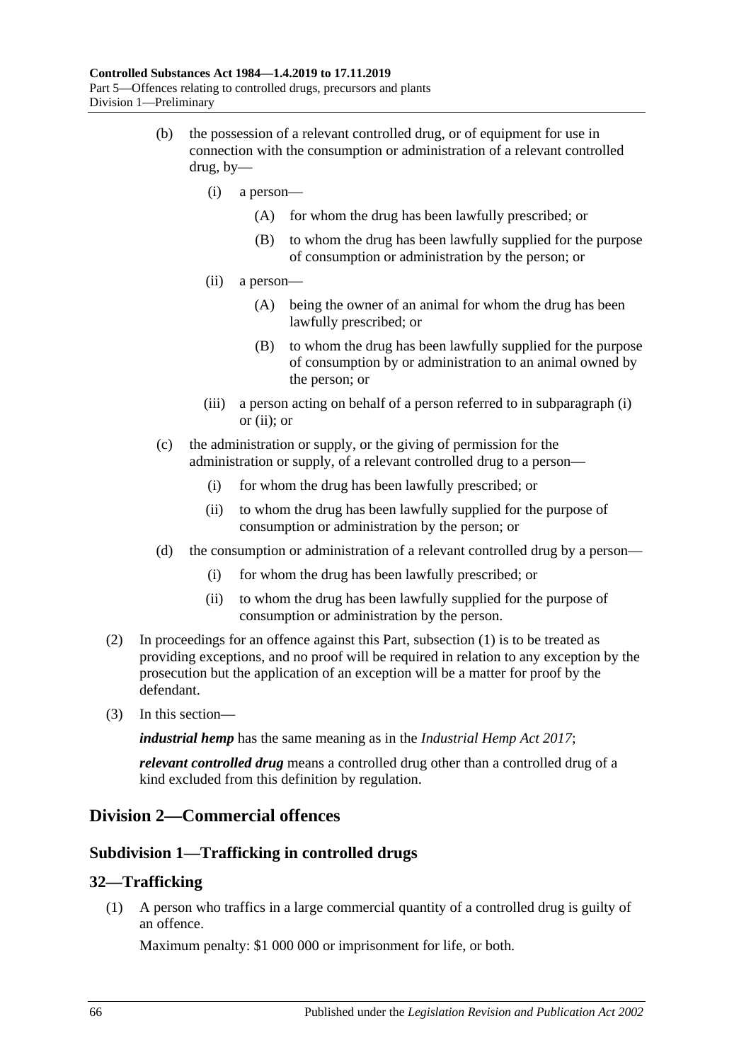(b) the possession of a relevant controlled drug, or of equipment for use in connection with the consumption or administration of a relevant controlled drug, by—

(i) a person—

(A) for whom the drug has been lawfully prescribed; or

(B) to whom the drug has been lawfully supplied for the purpose of consumption or administration by the person; or

(ii) a person—

(A) being the owner of an animal for whom the drug has been lawfully prescribed; or

(B) to whom the drug has been lawfully supplied for the purpose of consumption by or administration to an animal owned by the person; or

(iii) a person acting on behalf of a person referred to in subparagraph (i) or (ii); or

(c) the administration or supply, or the giving of permission for the administration or supply, of a relevant controlled drug to a person—

(i) for whom the drug has been lawfully prescribed; or

(ii) to whom the drug has been lawfully supplied for the purpose of consumption or administration by the person; or

(d) the consumption or administration of a relevant controlled drug by a person—

(i) for whom the drug has been lawfully prescribed; or

(ii) to whom the drug has been lawfully supplied for the purpose of consumption or administration by the person.

(2) In proceedings for an offence against this Part, subsection (1) is to be treated as providing exceptions, and no proof will be required in relation to any exception by the prosecution but the application of an exception will be a matter for proof by the defendant.

(3) In this section—

***industrial hemp*** has the same meaning as in the *Industrial Hemp Act 2017*;

***relevant controlled drug*** means a controlled drug other than a controlled drug of a kind excluded from this definition by regulation.

## Division 2—Commercial offences

### Subdivision 1—Trafficking in controlled drugs

### 32—Trafficking

(1) A person who traffics in a large commercial quantity of a controlled drug is guilty of an offence.

Maximum penalty: $1 000 000 or imprisonment for life, or both.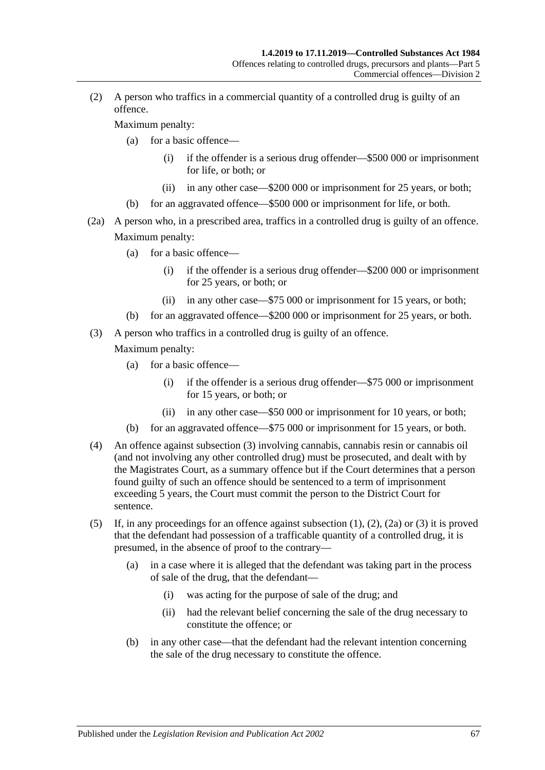(2) A person who traffics in a commercial quantity of a controlled drug is guilty of an offence.

Maximum penalty:

(a) for a basic offence—

(i) if the offender is a serious drug offender—$500 000 or imprisonment for life, or both; or

(ii) in any other case—$200 000 or imprisonment for 25 years, or both;

(b) for an aggravated offence—$500 000 or imprisonment for life, or both.

(2a) A person who, in a prescribed area, traffics in a controlled drug is guilty of an offence.

Maximum penalty:

(a) for a basic offence—

(i) if the offender is a serious drug offender—$200 000 or imprisonment for 25 years, or both; or

(ii) in any other case—$75 000 or imprisonment for 15 years, or both;

(b) for an aggravated offence—$200 000 or imprisonment for 25 years, or both.

(3) A person who traffics in a controlled drug is guilty of an offence.

Maximum penalty:

(a) for a basic offence—

(i) if the offender is a serious drug offender—$75 000 or imprisonment for 15 years, or both; or

(ii) in any other case—$50 000 or imprisonment for 10 years, or both;

(b) for an aggravated offence—$75 000 or imprisonment for 15 years, or both.

(4) An offence against subsection (3) involving cannabis, cannabis resin or cannabis oil (and not involving any other controlled drug) must be prosecuted, and dealt with by the Magistrates Court, as a summary offence but if the Court determines that a person found guilty of such an offence should be sentenced to a term of imprisonment exceeding 5 years, the Court must commit the person to the District Court for sentence.

(5) If, in any proceedings for an offence against subsection (1), (2), (2a) or (3) it is proved that the defendant had possession of a trafficable quantity of a controlled drug, it is presumed, in the absence of proof to the contrary—

(a) in a case where it is alleged that the defendant was taking part in the process of sale of the drug, that the defendant—

(i) was acting for the purpose of sale of the drug; and

(ii) had the relevant belief concerning the sale of the drug necessary to constitute the offence; or

(b) in any other case—that the defendant had the relevant intention concerning the sale of the drug necessary to constitute the offence.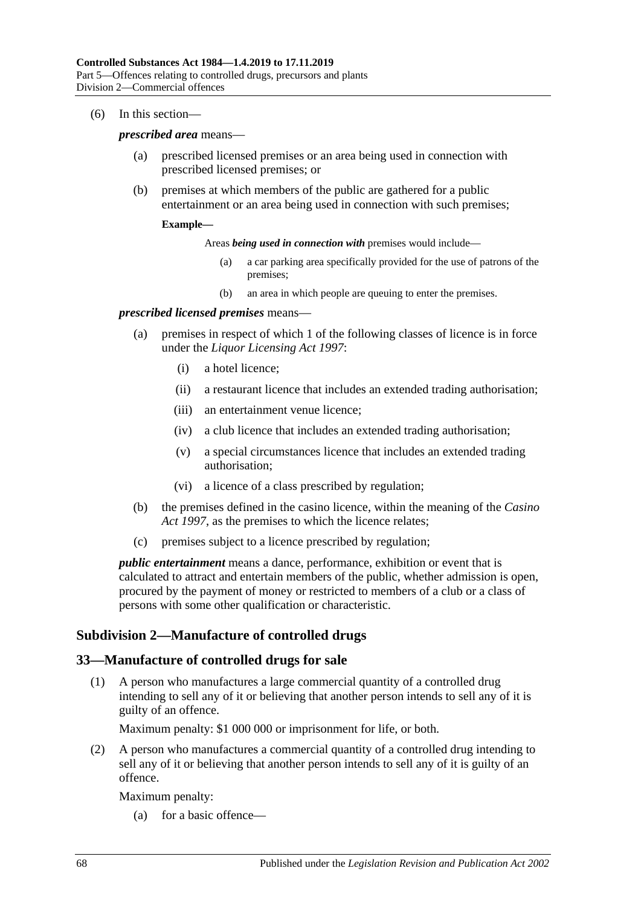(6) In this section—

***prescribed area*** means—

(a) prescribed licensed premises or an area being used in connection with prescribed licensed premises; or

(b) premises at which members of the public are gathered for a public entertainment or an area being used in connection with such premises;

**Example—**

Areas ***being used in connection with*** premises would include—

(a) a car parking area specifically provided for the use of patrons of the premises;

(b) an area in which people are queuing to enter the premises.

***prescribed licensed premises*** means—

(a) premises in respect of which 1 of the following classes of licence is in force under the *Liquor Licensing Act 1997*:

(i) a hotel licence;

(ii) a restaurant licence that includes an extended trading authorisation;

(iii) an entertainment venue licence;

(iv) a club licence that includes an extended trading authorisation;

(v) a special circumstances licence that includes an extended trading authorisation;

(vi) a licence of a class prescribed by regulation;

(b) the premises defined in the casino licence, within the meaning of the *Casino Act 1997*, as the premises to which the licence relates;

(c) premises subject to a licence prescribed by regulation;

***public entertainment*** means a dance, performance, exhibition or event that is calculated to attract and entertain members of the public, whether admission is open, procured by the payment of money or restricted to members of a club or a class of persons with some other qualification or characteristic.

## Subdivision 2—Manufacture of controlled drugs

## 33—Manufacture of controlled drugs for sale

(1) A person who manufactures a large commercial quantity of a controlled drug intending to sell any of it or believing that another person intends to sell any of it is guilty of an offence.

Maximum penalty: $1 000 000 or imprisonment for life, or both.

(2) A person who manufactures a commercial quantity of a controlled drug intending to sell any of it or believing that another person intends to sell any of it is guilty of an offence.

Maximum penalty:

(a) for a basic offence—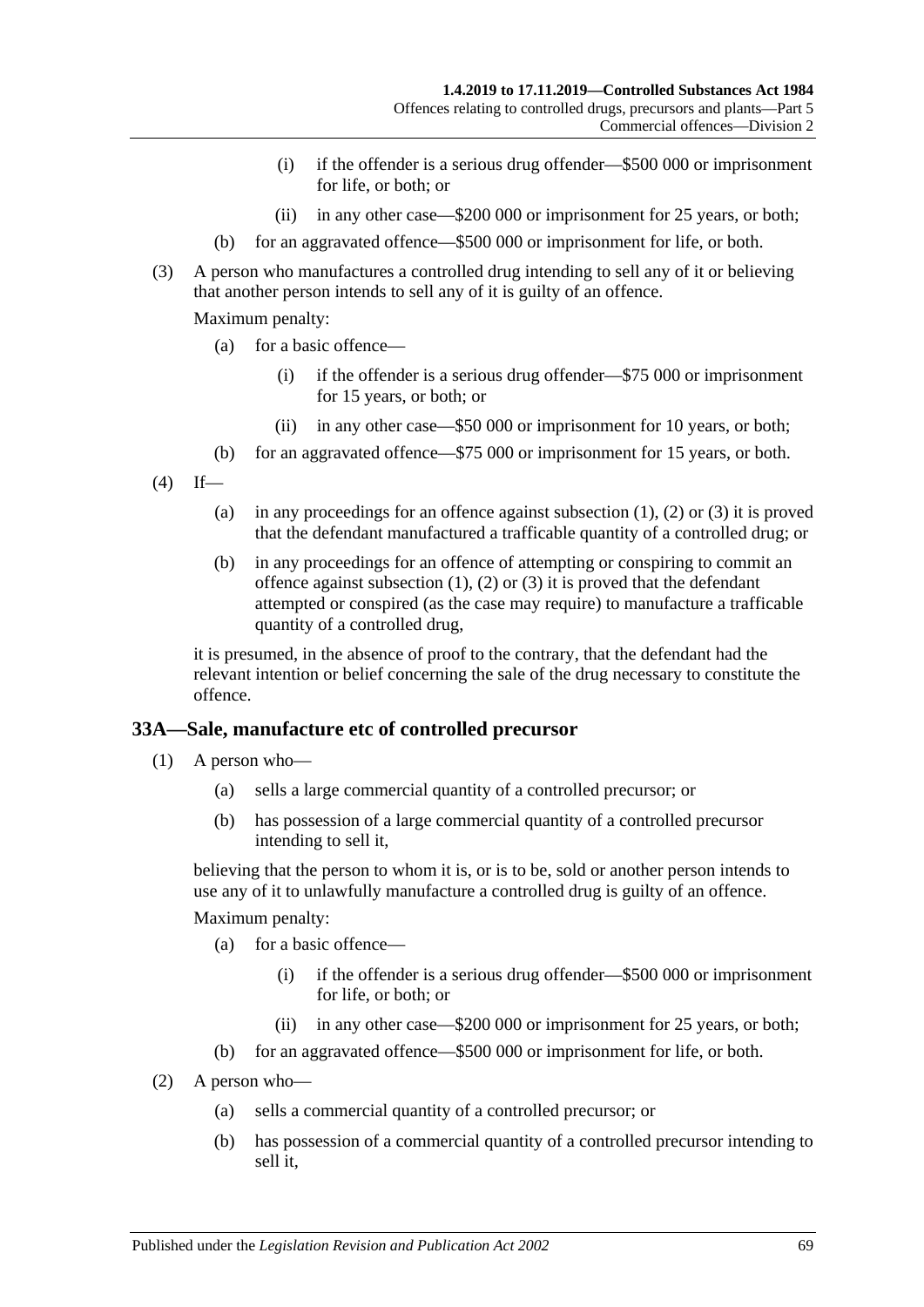(i) if the offender is a serious drug offender—$500 000 or imprisonment for life, or both; or

(ii) in any other case—$200 000 or imprisonment for 25 years, or both;

(b) for an aggravated offence—$500 000 or imprisonment for life, or both.

(3) A person who manufactures a controlled drug intending to sell any of it or believing that another person intends to sell any of it is guilty of an offence.

Maximum penalty:

(a) for a basic offence—

(i) if the offender is a serious drug offender—$75 000 or imprisonment for 15 years, or both; or

(ii) in any other case—$50 000 or imprisonment for 10 years, or both;

(b) for an aggravated offence—$75 000 or imprisonment for 15 years, or both.

(4) If—

(a) in any proceedings for an offence against subsection (1), (2) or (3) it is proved that the defendant manufactured a trafficable quantity of a controlled drug; or

(b) in any proceedings for an offence of attempting or conspiring to commit an offence against subsection (1), (2) or (3) it is proved that the defendant attempted or conspired (as the case may require) to manufacture a trafficable quantity of a controlled drug,

it is presumed, in the absence of proof to the contrary, that the defendant had the relevant intention or belief concerning the sale of the drug necessary to constitute the offence.

## 33A—Sale, manufacture etc of controlled precursor

(1) A person who—

(a) sells a large commercial quantity of a controlled precursor; or

(b) has possession of a large commercial quantity of a controlled precursor intending to sell it,

believing that the person to whom it is, or is to be, sold or another person intends to use any of it to unlawfully manufacture a controlled drug is guilty of an offence.

Maximum penalty:

(a) for a basic offence—

(i) if the offender is a serious drug offender—$500 000 or imprisonment for life, or both; or

(ii) in any other case—$200 000 or imprisonment for 25 years, or both;

(b) for an aggravated offence—$500 000 or imprisonment for life, or both.

(2) A person who—

(a) sells a commercial quantity of a controlled precursor; or

(b) has possession of a commercial quantity of a controlled precursor intending to sell it,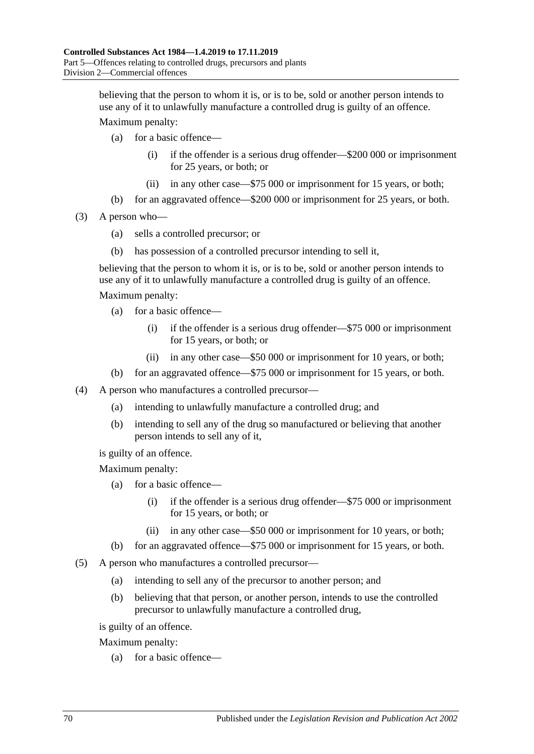believing that the person to whom it is, or is to be, sold or another person intends to use any of it to unlawfully manufacture a controlled drug is guilty of an offence.

Maximum penalty:

- (a) for a basic offence—
  - (i) if the offender is a serious drug offender—$200 000 or imprisonment for 25 years, or both; or
  - (ii) in any other case—$75 000 or imprisonment for 15 years, or both;
- (b) for an aggravated offence—$200 000 or imprisonment for 25 years, or both.

(3) A person who—

- (a) sells a controlled precursor; or
- (b) has possession of a controlled precursor intending to sell it,

believing that the person to whom it is, or is to be, sold or another person intends to use any of it to unlawfully manufacture a controlled drug is guilty of an offence.

Maximum penalty:

- (a) for a basic offence—
  - (i) if the offender is a serious drug offender—$75 000 or imprisonment for 15 years, or both; or
  - (ii) in any other case—$50 000 or imprisonment for 10 years, or both;
- (b) for an aggravated offence—$75 000 or imprisonment for 15 years, or both.

(4) A person who manufactures a controlled precursor—

- (a) intending to unlawfully manufacture a controlled drug; and
- (b) intending to sell any of the drug so manufactured or believing that another person intends to sell any of it,

is guilty of an offence.

Maximum penalty:

- (a) for a basic offence—
  - (i) if the offender is a serious drug offender—$75 000 or imprisonment for 15 years, or both; or
  - (ii) in any other case—$50 000 or imprisonment for 10 years, or both;
- (b) for an aggravated offence—$75 000 or imprisonment for 15 years, or both.

(5) A person who manufactures a controlled precursor—

- (a) intending to sell any of the precursor to another person; and
- (b) believing that that person, or another person, intends to use the controlled precursor to unlawfully manufacture a controlled drug,

is guilty of an offence.

Maximum penalty:

- (a) for a basic offence—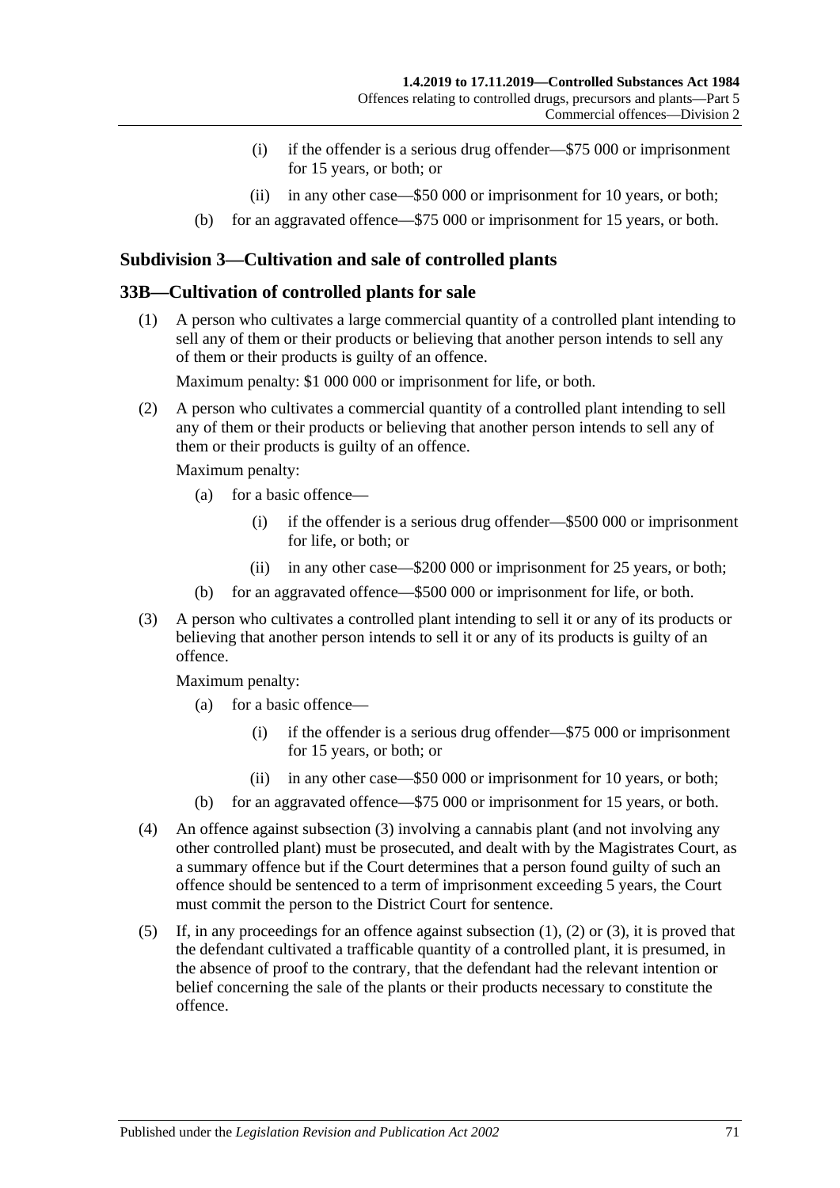(i) if the offender is a serious drug offender—$75 000 or imprisonment for 15 years, or both; or

(ii) in any other case—$50 000 or imprisonment for 10 years, or both;

(b) for an aggravated offence—$75 000 or imprisonment for 15 years, or both.

## Subdivision 3—Cultivation and sale of controlled plants

### 33B—Cultivation of controlled plants for sale

(1) A person who cultivates a large commercial quantity of a controlled plant intending to sell any of them or their products or believing that another person intends to sell any of them or their products is guilty of an offence.

Maximum penalty: $1 000 000 or imprisonment for life, or both.

(2) A person who cultivates a commercial quantity of a controlled plant intending to sell any of them or their products or believing that another person intends to sell any of them or their products is guilty of an offence.

Maximum penalty:

(a) for a basic offence—

(i) if the offender is a serious drug offender—$500 000 or imprisonment for life, or both; or

(ii) in any other case—$200 000 or imprisonment for 25 years, or both;

(b) for an aggravated offence—$500 000 or imprisonment for life, or both.

(3) A person who cultivates a controlled plant intending to sell it or any of its products or believing that another person intends to sell it or any of its products is guilty of an offence.

Maximum penalty:

(a) for a basic offence—

(i) if the offender is a serious drug offender—$75 000 or imprisonment for 15 years, or both; or

(ii) in any other case—$50 000 or imprisonment for 10 years, or both;

(b) for an aggravated offence—$75 000 or imprisonment for 15 years, or both.

(4) An offence against subsection (3) involving a cannabis plant (and not involving any other controlled plant) must be prosecuted, and dealt with by the Magistrates Court, as a summary offence but if the Court determines that a person found guilty of such an offence should be sentenced to a term of imprisonment exceeding 5 years, the Court must commit the person to the District Court for sentence.

(5) If, in any proceedings for an offence against subsection (1), (2) or (3), it is proved that the defendant cultivated a trafficable quantity of a controlled plant, it is presumed, in the absence of proof to the contrary, that the defendant had the relevant intention or belief concerning the sale of the plants or their products necessary to constitute the offence.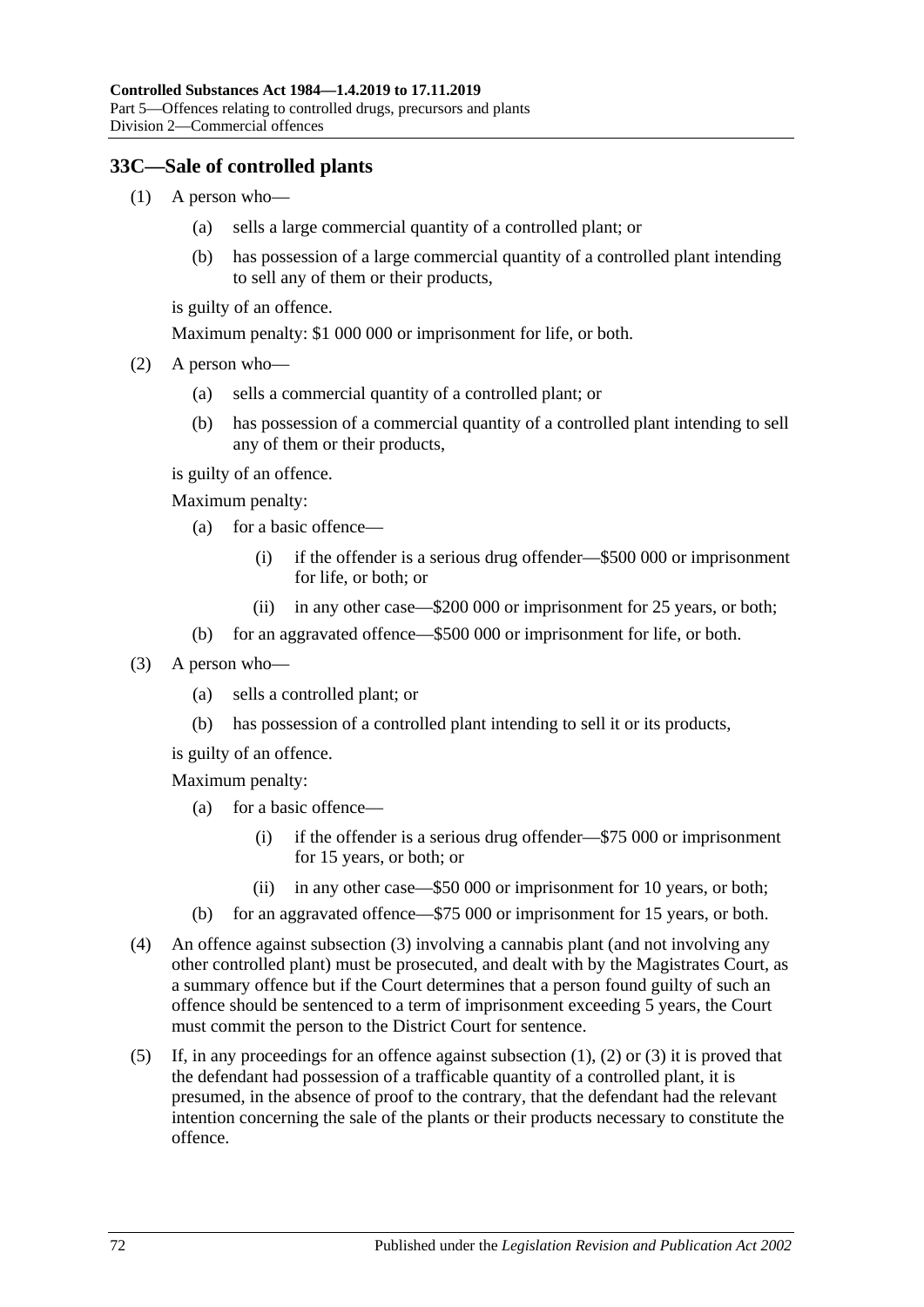## 33C—Sale of controlled plants

(1) A person who—

- (a) sells a large commercial quantity of a controlled plant; or
- (b) has possession of a large commercial quantity of a controlled plant intending to sell any of them or their products,

is guilty of an offence.

Maximum penalty: $1 000 000 or imprisonment for life, or both.

(2) A person who—

- (a) sells a commercial quantity of a controlled plant; or
- (b) has possession of a commercial quantity of a controlled plant intending to sell any of them or their products,

is guilty of an offence.

Maximum penalty:

- (a) for a basic offence—
  - (i) if the offender is a serious drug offender—$500 000 or imprisonment for life, or both; or
  - (ii) in any other case—$200 000 or imprisonment for 25 years, or both;
- (b) for an aggravated offence—$500 000 or imprisonment for life, or both.

(3) A person who—

- (a) sells a controlled plant; or
- (b) has possession of a controlled plant intending to sell it or its products,

is guilty of an offence.

Maximum penalty:

- (a) for a basic offence—
  - (i) if the offender is a serious drug offender—$75 000 or imprisonment for 15 years, or both; or
  - (ii) in any other case—$50 000 or imprisonment for 10 years, or both;
- (b) for an aggravated offence—$75 000 or imprisonment for 15 years, or both.

(4) An offence against subsection (3) involving a cannabis plant (and not involving any other controlled plant) must be prosecuted, and dealt with by the Magistrates Court, as a summary offence but if the Court determines that a person found guilty of such an offence should be sentenced to a term of imprisonment exceeding 5 years, the Court must commit the person to the District Court for sentence.

(5) If, in any proceedings for an offence against subsection (1), (2) or (3) it is proved that the defendant had possession of a trafficable quantity of a controlled plant, it is presumed, in the absence of proof to the contrary, that the defendant had the relevant intention concerning the sale of the plants or their products necessary to constitute the offence.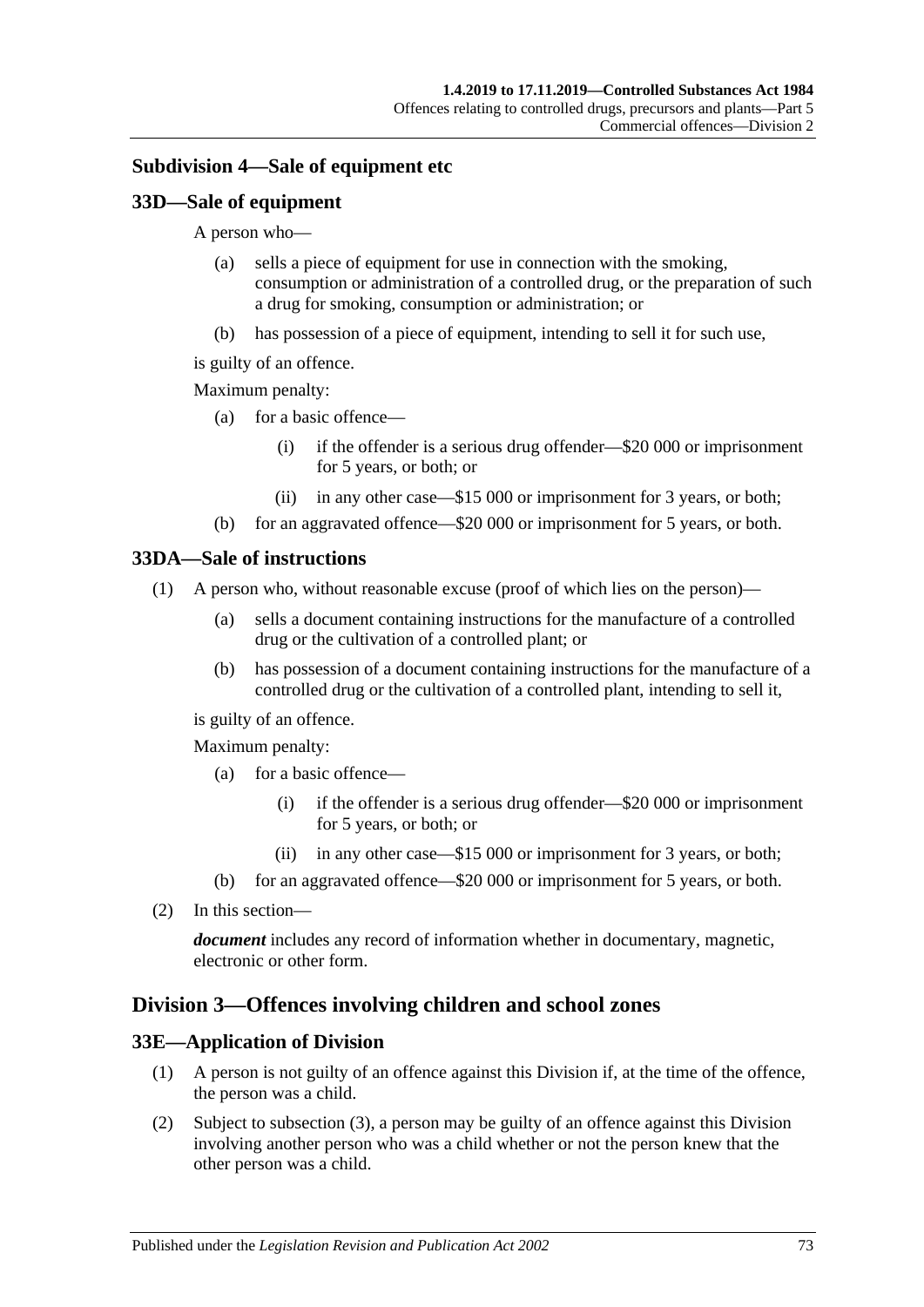### Subdivision 4—Sale of equipment etc

#### 33D—Sale of equipment

A person who—

(a) sells a piece of equipment for use in connection with the smoking, consumption or administration of a controlled drug, or the preparation of such a drug for smoking, consumption or administration; or

(b) has possession of a piece of equipment, intending to sell it for such use,

is guilty of an offence.

Maximum penalty:

(a) for a basic offence—

(i) if the offender is a serious drug offender—$20 000 or imprisonment for 5 years, or both; or

(ii) in any other case—$15 000 or imprisonment for 3 years, or both;

(b) for an aggravated offence—$20 000 or imprisonment for 5 years, or both.

#### 33DA—Sale of instructions

(1) A person who, without reasonable excuse (proof of which lies on the person)—

(a) sells a document containing instructions for the manufacture of a controlled drug or the cultivation of a controlled plant; or

(b) has possession of a document containing instructions for the manufacture of a controlled drug or the cultivation of a controlled plant, intending to sell it,

is guilty of an offence.

Maximum penalty:

(a) for a basic offence—

(i) if the offender is a serious drug offender—$20 000 or imprisonment for 5 years, or both; or

(ii) in any other case—$15 000 or imprisonment for 3 years, or both;

(b) for an aggravated offence—$20 000 or imprisonment for 5 years, or both.

(2) In this section—

***document*** includes any record of information whether in documentary, magnetic, electronic or other form.

## Division 3—Offences involving children and school zones

#### 33E—Application of Division

(1) A person is not guilty of an offence against this Division if, at the time of the offence, the person was a child.

(2) Subject to subsection (3), a person may be guilty of an offence against this Division involving another person who was a child whether or not the person knew that the other person was a child.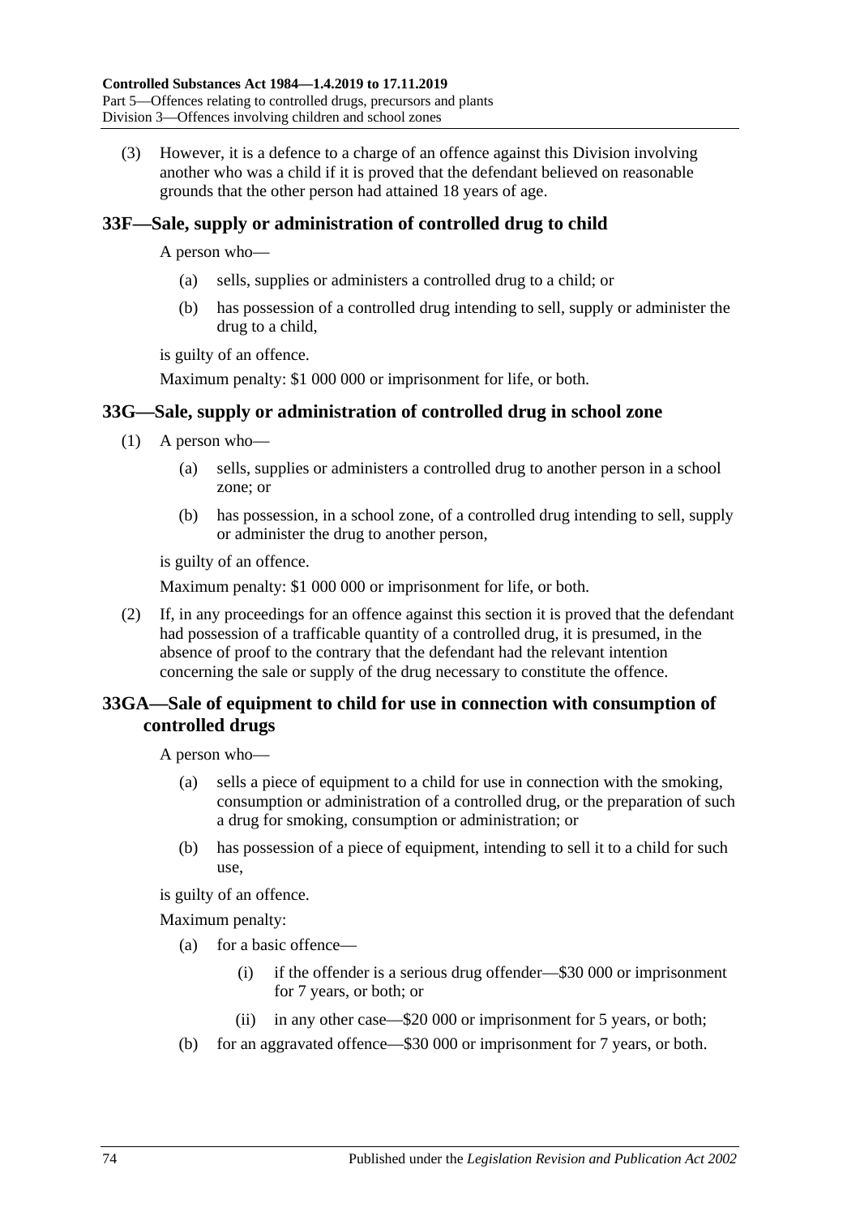(3) However, it is a defence to a charge of an offence against this Division involving another who was a child if it is proved that the defendant believed on reasonable grounds that the other person had attained 18 years of age.

## 33F—Sale, supply or administration of controlled drug to child

A person who—

- (a) sells, supplies or administers a controlled drug to a child; or
- (b) has possession of a controlled drug intending to sell, supply or administer the drug to a child,

is guilty of an offence.

Maximum penalty: $1 000 000 or imprisonment for life, or both.

## 33G—Sale, supply or administration of controlled drug in school zone

(1) A person who—

- (a) sells, supplies or administers a controlled drug to another person in a school zone; or
- (b) has possession, in a school zone, of a controlled drug intending to sell, supply or administer the drug to another person,

is guilty of an offence.

Maximum penalty: $1 000 000 or imprisonment for life, or both.

(2) If, in any proceedings for an offence against this section it is proved that the defendant had possession of a trafficable quantity of a controlled drug, it is presumed, in the absence of proof to the contrary that the defendant had the relevant intention concerning the sale or supply of the drug necessary to constitute the offence.

## 33GA—Sale of equipment to child for use in connection with consumption of controlled drugs

A person who—

- (a) sells a piece of equipment to a child for use in connection with the smoking, consumption or administration of a controlled drug, or the preparation of such a drug for smoking, consumption or administration; or
- (b) has possession of a piece of equipment, intending to sell it to a child for such use,

is guilty of an offence.

Maximum penalty:

- (a) for a basic offence—
  - (i) if the offender is a serious drug offender—$30 000 or imprisonment for 7 years, or both; or
  - (ii) in any other case—$20 000 or imprisonment for 5 years, or both;
- (b) for an aggravated offence—$30 000 or imprisonment for 7 years, or both.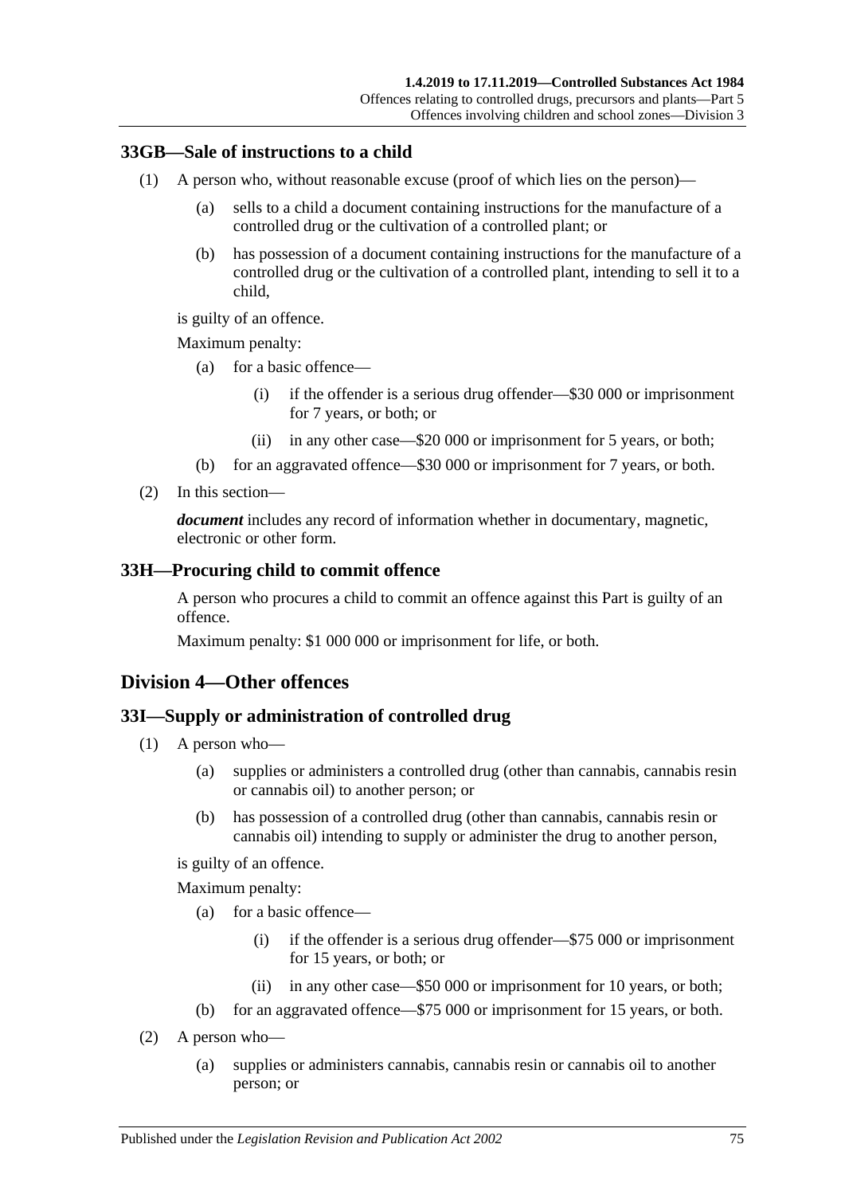## 33GB—Sale of instructions to a child

(1) A person who, without reasonable excuse (proof of which lies on the person)—

(a) sells to a child a document containing instructions for the manufacture of a controlled drug or the cultivation of a controlled plant; or

(b) has possession of a document containing instructions for the manufacture of a controlled drug or the cultivation of a controlled plant, intending to sell it to a child,

is guilty of an offence.

Maximum penalty:

(a) for a basic offence—

(i) if the offender is a serious drug offender—$30 000 or imprisonment for 7 years, or both; or

(ii) in any other case—$20 000 or imprisonment for 5 years, or both;

(b) for an aggravated offence—$30 000 or imprisonment for 7 years, or both.

(2) In this section—

***document*** includes any record of information whether in documentary, magnetic, electronic or other form.

## 33H—Procuring child to commit offence

A person who procures a child to commit an offence against this Part is guilty of an offence.

Maximum penalty: $1 000 000 or imprisonment for life, or both.

# Division 4—Other offences

## 33I—Supply or administration of controlled drug

(1) A person who—

(a) supplies or administers a controlled drug (other than cannabis, cannabis resin or cannabis oil) to another person; or

(b) has possession of a controlled drug (other than cannabis, cannabis resin or cannabis oil) intending to supply or administer the drug to another person,

is guilty of an offence.

Maximum penalty:

(a) for a basic offence—

(i) if the offender is a serious drug offender—$75 000 or imprisonment for 15 years, or both; or

(ii) in any other case—$50 000 or imprisonment for 10 years, or both;

(b) for an aggravated offence—$75 000 or imprisonment for 15 years, or both.

(2) A person who—

(a) supplies or administers cannabis, cannabis resin or cannabis oil to another person; or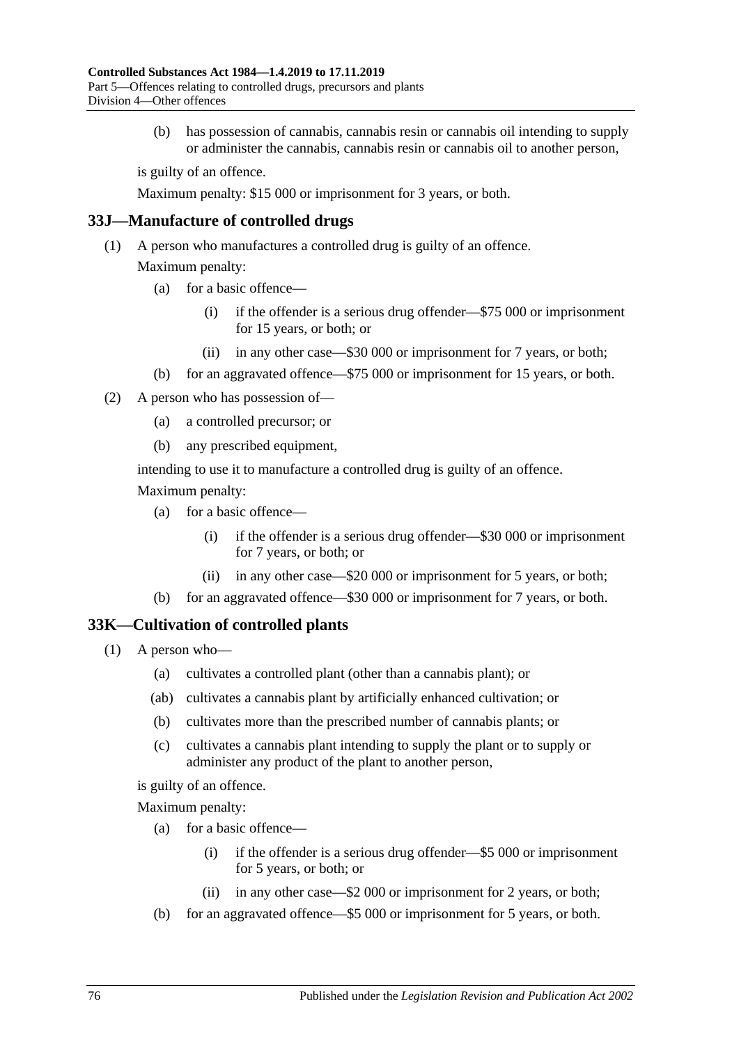(b) has possession of cannabis, cannabis resin or cannabis oil intending to supply or administer the cannabis, cannabis resin or cannabis oil to another person,

is guilty of an offence.

Maximum penalty: $15 000 or imprisonment for 3 years, or both.

## 33J—Manufacture of controlled drugs

(1) A person who manufactures a controlled drug is guilty of an offence.

Maximum penalty:

- (a) for a basic offence—
  - (i) if the offender is a serious drug offender—$75 000 or imprisonment for 15 years, or both; or
  - (ii) in any other case—$30 000 or imprisonment for 7 years, or both;
- (b) for an aggravated offence—$75 000 or imprisonment for 15 years, or both.

(2) A person who has possession of—

- (a) a controlled precursor; or
- (b) any prescribed equipment,

intending to use it to manufacture a controlled drug is guilty of an offence.

Maximum penalty:

- (a) for a basic offence—
  - (i) if the offender is a serious drug offender—$30 000 or imprisonment for 7 years, or both; or
  - (ii) in any other case—$20 000 or imprisonment for 5 years, or both;
- (b) for an aggravated offence—$30 000 or imprisonment for 7 years, or both.

## 33K—Cultivation of controlled plants

(1) A person who—

- (a) cultivates a controlled plant (other than a cannabis plant); or
- (ab) cultivates a cannabis plant by artificially enhanced cultivation; or
- (b) cultivates more than the prescribed number of cannabis plants; or
- (c) cultivates a cannabis plant intending to supply the plant or to supply or administer any product of the plant to another person,

is guilty of an offence.

Maximum penalty:

- (a) for a basic offence—
  - (i) if the offender is a serious drug offender—$5 000 or imprisonment for 5 years, or both; or
  - (ii) in any other case—$2 000 or imprisonment for 2 years, or both;
- (b) for an aggravated offence—$5 000 or imprisonment for 5 years, or both.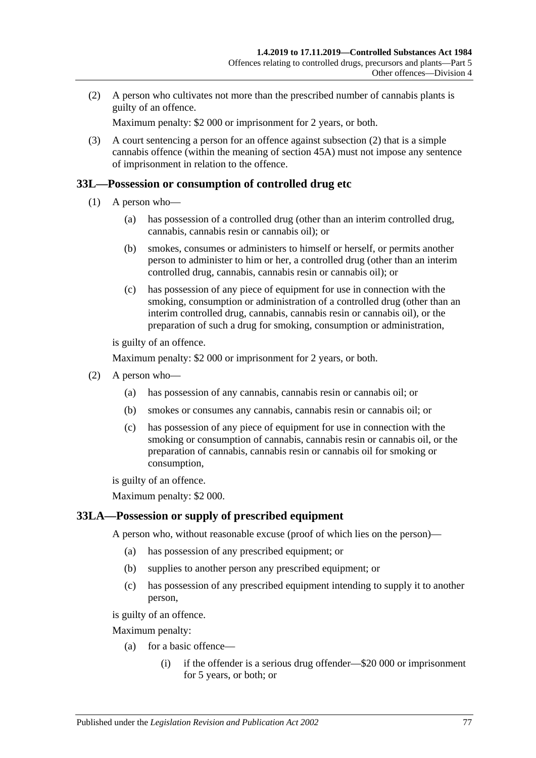(2) A person who cultivates not more than the prescribed number of cannabis plants is guilty of an offence.

Maximum penalty: $2 000 or imprisonment for 2 years, or both.

(3) A court sentencing a person for an offence against subsection (2) that is a simple cannabis offence (within the meaning of section 45A) must not impose any sentence of imprisonment in relation to the offence.

## 33L—Possession or consumption of controlled drug etc

(1) A person who—

(a) has possession of a controlled drug (other than an interim controlled drug, cannabis, cannabis resin or cannabis oil); or

(b) smokes, consumes or administers to himself or herself, or permits another person to administer to him or her, a controlled drug (other than an interim controlled drug, cannabis, cannabis resin or cannabis oil); or

(c) has possession of any piece of equipment for use in connection with the smoking, consumption or administration of a controlled drug (other than an interim controlled drug, cannabis, cannabis resin or cannabis oil), or the preparation of such a drug for smoking, consumption or administration,

is guilty of an offence.

Maximum penalty: $2 000 or imprisonment for 2 years, or both.

(2) A person who—

(a) has possession of any cannabis, cannabis resin or cannabis oil; or

(b) smokes or consumes any cannabis, cannabis resin or cannabis oil; or

(c) has possession of any piece of equipment for use in connection with the smoking or consumption of cannabis, cannabis resin or cannabis oil, or the preparation of cannabis, cannabis resin or cannabis oil for smoking or consumption,

is guilty of an offence.

Maximum penalty: $2 000.

## 33LA—Possession or supply of prescribed equipment

A person who, without reasonable excuse (proof of which lies on the person)—

(a) has possession of any prescribed equipment; or

(b) supplies to another person any prescribed equipment; or

(c) has possession of any prescribed equipment intending to supply it to another person,

is guilty of an offence.

Maximum penalty:

(a) for a basic offence—

(i) if the offender is a serious drug offender—$20 000 or imprisonment for 5 years, or both; or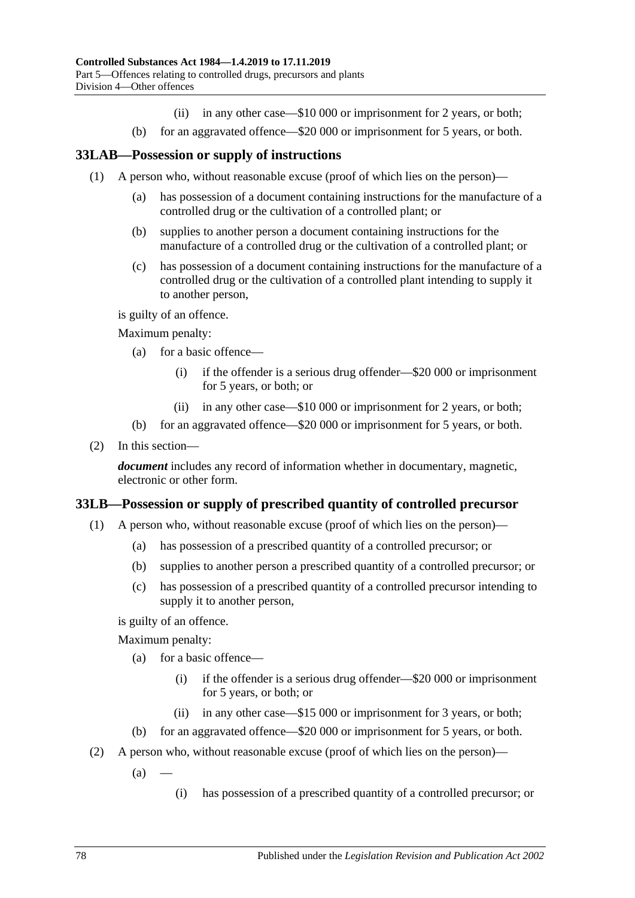(ii) in any other case—$10 000 or imprisonment for 2 years, or both;

(b) for an aggravated offence—$20 000 or imprisonment for 5 years, or both.

## 33LAB—Possession or supply of instructions

(1) A person who, without reasonable excuse (proof of which lies on the person)—

(a) has possession of a document containing instructions for the manufacture of a controlled drug or the cultivation of a controlled plant; or

(b) supplies to another person a document containing instructions for the manufacture of a controlled drug or the cultivation of a controlled plant; or

(c) has possession of a document containing instructions for the manufacture of a controlled drug or the cultivation of a controlled plant intending to supply it to another person,

is guilty of an offence.

Maximum penalty:

(a) for a basic offence—

(i) if the offender is a serious drug offender—$20 000 or imprisonment for 5 years, or both; or

(ii) in any other case—$10 000 or imprisonment for 2 years, or both;

(b) for an aggravated offence—$20 000 or imprisonment for 5 years, or both.

(2) In this section—

***document*** includes any record of information whether in documentary, magnetic, electronic or other form.

## 33LB—Possession or supply of prescribed quantity of controlled precursor

(1) A person who, without reasonable excuse (proof of which lies on the person)—

(a) has possession of a prescribed quantity of a controlled precursor; or

(b) supplies to another person a prescribed quantity of a controlled precursor; or

(c) has possession of a prescribed quantity of a controlled precursor intending to supply it to another person,

is guilty of an offence.

Maximum penalty:

(a) for a basic offence—

(i) if the offender is a serious drug offender—$20 000 or imprisonment for 5 years, or both; or

(ii) in any other case—$15 000 or imprisonment for 3 years, or both;

(b) for an aggravated offence—$20 000 or imprisonment for 5 years, or both.

(2) A person who, without reasonable excuse (proof of which lies on the person)—

(a) —

(i) has possession of a prescribed quantity of a controlled precursor; or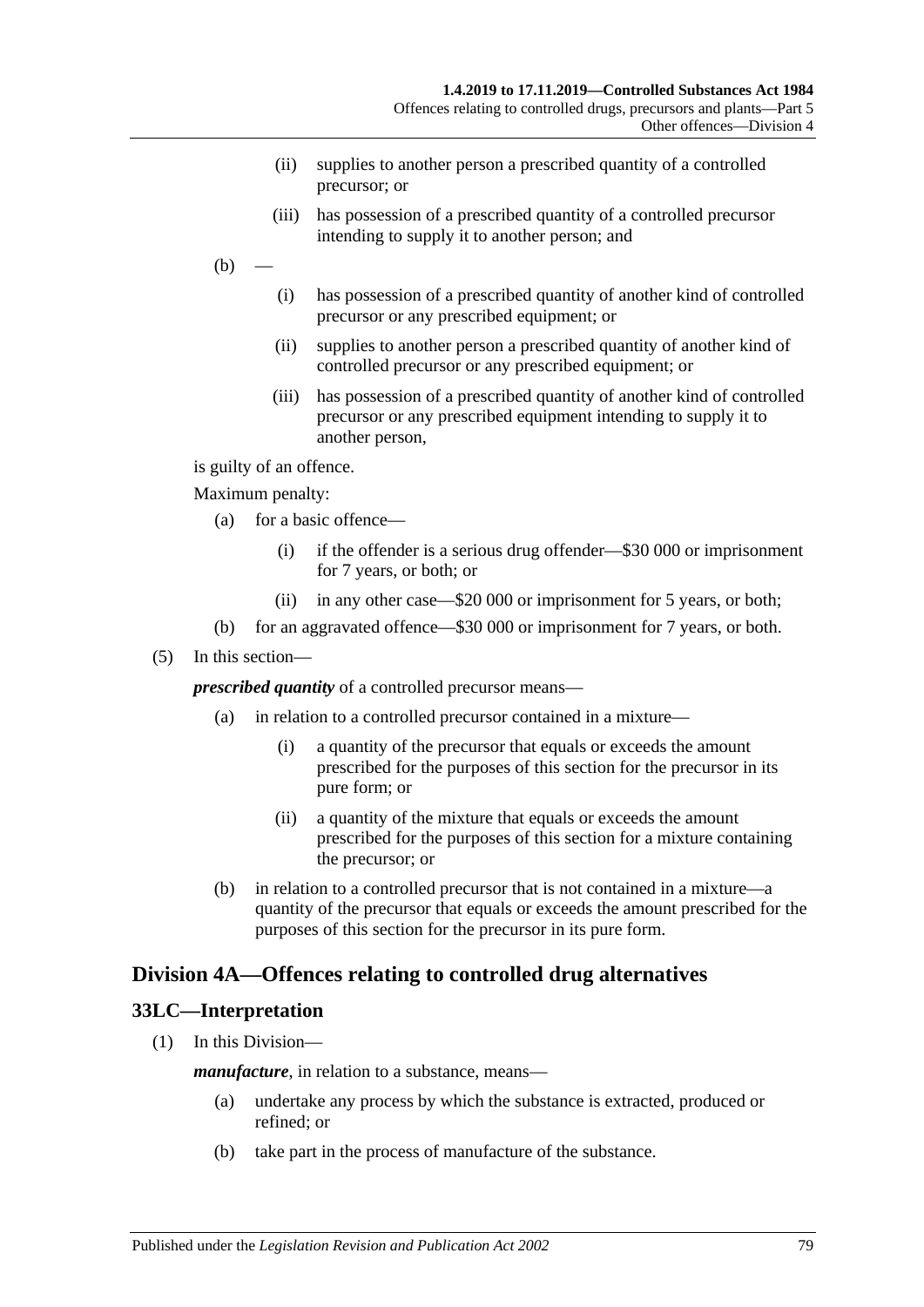(ii) supplies to another person a prescribed quantity of a controlled precursor; or

(iii) has possession of a prescribed quantity of a controlled precursor intending to supply it to another person; and

(b) —

(i) has possession of a prescribed quantity of another kind of controlled precursor or any prescribed equipment; or

(ii) supplies to another person a prescribed quantity of another kind of controlled precursor or any prescribed equipment; or

(iii) has possession of a prescribed quantity of another kind of controlled precursor or any prescribed equipment intending to supply it to another person,

is guilty of an offence.

Maximum penalty:

(a) for a basic offence—

(i) if the offender is a serious drug offender—$30 000 or imprisonment for 7 years, or both; or

(ii) in any other case—$20 000 or imprisonment for 5 years, or both;

(b) for an aggravated offence—$30 000 or imprisonment for 7 years, or both.

(5) In this section—

***prescribed quantity*** of a controlled precursor means—

(a) in relation to a controlled precursor contained in a mixture—

(i) a quantity of the precursor that equals or exceeds the amount prescribed for the purposes of this section for the precursor in its pure form; or

(ii) a quantity of the mixture that equals or exceeds the amount prescribed for the purposes of this section for a mixture containing the precursor; or

(b) in relation to a controlled precursor that is not contained in a mixture—a quantity of the precursor that equals or exceeds the amount prescribed for the purposes of this section for the precursor in its pure form.

## Division 4A—Offences relating to controlled drug alternatives

### 33LC—Interpretation

(1) In this Division—

***manufacture***, in relation to a substance, means—

(a) undertake any process by which the substance is extracted, produced or refined; or

(b) take part in the process of manufacture of the substance.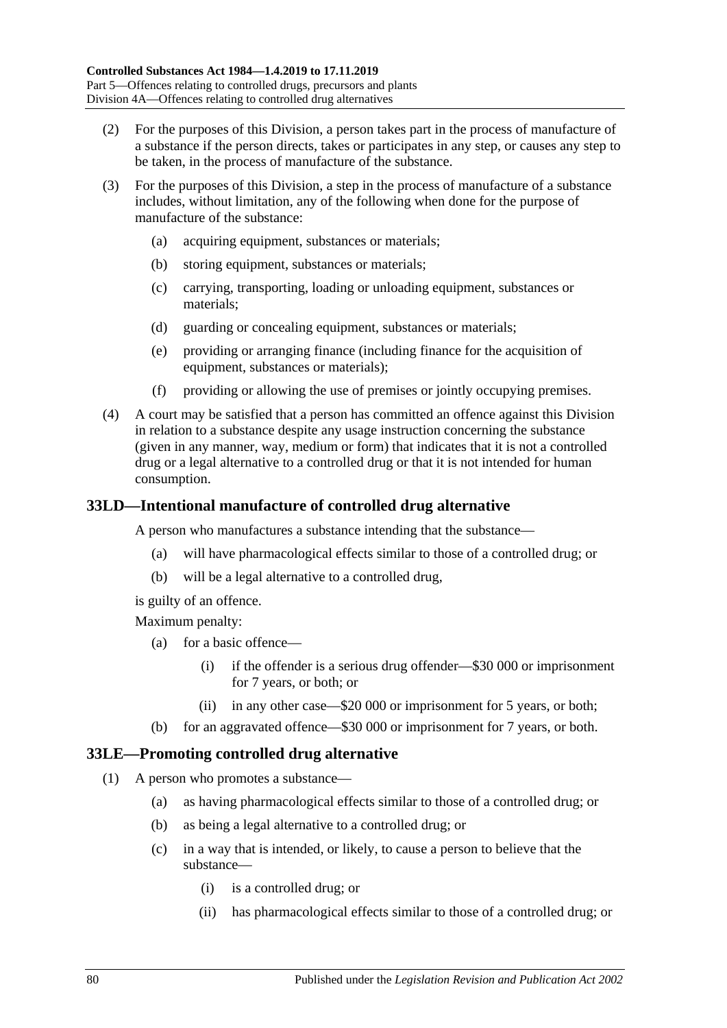(2) For the purposes of this Division, a person takes part in the process of manufacture of a substance if the person directs, takes or participates in any step, or causes any step to be taken, in the process of manufacture of the substance.

(3) For the purposes of this Division, a step in the process of manufacture of a substance includes, without limitation, any of the following when done for the purpose of manufacture of the substance:

   (a) acquiring equipment, substances or materials;

   (b) storing equipment, substances or materials;

   (c) carrying, transporting, loading or unloading equipment, substances or materials;

   (d) guarding or concealing equipment, substances or materials;

   (e) providing or arranging finance (including finance for the acquisition of equipment, substances or materials);

   (f) providing or allowing the use of premises or jointly occupying premises.

(4) A court may be satisfied that a person has committed an offence against this Division in relation to a substance despite any usage instruction concerning the substance (given in any manner, way, medium or form) that indicates that it is not a controlled drug or a legal alternative to a controlled drug or that it is not intended for human consumption.

## 33LD—Intentional manufacture of controlled drug alternative

A person who manufactures a substance intending that the substance—

   (a) will have pharmacological effects similar to those of a controlled drug; or

   (b) will be a legal alternative to a controlled drug,

is guilty of an offence.

Maximum penalty:

   (a) for a basic offence—

      (i) if the offender is a serious drug offender—$30 000 or imprisonment for 7 years, or both; or

      (ii) in any other case—$20 000 or imprisonment for 5 years, or both;

   (b) for an aggravated offence—$30 000 or imprisonment for 7 years, or both.

## 33LE—Promoting controlled drug alternative

(1) A person who promotes a substance—

   (a) as having pharmacological effects similar to those of a controlled drug; or

   (b) as being a legal alternative to a controlled drug; or

   (c) in a way that is intended, or likely, to cause a person to believe that the substance—

      (i) is a controlled drug; or

      (ii) has pharmacological effects similar to those of a controlled drug; or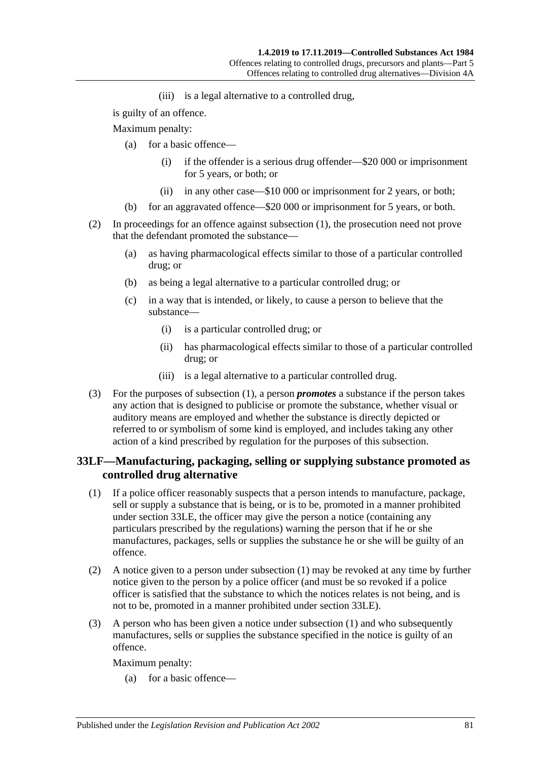(iii) is a legal alternative to a controlled drug,

is guilty of an offence.

Maximum penalty:

(a) for a basic offence—

(i) if the offender is a serious drug offender—$20 000 or imprisonment for 5 years, or both; or

(ii) in any other case—$10 000 or imprisonment for 2 years, or both;

(b) for an aggravated offence—$20 000 or imprisonment for 5 years, or both.

(2) In proceedings for an offence against subsection (1), the prosecution need not prove that the defendant promoted the substance—

(a) as having pharmacological effects similar to those of a particular controlled drug; or

(b) as being a legal alternative to a particular controlled drug; or

(c) in a way that is intended, or likely, to cause a person to believe that the substance—

(i) is a particular controlled drug; or

(ii) has pharmacological effects similar to those of a particular controlled drug; or

(iii) is a legal alternative to a particular controlled drug.

(3) For the purposes of subsection (1), a person ***promotes*** a substance if the person takes any action that is designed to publicise or promote the substance, whether visual or auditory means are employed and whether the substance is directly depicted or referred to or symbolism of some kind is employed, and includes taking any other action of a kind prescribed by regulation for the purposes of this subsection.

## 33LF—Manufacturing, packaging, selling or supplying substance promoted as controlled drug alternative

(1) If a police officer reasonably suspects that a person intends to manufacture, package, sell or supply a substance that is being, or is to be, promoted in a manner prohibited under section 33LE, the officer may give the person a notice (containing any particulars prescribed by the regulations) warning the person that if he or she manufactures, packages, sells or supplies the substance he or she will be guilty of an offence.

(2) A notice given to a person under subsection (1) may be revoked at any time by further notice given to the person by a police officer (and must be so revoked if a police officer is satisfied that the substance to which the notices relates is not being, and is not to be, promoted in a manner prohibited under section 33LE).

(3) A person who has been given a notice under subsection (1) and who subsequently manufactures, sells or supplies the substance specified in the notice is guilty of an offence.

Maximum penalty:

(a) for a basic offence—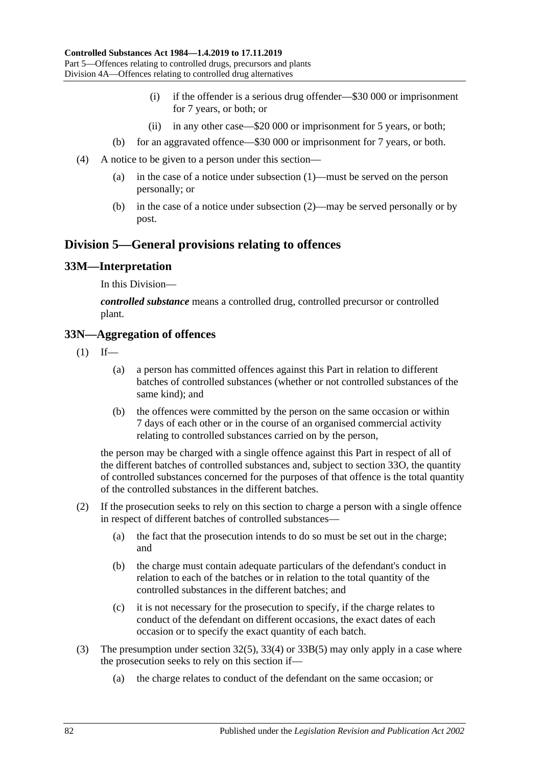(i) if the offender is a serious drug offender—$30 000 or imprisonment for 7 years, or both; or

(ii) in any other case—$20 000 or imprisonment for 5 years, or both;

(b) for an aggravated offence—$30 000 or imprisonment for 7 years, or both.

(4) A notice to be given to a person under this section—

(a) in the case of a notice under subsection (1)—must be served on the person personally; or

(b) in the case of a notice under subsection (2)—may be served personally or by post.

## Division 5—General provisions relating to offences

### 33M—Interpretation

In this Division—

***controlled substance*** means a controlled drug, controlled precursor or controlled plant.

### 33N—Aggregation of offences

(1) If—

(a) a person has committed offences against this Part in relation to different batches of controlled substances (whether or not controlled substances of the same kind); and

(b) the offences were committed by the person on the same occasion or within 7 days of each other or in the course of an organised commercial activity relating to controlled substances carried on by the person,

the person may be charged with a single offence against this Part in respect of all of the different batches of controlled substances and, subject to section 33O, the quantity of controlled substances concerned for the purposes of that offence is the total quantity of the controlled substances in the different batches.

(2) If the prosecution seeks to rely on this section to charge a person with a single offence in respect of different batches of controlled substances—

(a) the fact that the prosecution intends to do so must be set out in the charge; and

(b) the charge must contain adequate particulars of the defendant's conduct in relation to each of the batches or in relation to the total quantity of the controlled substances in the different batches; and

(c) it is not necessary for the prosecution to specify, if the charge relates to conduct of the defendant on different occasions, the exact dates of each occasion or to specify the exact quantity of each batch.

(3) The presumption under section 32(5), 33(4) or 33B(5) may only apply in a case where the prosecution seeks to rely on this section if—

(a) the charge relates to conduct of the defendant on the same occasion; or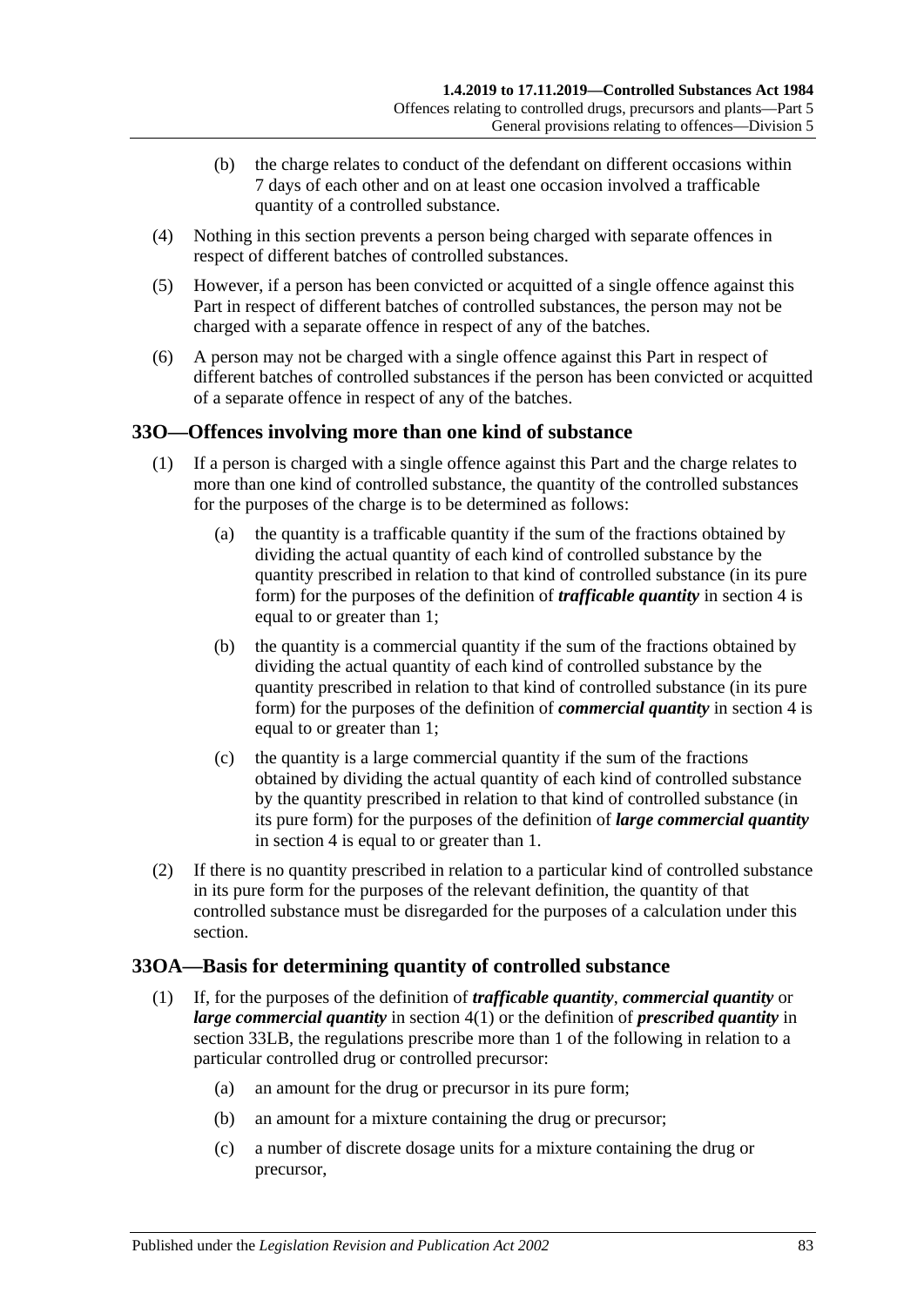(b) the charge relates to conduct of the defendant on different occasions within 7 days of each other and on at least one occasion involved a trafficable quantity of a controlled substance.

(4) Nothing in this section prevents a person being charged with separate offences in respect of different batches of controlled substances.

(5) However, if a person has been convicted or acquitted of a single offence against this Part in respect of different batches of controlled substances, the person may not be charged with a separate offence in respect of any of the batches.

(6) A person may not be charged with a single offence against this Part in respect of different batches of controlled substances if the person has been convicted or acquitted of a separate offence in respect of any of the batches.

## 33O—Offences involving more than one kind of substance

(1) If a person is charged with a single offence against this Part and the charge relates to more than one kind of controlled substance, the quantity of the controlled substances for the purposes of the charge is to be determined as follows:

(a) the quantity is a trafficable quantity if the sum of the fractions obtained by dividing the actual quantity of each kind of controlled substance by the quantity prescribed in relation to that kind of controlled substance (in its pure form) for the purposes of the definition of ***trafficable quantity*** in section 4 is equal to or greater than 1;

(b) the quantity is a commercial quantity if the sum of the fractions obtained by dividing the actual quantity of each kind of controlled substance by the quantity prescribed in relation to that kind of controlled substance (in its pure form) for the purposes of the definition of ***commercial quantity*** in section 4 is equal to or greater than 1;

(c) the quantity is a large commercial quantity if the sum of the fractions obtained by dividing the actual quantity of each kind of controlled substance by the quantity prescribed in relation to that kind of controlled substance (in its pure form) for the purposes of the definition of ***large commercial quantity*** in section 4 is equal to or greater than 1.

(2) If there is no quantity prescribed in relation to a particular kind of controlled substance in its pure form for the purposes of the relevant definition, the quantity of that controlled substance must be disregarded for the purposes of a calculation under this section.

## 33OA—Basis for determining quantity of controlled substance

(1) If, for the purposes of the definition of ***trafficable quantity***, ***commercial quantity*** or ***large commercial quantity*** in section 4(1) or the definition of ***prescribed quantity*** in section 33LB, the regulations prescribe more than 1 of the following in relation to a particular controlled drug or controlled precursor:

(a) an amount for the drug or precursor in its pure form;

(b) an amount for a mixture containing the drug or precursor;

(c) a number of discrete dosage units for a mixture containing the drug or precursor,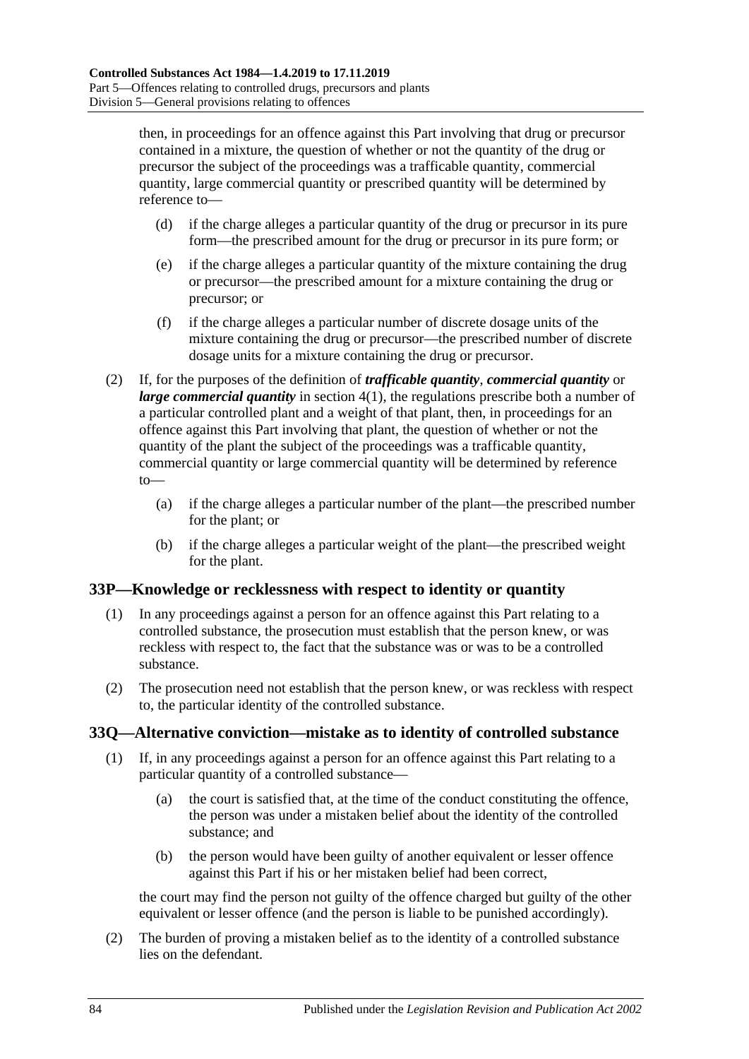then, in proceedings for an offence against this Part involving that drug or precursor contained in a mixture, the question of whether or not the quantity of the drug or precursor the subject of the proceedings was a trafficable quantity, commercial quantity, large commercial quantity or prescribed quantity will be determined by reference to—

(d) if the charge alleges a particular quantity of the drug or precursor in its pure form—the prescribed amount for the drug or precursor in its pure form; or

(e) if the charge alleges a particular quantity of the mixture containing the drug or precursor—the prescribed amount for a mixture containing the drug or precursor; or

(f) if the charge alleges a particular number of discrete dosage units of the mixture containing the drug or precursor—the prescribed number of discrete dosage units for a mixture containing the drug or precursor.

(2) If, for the purposes of the definition of ***trafficable quantity***, ***commercial quantity*** or ***large commercial quantity*** in section 4(1), the regulations prescribe both a number of a particular controlled plant and a weight of that plant, then, in proceedings for an offence against this Part involving that plant, the question of whether or not the quantity of the plant the subject of the proceedings was a trafficable quantity, commercial quantity or large commercial quantity will be determined by reference to—

(a) if the charge alleges a particular number of the plant—the prescribed number for the plant; or

(b) if the charge alleges a particular weight of the plant—the prescribed weight for the plant.

## 33P—Knowledge or recklessness with respect to identity or quantity

(1) In any proceedings against a person for an offence against this Part relating to a controlled substance, the prosecution must establish that the person knew, or was reckless with respect to, the fact that the substance was or was to be a controlled substance.

(2) The prosecution need not establish that the person knew, or was reckless with respect to, the particular identity of the controlled substance.

## 33Q—Alternative conviction—mistake as to identity of controlled substance

(1) If, in any proceedings against a person for an offence against this Part relating to a particular quantity of a controlled substance—

(a) the court is satisfied that, at the time of the conduct constituting the offence, the person was under a mistaken belief about the identity of the controlled substance; and

(b) the person would have been guilty of another equivalent or lesser offence against this Part if his or her mistaken belief had been correct,

the court may find the person not guilty of the offence charged but guilty of the other equivalent or lesser offence (and the person is liable to be punished accordingly).

(2) The burden of proving a mistaken belief as to the identity of a controlled substance lies on the defendant.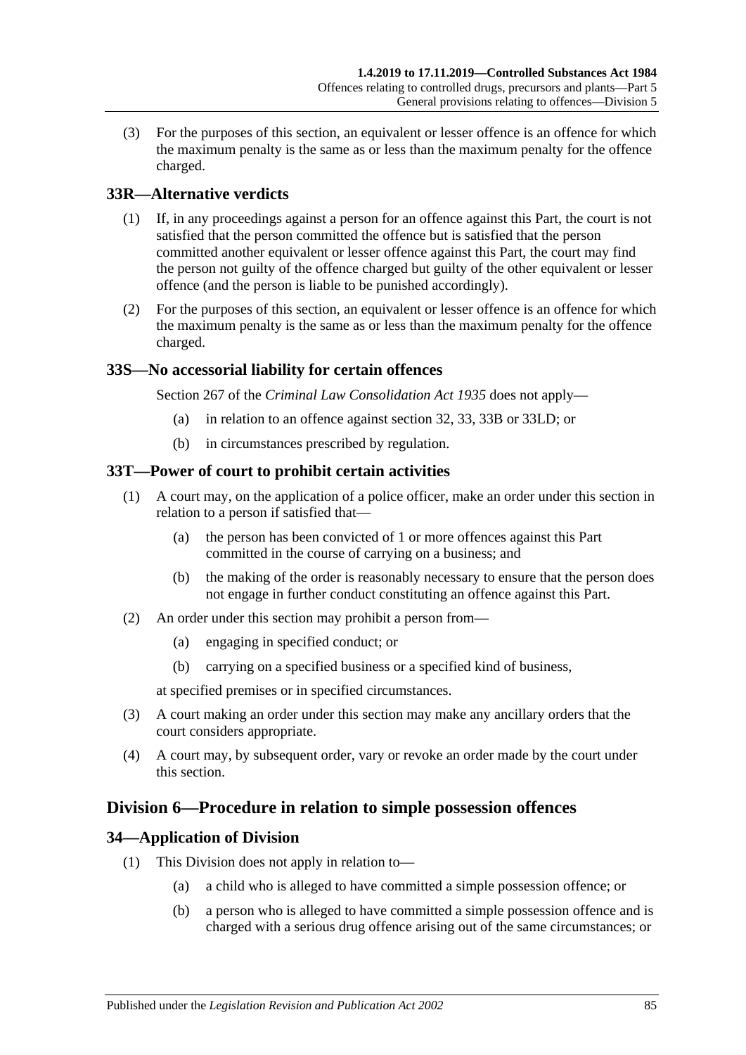(3) For the purposes of this section, an equivalent or lesser offence is an offence for which the maximum penalty is the same as or less than the maximum penalty for the offence charged.

## 33R—Alternative verdicts

(1) If, in any proceedings against a person for an offence against this Part, the court is not satisfied that the person committed the offence but is satisfied that the person committed another equivalent or lesser offence against this Part, the court may find the person not guilty of the offence charged but guilty of the other equivalent or lesser offence (and the person is liable to be punished accordingly).

(2) For the purposes of this section, an equivalent or lesser offence is an offence for which the maximum penalty is the same as or less than the maximum penalty for the offence charged.

## 33S—No accessorial liability for certain offences

Section 267 of the *Criminal Law Consolidation Act 1935* does not apply—

(a) in relation to an offence against section 32, 33, 33B or 33LD; or

(b) in circumstances prescribed by regulation.

## 33T—Power of court to prohibit certain activities

(1) A court may, on the application of a police officer, make an order under this section in relation to a person if satisfied that—

(a) the person has been convicted of 1 or more offences against this Part committed in the course of carrying on a business; and

(b) the making of the order is reasonably necessary to ensure that the person does not engage in further conduct constituting an offence against this Part.

(2) An order under this section may prohibit a person from—

(a) engaging in specified conduct; or

(b) carrying on a specified business or a specified kind of business,

at specified premises or in specified circumstances.

(3) A court making an order under this section may make any ancillary orders that the court considers appropriate.

(4) A court may, by subsequent order, vary or revoke an order made by the court under this section.

# Division 6—Procedure in relation to simple possession offences

## 34—Application of Division

(1) This Division does not apply in relation to—

(a) a child who is alleged to have committed a simple possession offence; or

(b) a person who is alleged to have committed a simple possession offence and is charged with a serious drug offence arising out of the same circumstances; or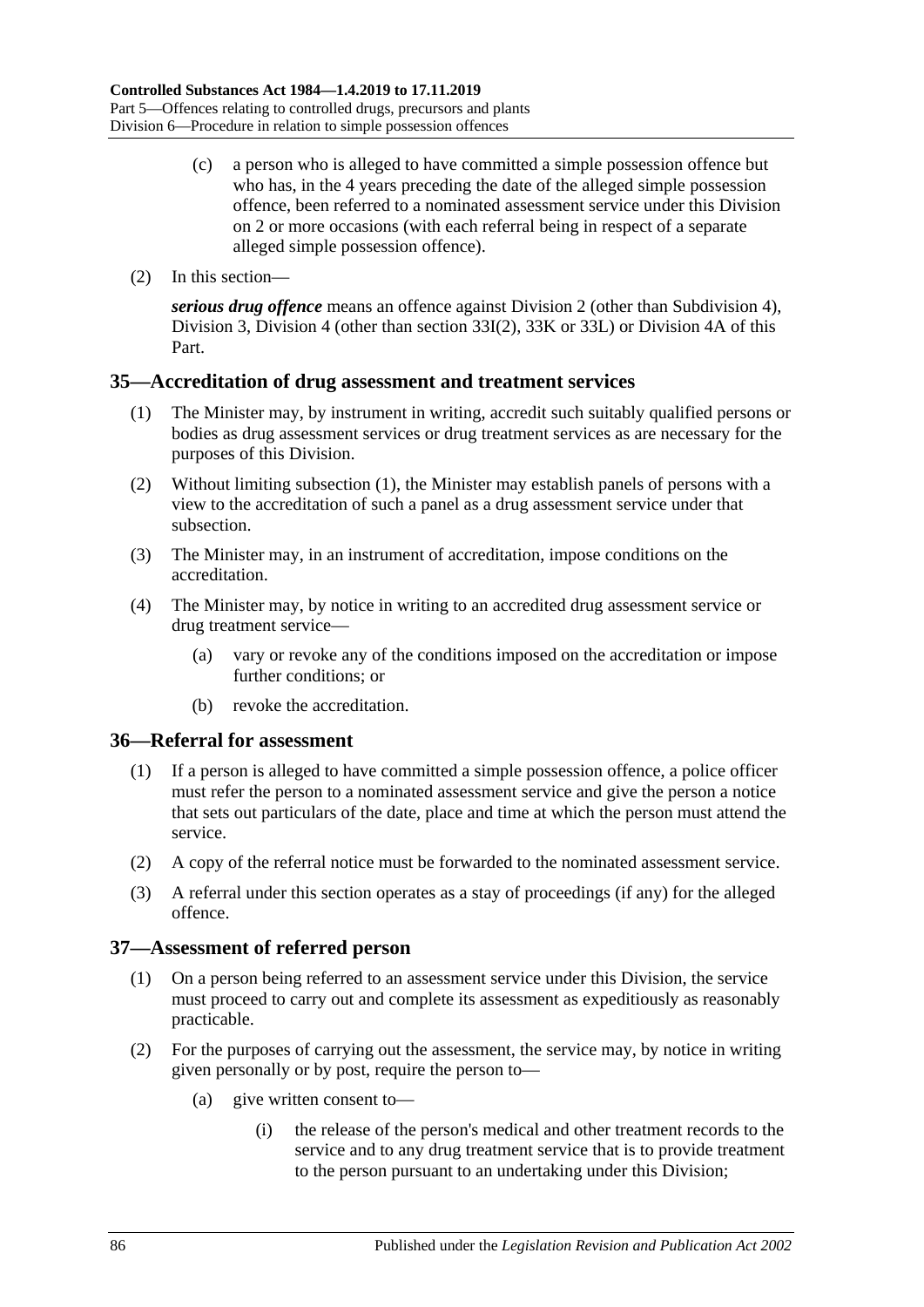(c) a person who is alleged to have committed a simple possession offence but who has, in the 4 years preceding the date of the alleged simple possession offence, been referred to a nominated assessment service under this Division on 2 or more occasions (with each referral being in respect of a separate alleged simple possession offence).

(2) In this section—

***serious drug offence*** means an offence against Division 2 (other than Subdivision 4), Division 3, Division 4 (other than section 33I(2), 33K or 33L) or Division 4A of this Part.

## 35—Accreditation of drug assessment and treatment services

(1) The Minister may, by instrument in writing, accredit such suitably qualified persons or bodies as drug assessment services or drug treatment services as are necessary for the purposes of this Division.

(2) Without limiting subsection (1), the Minister may establish panels of persons with a view to the accreditation of such a panel as a drug assessment service under that subsection.

(3) The Minister may, in an instrument of accreditation, impose conditions on the accreditation.

(4) The Minister may, by notice in writing to an accredited drug assessment service or drug treatment service—

(a) vary or revoke any of the conditions imposed on the accreditation or impose further conditions; or

(b) revoke the accreditation.

## 36—Referral for assessment

(1) If a person is alleged to have committed a simple possession offence, a police officer must refer the person to a nominated assessment service and give the person a notice that sets out particulars of the date, place and time at which the person must attend the service.

(2) A copy of the referral notice must be forwarded to the nominated assessment service.

(3) A referral under this section operates as a stay of proceedings (if any) for the alleged offence.

## 37—Assessment of referred person

(1) On a person being referred to an assessment service under this Division, the service must proceed to carry out and complete its assessment as expeditiously as reasonably practicable.

(2) For the purposes of carrying out the assessment, the service may, by notice in writing given personally or by post, require the person to—

(a) give written consent to—

(i) the release of the person's medical and other treatment records to the service and to any drug treatment service that is to provide treatment to the person pursuant to an undertaking under this Division;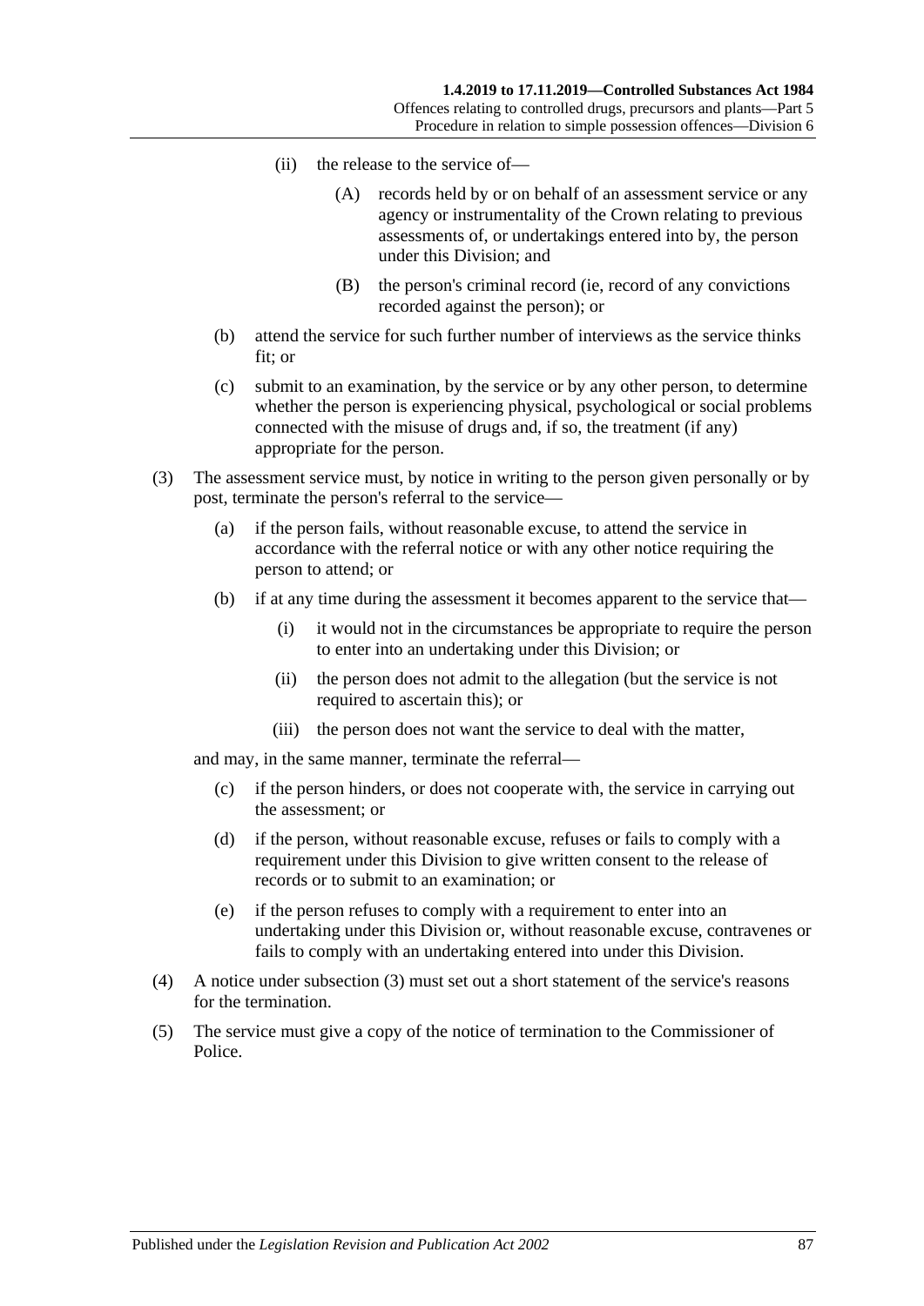(ii) the release to the service of—

(A) records held by or on behalf of an assessment service or any agency or instrumentality of the Crown relating to previous assessments of, or undertakings entered into by, the person under this Division; and

(B) the person's criminal record (ie, record of any convictions recorded against the person); or

(b) attend the service for such further number of interviews as the service thinks fit; or

(c) submit to an examination, by the service or by any other person, to determine whether the person is experiencing physical, psychological or social problems connected with the misuse of drugs and, if so, the treatment (if any) appropriate for the person.

(3) The assessment service must, by notice in writing to the person given personally or by post, terminate the person's referral to the service—

(a) if the person fails, without reasonable excuse, to attend the service in accordance with the referral notice or with any other notice requiring the person to attend; or

(b) if at any time during the assessment it becomes apparent to the service that—

(i) it would not in the circumstances be appropriate to require the person to enter into an undertaking under this Division; or

(ii) the person does not admit to the allegation (but the service is not required to ascertain this); or

(iii) the person does not want the service to deal with the matter,

and may, in the same manner, terminate the referral—

(c) if the person hinders, or does not cooperate with, the service in carrying out the assessment; or

(d) if the person, without reasonable excuse, refuses or fails to comply with a requirement under this Division to give written consent to the release of records or to submit to an examination; or

(e) if the person refuses to comply with a requirement to enter into an undertaking under this Division or, without reasonable excuse, contravenes or fails to comply with an undertaking entered into under this Division.

(4) A notice under subsection (3) must set out a short statement of the service's reasons for the termination.

(5) The service must give a copy of the notice of termination to the Commissioner of Police.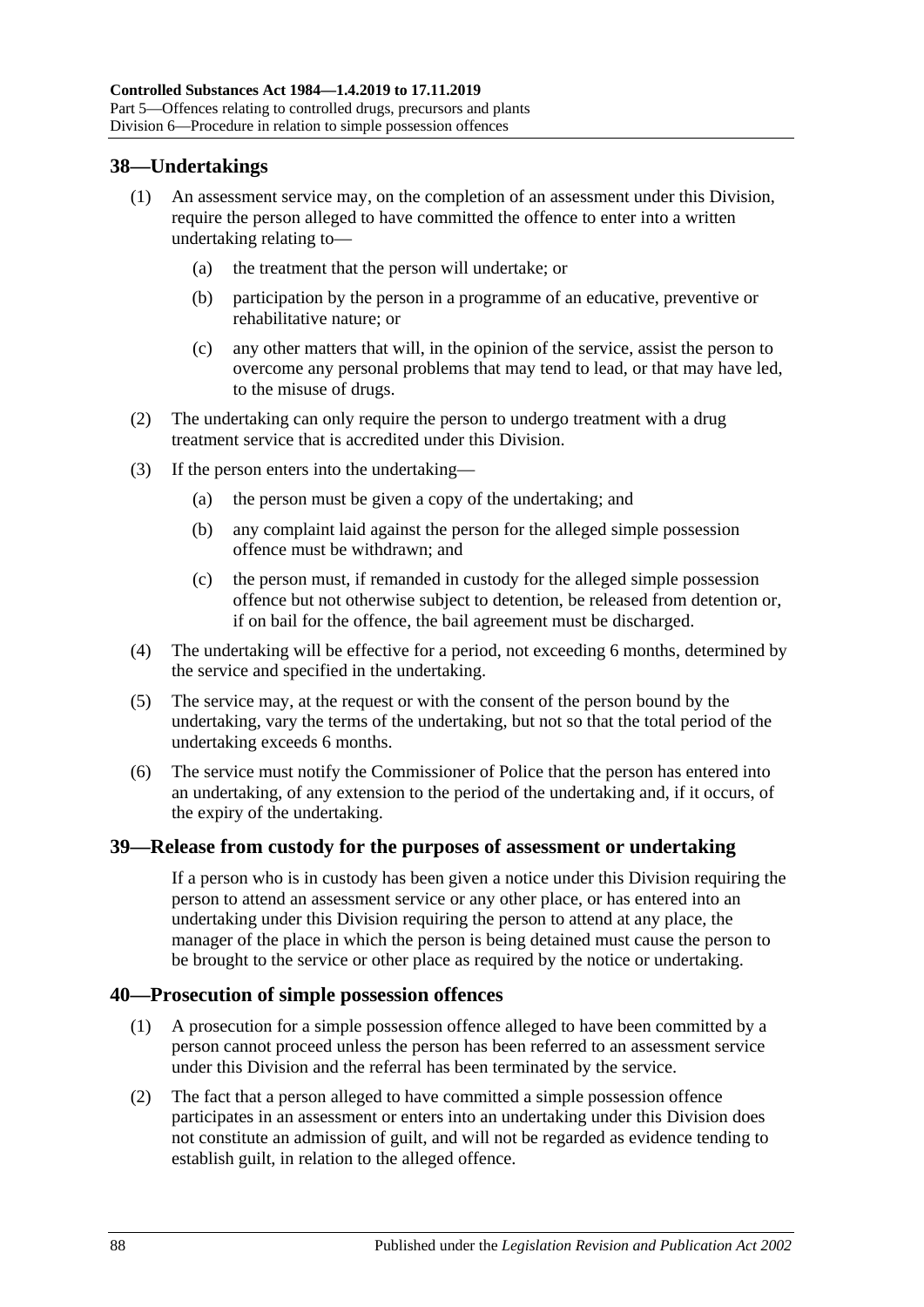## 38—Undertakings

(1) An assessment service may, on the completion of an assessment under this Division, require the person alleged to have committed the offence to enter into a written undertaking relating to—

(a) the treatment that the person will undertake; or

(b) participation by the person in a programme of an educative, preventive or rehabilitative nature; or

(c) any other matters that will, in the opinion of the service, assist the person to overcome any personal problems that may tend to lead, or that may have led, to the misuse of drugs.

(2) The undertaking can only require the person to undergo treatment with a drug treatment service that is accredited under this Division.

(3) If the person enters into the undertaking—

(a) the person must be given a copy of the undertaking; and

(b) any complaint laid against the person for the alleged simple possession offence must be withdrawn; and

(c) the person must, if remanded in custody for the alleged simple possession offence but not otherwise subject to detention, be released from detention or, if on bail for the offence, the bail agreement must be discharged.

(4) The undertaking will be effective for a period, not exceeding 6 months, determined by the service and specified in the undertaking.

(5) The service may, at the request or with the consent of the person bound by the undertaking, vary the terms of the undertaking, but not so that the total period of the undertaking exceeds 6 months.

(6) The service must notify the Commissioner of Police that the person has entered into an undertaking, of any extension to the period of the undertaking and, if it occurs, of the expiry of the undertaking.

## 39—Release from custody for the purposes of assessment or undertaking

If a person who is in custody has been given a notice under this Division requiring the person to attend an assessment service or any other place, or has entered into an undertaking under this Division requiring the person to attend at any place, the manager of the place in which the person is being detained must cause the person to be brought to the service or other place as required by the notice or undertaking.

## 40—Prosecution of simple possession offences

(1) A prosecution for a simple possession offence alleged to have been committed by a person cannot proceed unless the person has been referred to an assessment service under this Division and the referral has been terminated by the service.

(2) The fact that a person alleged to have committed a simple possession offence participates in an assessment or enters into an undertaking under this Division does not constitute an admission of guilt, and will not be regarded as evidence tending to establish guilt, in relation to the alleged offence.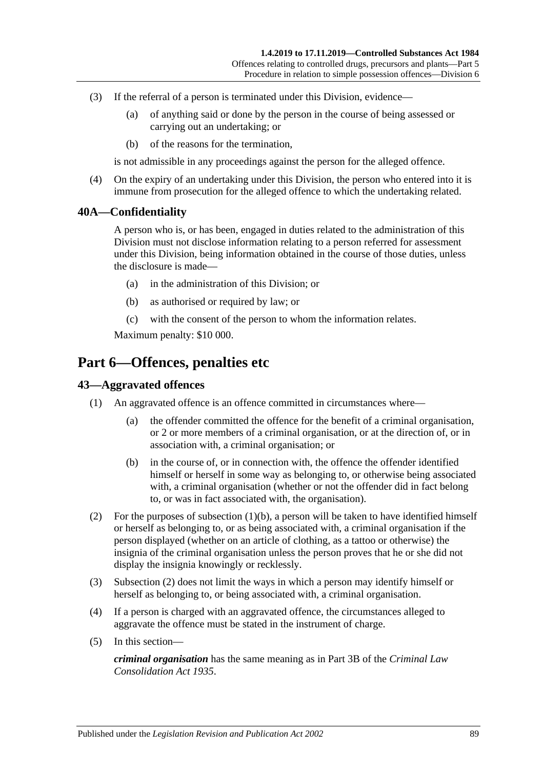(3) If the referral of a person is terminated under this Division, evidence—

(a) of anything said or done by the person in the course of being assessed or carrying out an undertaking; or

(b) of the reasons for the termination,

is not admissible in any proceedings against the person for the alleged offence.

(4) On the expiry of an undertaking under this Division, the person who entered into it is immune from prosecution for the alleged offence to which the undertaking related.

## 40A—Confidentiality

A person who is, or has been, engaged in duties related to the administration of this Division must not disclose information relating to a person referred for assessment under this Division, being information obtained in the course of those duties, unless the disclosure is made—

(a) in the administration of this Division; or

(b) as authorised or required by law; or

(c) with the consent of the person to whom the information relates.

Maximum penalty: $10 000.

# Part 6—Offences, penalties etc

## 43—Aggravated offences

(1) An aggravated offence is an offence committed in circumstances where—

(a) the offender committed the offence for the benefit of a criminal organisation, or 2 or more members of a criminal organisation, or at the direction of, or in association with, a criminal organisation; or

(b) in the course of, or in connection with, the offence the offender identified himself or herself in some way as belonging to, or otherwise being associated with, a criminal organisation (whether or not the offender did in fact belong to, or was in fact associated with, the organisation).

(2) For the purposes of subsection (1)(b), a person will be taken to have identified himself or herself as belonging to, or as being associated with, a criminal organisation if the person displayed (whether on an article of clothing, as a tattoo or otherwise) the insignia of the criminal organisation unless the person proves that he or she did not display the insignia knowingly or recklessly.

(3) Subsection (2) does not limit the ways in which a person may identify himself or herself as belonging to, or being associated with, a criminal organisation.

(4) If a person is charged with an aggravated offence, the circumstances alleged to aggravate the offence must be stated in the instrument of charge.

(5) In this section—

***criminal organisation*** has the same meaning as in Part 3B of the *Criminal Law Consolidation Act 1935*.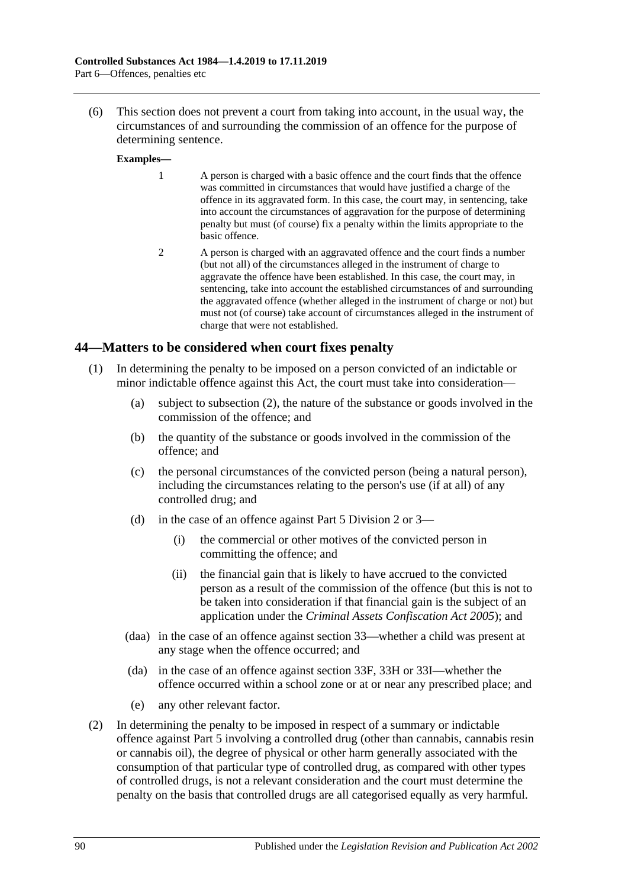(6) This section does not prevent a court from taking into account, in the usual way, the circumstances of and surrounding the commission of an offence for the purpose of determining sentence.

**Examples—**

1. A person is charged with a basic offence and the court finds that the offence was committed in circumstances that would have justified a charge of the offence in its aggravated form. In this case, the court may, in sentencing, take into account the circumstances of aggravation for the purpose of determining penalty but must (of course) fix a penalty within the limits appropriate to the basic offence.

2. A person is charged with an aggravated offence and the court finds a number (but not all) of the circumstances alleged in the instrument of charge to aggravate the offence have been established. In this case, the court may, in sentencing, take into account the established circumstances of and surrounding the aggravated offence (whether alleged in the instrument of charge or not) but must not (of course) take account of circumstances alleged in the instrument of charge that were not established.

## 44—Matters to be considered when court fixes penalty

(1) In determining the penalty to be imposed on a person convicted of an indictable or minor indictable offence against this Act, the court must take into consideration—

(a) subject to subsection (2), the nature of the substance or goods involved in the commission of the offence; and

(b) the quantity of the substance or goods involved in the commission of the offence; and

(c) the personal circumstances of the convicted person (being a natural person), including the circumstances relating to the person's use (if at all) of any controlled drug; and

(d) in the case of an offence against Part 5 Division 2 or 3—

(i) the commercial or other motives of the convicted person in committing the offence; and

(ii) the financial gain that is likely to have accrued to the convicted person as a result of the commission of the offence (but this is not to be taken into consideration if that financial gain is the subject of an application under the *Criminal Assets Confiscation Act 2005*); and

(daa) in the case of an offence against section 33—whether a child was present at any stage when the offence occurred; and

(da) in the case of an offence against section 33F, 33H or 33I—whether the offence occurred within a school zone or at or near any prescribed place; and

(e) any other relevant factor.

(2) In determining the penalty to be imposed in respect of a summary or indictable offence against Part 5 involving a controlled drug (other than cannabis, cannabis resin or cannabis oil), the degree of physical or other harm generally associated with the consumption of that particular type of controlled drug, as compared with other types of controlled drugs, is not a relevant consideration and the court must determine the penalty on the basis that controlled drugs are all categorised equally as very harmful.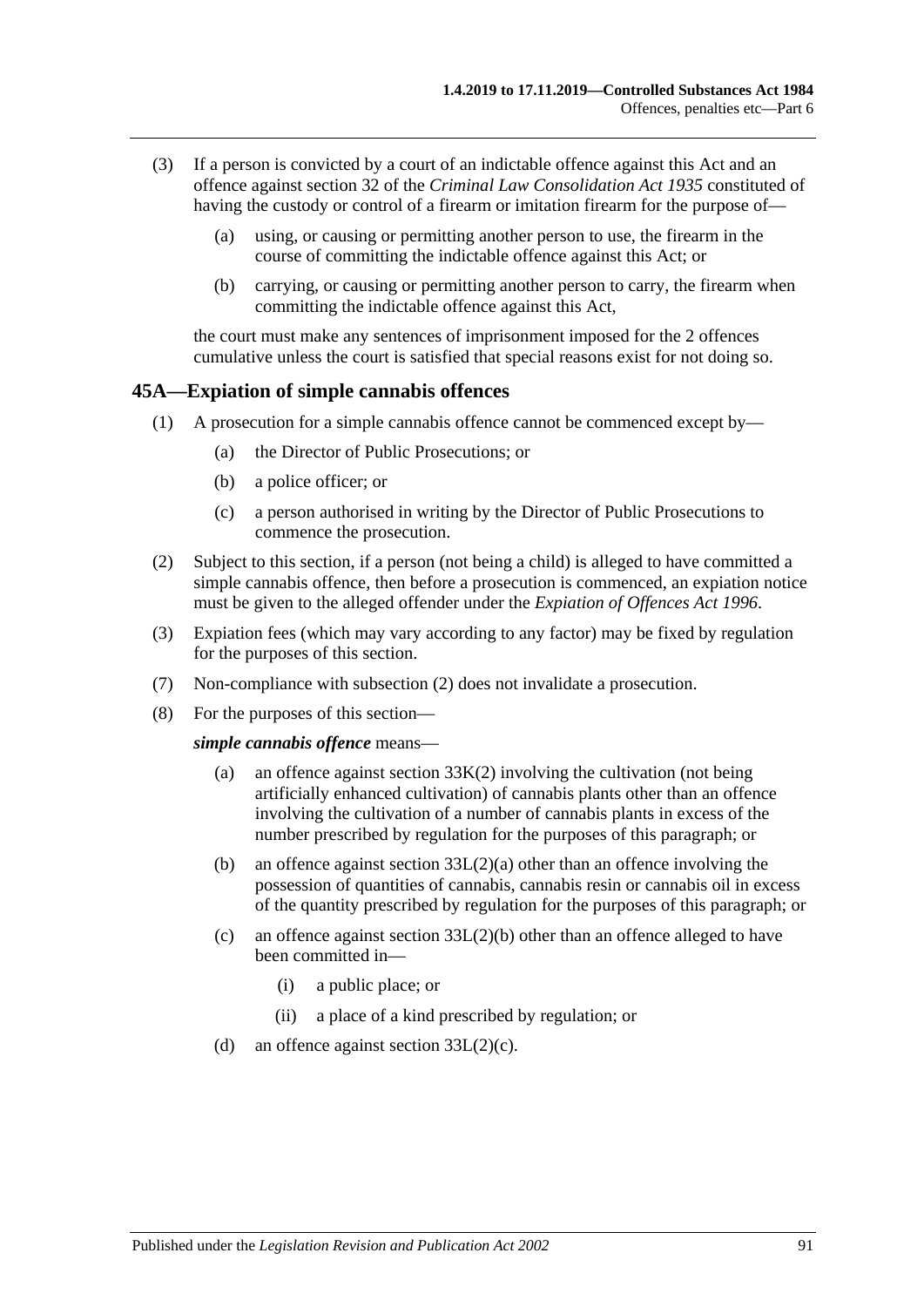(3) If a person is convicted by a court of an indictable offence against this Act and an offence against section 32 of the *Criminal Law Consolidation Act 1935* constituted of having the custody or control of a firearm or imitation firearm for the purpose of—

(a) using, or causing or permitting another person to use, the firearm in the course of committing the indictable offence against this Act; or

(b) carrying, or causing or permitting another person to carry, the firearm when committing the indictable offence against this Act,

the court must make any sentences of imprisonment imposed for the 2 offences cumulative unless the court is satisfied that special reasons exist for not doing so.

## 45A—Expiation of simple cannabis offences

(1) A prosecution for a simple cannabis offence cannot be commenced except by—

(a) the Director of Public Prosecutions; or

(b) a police officer; or

(c) a person authorised in writing by the Director of Public Prosecutions to commence the prosecution.

(2) Subject to this section, if a person (not being a child) is alleged to have committed a simple cannabis offence, then before a prosecution is commenced, an expiation notice must be given to the alleged offender under the *Expiation of Offences Act 1996*.

(3) Expiation fees (which may vary according to any factor) may be fixed by regulation for the purposes of this section.

(7) Non-compliance with subsection (2) does not invalidate a prosecution.

(8) For the purposes of this section—

***simple cannabis offence*** means—

(a) an offence against section 33K(2) involving the cultivation (not being artificially enhanced cultivation) of cannabis plants other than an offence involving the cultivation of a number of cannabis plants in excess of the number prescribed by regulation for the purposes of this paragraph; or

(b) an offence against section 33L(2)(a) other than an offence involving the possession of quantities of cannabis, cannabis resin or cannabis oil in excess of the quantity prescribed by regulation for the purposes of this paragraph; or

(c) an offence against section 33L(2)(b) other than an offence alleged to have been committed in—

(i) a public place; or

(ii) a place of a kind prescribed by regulation; or

(d) an offence against section 33L(2)(c).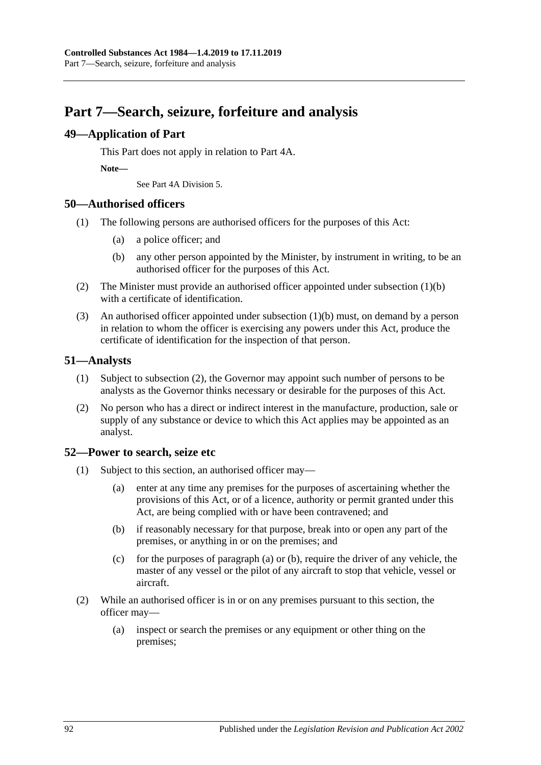# Part 7—Search, seizure, forfeiture and analysis

## 49—Application of Part

This Part does not apply in relation to Part 4A.

**Note—**

See Part 4A Division 5.

## 50—Authorised officers

(1) The following persons are authorised officers for the purposes of this Act:

(a) a police officer; and

(b) any other person appointed by the Minister, by instrument in writing, to be an authorised officer for the purposes of this Act.

(2) The Minister must provide an authorised officer appointed under subsection (1)(b) with a certificate of identification.

(3) An authorised officer appointed under subsection (1)(b) must, on demand by a person in relation to whom the officer is exercising any powers under this Act, produce the certificate of identification for the inspection of that person.

## 51—Analysts

(1) Subject to subsection (2), the Governor may appoint such number of persons to be analysts as the Governor thinks necessary or desirable for the purposes of this Act.

(2) No person who has a direct or indirect interest in the manufacture, production, sale or supply of any substance or device to which this Act applies may be appointed as an analyst.

## 52—Power to search, seize etc

(1) Subject to this section, an authorised officer may—

(a) enter at any time any premises for the purposes of ascertaining whether the provisions of this Act, or of a licence, authority or permit granted under this Act, are being complied with or have been contravened; and

(b) if reasonably necessary for that purpose, break into or open any part of the premises, or anything in or on the premises; and

(c) for the purposes of paragraph (a) or (b), require the driver of any vehicle, the master of any vessel or the pilot of any aircraft to stop that vehicle, vessel or aircraft.

(2) While an authorised officer is in or on any premises pursuant to this section, the officer may—

(a) inspect or search the premises or any equipment or other thing on the premises;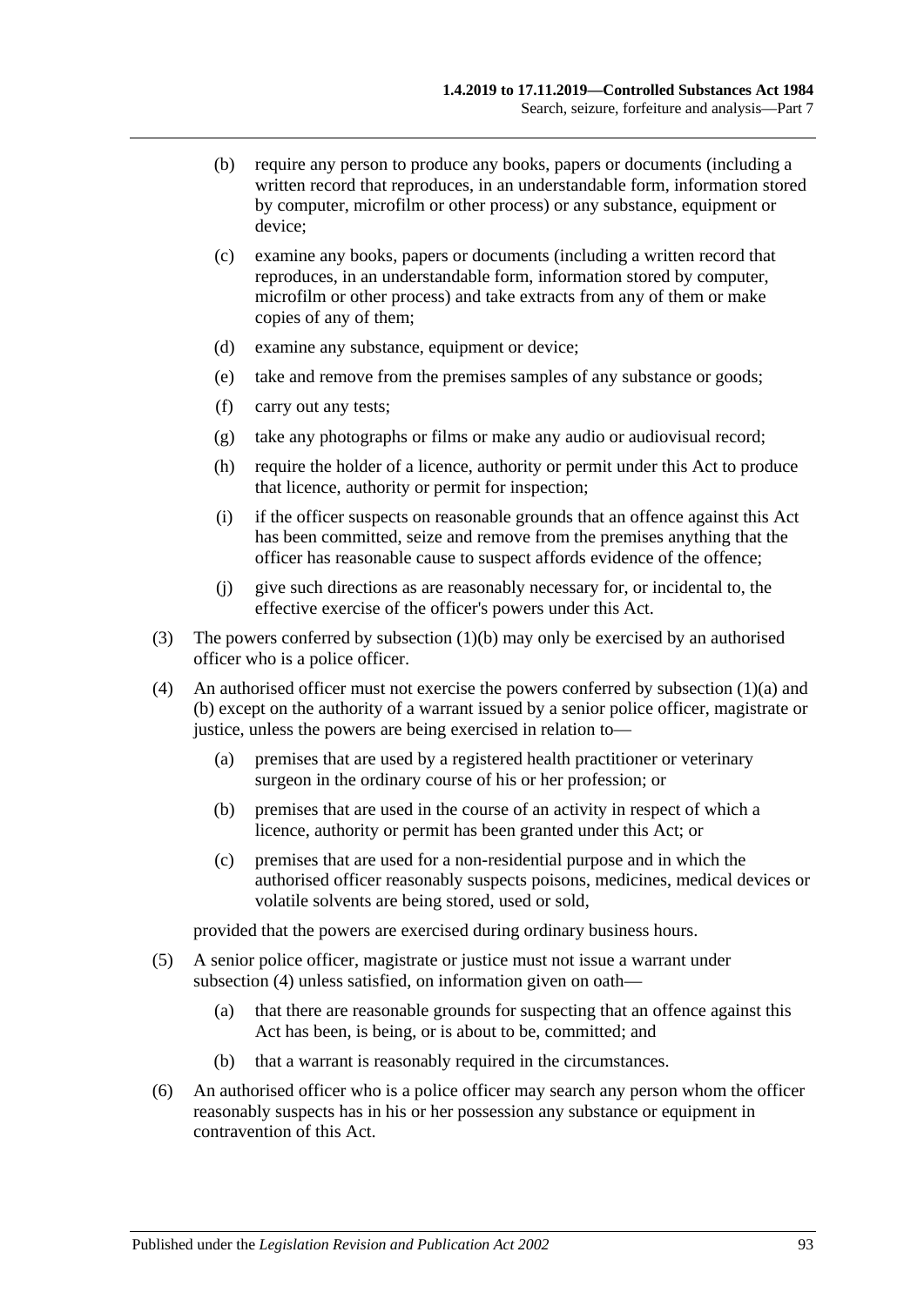(b) require any person to produce any books, papers or documents (including a written record that reproduces, in an understandable form, information stored by computer, microfilm or other process) or any substance, equipment or device;

(c) examine any books, papers or documents (including a written record that reproduces, in an understandable form, information stored by computer, microfilm or other process) and take extracts from any of them or make copies of any of them;

(d) examine any substance, equipment or device;

(e) take and remove from the premises samples of any substance or goods;

(f) carry out any tests;

(g) take any photographs or films or make any audio or audiovisual record;

(h) require the holder of a licence, authority or permit under this Act to produce that licence, authority or permit for inspection;

(i) if the officer suspects on reasonable grounds that an offence against this Act has been committed, seize and remove from the premises anything that the officer has reasonable cause to suspect affords evidence of the offence;

(j) give such directions as are reasonably necessary for, or incidental to, the effective exercise of the officer's powers under this Act.

(3) The powers conferred by subsection (1)(b) may only be exercised by an authorised officer who is a police officer.

(4) An authorised officer must not exercise the powers conferred by subsection (1)(a) and (b) except on the authority of a warrant issued by a senior police officer, magistrate or justice, unless the powers are being exercised in relation to—

(a) premises that are used by a registered health practitioner or veterinary surgeon in the ordinary course of his or her profession; or

(b) premises that are used in the course of an activity in respect of which a licence, authority or permit has been granted under this Act; or

(c) premises that are used for a non-residential purpose and in which the authorised officer reasonably suspects poisons, medicines, medical devices or volatile solvents are being stored, used or sold,

provided that the powers are exercised during ordinary business hours.

(5) A senior police officer, magistrate or justice must not issue a warrant under subsection (4) unless satisfied, on information given on oath—

(a) that there are reasonable grounds for suspecting that an offence against this Act has been, is being, or is about to be, committed; and

(b) that a warrant is reasonably required in the circumstances.

(6) An authorised officer who is a police officer may search any person whom the officer reasonably suspects has in his or her possession any substance or equipment in contravention of this Act.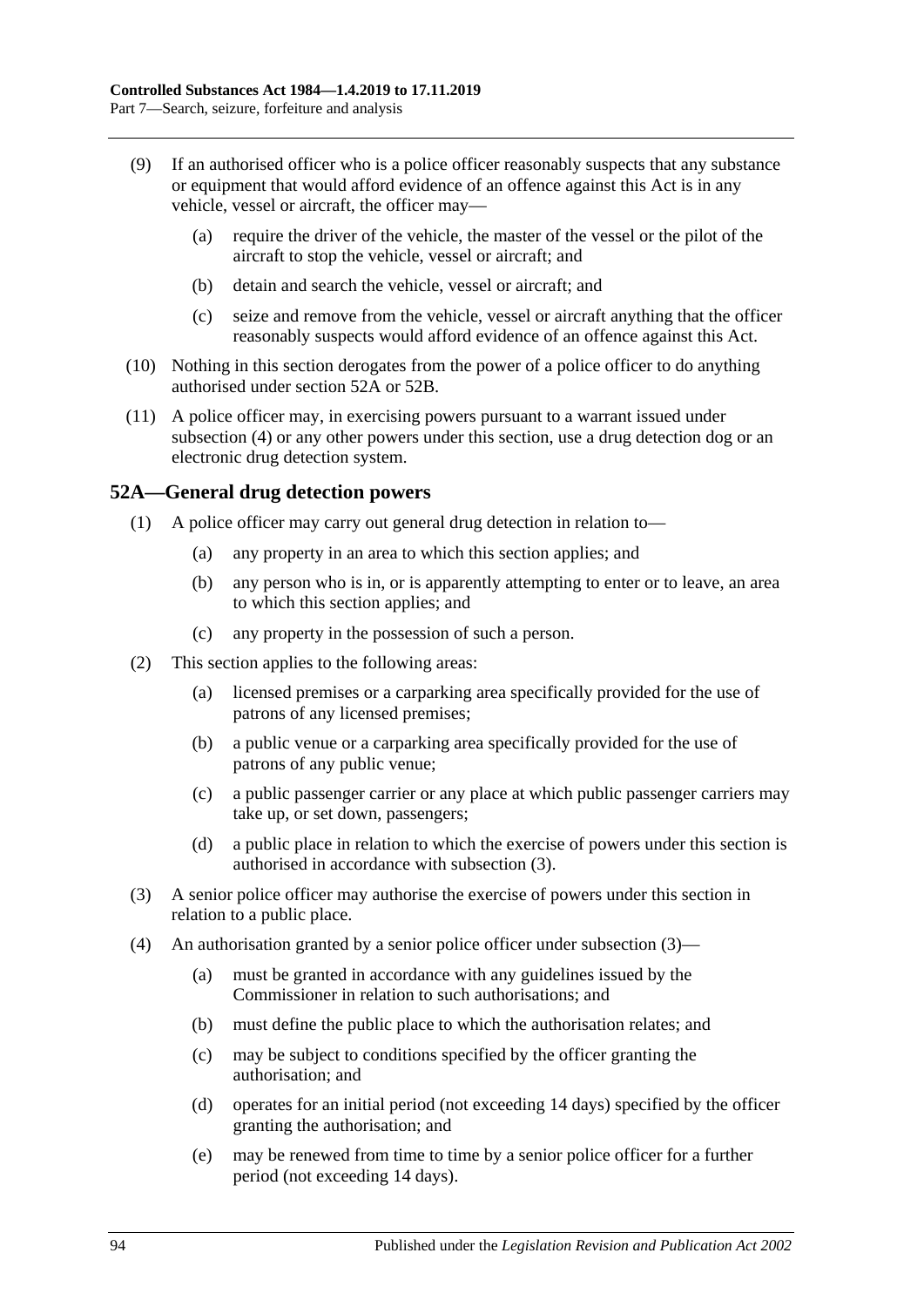(9) If an authorised officer who is a police officer reasonably suspects that any substance or equipment that would afford evidence of an offence against this Act is in any vehicle, vessel or aircraft, the officer may—

(a) require the driver of the vehicle, the master of the vessel or the pilot of the aircraft to stop the vehicle, vessel or aircraft; and

(b) detain and search the vehicle, vessel or aircraft; and

(c) seize and remove from the vehicle, vessel or aircraft anything that the officer reasonably suspects would afford evidence of an offence against this Act.

(10) Nothing in this section derogates from the power of a police officer to do anything authorised under section 52A or 52B.

(11) A police officer may, in exercising powers pursuant to a warrant issued under subsection (4) or any other powers under this section, use a drug detection dog or an electronic drug detection system.

## 52A—General drug detection powers

(1) A police officer may carry out general drug detection in relation to—

(a) any property in an area to which this section applies; and

(b) any person who is in, or is apparently attempting to enter or to leave, an area to which this section applies; and

(c) any property in the possession of such a person.

(2) This section applies to the following areas:

(a) licensed premises or a carparking area specifically provided for the use of patrons of any licensed premises;

(b) a public venue or a carparking area specifically provided for the use of patrons of any public venue;

(c) a public passenger carrier or any place at which public passenger carriers may take up, or set down, passengers;

(d) a public place in relation to which the exercise of powers under this section is authorised in accordance with subsection (3).

(3) A senior police officer may authorise the exercise of powers under this section in relation to a public place.

(4) An authorisation granted by a senior police officer under subsection (3)—

(a) must be granted in accordance with any guidelines issued by the Commissioner in relation to such authorisations; and

(b) must define the public place to which the authorisation relates; and

(c) may be subject to conditions specified by the officer granting the authorisation; and

(d) operates for an initial period (not exceeding 14 days) specified by the officer granting the authorisation; and

(e) may be renewed from time to time by a senior police officer for a further period (not exceeding 14 days).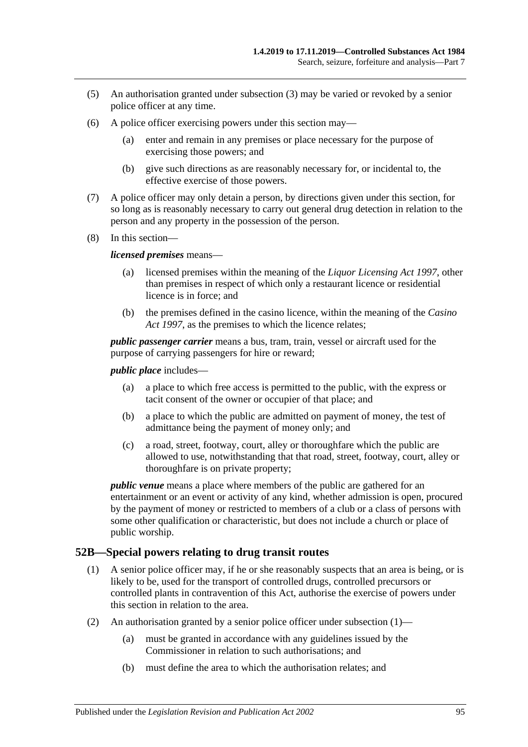(5) An authorisation granted under subsection (3) may be varied or revoked by a senior police officer at any time.

(6) A police officer exercising powers under this section may—

(a) enter and remain in any premises or place necessary for the purpose of exercising those powers; and

(b) give such directions as are reasonably necessary for, or incidental to, the effective exercise of those powers.

(7) A police officer may only detain a person, by directions given under this section, for so long as is reasonably necessary to carry out general drug detection in relation to the person and any property in the possession of the person.

(8) In this section—

***licensed premises*** means—

(a) licensed premises within the meaning of the *Liquor Licensing Act 1997*, other than premises in respect of which only a restaurant licence or residential licence is in force; and

(b) the premises defined in the casino licence, within the meaning of the *Casino Act 1997*, as the premises to which the licence relates;

***public passenger carrier*** means a bus, tram, train, vessel or aircraft used for the purpose of carrying passengers for hire or reward;

***public place*** includes—

(a) a place to which free access is permitted to the public, with the express or tacit consent of the owner or occupier of that place; and

(b) a place to which the public are admitted on payment of money, the test of admittance being the payment of money only; and

(c) a road, street, footway, court, alley or thoroughfare which the public are allowed to use, notwithstanding that that road, street, footway, court, alley or thoroughfare is on private property;

***public venue*** means a place where members of the public are gathered for an entertainment or an event or activity of any kind, whether admission is open, procured by the payment of money or restricted to members of a club or a class of persons with some other qualification or characteristic, but does not include a church or place of public worship.

## 52B—Special powers relating to drug transit routes

(1) A senior police officer may, if he or she reasonably suspects that an area is being, or is likely to be, used for the transport of controlled drugs, controlled precursors or controlled plants in contravention of this Act, authorise the exercise of powers under this section in relation to the area.

(2) An authorisation granted by a senior police officer under subsection (1)—

(a) must be granted in accordance with any guidelines issued by the Commissioner in relation to such authorisations; and

(b) must define the area to which the authorisation relates; and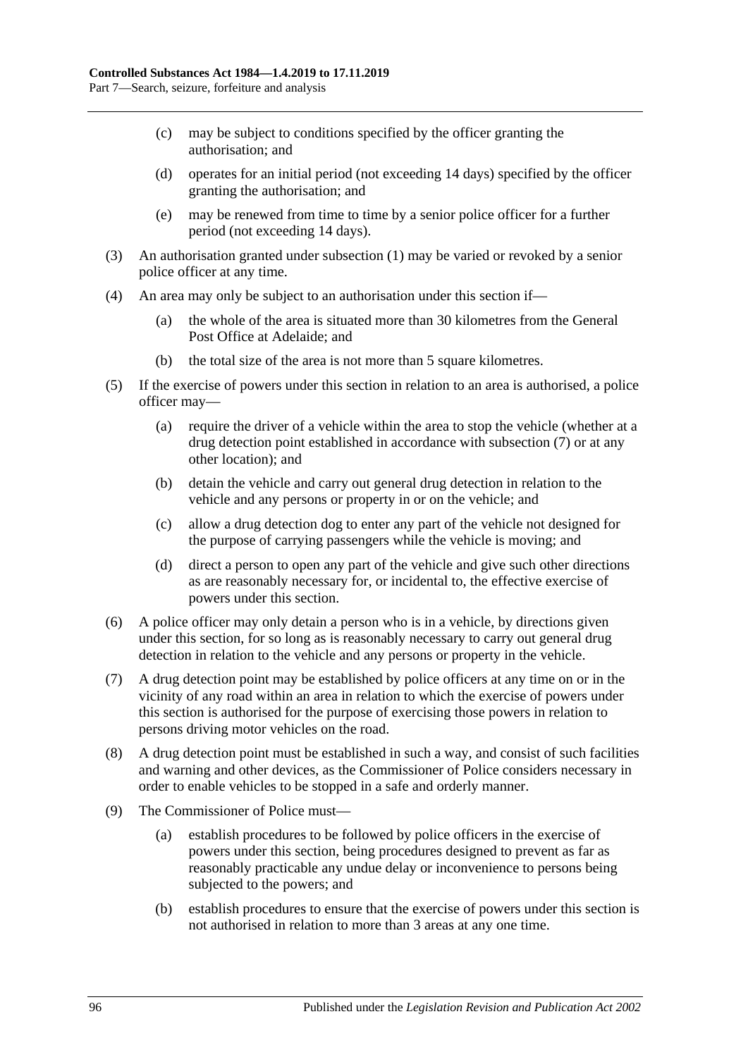(c) may be subject to conditions specified by the officer granting the authorisation; and

(d) operates for an initial period (not exceeding 14 days) specified by the officer granting the authorisation; and

(e) may be renewed from time to time by a senior police officer for a further period (not exceeding 14 days).

(3) An authorisation granted under subsection (1) may be varied or revoked by a senior police officer at any time.

(4) An area may only be subject to an authorisation under this section if—

(a) the whole of the area is situated more than 30 kilometres from the General Post Office at Adelaide; and

(b) the total size of the area is not more than 5 square kilometres.

(5) If the exercise of powers under this section in relation to an area is authorised, a police officer may—

(a) require the driver of a vehicle within the area to stop the vehicle (whether at a drug detection point established in accordance with subsection (7) or at any other location); and

(b) detain the vehicle and carry out general drug detection in relation to the vehicle and any persons or property in or on the vehicle; and

(c) allow a drug detection dog to enter any part of the vehicle not designed for the purpose of carrying passengers while the vehicle is moving; and

(d) direct a person to open any part of the vehicle and give such other directions as are reasonably necessary for, or incidental to, the effective exercise of powers under this section.

(6) A police officer may only detain a person who is in a vehicle, by directions given under this section, for so long as is reasonably necessary to carry out general drug detection in relation to the vehicle and any persons or property in the vehicle.

(7) A drug detection point may be established by police officers at any time on or in the vicinity of any road within an area in relation to which the exercise of powers under this section is authorised for the purpose of exercising those powers in relation to persons driving motor vehicles on the road.

(8) A drug detection point must be established in such a way, and consist of such facilities and warning and other devices, as the Commissioner of Police considers necessary in order to enable vehicles to be stopped in a safe and orderly manner.

(9) The Commissioner of Police must—

(a) establish procedures to be followed by police officers in the exercise of powers under this section, being procedures designed to prevent as far as reasonably practicable any undue delay or inconvenience to persons being subjected to the powers; and

(b) establish procedures to ensure that the exercise of powers under this section is not authorised in relation to more than 3 areas at any one time.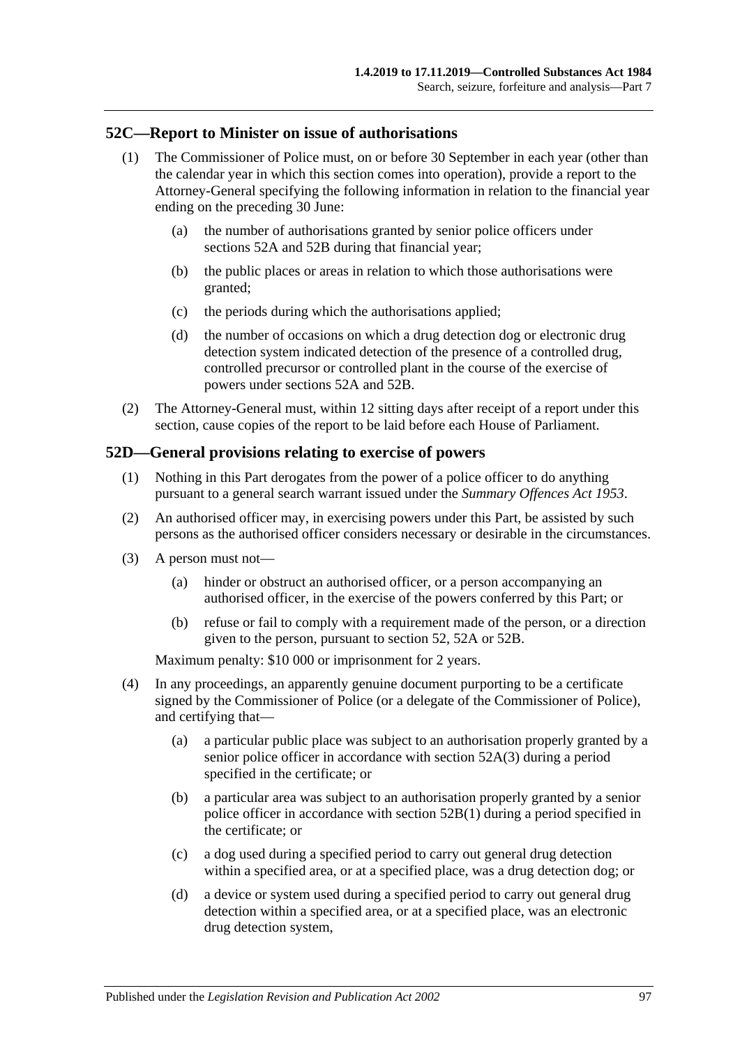## 52C—Report to Minister on issue of authorisations

(1) The Commissioner of Police must, on or before 30 September in each year (other than the calendar year in which this section comes into operation), provide a report to the Attorney-General specifying the following information in relation to the financial year ending on the preceding 30 June:

(a) the number of authorisations granted by senior police officers under sections 52A and 52B during that financial year;

(b) the public places or areas in relation to which those authorisations were granted;

(c) the periods during which the authorisations applied;

(d) the number of occasions on which a drug detection dog or electronic drug detection system indicated detection of the presence of a controlled drug, controlled precursor or controlled plant in the course of the exercise of powers under sections 52A and 52B.

(2) The Attorney-General must, within 12 sitting days after receipt of a report under this section, cause copies of the report to be laid before each House of Parliament.

## 52D—General provisions relating to exercise of powers

(1) Nothing in this Part derogates from the power of a police officer to do anything pursuant to a general search warrant issued under the *Summary Offences Act 1953*.

(2) An authorised officer may, in exercising powers under this Part, be assisted by such persons as the authorised officer considers necessary or desirable in the circumstances.

(3) A person must not—

(a) hinder or obstruct an authorised officer, or a person accompanying an authorised officer, in the exercise of the powers conferred by this Part; or

(b) refuse or fail to comply with a requirement made of the person, or a direction given to the person, pursuant to section 52, 52A or 52B.

Maximum penalty: $10 000 or imprisonment for 2 years.

(4) In any proceedings, an apparently genuine document purporting to be a certificate signed by the Commissioner of Police (or a delegate of the Commissioner of Police), and certifying that—

(a) a particular public place was subject to an authorisation properly granted by a senior police officer in accordance with section 52A(3) during a period specified in the certificate; or

(b) a particular area was subject to an authorisation properly granted by a senior police officer in accordance with section 52B(1) during a period specified in the certificate; or

(c) a dog used during a specified period to carry out general drug detection within a specified area, or at a specified place, was a drug detection dog; or

(d) a device or system used during a specified period to carry out general drug detection within a specified area, or at a specified place, was an electronic drug detection system,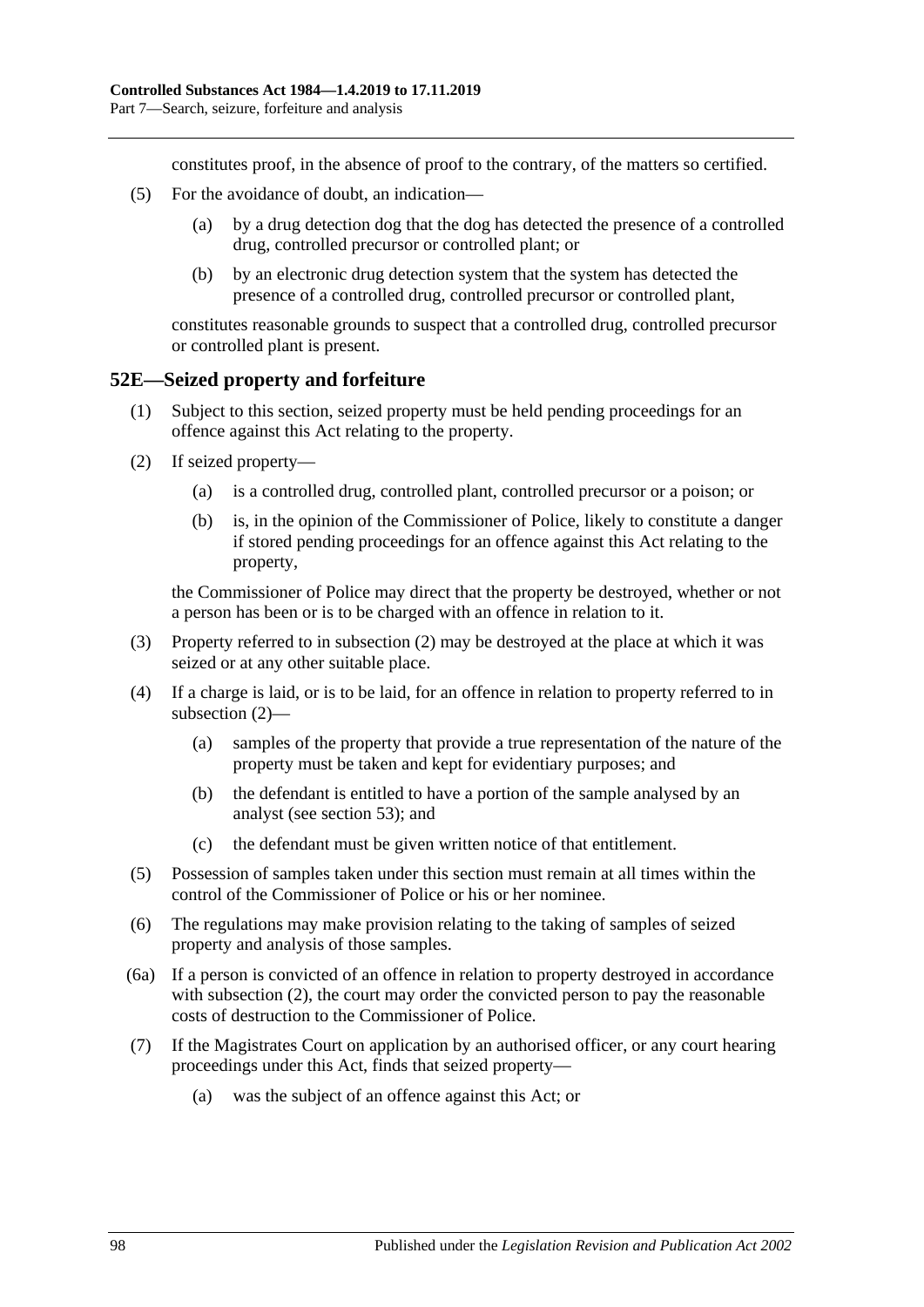constitutes proof, in the absence of proof to the contrary, of the matters so certified.

(5) For the avoidance of doubt, an indication—

(a) by a drug detection dog that the dog has detected the presence of a controlled drug, controlled precursor or controlled plant; or

(b) by an electronic drug detection system that the system has detected the presence of a controlled drug, controlled precursor or controlled plant,

constitutes reasonable grounds to suspect that a controlled drug, controlled precursor or controlled plant is present.

## 52E—Seized property and forfeiture

(1) Subject to this section, seized property must be held pending proceedings for an offence against this Act relating to the property.

(2) If seized property—

(a) is a controlled drug, controlled plant, controlled precursor or a poison; or

(b) is, in the opinion of the Commissioner of Police, likely to constitute a danger if stored pending proceedings for an offence against this Act relating to the property,

the Commissioner of Police may direct that the property be destroyed, whether or not a person has been or is to be charged with an offence in relation to it.

(3) Property referred to in subsection (2) may be destroyed at the place at which it was seized or at any other suitable place.

(4) If a charge is laid, or is to be laid, for an offence in relation to property referred to in subsection (2)—

(a) samples of the property that provide a true representation of the nature of the property must be taken and kept for evidentiary purposes; and

(b) the defendant is entitled to have a portion of the sample analysed by an analyst (see section 53); and

(c) the defendant must be given written notice of that entitlement.

(5) Possession of samples taken under this section must remain at all times within the control of the Commissioner of Police or his or her nominee.

(6) The regulations may make provision relating to the taking of samples of seized property and analysis of those samples.

(6a) If a person is convicted of an offence in relation to property destroyed in accordance with subsection (2), the court may order the convicted person to pay the reasonable costs of destruction to the Commissioner of Police.

(7) If the Magistrates Court on application by an authorised officer, or any court hearing proceedings under this Act, finds that seized property—

(a) was the subject of an offence against this Act; or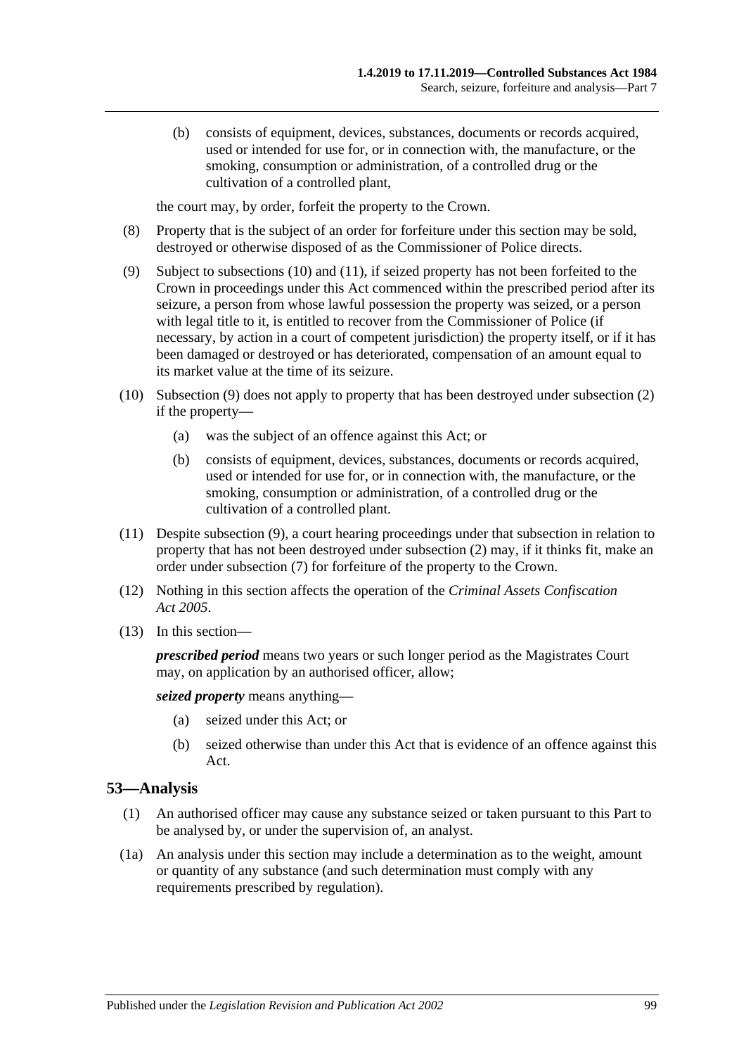(b) consists of equipment, devices, substances, documents or records acquired, used or intended for use for, or in connection with, the manufacture, or the smoking, consumption or administration, of a controlled drug or the cultivation of a controlled plant,

the court may, by order, forfeit the property to the Crown.

(8) Property that is the subject of an order for forfeiture under this section may be sold, destroyed or otherwise disposed of as the Commissioner of Police directs.

(9) Subject to subsections (10) and (11), if seized property has not been forfeited to the Crown in proceedings under this Act commenced within the prescribed period after its seizure, a person from whose lawful possession the property was seized, or a person with legal title to it, is entitled to recover from the Commissioner of Police (if necessary, by action in a court of competent jurisdiction) the property itself, or if it has been damaged or destroyed or has deteriorated, compensation of an amount equal to its market value at the time of its seizure.

(10) Subsection (9) does not apply to property that has been destroyed under subsection (2) if the property—

(a) was the subject of an offence against this Act; or

(b) consists of equipment, devices, substances, documents or records acquired, used or intended for use for, or in connection with, the manufacture, or the smoking, consumption or administration, of a controlled drug or the cultivation of a controlled plant.

(11) Despite subsection (9), a court hearing proceedings under that subsection in relation to property that has not been destroyed under subsection (2) may, if it thinks fit, make an order under subsection (7) for forfeiture of the property to the Crown.

(12) Nothing in this section affects the operation of the *Criminal Assets Confiscation Act 2005*.

(13) In this section—

***prescribed period*** means two years or such longer period as the Magistrates Court may, on application by an authorised officer, allow;

***seized property*** means anything—

(a) seized under this Act; or

(b) seized otherwise than under this Act that is evidence of an offence against this Act.

## 53—Analysis

(1) An authorised officer may cause any substance seized or taken pursuant to this Part to be analysed by, or under the supervision of, an analyst.

(1a) An analysis under this section may include a determination as to the weight, amount or quantity of any substance (and such determination must comply with any requirements prescribed by regulation).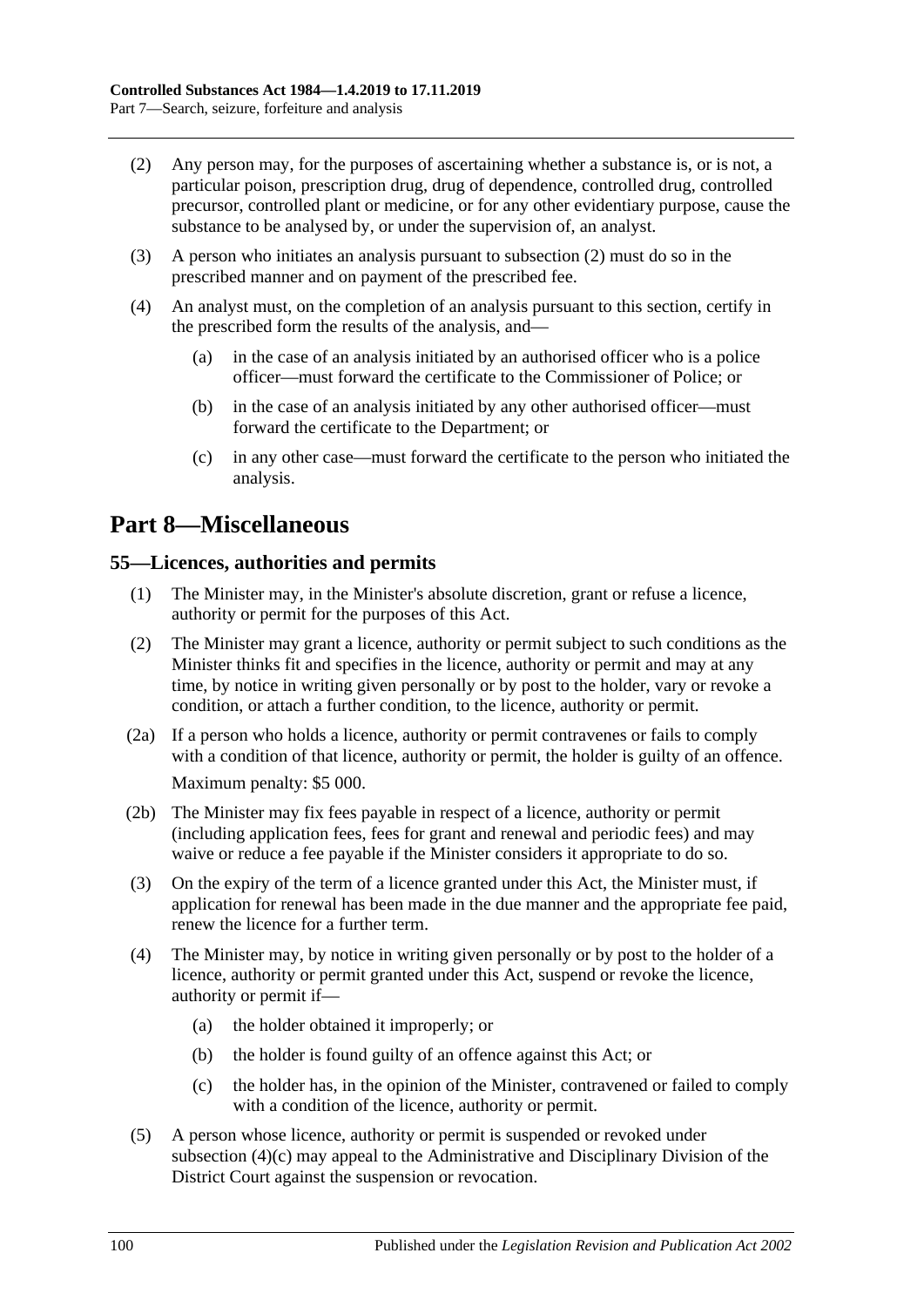(2) Any person may, for the purposes of ascertaining whether a substance is, or is not, a particular poison, prescription drug, drug of dependence, controlled drug, controlled precursor, controlled plant or medicine, or for any other evidentiary purpose, cause the substance to be analysed by, or under the supervision of, an analyst.

(3) A person who initiates an analysis pursuant to subsection (2) must do so in the prescribed manner and on payment of the prescribed fee.

(4) An analyst must, on the completion of an analysis pursuant to this section, certify in the prescribed form the results of the analysis, and—

(a) in the case of an analysis initiated by an authorised officer who is a police officer—must forward the certificate to the Commissioner of Police; or

(b) in the case of an analysis initiated by any other authorised officer—must forward the certificate to the Department; or

(c) in any other case—must forward the certificate to the person who initiated the analysis.

# Part 8—Miscellaneous

## 55—Licences, authorities and permits

(1) The Minister may, in the Minister's absolute discretion, grant or refuse a licence, authority or permit for the purposes of this Act.

(2) The Minister may grant a licence, authority or permit subject to such conditions as the Minister thinks fit and specifies in the licence, authority or permit and may at any time, by notice in writing given personally or by post to the holder, vary or revoke a condition, or attach a further condition, to the licence, authority or permit.

(2a) If a person who holds a licence, authority or permit contravenes or fails to comply with a condition of that licence, authority or permit, the holder is guilty of an offence.

Maximum penalty: $5 000.

(2b) The Minister may fix fees payable in respect of a licence, authority or permit (including application fees, fees for grant and renewal and periodic fees) and may waive or reduce a fee payable if the Minister considers it appropriate to do so.

(3) On the expiry of the term of a licence granted under this Act, the Minister must, if application for renewal has been made in the due manner and the appropriate fee paid, renew the licence for a further term.

(4) The Minister may, by notice in writing given personally or by post to the holder of a licence, authority or permit granted under this Act, suspend or revoke the licence, authority or permit if—

(a) the holder obtained it improperly; or

(b) the holder is found guilty of an offence against this Act; or

(c) the holder has, in the opinion of the Minister, contravened or failed to comply with a condition of the licence, authority or permit.

(5) A person whose licence, authority or permit is suspended or revoked under subsection (4)(c) may appeal to the Administrative and Disciplinary Division of the District Court against the suspension or revocation.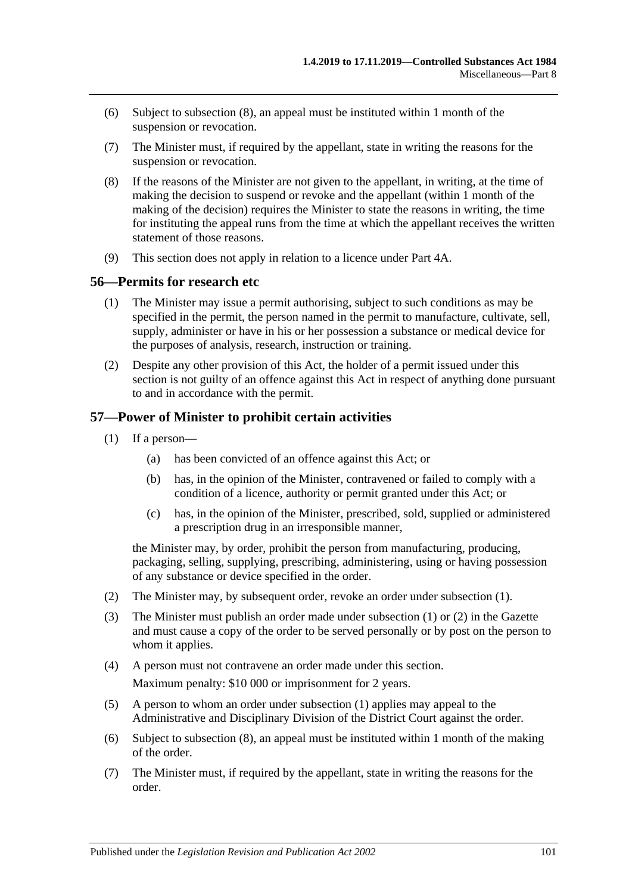(6) Subject to subsection (8), an appeal must be instituted within 1 month of the suspension or revocation.

(7) The Minister must, if required by the appellant, state in writing the reasons for the suspension or revocation.

(8) If the reasons of the Minister are not given to the appellant, in writing, at the time of making the decision to suspend or revoke and the appellant (within 1 month of the making of the decision) requires the Minister to state the reasons in writing, the time for instituting the appeal runs from the time at which the appellant receives the written statement of those reasons.

(9) This section does not apply in relation to a licence under Part 4A.

## 56—Permits for research etc

(1) The Minister may issue a permit authorising, subject to such conditions as may be specified in the permit, the person named in the permit to manufacture, cultivate, sell, supply, administer or have in his or her possession a substance or medical device for the purposes of analysis, research, instruction or training.

(2) Despite any other provision of this Act, the holder of a permit issued under this section is not guilty of an offence against this Act in respect of anything done pursuant to and in accordance with the permit.

## 57—Power of Minister to prohibit certain activities

(1) If a person—

(a) has been convicted of an offence against this Act; or

(b) has, in the opinion of the Minister, contravened or failed to comply with a condition of a licence, authority or permit granted under this Act; or

(c) has, in the opinion of the Minister, prescribed, sold, supplied or administered a prescription drug in an irresponsible manner,

the Minister may, by order, prohibit the person from manufacturing, producing, packaging, selling, supplying, prescribing, administering, using or having possession of any substance or device specified in the order.

(2) The Minister may, by subsequent order, revoke an order under subsection (1).

(3) The Minister must publish an order made under subsection (1) or (2) in the Gazette and must cause a copy of the order to be served personally or by post on the person to whom it applies.

(4) A person must not contravene an order made under this section.

Maximum penalty: $10 000 or imprisonment for 2 years.

(5) A person to whom an order under subsection (1) applies may appeal to the Administrative and Disciplinary Division of the District Court against the order.

(6) Subject to subsection (8), an appeal must be instituted within 1 month of the making of the order.

(7) The Minister must, if required by the appellant, state in writing the reasons for the order.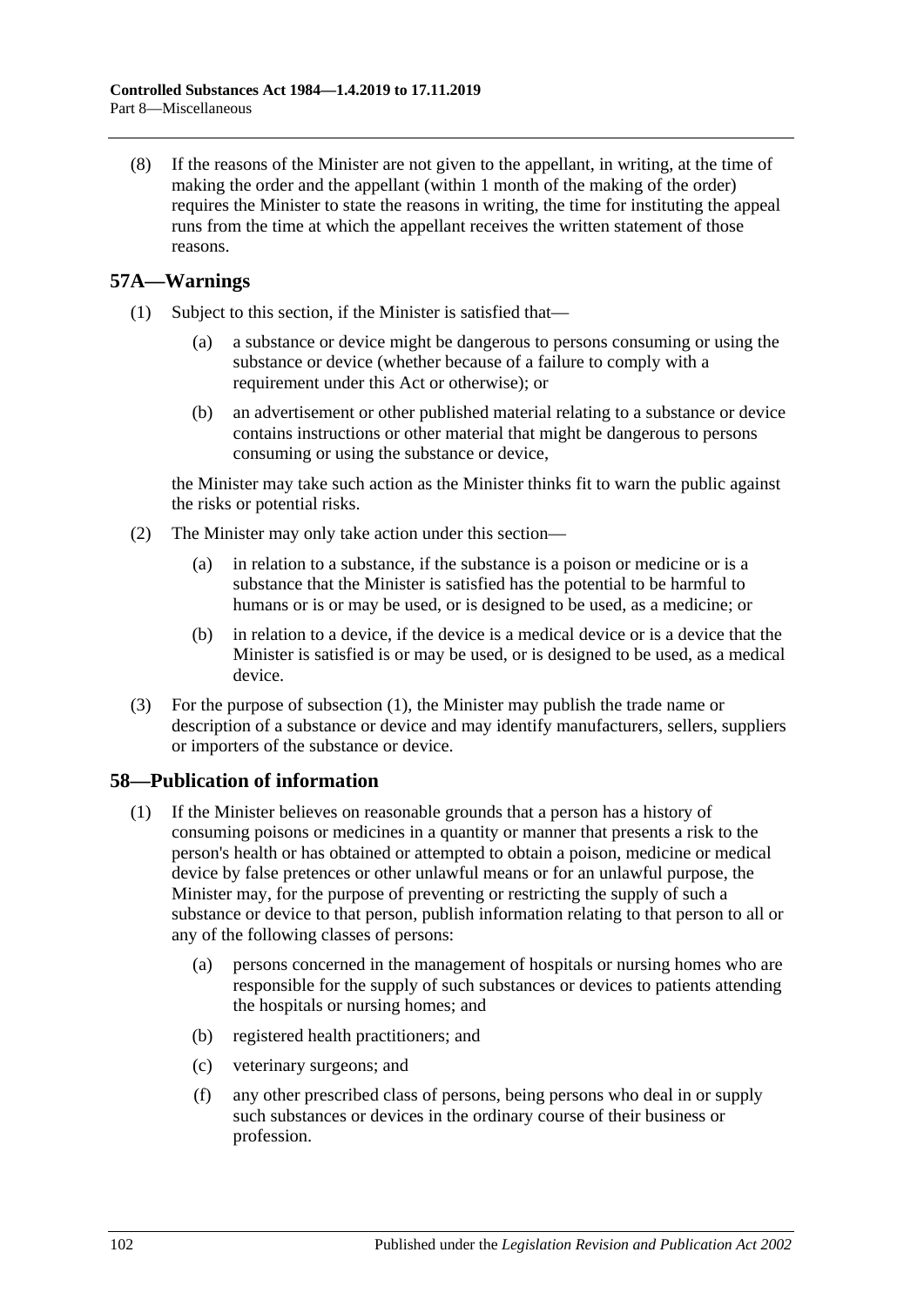(8) If the reasons of the Minister are not given to the appellant, in writing, at the time of making the order and the appellant (within 1 month of the making of the order) requires the Minister to state the reasons in writing, the time for instituting the appeal runs from the time at which the appellant receives the written statement of those reasons.

## 57A—Warnings

(1) Subject to this section, if the Minister is satisfied that—

(a) a substance or device might be dangerous to persons consuming or using the substance or device (whether because of a failure to comply with a requirement under this Act or otherwise); or

(b) an advertisement or other published material relating to a substance or device contains instructions or other material that might be dangerous to persons consuming or using the substance or device,

the Minister may take such action as the Minister thinks fit to warn the public against the risks or potential risks.

(2) The Minister may only take action under this section—

(a) in relation to a substance, if the substance is a poison or medicine or is a substance that the Minister is satisfied has the potential to be harmful to humans or is or may be used, or is designed to be used, as a medicine; or

(b) in relation to a device, if the device is a medical device or is a device that the Minister is satisfied is or may be used, or is designed to be used, as a medical device.

(3) For the purpose of subsection (1), the Minister may publish the trade name or description of a substance or device and may identify manufacturers, sellers, suppliers or importers of the substance or device.

## 58—Publication of information

(1) If the Minister believes on reasonable grounds that a person has a history of consuming poisons or medicines in a quantity or manner that presents a risk to the person's health or has obtained or attempted to obtain a poison, medicine or medical device by false pretences or other unlawful means or for an unlawful purpose, the Minister may, for the purpose of preventing or restricting the supply of such a substance or device to that person, publish information relating to that person to all or any of the following classes of persons:

(a) persons concerned in the management of hospitals or nursing homes who are responsible for the supply of such substances or devices to patients attending the hospitals or nursing homes; and

(b) registered health practitioners; and

(c) veterinary surgeons; and

(f) any other prescribed class of persons, being persons who deal in or supply such substances or devices in the ordinary course of their business or profession.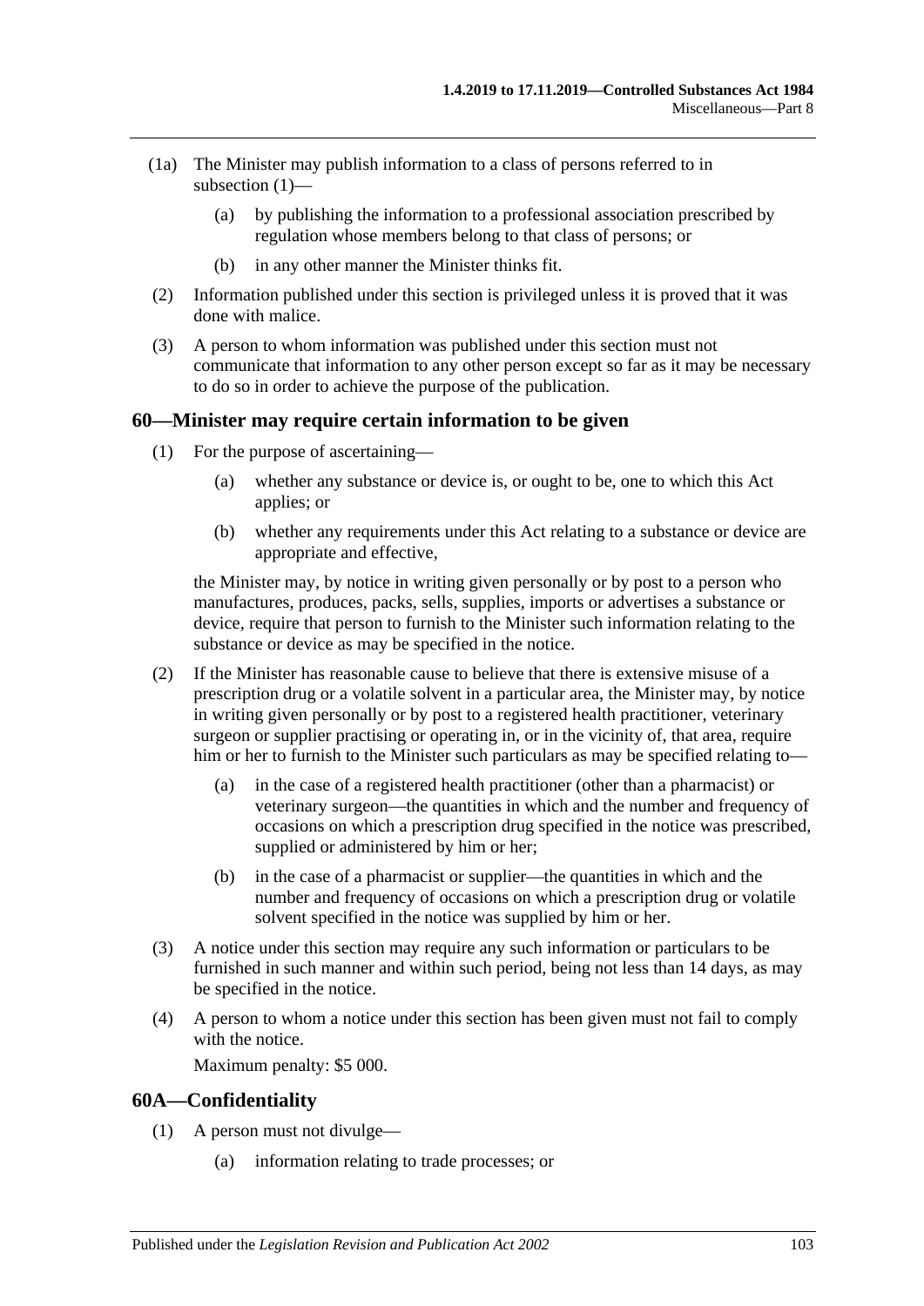(1a) The Minister may publish information to a class of persons referred to in subsection (1)—

(a) by publishing the information to a professional association prescribed by regulation whose members belong to that class of persons; or

(b) in any other manner the Minister thinks fit.

(2) Information published under this section is privileged unless it is proved that it was done with malice.

(3) A person to whom information was published under this section must not communicate that information to any other person except so far as it may be necessary to do so in order to achieve the purpose of the publication.

## 60—Minister may require certain information to be given

(1) For the purpose of ascertaining—

(a) whether any substance or device is, or ought to be, one to which this Act applies; or

(b) whether any requirements under this Act relating to a substance or device are appropriate and effective,

the Minister may, by notice in writing given personally or by post to a person who manufactures, produces, packs, sells, supplies, imports or advertises a substance or device, require that person to furnish to the Minister such information relating to the substance or device as may be specified in the notice.

(2) If the Minister has reasonable cause to believe that there is extensive misuse of a prescription drug or a volatile solvent in a particular area, the Minister may, by notice in writing given personally or by post to a registered health practitioner, veterinary surgeon or supplier practising or operating in, or in the vicinity of, that area, require him or her to furnish to the Minister such particulars as may be specified relating to—

(a) in the case of a registered health practitioner (other than a pharmacist) or veterinary surgeon—the quantities in which and the number and frequency of occasions on which a prescription drug specified in the notice was prescribed, supplied or administered by him or her;

(b) in the case of a pharmacist or supplier—the quantities in which and the number and frequency of occasions on which a prescription drug or volatile solvent specified in the notice was supplied by him or her.

(3) A notice under this section may require any such information or particulars to be furnished in such manner and within such period, being not less than 14 days, as may be specified in the notice.

(4) A person to whom a notice under this section has been given must not fail to comply with the notice.

Maximum penalty: $5 000.

## 60A—Confidentiality

(1) A person must not divulge—

(a) information relating to trade processes; or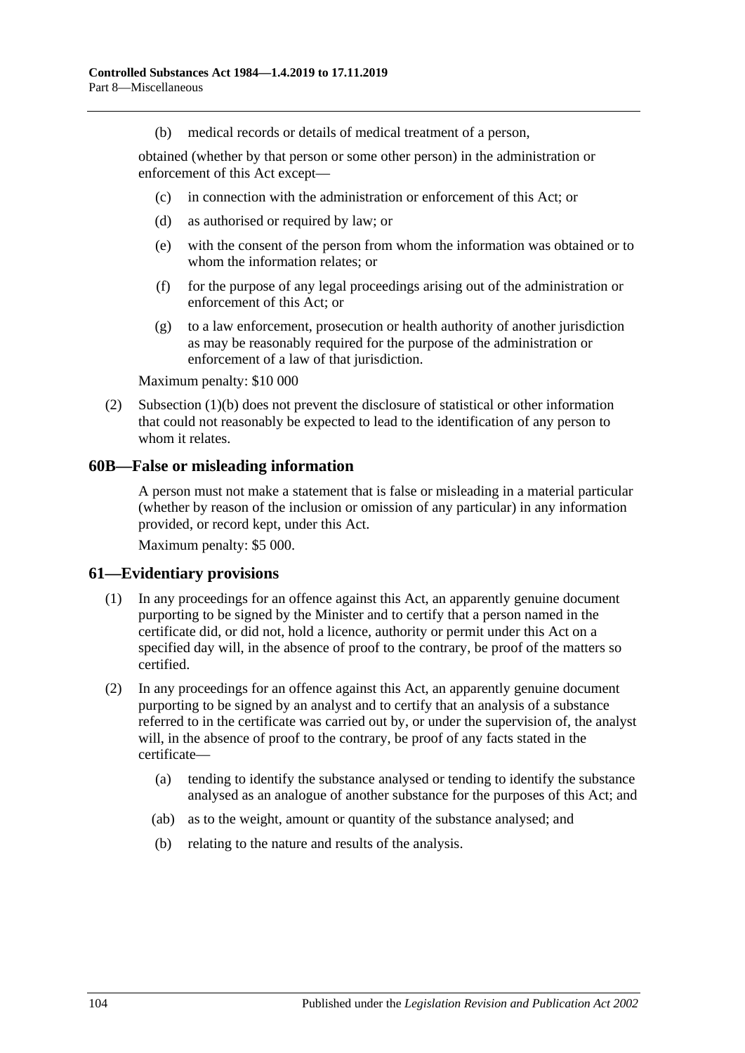(b) medical records or details of medical treatment of a person,

obtained (whether by that person or some other person) in the administration or enforcement of this Act except—

(c) in connection with the administration or enforcement of this Act; or

(d) as authorised or required by law; or

(e) with the consent of the person from whom the information was obtained or to whom the information relates; or

(f) for the purpose of any legal proceedings arising out of the administration or enforcement of this Act; or

(g) to a law enforcement, prosecution or health authority of another jurisdiction as may be reasonably required for the purpose of the administration or enforcement of a law of that jurisdiction.

Maximum penalty: $10 000

(2) Subsection (1)(b) does not prevent the disclosure of statistical or other information that could not reasonably be expected to lead to the identification of any person to whom it relates.

## 60B—False or misleading information

A person must not make a statement that is false or misleading in a material particular (whether by reason of the inclusion or omission of any particular) in any information provided, or record kept, under this Act.

Maximum penalty: $5 000.

## 61—Evidentiary provisions

(1) In any proceedings for an offence against this Act, an apparently genuine document purporting to be signed by the Minister and to certify that a person named in the certificate did, or did not, hold a licence, authority or permit under this Act on a specified day will, in the absence of proof to the contrary, be proof of the matters so certified.

(2) In any proceedings for an offence against this Act, an apparently genuine document purporting to be signed by an analyst and to certify that an analysis of a substance referred to in the certificate was carried out by, or under the supervision of, the analyst will, in the absence of proof to the contrary, be proof of any facts stated in the certificate—

(a) tending to identify the substance analysed or tending to identify the substance analysed as an analogue of another substance for the purposes of this Act; and

(ab) as to the weight, amount or quantity of the substance analysed; and

(b) relating to the nature and results of the analysis.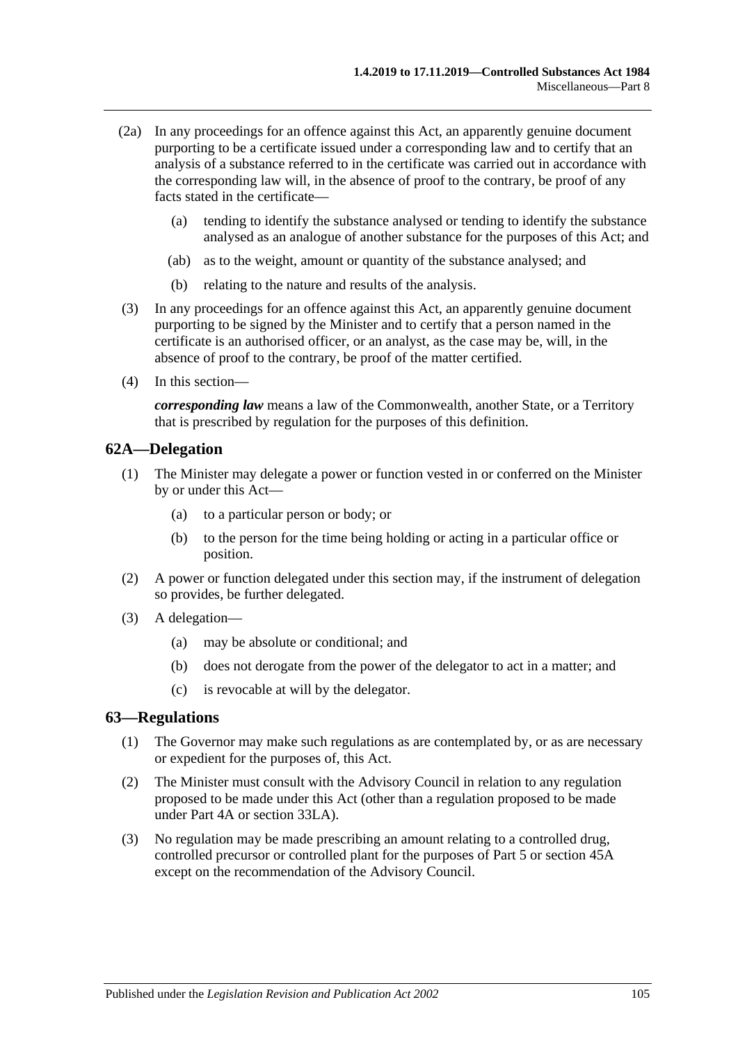(2a) In any proceedings for an offence against this Act, an apparently genuine document purporting to be a certificate issued under a corresponding law and to certify that an analysis of a substance referred to in the certificate was carried out in accordance with the corresponding law will, in the absence of proof to the contrary, be proof of any facts stated in the certificate—

(a) tending to identify the substance analysed or tending to identify the substance analysed as an analogue of another substance for the purposes of this Act; and

(ab) as to the weight, amount or quantity of the substance analysed; and

(b) relating to the nature and results of the analysis.

(3) In any proceedings for an offence against this Act, an apparently genuine document purporting to be signed by the Minister and to certify that a person named in the certificate is an authorised officer, or an analyst, as the case may be, will, in the absence of proof to the contrary, be proof of the matter certified.

(4) In this section—

***corresponding law*** means a law of the Commonwealth, another State, or a Territory that is prescribed by regulation for the purposes of this definition.

## 62A—Delegation

(1) The Minister may delegate a power or function vested in or conferred on the Minister by or under this Act—

(a) to a particular person or body; or

(b) to the person for the time being holding or acting in a particular office or position.

(2) A power or function delegated under this section may, if the instrument of delegation so provides, be further delegated.

(3) A delegation—

(a) may be absolute or conditional; and

(b) does not derogate from the power of the delegator to act in a matter; and

(c) is revocable at will by the delegator.

## 63—Regulations

(1) The Governor may make such regulations as are contemplated by, or as are necessary or expedient for the purposes of, this Act.

(2) The Minister must consult with the Advisory Council in relation to any regulation proposed to be made under this Act (other than a regulation proposed to be made under Part 4A or section 33LA).

(3) No regulation may be made prescribing an amount relating to a controlled drug, controlled precursor or controlled plant for the purposes of Part 5 or section 45A except on the recommendation of the Advisory Council.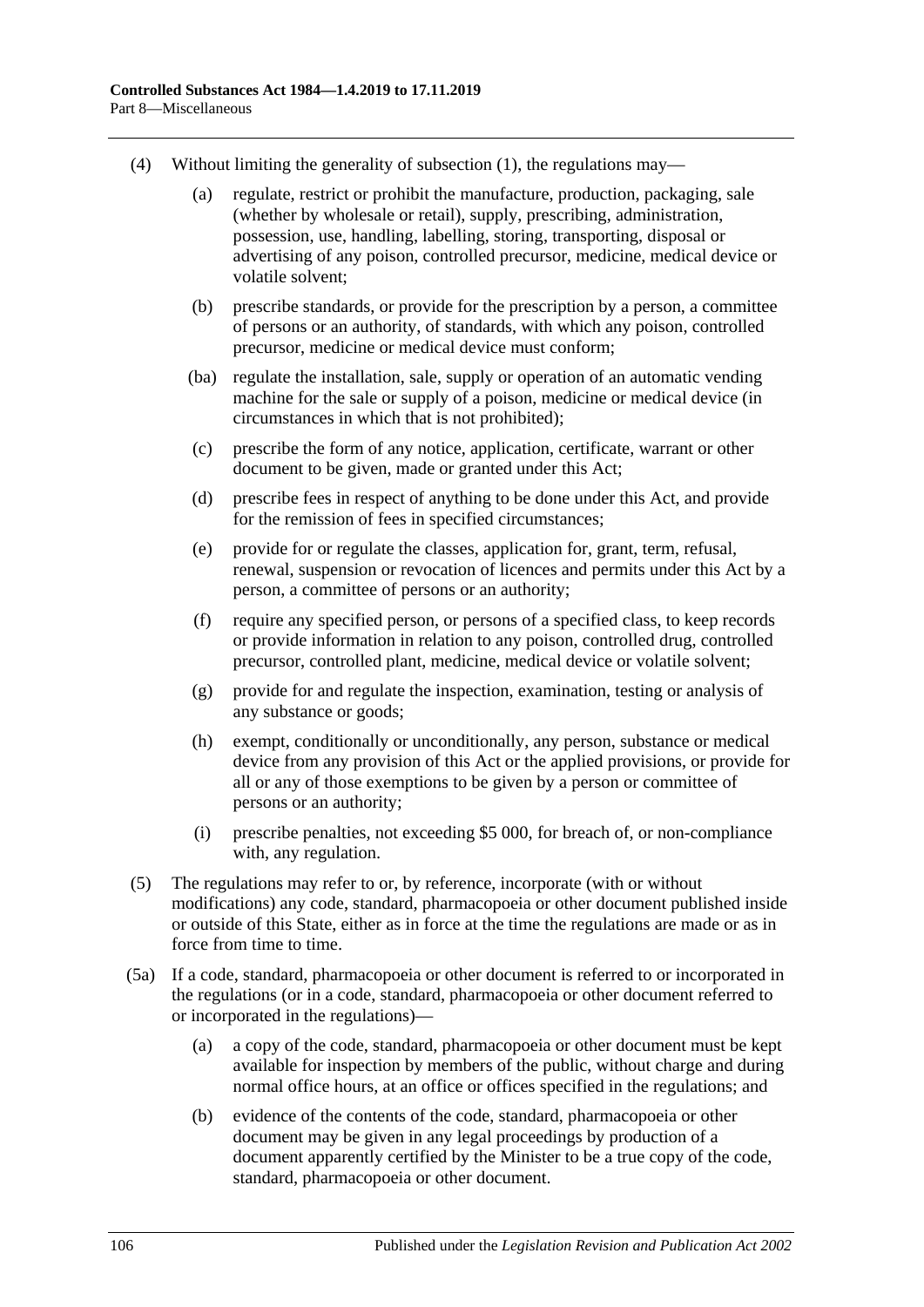(4) Without limiting the generality of subsection (1), the regulations may—

(a) regulate, restrict or prohibit the manufacture, production, packaging, sale (whether by wholesale or retail), supply, prescribing, administration, possession, use, handling, labelling, storing, transporting, disposal or advertising of any poison, controlled precursor, medicine, medical device or volatile solvent;

(b) prescribe standards, or provide for the prescription by a person, a committee of persons or an authority, of standards, with which any poison, controlled precursor, medicine or medical device must conform;

(ba) regulate the installation, sale, supply or operation of an automatic vending machine for the sale or supply of a poison, medicine or medical device (in circumstances in which that is not prohibited);

(c) prescribe the form of any notice, application, certificate, warrant or other document to be given, made or granted under this Act;

(d) prescribe fees in respect of anything to be done under this Act, and provide for the remission of fees in specified circumstances;

(e) provide for or regulate the classes, application for, grant, term, refusal, renewal, suspension or revocation of licences and permits under this Act by a person, a committee of persons or an authority;

(f) require any specified person, or persons of a specified class, to keep records or provide information in relation to any poison, controlled drug, controlled precursor, controlled plant, medicine, medical device or volatile solvent;

(g) provide for and regulate the inspection, examination, testing or analysis of any substance or goods;

(h) exempt, conditionally or unconditionally, any person, substance or medical device from any provision of this Act or the applied provisions, or provide for all or any of those exemptions to be given by a person or committee of persons or an authority;

(i) prescribe penalties, not exceeding $5 000, for breach of, or non-compliance with, any regulation.

(5) The regulations may refer to or, by reference, incorporate (with or without modifications) any code, standard, pharmacopoeia or other document published inside or outside of this State, either as in force at the time the regulations are made or as in force from time to time.

(5a) If a code, standard, pharmacopoeia or other document is referred to or incorporated in the regulations (or in a code, standard, pharmacopoeia or other document referred to or incorporated in the regulations)—

(a) a copy of the code, standard, pharmacopoeia or other document must be kept available for inspection by members of the public, without charge and during normal office hours, at an office or offices specified in the regulations; and

(b) evidence of the contents of the code, standard, pharmacopoeia or other document may be given in any legal proceedings by production of a document apparently certified by the Minister to be a true copy of the code, standard, pharmacopoeia or other document.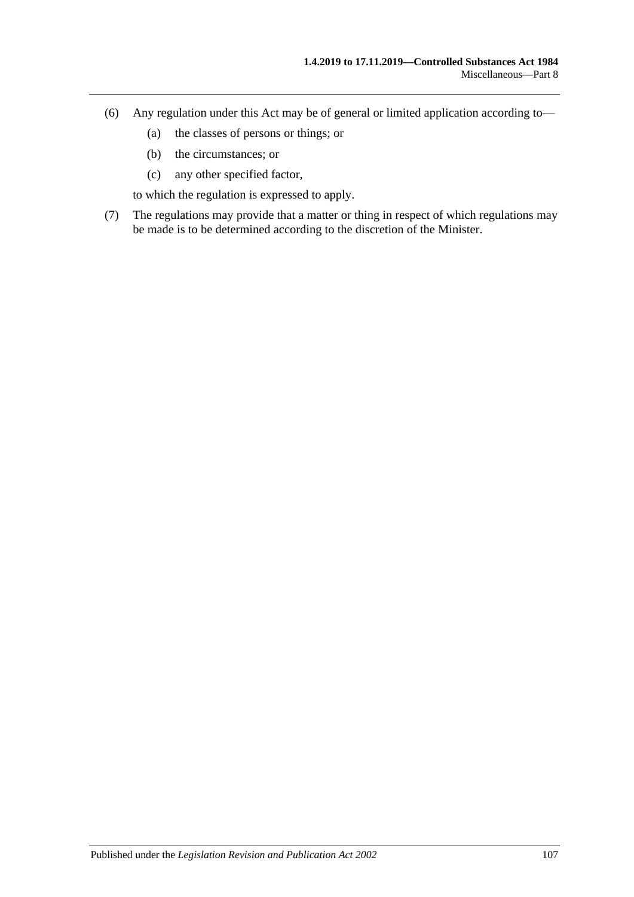(6) Any regulation under this Act may be of general or limited application according to—

  (a) the classes of persons or things; or

  (b) the circumstances; or

  (c) any other specified factor,

 to which the regulation is expressed to apply.

(7) The regulations may provide that a matter or thing in respect of which regulations may be made is to be determined according to the discretion of the Minister.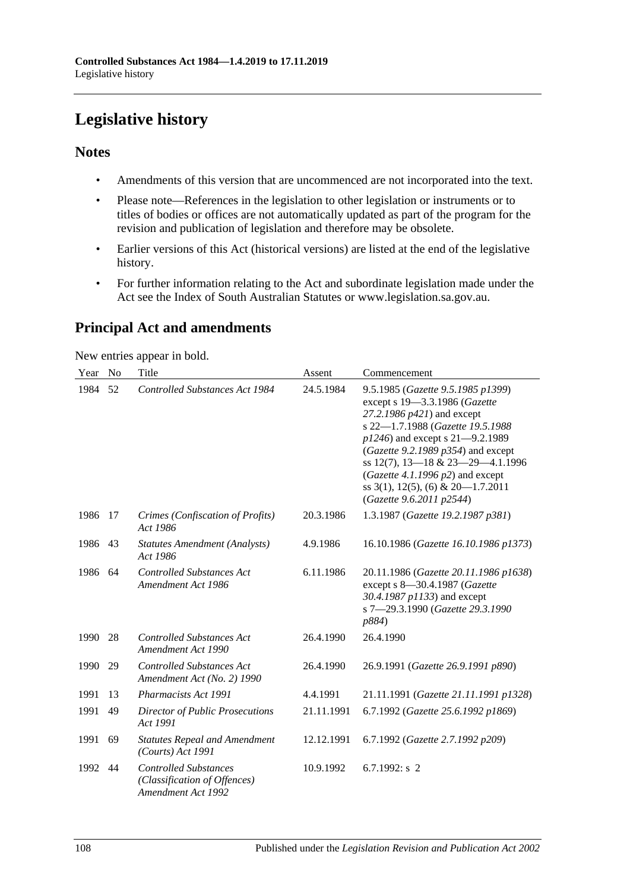# Legislative history

## Notes

- Amendments of this version that are uncommenced are not incorporated into the text.
- Please note—References in the legislation to other legislation or instruments or to titles of bodies or offices are not automatically updated as part of the program for the revision and publication of legislation and therefore may be obsolete.
- Earlier versions of this Act (historical versions) are listed at the end of the legislative history.
- For further information relating to the Act and subordinate legislation made under the Act see the Index of South Australian Statutes or www.legislation.sa.gov.au.

## Principal Act and amendments

New entries appear in bold.

| Year | No | Title | Assent | Commencement |
|---|---|---|---|---|
| 1984 | 52 | *Controlled Substances Act 1984* | 24.5.1984 | 9.5.1985 (*Gazette 9.5.1985 p1399*) except s 19—3.3.1986 (*Gazette 27.2.1986 p421*) and except s 22—1.7.1988 (*Gazette 19.5.1988 p1246*) and except s 21—9.2.1989 (*Gazette 9.2.1989 p354*) and except ss 12(7), 13—18 & 23—29—4.1.1996 (*Gazette 4.1.1996 p2*) and except ss 3(1), 12(5), (6) & 20—1.7.2011 (*Gazette 9.6.2011 p2544*) |
| 1986 | 17 | *Crimes (Confiscation of Profits) Act 1986* | 20.3.1986 | 1.3.1987 (*Gazette 19.2.1987 p381*) |
| 1986 | 43 | *Statutes Amendment (Analysts) Act 1986* | 4.9.1986 | 16.10.1986 (*Gazette 16.10.1986 p1373*) |
| 1986 | 64 | *Controlled Substances Act Amendment Act 1986* | 6.11.1986 | 20.11.1986 (*Gazette 20.11.1986 p1638*) except s 8—30.4.1987 (*Gazette 30.4.1987 p1133*) and except s 7—29.3.1990 (*Gazette 29.3.1990 p884*) |
| 1990 | 28 | *Controlled Substances Act Amendment Act 1990* | 26.4.1990 | 26.4.1990 |
| 1990 | 29 | *Controlled Substances Act Amendment Act (No. 2) 1990* | 26.4.1990 | 26.9.1991 (*Gazette 26.9.1991 p890*) |
| 1991 | 13 | *Pharmacists Act 1991* | 4.4.1991 | 21.11.1991 (*Gazette 21.11.1991 p1328*) |
| 1991 | 49 | *Director of Public Prosecutions Act 1991* | 21.11.1991 | 6.7.1992 (*Gazette 25.6.1992 p1869*) |
| 1991 | 69 | *Statutes Repeal and Amendment (Courts) Act 1991* | 12.12.1991 | 6.7.1992 (*Gazette 2.7.1992 p209*) |
| 1992 | 44 | *Controlled Substances (Classification of Offences) Amendment Act 1992* | 10.9.1992 | 6.7.1992: s 2 |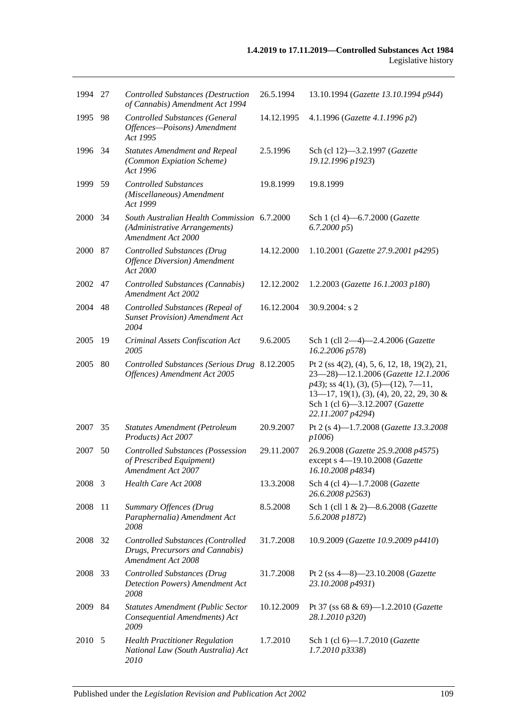| | | | | |
|---|---|---|---|---|
| 1994 | 27 | *Controlled Substances (Destruction of Cannabis) Amendment Act 1994* | 26.5.1994 | 13.10.1994 (*Gazette 13.10.1994 p944*) |
| 1995 | 98 | *Controlled Substances (General Offences—Poisons) Amendment Act 1995* | 14.12.1995 | 4.1.1996 (*Gazette 4.1.1996 p2*) |
| 1996 | 34 | *Statutes Amendment and Repeal (Common Expiation Scheme) Act 1996* | 2.5.1996 | Sch (cl 12)—3.2.1997 (*Gazette 19.12.1996 p1923*) |
| 1999 | 59 | *Controlled Substances (Miscellaneous) Amendment Act 1999* | 19.8.1999 | 19.8.1999 |
| 2000 | 34 | *South Australian Health Commission (Administrative Arrangements) Amendment Act 2000* | 6.7.2000 | Sch 1 (cl 4)—6.7.2000 (*Gazette 6.7.2000 p5*) |
| 2000 | 87 | *Controlled Substances (Drug Offence Diversion) Amendment Act 2000* | 14.12.2000 | 1.10.2001 (*Gazette 27.9.2001 p4295*) |
| 2002 | 47 | *Controlled Substances (Cannabis) Amendment Act 2002* | 12.12.2002 | 1.2.2003 (*Gazette 16.1.2003 p180*) |
| 2004 | 48 | *Controlled Substances (Repeal of Sunset Provision) Amendment Act 2004* | 16.12.2004 | 30.9.2004: s 2 |
| 2005 | 19 | *Criminal Assets Confiscation Act 2005* | 9.6.2005 | Sch 1 (cll 2—4)—2.4.2006 (*Gazette 16.2.2006 p578*) |
| 2005 | 80 | *Controlled Substances (Serious Drug Offences) Amendment Act 2005* | 8.12.2005 | Pt 2 (ss 4(2), (4), 5, 6, 12, 18, 19(2), 21, 23—28)—12.1.2006 (*Gazette 12.1.2006 p43*); ss 4(1), (3), (5)—(12), 7—11, 13—17, 19(1), (3), (4), 20, 22, 29, 30 & Sch 1 (cl 6)—3.12.2007 (*Gazette 22.11.2007 p4294*) |
| 2007 | 35 | *Statutes Amendment (Petroleum Products) Act 2007* | 20.9.2007 | Pt 2 (s 4)—1.7.2008 (*Gazette 13.3.2008 p1006*) |
| 2007 | 50 | *Controlled Substances (Possession of Prescribed Equipment) Amendment Act 2007* | 29.11.2007 | 26.9.2008 (*Gazette 25.9.2008 p4575*) except s 4—19.10.2008 (*Gazette 16.10.2008 p4834*) |
| 2008 | 3 | *Health Care Act 2008* | 13.3.2008 | Sch 4 (cl 4)—1.7.2008 (*Gazette 26.6.2008 p2563*) |
| 2008 | 11 | *Summary Offences (Drug Paraphernalia) Amendment Act 2008* | 8.5.2008 | Sch 1 (cll 1 & 2)—8.6.2008 (*Gazette 5.6.2008 p1872*) |
| 2008 | 32 | *Controlled Substances (Controlled Drugs, Precursors and Cannabis) Amendment Act 2008* | 31.7.2008 | 10.9.2009 (*Gazette 10.9.2009 p4410*) |
| 2008 | 33 | *Controlled Substances (Drug Detection Powers) Amendment Act 2008* | 31.7.2008 | Pt 2 (ss 4—8)—23.10.2008 (*Gazette 23.10.2008 p4931*) |
| 2009 | 84 | *Statutes Amendment (Public Sector Consequential Amendments) Act 2009* | 10.12.2009 | Pt 37 (ss 68 & 69)—1.2.2010 (*Gazette 28.1.2010 p320*) |
| 2010 | 5 | *Health Practitioner Regulation National Law (South Australia) Act 2010* | 1.7.2010 | Sch 1 (cl 6)—1.7.2010 (*Gazette 1.7.2010 p3338*) |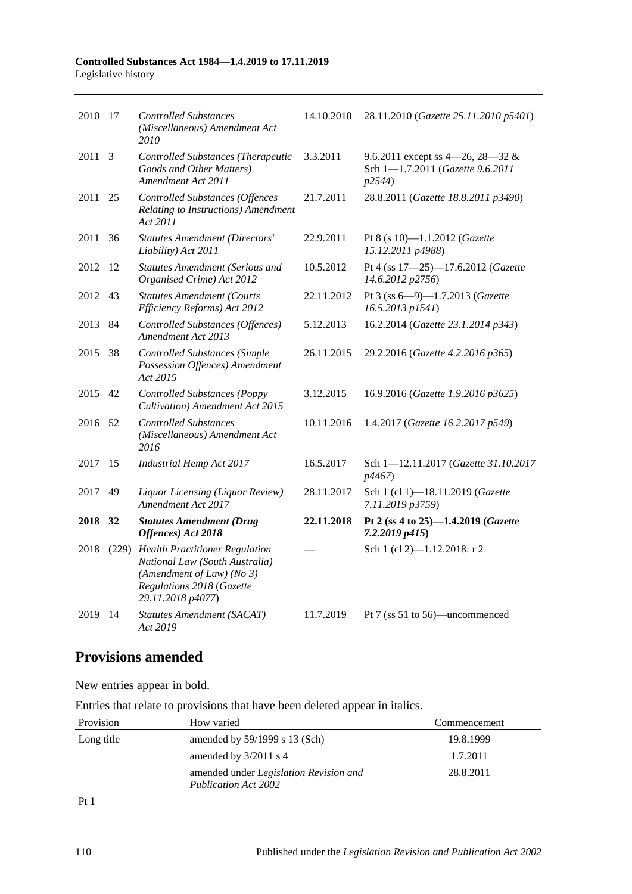| | | | | |
|---|---|---|---|---|
| 2010 | 17 | *Controlled Substances (Miscellaneous) Amendment Act 2010* | 14.10.2010 | 28.11.2010 (*Gazette 25.11.2010 p5401*) |
| 2011 | 3 | *Controlled Substances (Therapeutic Goods and Other Matters) Amendment Act 2011* | 3.3.2011 | 9.6.2011 except ss 4—26, 28—32 & Sch 1—1.7.2011 (*Gazette 9.6.2011 p2544*) |
| 2011 | 25 | *Controlled Substances (Offences Relating to Instructions) Amendment Act 2011* | 21.7.2011 | 28.8.2011 (*Gazette 18.8.2011 p3490*) |
| 2011 | 36 | *Statutes Amendment (Directors' Liability) Act 2011* | 22.9.2011 | Pt 8 (s 10)—1.1.2012 (*Gazette 15.12.2011 p4988*) |
| 2012 | 12 | *Statutes Amendment (Serious and Organised Crime) Act 2012* | 10.5.2012 | Pt 4 (ss 17—25)—17.6.2012 (*Gazette 14.6.2012 p2756*) |
| 2012 | 43 | *Statutes Amendment (Courts Efficiency Reforms) Act 2012* | 22.11.2012 | Pt 3 (ss 6—9)—1.7.2013 (*Gazette 16.5.2013 p1541*) |
| 2013 | 84 | *Controlled Substances (Offences) Amendment Act 2013* | 5.12.2013 | 16.2.2014 (*Gazette 23.1.2014 p343*) |
| 2015 | 38 | *Controlled Substances (Simple Possession Offences) Amendment Act 2015* | 26.11.2015 | 29.2.2016 (*Gazette 4.2.2016 p365*) |
| 2015 | 42 | *Controlled Substances (Poppy Cultivation) Amendment Act 2015* | 3.12.2015 | 16.9.2016 (*Gazette 1.9.2016 p3625*) |
| 2016 | 52 | *Controlled Substances (Miscellaneous) Amendment Act 2016* | 10.11.2016 | 1.4.2017 (*Gazette 16.2.2017 p549*) |
| 2017 | 15 | *Industrial Hemp Act 2017* | 16.5.2017 | Sch 1—12.11.2017 (*Gazette 31.10.2017 p4467*) |
| 2017 | 49 | *Liquor Licensing (Liquor Review) Amendment Act 2017* | 28.11.2017 | Sch 1 (cl 1)—18.11.2019 (*Gazette 7.11.2019 p3759*) |
| **2018** | **32** | ***Statutes Amendment (Drug Offences) Act 2018*** | **22.11.2018** | **Pt 2 (ss 4 to 25)—1.4.2019 (*Gazette 7.2.2019 p415*)** |
| 2018 | (229) | *Health Practitioner Regulation National Law (South Australia) (Amendment of Law) (No 3) Regulations 2018* (*Gazette 29.11.2018 p4077*) | — | Sch 1 (cl 2)—1.12.2018: r 2 |
| 2019 | 14 | *Statutes Amendment (SACAT) Act 2019* | 11.7.2019 | Pt 7 (ss 51 to 56)—uncommenced |

## Provisions amended

New entries appear in bold.

Entries that relate to provisions that have been deleted appear in italics.

| Provision | How varied | Commencement |
|---|---|---|
| Long title | amended by 59/1999 s 13 (Sch) | 19.8.1999 |
| | amended by 3/2011 s 4 | 1.7.2011 |
| | amended under *Legislation Revision and Publication Act 2002* | 28.8.2011 |
| Pt 1 | | |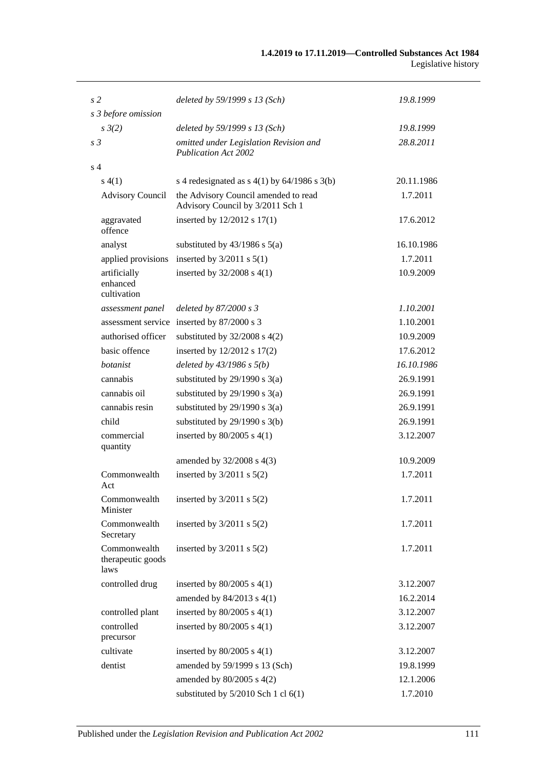| | | |
|---|---|---|
| *s 2* | *deleted by 59/1999 s 13 (Sch)* | *19.8.1999* |
| *s 3 before omission* | | |
| *s 3(2)* | *deleted by 59/1999 s 13 (Sch)* | *19.8.1999* |
| *s 3* | *omitted under Legislation Revision and Publication Act 2002* | *28.8.2011* |
| s 4 | | |
| s 4(1) | s 4 redesignated as s 4(1) by 64/1986 s 3(b) | 20.11.1986 |
| Advisory Council | the Advisory Council amended to read Advisory Council by 3/2011 Sch 1 | 1.7.2011 |
| aggravated offence | inserted by 12/2012 s 17(1) | 17.6.2012 |
| analyst | substituted by 43/1986 s 5(a) | 16.10.1986 |
| applied provisions | inserted by 3/2011 s 5(1) | 1.7.2011 |
| artificially enhanced cultivation | inserted by 32/2008 s 4(1) | 10.9.2009 |
| *assessment panel* | *deleted by 87/2000 s 3* | *1.10.2001* |
| assessment service | inserted by 87/2000 s 3 | 1.10.2001 |
| authorised officer | substituted by 32/2008 s 4(2) | 10.9.2009 |
| basic offence | inserted by 12/2012 s 17(2) | 17.6.2012 |
| *botanist* | *deleted by 43/1986 s 5(b)* | *16.10.1986* |
| cannabis | substituted by 29/1990 s 3(a) | 26.9.1991 |
| cannabis oil | substituted by 29/1990 s 3(a) | 26.9.1991 |
| cannabis resin | substituted by 29/1990 s 3(a) | 26.9.1991 |
| child | substituted by 29/1990 s 3(b) | 26.9.1991 |
| commercial quantity | inserted by 80/2005 s 4(1) | 3.12.2007 |
| | amended by 32/2008 s 4(3) | 10.9.2009 |
| Commonwealth Act | inserted by 3/2011 s 5(2) | 1.7.2011 |
| Commonwealth Minister | inserted by 3/2011 s 5(2) | 1.7.2011 |
| Commonwealth Secretary | inserted by 3/2011 s 5(2) | 1.7.2011 |
| Commonwealth therapeutic goods laws | inserted by 3/2011 s 5(2) | 1.7.2011 |
| controlled drug | inserted by 80/2005 s 4(1) | 3.12.2007 |
| | amended by 84/2013 s 4(1) | 16.2.2014 |
| controlled plant | inserted by 80/2005 s 4(1) | 3.12.2007 |
| controlled precursor | inserted by 80/2005 s 4(1) | 3.12.2007 |
| cultivate | inserted by 80/2005 s 4(1) | 3.12.2007 |
| dentist | amended by 59/1999 s 13 (Sch) | 19.8.1999 |
| | amended by 80/2005 s 4(2) | 12.1.2006 |
| | substituted by 5/2010 Sch 1 cl 6(1) | 1.7.2010 |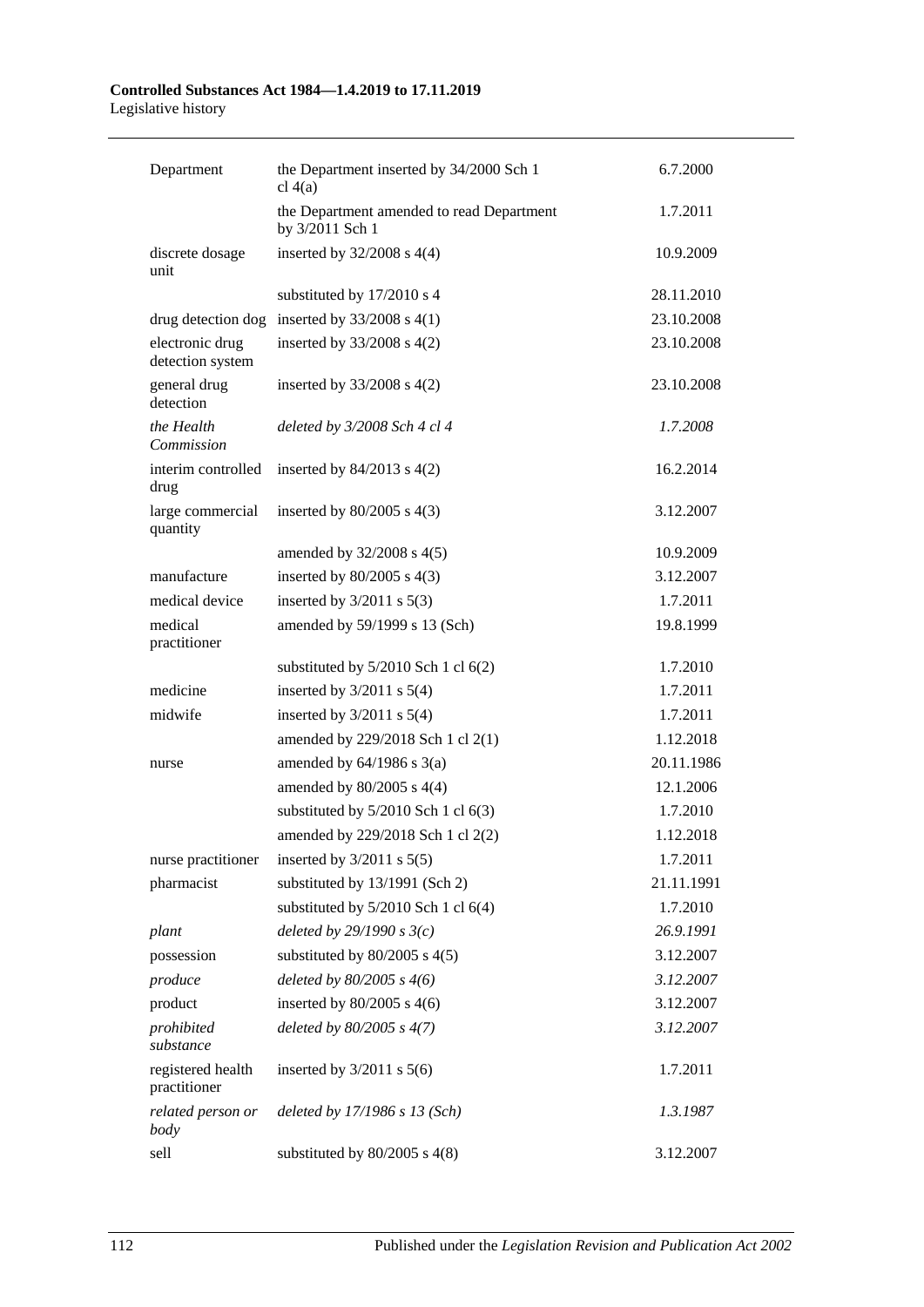| | | |
|---|---|---|
| Department | the Department inserted by 34/2000 Sch 1 cl 4(a) | 6.7.2000 |
| | the Department amended to read Department by 3/2011 Sch 1 | 1.7.2011 |
| discrete dosage unit | inserted by 32/2008 s 4(4) | 10.9.2009 |
| | substituted by 17/2010 s 4 | 28.11.2010 |
| drug detection dog | inserted by 33/2008 s 4(1) | 23.10.2008 |
| electronic drug detection system | inserted by 33/2008 s 4(2) | 23.10.2008 |
| general drug detection | inserted by 33/2008 s 4(2) | 23.10.2008 |
| *the Health Commission* | *deleted by 3/2008 Sch 4 cl 4* | *1.7.2008* |
| interim controlled drug | inserted by 84/2013 s 4(2) | 16.2.2014 |
| large commercial quantity | inserted by 80/2005 s 4(3) | 3.12.2007 |
| | amended by 32/2008 s 4(5) | 10.9.2009 |
| manufacture | inserted by 80/2005 s 4(3) | 3.12.2007 |
| medical device | inserted by 3/2011 s 5(3) | 1.7.2011 |
| medical practitioner | amended by 59/1999 s 13 (Sch) | 19.8.1999 |
| | substituted by 5/2010 Sch 1 cl 6(2) | 1.7.2010 |
| medicine | inserted by 3/2011 s 5(4) | 1.7.2011 |
| midwife | inserted by 3/2011 s 5(4) | 1.7.2011 |
| | amended by 229/2018 Sch 1 cl 2(1) | 1.12.2018 |
| nurse | amended by 64/1986 s 3(a) | 20.11.1986 |
| | amended by 80/2005 s 4(4) | 12.1.2006 |
| | substituted by 5/2010 Sch 1 cl 6(3) | 1.7.2010 |
| | amended by 229/2018 Sch 1 cl 2(2) | 1.12.2018 |
| nurse practitioner | inserted by 3/2011 s 5(5) | 1.7.2011 |
| pharmacist | substituted by 13/1991 (Sch 2) | 21.11.1991 |
| | substituted by 5/2010 Sch 1 cl 6(4) | 1.7.2010 |
| *plant* | *deleted by 29/1990 s 3(c)* | *26.9.1991* |
| possession | substituted by 80/2005 s 4(5) | 3.12.2007 |
| *produce* | *deleted by 80/2005 s 4(6)* | *3.12.2007* |
| product | inserted by 80/2005 s 4(6) | 3.12.2007 |
| *prohibited substance* | *deleted by 80/2005 s 4(7)* | *3.12.2007* |
| registered health practitioner | inserted by 3/2011 s 5(6) | 1.7.2011 |
| *related person or body* | *deleted by 17/1986 s 13 (Sch)* | *1.3.1987* |
| sell | substituted by 80/2005 s 4(8) | 3.12.2007 |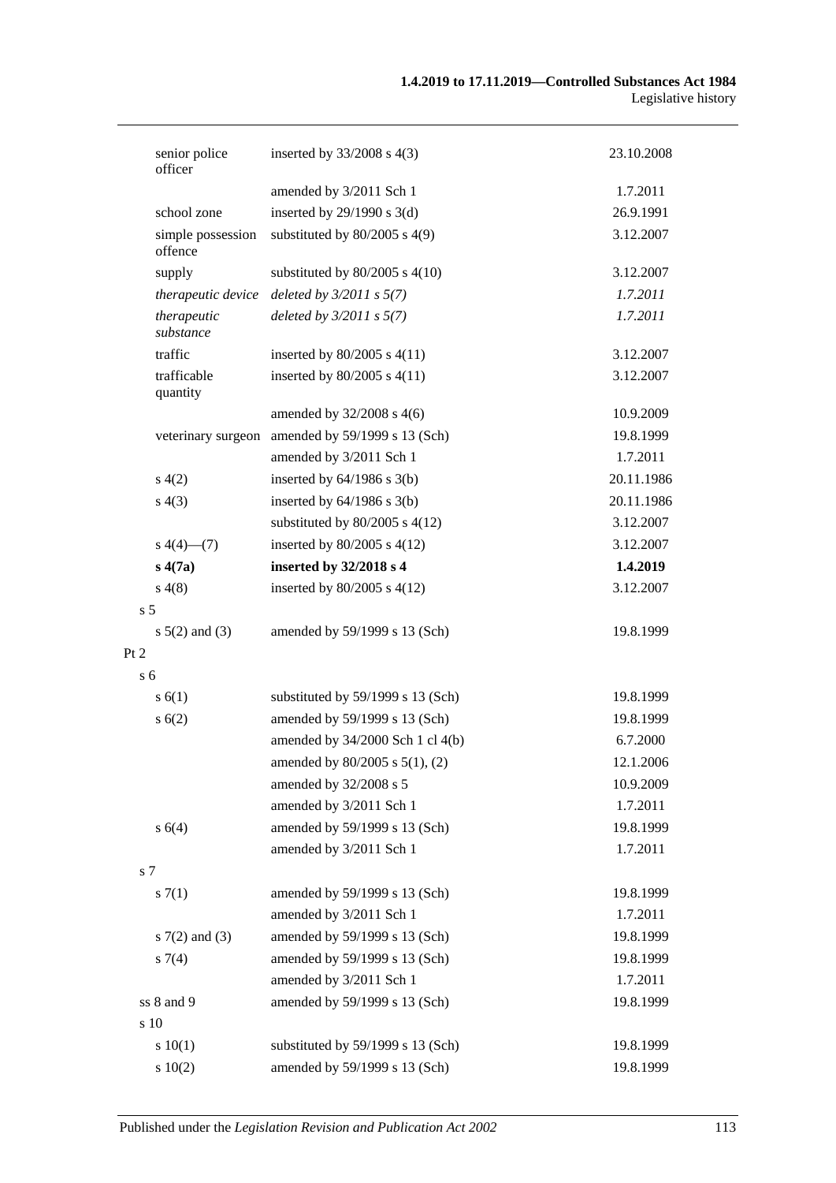| | | |
|---|---|---|
| senior police officer | inserted by 33/2008 s 4(3) | 23.10.2008 |
| | amended by 3/2011 Sch 1 | 1.7.2011 |
| school zone | inserted by 29/1990 s 3(d) | 26.9.1991 |
| simple possession offence | substituted by 80/2005 s 4(9) | 3.12.2007 |
| supply | substituted by 80/2005 s 4(10) | 3.12.2007 |
| *therapeutic device* | *deleted by 3/2011 s 5(7)* | *1.7.2011* |
| *therapeutic substance* | *deleted by 3/2011 s 5(7)* | *1.7.2011* |
| traffic | inserted by 80/2005 s 4(11) | 3.12.2007 |
| trafficable quantity | inserted by 80/2005 s 4(11) | 3.12.2007 |
| | amended by 32/2008 s 4(6) | 10.9.2009 |
| veterinary surgeon | amended by 59/1999 s 13 (Sch) | 19.8.1999 |
| | amended by 3/2011 Sch 1 | 1.7.2011 |
| s 4(2) | inserted by 64/1986 s 3(b) | 20.11.1986 |
| s 4(3) | inserted by 64/1986 s 3(b) | 20.11.1986 |
| | substituted by 80/2005 s 4(12) | 3.12.2007 |
| s 4(4)—(7) | inserted by 80/2005 s 4(12) | 3.12.2007 |
| **s 4(7a)** | **inserted by 32/2018 s 4** | **1.4.2019** |
| s 4(8) | inserted by 80/2005 s 4(12) | 3.12.2007 |
| s 5 | | |
| s 5(2) and (3) | amended by 59/1999 s 13 (Sch) | 19.8.1999 |
| Pt 2 | | |
| s 6 | | |
| s 6(1) | substituted by 59/1999 s 13 (Sch) | 19.8.1999 |
| s 6(2) | amended by 59/1999 s 13 (Sch) | 19.8.1999 |
| | amended by 34/2000 Sch 1 cl 4(b) | 6.7.2000 |
| | amended by 80/2005 s 5(1), (2) | 12.1.2006 |
| | amended by 32/2008 s 5 | 10.9.2009 |
| | amended by 3/2011 Sch 1 | 1.7.2011 |
| s 6(4) | amended by 59/1999 s 13 (Sch) | 19.8.1999 |
| | amended by 3/2011 Sch 1 | 1.7.2011 |
| s 7 | | |
| s 7(1) | amended by 59/1999 s 13 (Sch) | 19.8.1999 |
| | amended by 3/2011 Sch 1 | 1.7.2011 |
| s 7(2) and (3) | amended by 59/1999 s 13 (Sch) | 19.8.1999 |
| s 7(4) | amended by 59/1999 s 13 (Sch) | 19.8.1999 |
| | amended by 3/2011 Sch 1 | 1.7.2011 |
| ss 8 and 9 | amended by 59/1999 s 13 (Sch) | 19.8.1999 |
| s 10 | | |
| s 10(1) | substituted by 59/1999 s 13 (Sch) | 19.8.1999 |
| s 10(2) | amended by 59/1999 s 13 (Sch) | 19.8.1999 |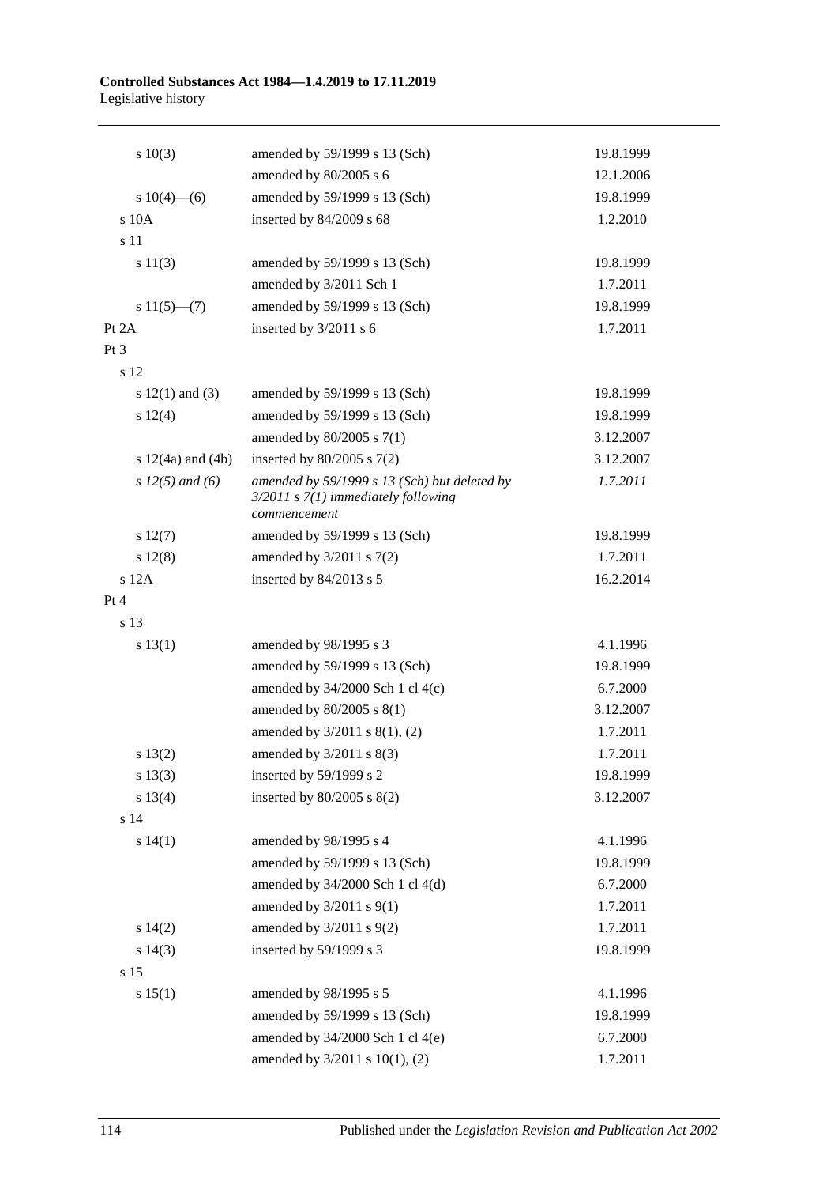| | | |
|---|---|---|
| s 10(3) | amended by 59/1999 s 13 (Sch) | 19.8.1999 |
| | amended by 80/2005 s 6 | 12.1.2006 |
| s 10(4)—(6) | amended by 59/1999 s 13 (Sch) | 19.8.1999 |
| s 10A | inserted by 84/2009 s 68 | 1.2.2010 |
| s 11 | | |
| s 11(3) | amended by 59/1999 s 13 (Sch) | 19.8.1999 |
| | amended by 3/2011 Sch 1 | 1.7.2011 |
| s 11(5)—(7) | amended by 59/1999 s 13 (Sch) | 19.8.1999 |
| Pt 2A | inserted by 3/2011 s 6 | 1.7.2011 |
| Pt 3 | | |
| s 12 | | |
| s 12(1) and (3) | amended by 59/1999 s 13 (Sch) | 19.8.1999 |
| s 12(4) | amended by 59/1999 s 13 (Sch) | 19.8.1999 |
| | amended by 80/2005 s 7(1) | 3.12.2007 |
| s 12(4a) and (4b) | inserted by 80/2005 s 7(2) | 3.12.2007 |
| *s 12(5) and (6)* | *amended by 59/1999 s 13 (Sch) but deleted by 3/2011 s 7(1) immediately following commencement* | *1.7.2011* |
| s 12(7) | amended by 59/1999 s 13 (Sch) | 19.8.1999 |
| s 12(8) | amended by 3/2011 s 7(2) | 1.7.2011 |
| s 12A | inserted by 84/2013 s 5 | 16.2.2014 |
| Pt 4 | | |
| s 13 | | |
| s 13(1) | amended by 98/1995 s 3 | 4.1.1996 |
| | amended by 59/1999 s 13 (Sch) | 19.8.1999 |
| | amended by 34/2000 Sch 1 cl 4(c) | 6.7.2000 |
| | amended by 80/2005 s 8(1) | 3.12.2007 |
| | amended by 3/2011 s 8(1), (2) | 1.7.2011 |
| s 13(2) | amended by 3/2011 s 8(3) | 1.7.2011 |
| s 13(3) | inserted by 59/1999 s 2 | 19.8.1999 |
| s 13(4) | inserted by 80/2005 s 8(2) | 3.12.2007 |
| s 14 | | |
| s 14(1) | amended by 98/1995 s 4 | 4.1.1996 |
| | amended by 59/1999 s 13 (Sch) | 19.8.1999 |
| | amended by 34/2000 Sch 1 cl 4(d) | 6.7.2000 |
| | amended by 3/2011 s 9(1) | 1.7.2011 |
| s 14(2) | amended by 3/2011 s 9(2) | 1.7.2011 |
| s 14(3) | inserted by 59/1999 s 3 | 19.8.1999 |
| s 15 | | |
| s 15(1) | amended by 98/1995 s 5 | 4.1.1996 |
| | amended by 59/1999 s 13 (Sch) | 19.8.1999 |
| | amended by 34/2000 Sch 1 cl 4(e) | 6.7.2000 |
| | amended by 3/2011 s 10(1), (2) | 1.7.2011 |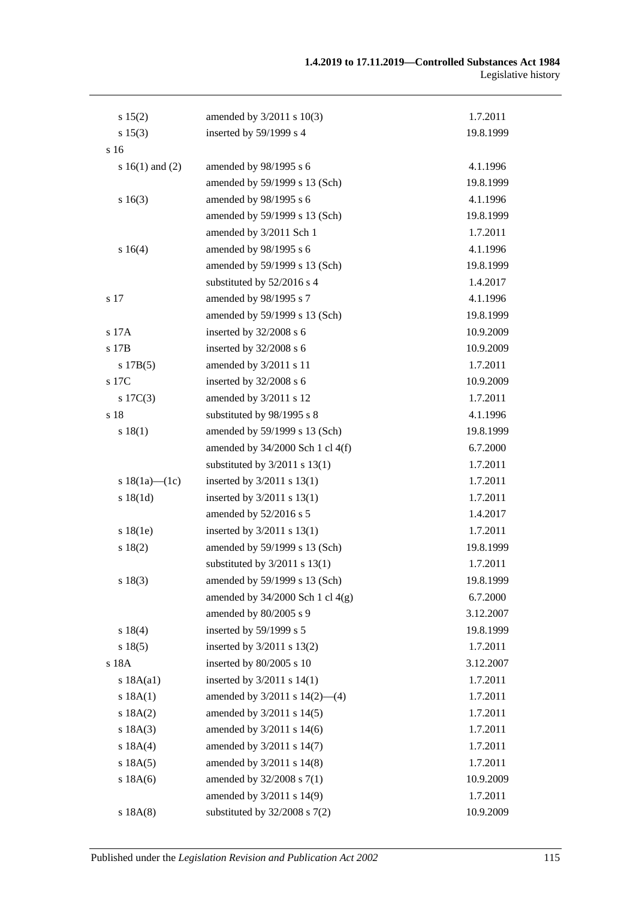| | | |
|---|---|---|
| s 15(2) | amended by 3/2011 s 10(3) | 1.7.2011 |
| s 15(3) | inserted by 59/1999 s 4 | 19.8.1999 |
| s 16 | | |
| s 16(1) and (2) | amended by 98/1995 s 6 | 4.1.1996 |
| | amended by 59/1999 s 13 (Sch) | 19.8.1999 |
| s 16(3) | amended by 98/1995 s 6 | 4.1.1996 |
| | amended by 59/1999 s 13 (Sch) | 19.8.1999 |
| | amended by 3/2011 Sch 1 | 1.7.2011 |
| s 16(4) | amended by 98/1995 s 6 | 4.1.1996 |
| | amended by 59/1999 s 13 (Sch) | 19.8.1999 |
| | substituted by 52/2016 s 4 | 1.4.2017 |
| s 17 | amended by 98/1995 s 7 | 4.1.1996 |
| | amended by 59/1999 s 13 (Sch) | 19.8.1999 |
| s 17A | inserted by 32/2008 s 6 | 10.9.2009 |
| s 17B | inserted by 32/2008 s 6 | 10.9.2009 |
| s 17B(5) | amended by 3/2011 s 11 | 1.7.2011 |
| s 17C | inserted by 32/2008 s 6 | 10.9.2009 |
| s 17C(3) | amended by 3/2011 s 12 | 1.7.2011 |
| s 18 | substituted by 98/1995 s 8 | 4.1.1996 |
| s 18(1) | amended by 59/1999 s 13 (Sch) | 19.8.1999 |
| | amended by 34/2000 Sch 1 cl 4(f) | 6.7.2000 |
| | substituted by 3/2011 s 13(1) | 1.7.2011 |
| s 18(1a)—(1c) | inserted by 3/2011 s 13(1) | 1.7.2011 |
| s 18(1d) | inserted by 3/2011 s 13(1) | 1.7.2011 |
| | amended by 52/2016 s 5 | 1.4.2017 |
| s 18(1e) | inserted by 3/2011 s 13(1) | 1.7.2011 |
| s 18(2) | amended by 59/1999 s 13 (Sch) | 19.8.1999 |
| | substituted by 3/2011 s 13(1) | 1.7.2011 |
| s 18(3) | amended by 59/1999 s 13 (Sch) | 19.8.1999 |
| | amended by 34/2000 Sch 1 cl 4(g) | 6.7.2000 |
| | amended by 80/2005 s 9 | 3.12.2007 |
| s 18(4) | inserted by 59/1999 s 5 | 19.8.1999 |
| s 18(5) | inserted by 3/2011 s 13(2) | 1.7.2011 |
| s 18A | inserted by 80/2005 s 10 | 3.12.2007 |
| s 18A(a1) | inserted by 3/2011 s 14(1) | 1.7.2011 |
| s 18A(1) | amended by 3/2011 s 14(2)—(4) | 1.7.2011 |
| s 18A(2) | amended by 3/2011 s 14(5) | 1.7.2011 |
| s 18A(3) | amended by 3/2011 s 14(6) | 1.7.2011 |
| s 18A(4) | amended by 3/2011 s 14(7) | 1.7.2011 |
| s 18A(5) | amended by 3/2011 s 14(8) | 1.7.2011 |
| s 18A(6) | amended by 32/2008 s 7(1) | 10.9.2009 |
| | amended by 3/2011 s 14(9) | 1.7.2011 |
| s 18A(8) | substituted by 32/2008 s 7(2) | 10.9.2009 |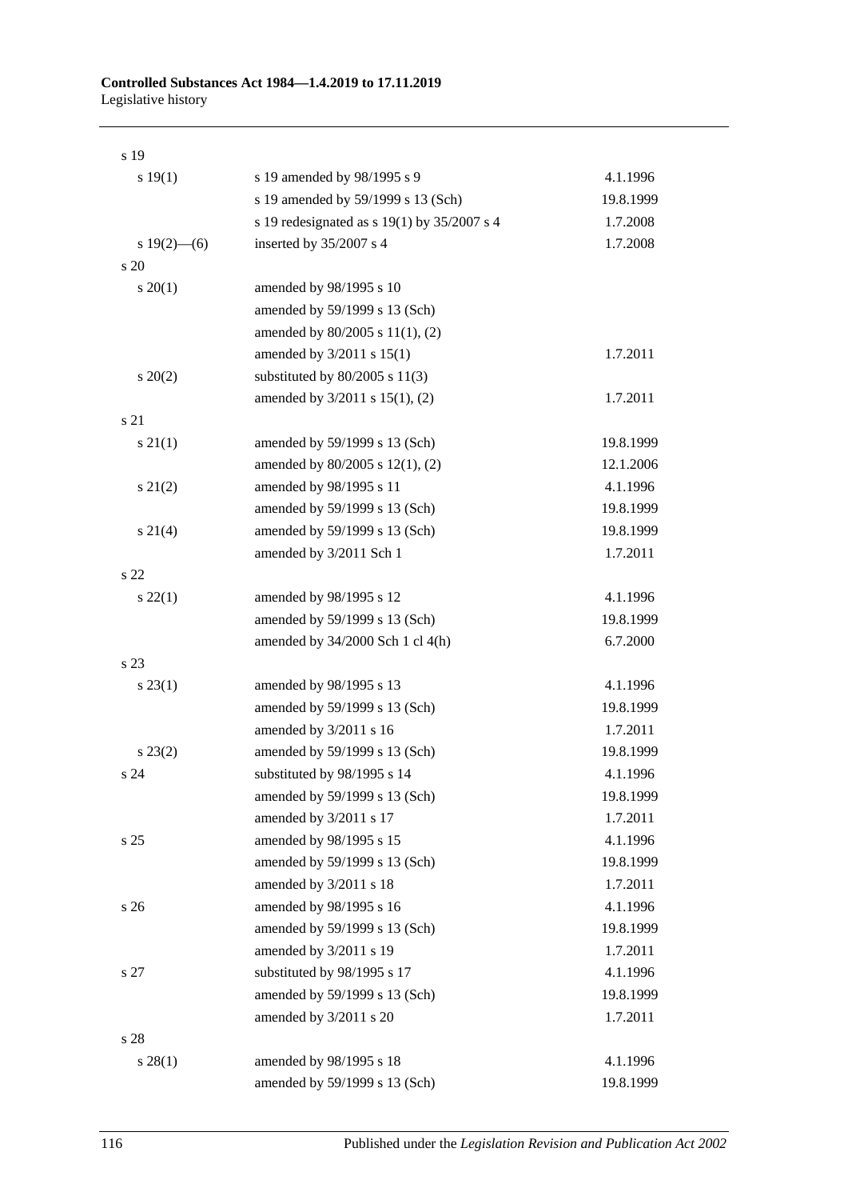| | | |
|---|---|---|
| s 19 | | |
| s 19(1) | s 19 amended by 98/1995 s 9 | 4.1.1996 |
| | s 19 amended by 59/1999 s 13 (Sch) | 19.8.1999 |
| | s 19 redesignated as s 19(1) by 35/2007 s 4 | 1.7.2008 |
| s 19(2)—(6) | inserted by 35/2007 s 4 | 1.7.2008 |
| s 20 | | |
| s 20(1) | amended by 98/1995 s 10 | |
| | amended by 59/1999 s 13 (Sch) | |
| | amended by 80/2005 s 11(1), (2) | |
| | amended by 3/2011 s 15(1) | 1.7.2011 |
| s 20(2) | substituted by 80/2005 s 11(3) | |
| | amended by 3/2011 s 15(1), (2) | 1.7.2011 |
| s 21 | | |
| s 21(1) | amended by 59/1999 s 13 (Sch) | 19.8.1999 |
| | amended by 80/2005 s 12(1), (2) | 12.1.2006 |
| s 21(2) | amended by 98/1995 s 11 | 4.1.1996 |
| | amended by 59/1999 s 13 (Sch) | 19.8.1999 |
| s 21(4) | amended by 59/1999 s 13 (Sch) | 19.8.1999 |
| | amended by 3/2011 Sch 1 | 1.7.2011 |
| s 22 | | |
| s 22(1) | amended by 98/1995 s 12 | 4.1.1996 |
| | amended by 59/1999 s 13 (Sch) | 19.8.1999 |
| | amended by 34/2000 Sch 1 cl 4(h) | 6.7.2000 |
| s 23 | | |
| s 23(1) | amended by 98/1995 s 13 | 4.1.1996 |
| | amended by 59/1999 s 13 (Sch) | 19.8.1999 |
| | amended by 3/2011 s 16 | 1.7.2011 |
| s 23(2) | amended by 59/1999 s 13 (Sch) | 19.8.1999 |
| s 24 | substituted by 98/1995 s 14 | 4.1.1996 |
| | amended by 59/1999 s 13 (Sch) | 19.8.1999 |
| | amended by 3/2011 s 17 | 1.7.2011 |
| s 25 | amended by 98/1995 s 15 | 4.1.1996 |
| | amended by 59/1999 s 13 (Sch) | 19.8.1999 |
| | amended by 3/2011 s 18 | 1.7.2011 |
| s 26 | amended by 98/1995 s 16 | 4.1.1996 |
| | amended by 59/1999 s 13 (Sch) | 19.8.1999 |
| | amended by 3/2011 s 19 | 1.7.2011 |
| s 27 | substituted by 98/1995 s 17 | 4.1.1996 |
| | amended by 59/1999 s 13 (Sch) | 19.8.1999 |
| | amended by 3/2011 s 20 | 1.7.2011 |
| s 28 | | |
| s 28(1) | amended by 98/1995 s 18 | 4.1.1996 |
| | amended by 59/1999 s 13 (Sch) | 19.8.1999 |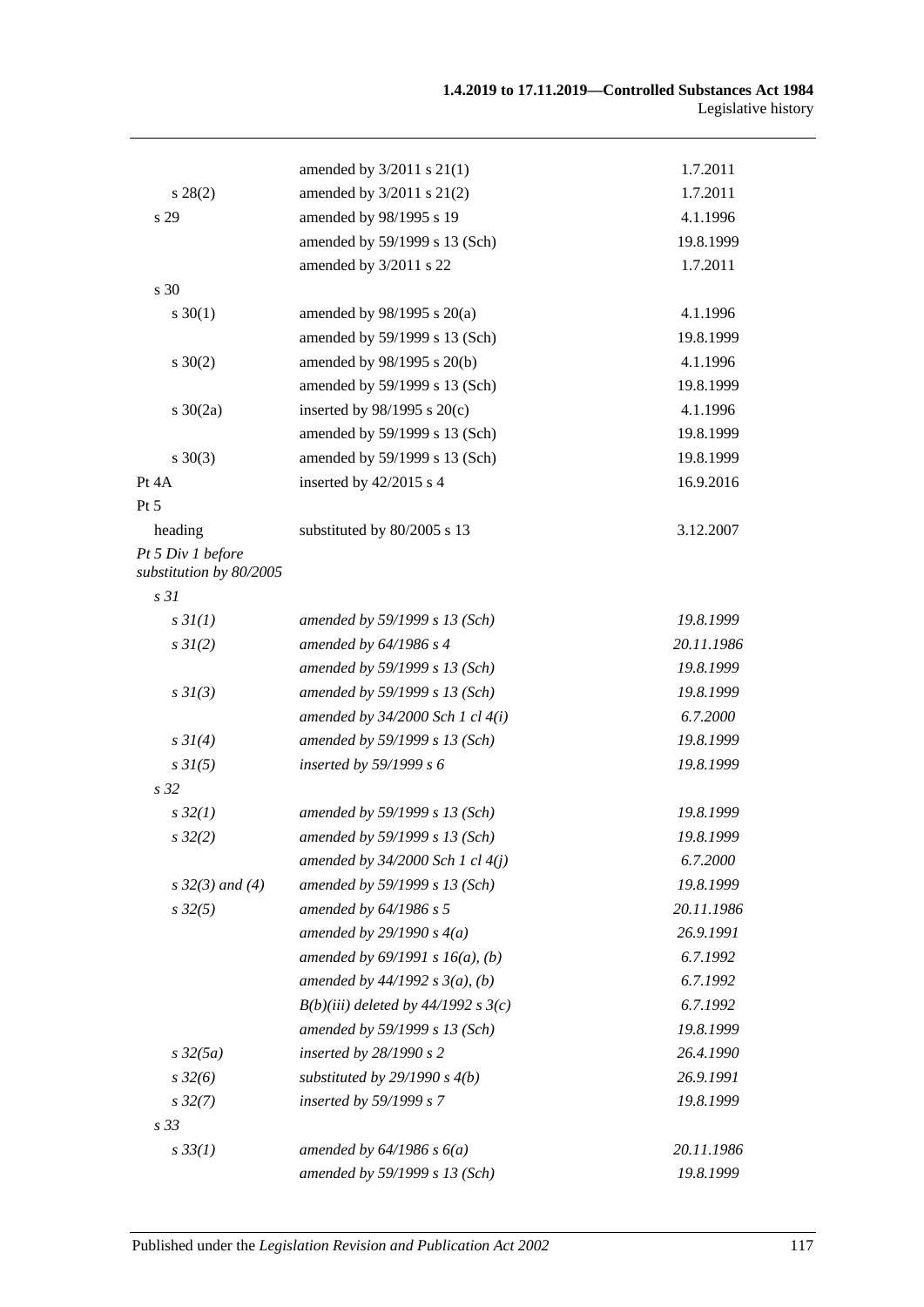| | | |
|---|---|---|
| | amended by 3/2011 s 21(1) | 1.7.2011 |
| s 28(2) | amended by 3/2011 s 21(2) | 1.7.2011 |
| s 29 | amended by 98/1995 s 19 | 4.1.1996 |
| | amended by 59/1999 s 13 (Sch) | 19.8.1999 |
| | amended by 3/2011 s 22 | 1.7.2011 |
| s 30 | | |
| s 30(1) | amended by 98/1995 s 20(a) | 4.1.1996 |
| | amended by 59/1999 s 13 (Sch) | 19.8.1999 |
| s 30(2) | amended by 98/1995 s 20(b) | 4.1.1996 |
| | amended by 59/1999 s 13 (Sch) | 19.8.1999 |
| s 30(2a) | inserted by 98/1995 s 20(c) | 4.1.1996 |
| | amended by 59/1999 s 13 (Sch) | 19.8.1999 |
| s 30(3) | amended by 59/1999 s 13 (Sch) | 19.8.1999 |
| Pt 4A | inserted by 42/2015 s 4 | 16.9.2016 |
| Pt 5 | | |
| heading | substituted by 80/2005 s 13 | 3.12.2007 |
| *Pt 5 Div 1 before substitution by 80/2005* | | |
| *s 31* | | |
| *s 31(1)* | *amended by 59/1999 s 13 (Sch)* | *19.8.1999* |
| *s 31(2)* | *amended by 64/1986 s 4* | *20.11.1986* |
| | *amended by 59/1999 s 13 (Sch)* | *19.8.1999* |
| *s 31(3)* | *amended by 59/1999 s 13 (Sch)* | *19.8.1999* |
| | *amended by 34/2000 Sch 1 cl 4(i)* | *6.7.2000* |
| *s 31(4)* | *amended by 59/1999 s 13 (Sch)* | *19.8.1999* |
| *s 31(5)* | *inserted by 59/1999 s 6* | *19.8.1999* |
| *s 32* | | |
| *s 32(1)* | *amended by 59/1999 s 13 (Sch)* | *19.8.1999* |
| *s 32(2)* | *amended by 59/1999 s 13 (Sch)* | *19.8.1999* |
| | *amended by 34/2000 Sch 1 cl 4(j)* | *6.7.2000* |
| *s 32(3) and (4)* | *amended by 59/1999 s 13 (Sch)* | *19.8.1999* |
| *s 32(5)* | *amended by 64/1986 s 5* | *20.11.1986* |
| | *amended by 29/1990 s 4(a)* | *26.9.1991* |
| | *amended by 69/1991 s 16(a), (b)* | *6.7.1992* |
| | *amended by 44/1992 s 3(a), (b)* | *6.7.1992* |
| | *B(b)(iii) deleted by 44/1992 s 3(c)* | *6.7.1992* |
| | *amended by 59/1999 s 13 (Sch)* | *19.8.1999* |
| *s 32(5a)* | *inserted by 28/1990 s 2* | *26.4.1990* |
| *s 32(6)* | *substituted by 29/1990 s 4(b)* | *26.9.1991* |
| *s 32(7)* | *inserted by 59/1999 s 7* | *19.8.1999* |
| *s 33* | | |
| *s 33(1)* | *amended by 64/1986 s 6(a)* | *20.11.1986* |
| | *amended by 59/1999 s 13 (Sch)* | *19.8.1999* |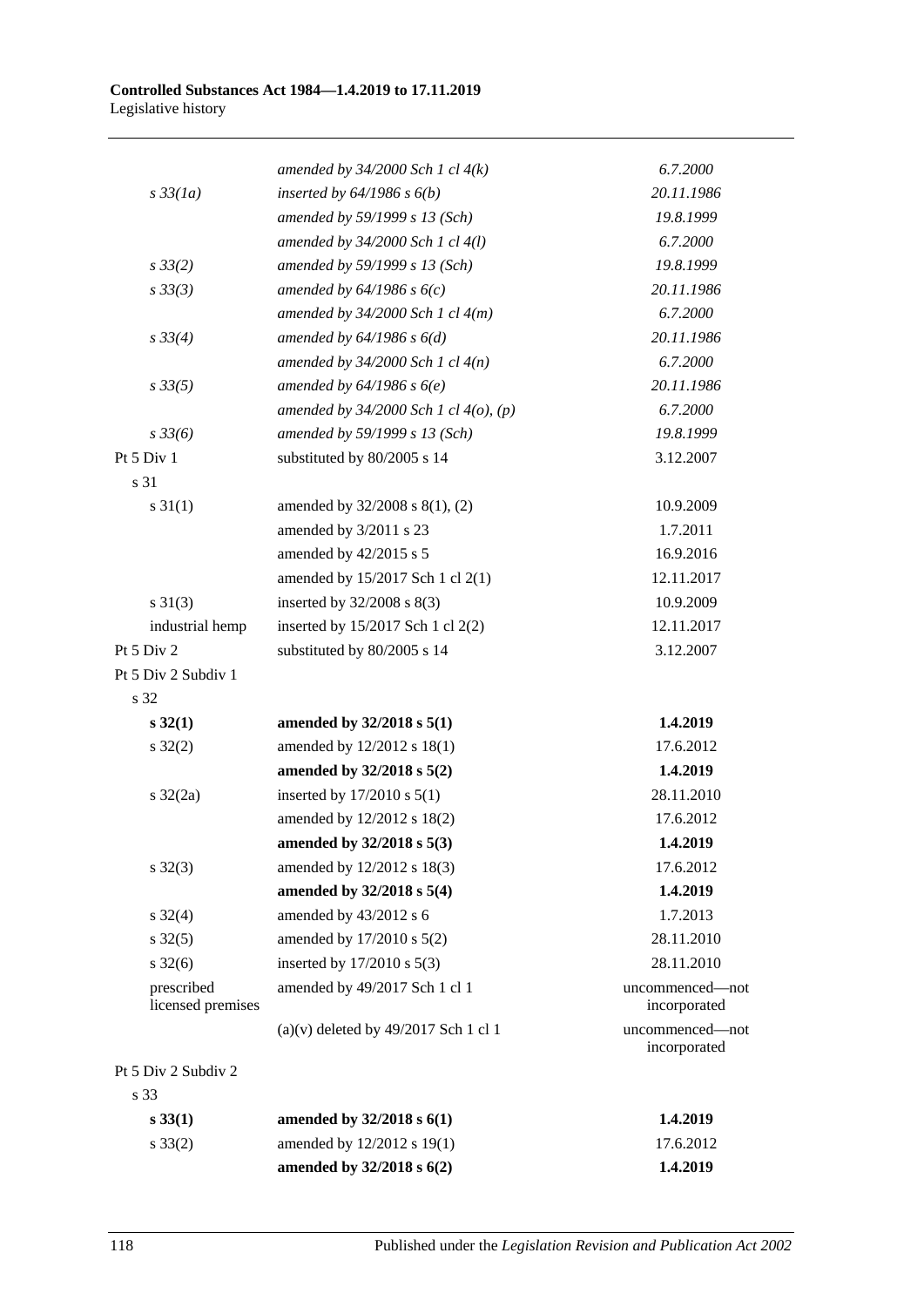| | | |
|---|---|---|
| | *amended by 34/2000 Sch 1 cl 4(k)* | *6.7.2000* |
| *s 33(1a)* | *inserted by 64/1986 s 6(b)* | *20.11.1986* |
| | *amended by 59/1999 s 13 (Sch)* | *19.8.1999* |
| | *amended by 34/2000 Sch 1 cl 4(l)* | *6.7.2000* |
| *s 33(2)* | *amended by 59/1999 s 13 (Sch)* | *19.8.1999* |
| *s 33(3)* | *amended by 64/1986 s 6(c)* | *20.11.1986* |
| | *amended by 34/2000 Sch 1 cl 4(m)* | *6.7.2000* |
| *s 33(4)* | *amended by 64/1986 s 6(d)* | *20.11.1986* |
| | *amended by 34/2000 Sch 1 cl 4(n)* | *6.7.2000* |
| *s 33(5)* | *amended by 64/1986 s 6(e)* | *20.11.1986* |
| | *amended by 34/2000 Sch 1 cl 4(o), (p)* | *6.7.2000* |
| *s 33(6)* | *amended by 59/1999 s 13 (Sch)* | *19.8.1999* |
| Pt 5 Div 1 | substituted by 80/2005 s 14 | 3.12.2007 |
| s 31 | | |
| s 31(1) | amended by 32/2008 s 8(1), (2) | 10.9.2009 |
| | amended by 3/2011 s 23 | 1.7.2011 |
| | amended by 42/2015 s 5 | 16.9.2016 |
| | amended by 15/2017 Sch 1 cl 2(1) | 12.11.2017 |
| s 31(3) | inserted by 32/2008 s 8(3) | 10.9.2009 |
| industrial hemp | inserted by 15/2017 Sch 1 cl 2(2) | 12.11.2017 |
| Pt 5 Div 2 | substituted by 80/2005 s 14 | 3.12.2007 |
| Pt 5 Div 2 Subdiv 1 | | |
| s 32 | | |
| **s 32(1)** | **amended by 32/2018 s 5(1)** | **1.4.2019** |
| s 32(2) | amended by 12/2012 s 18(1) | 17.6.2012 |
| | **amended by 32/2018 s 5(2)** | **1.4.2019** |
| s 32(2a) | inserted by 17/2010 s 5(1) | 28.11.2010 |
| | amended by 12/2012 s 18(2) | 17.6.2012 |
| | **amended by 32/2018 s 5(3)** | **1.4.2019** |
| s 32(3) | amended by 12/2012 s 18(3) | 17.6.2012 |
| | **amended by 32/2018 s 5(4)** | **1.4.2019** |
| s 32(4) | amended by 43/2012 s 6 | 1.7.2013 |
| s 32(5) | amended by 17/2010 s 5(2) | 28.11.2010 |
| s 32(6) | inserted by 17/2010 s 5(3) | 28.11.2010 |
| prescribed licensed premises | amended by 49/2017 Sch 1 cl 1 | uncommenced—not incorporated |
| | (a)(v) deleted by 49/2017 Sch 1 cl 1 | uncommenced—not incorporated |
| Pt 5 Div 2 Subdiv 2 | | |
| s 33 | | |
| **s 33(1)** | **amended by 32/2018 s 6(1)** | **1.4.2019** |
| s 33(2) | amended by 12/2012 s 19(1) | 17.6.2012 |
| | **amended by 32/2018 s 6(2)** | **1.4.2019** |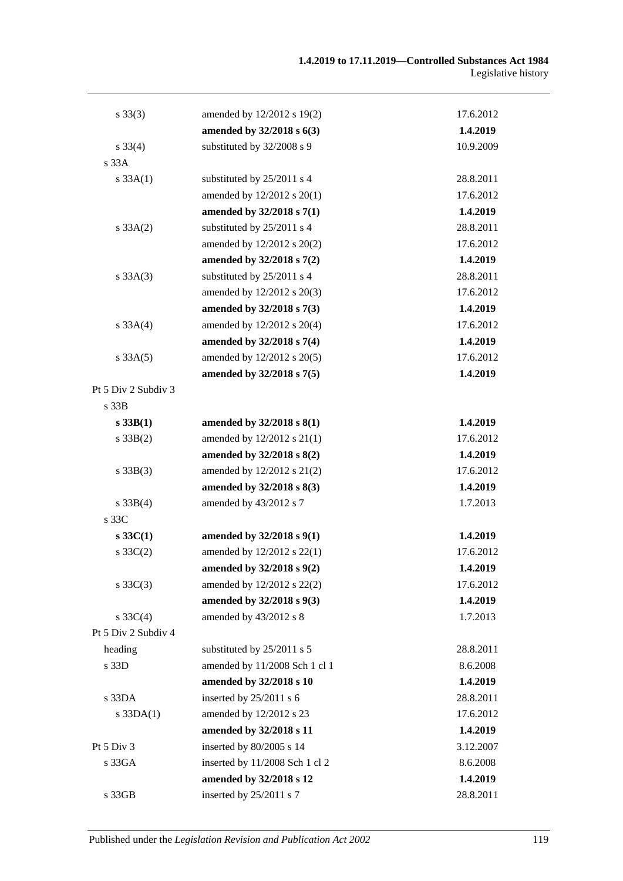| | | |
|---|---|---|
| s 33(3) | amended by 12/2012 s 19(2) | 17.6.2012 |
| | **amended by 32/2018 s 6(3)** | **1.4.2019** |
| s 33(4) | substituted by 32/2008 s 9 | 10.9.2009 |
| s 33A | | |
| s 33A(1) | substituted by 25/2011 s 4 | 28.8.2011 |
| | amended by 12/2012 s 20(1) | 17.6.2012 |
| | **amended by 32/2018 s 7(1)** | **1.4.2019** |
| s 33A(2) | substituted by 25/2011 s 4 | 28.8.2011 |
| | amended by 12/2012 s 20(2) | 17.6.2012 |
| | **amended by 32/2018 s 7(2)** | **1.4.2019** |
| s 33A(3) | substituted by 25/2011 s 4 | 28.8.2011 |
| | amended by 12/2012 s 20(3) | 17.6.2012 |
| | **amended by 32/2018 s 7(3)** | **1.4.2019** |
| s 33A(4) | amended by 12/2012 s 20(4) | 17.6.2012 |
| | **amended by 32/2018 s 7(4)** | **1.4.2019** |
| s 33A(5) | amended by 12/2012 s 20(5) | 17.6.2012 |
| | **amended by 32/2018 s 7(5)** | **1.4.2019** |
| Pt 5 Div 2 Subdiv 3 | | |
| s 33B | | |
| **s 33B(1)** | **amended by 32/2018 s 8(1)** | **1.4.2019** |
| s 33B(2) | amended by 12/2012 s 21(1) | 17.6.2012 |
| | **amended by 32/2018 s 8(2)** | **1.4.2019** |
| s 33B(3) | amended by 12/2012 s 21(2) | 17.6.2012 |
| | **amended by 32/2018 s 8(3)** | **1.4.2019** |
| s 33B(4) | amended by 43/2012 s 7 | 1.7.2013 |
| s 33C | | |
| **s 33C(1)** | **amended by 32/2018 s 9(1)** | **1.4.2019** |
| s 33C(2) | amended by 12/2012 s 22(1) | 17.6.2012 |
| | **amended by 32/2018 s 9(2)** | **1.4.2019** |
| s 33C(3) | amended by 12/2012 s 22(2) | 17.6.2012 |
| | **amended by 32/2018 s 9(3)** | **1.4.2019** |
| s 33C(4) | amended by 43/2012 s 8 | 1.7.2013 |
| Pt 5 Div 2 Subdiv 4 | | |
| heading | substituted by 25/2011 s 5 | 28.8.2011 |
| s 33D | amended by 11/2008 Sch 1 cl 1 | 8.6.2008 |
| | **amended by 32/2018 s 10** | **1.4.2019** |
| s 33DA | inserted by 25/2011 s 6 | 28.8.2011 |
| s 33DA(1) | amended by 12/2012 s 23 | 17.6.2012 |
| | **amended by 32/2018 s 11** | **1.4.2019** |
| Pt 5 Div 3 | inserted by 80/2005 s 14 | 3.12.2007 |
| s 33GA | inserted by 11/2008 Sch 1 cl 2 | 8.6.2008 |
| | **amended by 32/2018 s 12** | **1.4.2019** |
| s 33GB | inserted by 25/2011 s 7 | 28.8.2011 |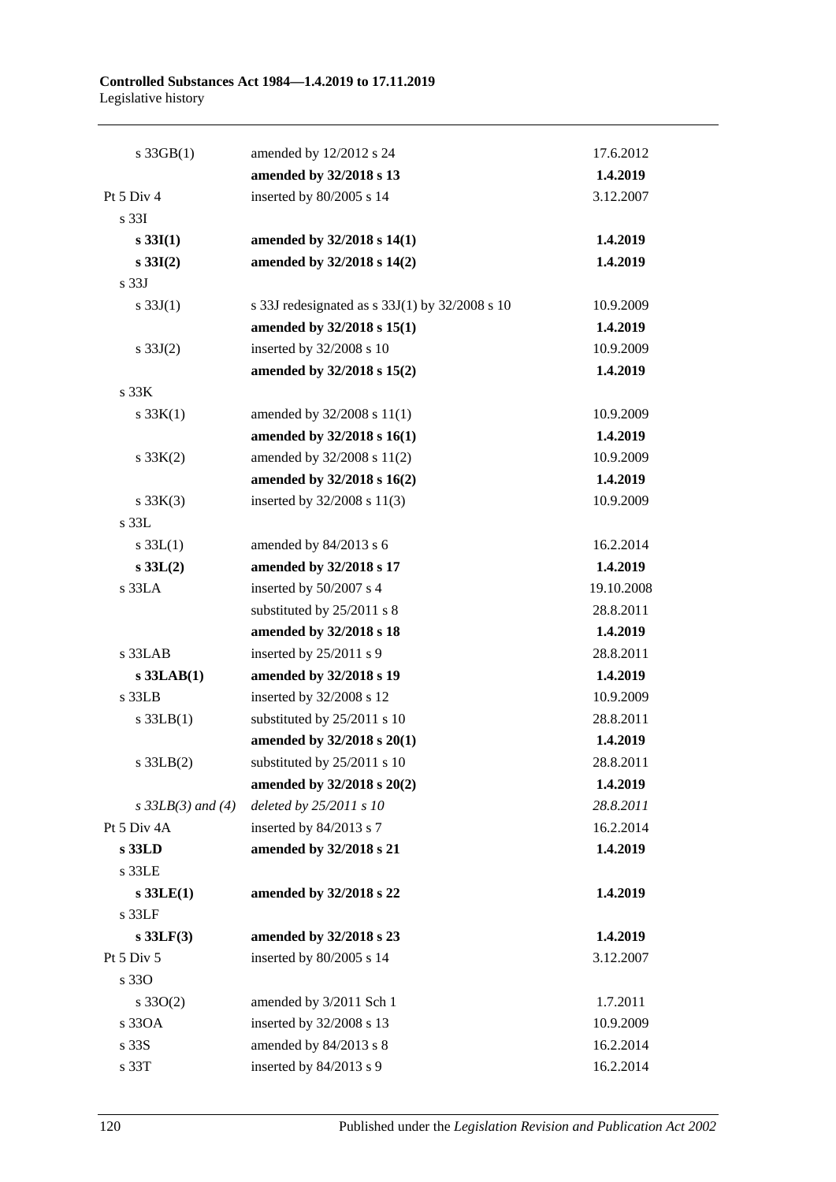| | | |
|---|---|---|
| s 33GB(1) | amended by 12/2012 s 24 | 17.6.2012 |
| | **amended by 32/2018 s 13** | **1.4.2019** |
| Pt 5 Div 4 | inserted by 80/2005 s 14 | 3.12.2007 |
| s 33I | | |
| **s 33I(1)** | **amended by 32/2018 s 14(1)** | **1.4.2019** |
| **s 33I(2)** | **amended by 32/2018 s 14(2)** | **1.4.2019** |
| s 33J | | |
| s 33J(1) | s 33J redesignated as s 33J(1) by 32/2008 s 10 | 10.9.2009 |
| | **amended by 32/2018 s 15(1)** | **1.4.2019** |
| s 33J(2) | inserted by 32/2008 s 10 | 10.9.2009 |
| | **amended by 32/2018 s 15(2)** | **1.4.2019** |
| s 33K | | |
| s 33K(1) | amended by 32/2008 s 11(1) | 10.9.2009 |
| | **amended by 32/2018 s 16(1)** | **1.4.2019** |
| s 33K(2) | amended by 32/2008 s 11(2) | 10.9.2009 |
| | **amended by 32/2018 s 16(2)** | **1.4.2019** |
| s 33K(3) | inserted by 32/2008 s 11(3) | 10.9.2009 |
| s 33L | | |
| s 33L(1) | amended by 84/2013 s 6 | 16.2.2014 |
| **s 33L(2)** | **amended by 32/2018 s 17** | **1.4.2019** |
| s 33LA | inserted by 50/2007 s 4 | 19.10.2008 |
| | substituted by 25/2011 s 8 | 28.8.2011 |
| | **amended by 32/2018 s 18** | **1.4.2019** |
| s 33LAB | inserted by 25/2011 s 9 | 28.8.2011 |
| **s 33LAB(1)** | **amended by 32/2018 s 19** | **1.4.2019** |
| s 33LB | inserted by 32/2008 s 12 | 10.9.2009 |
| s 33LB(1) | substituted by 25/2011 s 10 | 28.8.2011 |
| | **amended by 32/2018 s 20(1)** | **1.4.2019** |
| s 33LB(2) | substituted by 25/2011 s 10 | 28.8.2011 |
| | **amended by 32/2018 s 20(2)** | **1.4.2019** |
| *s 33LB(3) and (4)* | *deleted by 25/2011 s 10* | *28.8.2011* |
| Pt 5 Div 4A | inserted by 84/2013 s 7 | 16.2.2014 |
| **s 33LD** | **amended by 32/2018 s 21** | **1.4.2019** |
| s 33LE | | |
| **s 33LE(1)** | **amended by 32/2018 s 22** | **1.4.2019** |
| s 33LF | | |
| **s 33LF(3)** | **amended by 32/2018 s 23** | **1.4.2019** |
| Pt 5 Div 5 | inserted by 80/2005 s 14 | 3.12.2007 |
| s 33O | | |
| s 33O(2) | amended by 3/2011 Sch 1 | 1.7.2011 |
| s 33OA | inserted by 32/2008 s 13 | 10.9.2009 |
| s 33S | amended by 84/2013 s 8 | 16.2.2014 |
| s 33T | inserted by 84/2013 s 9 | 16.2.2014 |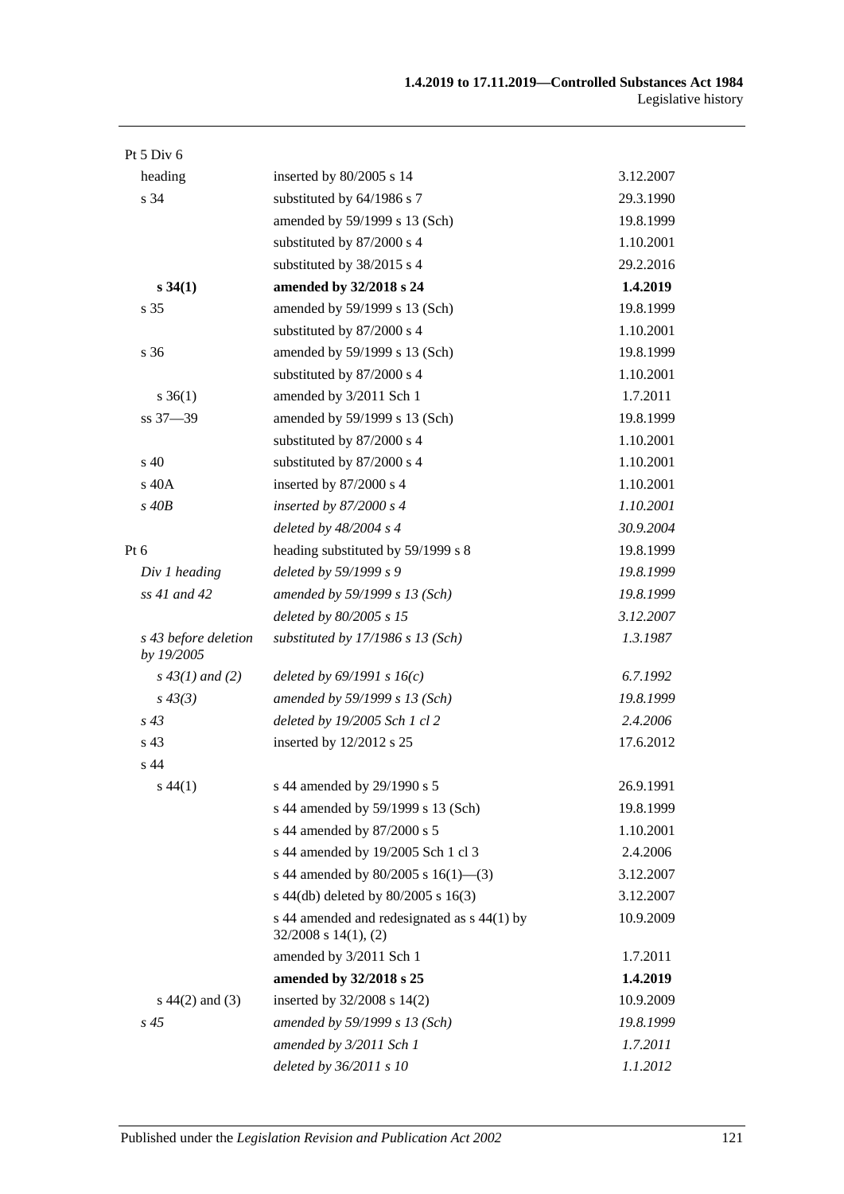| | | |
|---|---|---|
| Pt 5 Div 6 | | |
| heading | inserted by 80/2005 s 14 | 3.12.2007 |
| s 34 | substituted by 64/1986 s 7 | 29.3.1990 |
| | amended by 59/1999 s 13 (Sch) | 19.8.1999 |
| | substituted by 87/2000 s 4 | 1.10.2001 |
| | substituted by 38/2015 s 4 | 29.2.2016 |
| **s 34(1)** | **amended by 32/2018 s 24** | **1.4.2019** |
| s 35 | amended by 59/1999 s 13 (Sch) | 19.8.1999 |
| | substituted by 87/2000 s 4 | 1.10.2001 |
| s 36 | amended by 59/1999 s 13 (Sch) | 19.8.1999 |
| | substituted by 87/2000 s 4 | 1.10.2001 |
| s 36(1) | amended by 3/2011 Sch 1 | 1.7.2011 |
| ss 37—39 | amended by 59/1999 s 13 (Sch) | 19.8.1999 |
| | substituted by 87/2000 s 4 | 1.10.2001 |
| s 40 | substituted by 87/2000 s 4 | 1.10.2001 |
| s 40A | inserted by 87/2000 s 4 | 1.10.2001 |
| *s 40B* | *inserted by 87/2000 s 4* | *1.10.2001* |
| | *deleted by 48/2004 s 4* | *30.9.2004* |
| Pt 6 | heading substituted by 59/1999 s 8 | 19.8.1999 |
| *Div 1 heading* | *deleted by 59/1999 s 9* | *19.8.1999* |
| *ss 41 and 42* | *amended by 59/1999 s 13 (Sch)* | *19.8.1999* |
| | *deleted by 80/2005 s 15* | *3.12.2007* |
| *s 43 before deletion by 19/2005* | *substituted by 17/1986 s 13 (Sch)* | *1.3.1987* |
| *s 43(1) and (2)* | *deleted by 69/1991 s 16(c)* | *6.7.1992* |
| *s 43(3)* | *amended by 59/1999 s 13 (Sch)* | *19.8.1999* |
| *s 43* | *deleted by 19/2005 Sch 1 cl 2* | *2.4.2006* |
| s 43 | inserted by 12/2012 s 25 | 17.6.2012 |
| s 44 | | |
| s 44(1) | s 44 amended by 29/1990 s 5 | 26.9.1991 |
| | s 44 amended by 59/1999 s 13 (Sch) | 19.8.1999 |
| | s 44 amended by 87/2000 s 5 | 1.10.2001 |
| | s 44 amended by 19/2005 Sch 1 cl 3 | 2.4.2006 |
| | s 44 amended by 80/2005 s 16(1)—(3) | 3.12.2007 |
| | s 44(db) deleted by 80/2005 s 16(3) | 3.12.2007 |
| | s 44 amended and redesignated as s 44(1) by 32/2008 s 14(1), (2) | 10.9.2009 |
| | amended by 3/2011 Sch 1 | 1.7.2011 |
| | **amended by 32/2018 s 25** | **1.4.2019** |
| s 44(2) and (3) | inserted by 32/2008 s 14(2) | 10.9.2009 |
| *s 45* | *amended by 59/1999 s 13 (Sch)* | *19.8.1999* |
| | *amended by 3/2011 Sch 1* | *1.7.2011* |
| | *deleted by 36/2011 s 10* | *1.1.2012* |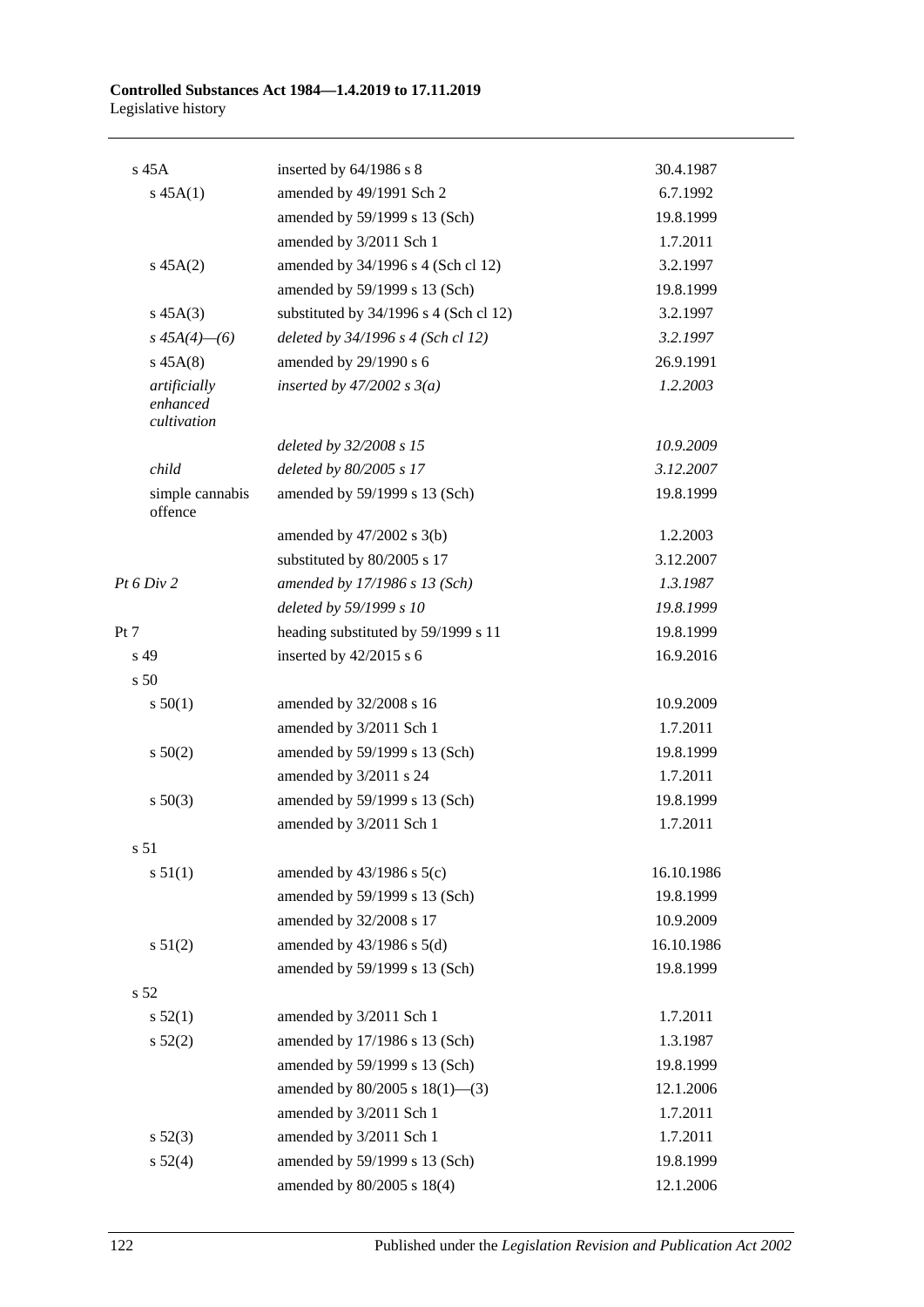| | | |
|---|---|---|
| s 45A | inserted by 64/1986 s 8 | 30.4.1987 |
| s 45A(1) | amended by 49/1991 Sch 2 | 6.7.1992 |
| | amended by 59/1999 s 13 (Sch) | 19.8.1999 |
| | amended by 3/2011 Sch 1 | 1.7.2011 |
| s 45A(2) | amended by 34/1996 s 4 (Sch cl 12) | 3.2.1997 |
| | amended by 59/1999 s 13 (Sch) | 19.8.1999 |
| s 45A(3) | substituted by 34/1996 s 4 (Sch cl 12) | 3.2.1997 |
| *s 45A(4)—(6)* | *deleted by 34/1996 s 4 (Sch cl 12)* | *3.2.1997* |
| s 45A(8) | amended by 29/1990 s 6 | 26.9.1991 |
| *artificially enhanced cultivation* | *inserted by 47/2002 s 3(a)* | *1.2.2003* |
| | *deleted by 32/2008 s 15* | *10.9.2009* |
| *child* | *deleted by 80/2005 s 17* | *3.12.2007* |
| simple cannabis offence | amended by 59/1999 s 13 (Sch) | 19.8.1999 |
| | amended by 47/2002 s 3(b) | 1.2.2003 |
| | substituted by 80/2005 s 17 | 3.12.2007 |
| *Pt 6 Div 2* | *amended by 17/1986 s 13 (Sch)* | *1.3.1987* |
| | *deleted by 59/1999 s 10* | *19.8.1999* |
| Pt 7 | heading substituted by 59/1999 s 11 | 19.8.1999 |
| s 49 | inserted by 42/2015 s 6 | 16.9.2016 |
| s 50 | | |
| s 50(1) | amended by 32/2008 s 16 | 10.9.2009 |
| | amended by 3/2011 Sch 1 | 1.7.2011 |
| s 50(2) | amended by 59/1999 s 13 (Sch) | 19.8.1999 |
| | amended by 3/2011 s 24 | 1.7.2011 |
| s 50(3) | amended by 59/1999 s 13 (Sch) | 19.8.1999 |
| | amended by 3/2011 Sch 1 | 1.7.2011 |
| s 51 | | |
| s 51(1) | amended by 43/1986 s 5(c) | 16.10.1986 |
| | amended by 59/1999 s 13 (Sch) | 19.8.1999 |
| | amended by 32/2008 s 17 | 10.9.2009 |
| s 51(2) | amended by 43/1986 s 5(d) | 16.10.1986 |
| | amended by 59/1999 s 13 (Sch) | 19.8.1999 |
| s 52 | | |
| s 52(1) | amended by 3/2011 Sch 1 | 1.7.2011 |
| s 52(2) | amended by 17/1986 s 13 (Sch) | 1.3.1987 |
| | amended by 59/1999 s 13 (Sch) | 19.8.1999 |
| | amended by 80/2005 s 18(1)—(3) | 12.1.2006 |
| | amended by 3/2011 Sch 1 | 1.7.2011 |
| s 52(3) | amended by 3/2011 Sch 1 | 1.7.2011 |
| s 52(4) | amended by 59/1999 s 13 (Sch) | 19.8.1999 |
| | amended by 80/2005 s 18(4) | 12.1.2006 |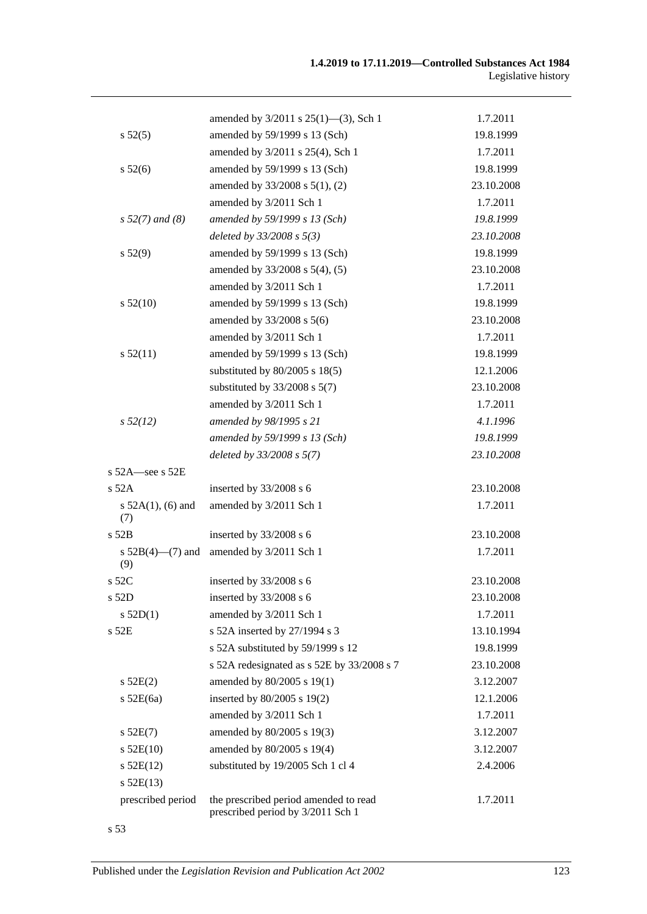| | | |
|---|---|---|
| | amended by 3/2011 s 25(1)—(3), Sch 1 | 1.7.2011 |
| s 52(5) | amended by 59/1999 s 13 (Sch) | 19.8.1999 |
| | amended by 3/2011 s 25(4), Sch 1 | 1.7.2011 |
| s 52(6) | amended by 59/1999 s 13 (Sch) | 19.8.1999 |
| | amended by 33/2008 s 5(1), (2) | 23.10.2008 |
| | amended by 3/2011 Sch 1 | 1.7.2011 |
| *s 52(7) and (8)* | *amended by 59/1999 s 13 (Sch)* | *19.8.1999* |
| | *deleted by 33/2008 s 5(3)* | *23.10.2008* |
| s 52(9) | amended by 59/1999 s 13 (Sch) | 19.8.1999 |
| | amended by 33/2008 s 5(4), (5) | 23.10.2008 |
| | amended by 3/2011 Sch 1 | 1.7.2011 |
| s 52(10) | amended by 59/1999 s 13 (Sch) | 19.8.1999 |
| | amended by 33/2008 s 5(6) | 23.10.2008 |
| | amended by 3/2011 Sch 1 | 1.7.2011 |
| s 52(11) | amended by 59/1999 s 13 (Sch) | 19.8.1999 |
| | substituted by 80/2005 s 18(5) | 12.1.2006 |
| | substituted by 33/2008 s 5(7) | 23.10.2008 |
| | amended by 3/2011 Sch 1 | 1.7.2011 |
| *s 52(12)* | *amended by 98/1995 s 21* | *4.1.1996* |
| | *amended by 59/1999 s 13 (Sch)* | *19.8.1999* |
| | *deleted by 33/2008 s 5(7)* | *23.10.2008* |
| s 52A—see s 52E | | |
| s 52A | inserted by 33/2008 s 6 | 23.10.2008 |
| s 52A(1), (6) and (7) | amended by 3/2011 Sch 1 | 1.7.2011 |
| s 52B | inserted by 33/2008 s 6 | 23.10.2008 |
| s 52B(4)—(7) and (9) | amended by 3/2011 Sch 1 | 1.7.2011 |
| s 52C | inserted by 33/2008 s 6 | 23.10.2008 |
| s 52D | inserted by 33/2008 s 6 | 23.10.2008 |
| s 52D(1) | amended by 3/2011 Sch 1 | 1.7.2011 |
| s 52E | s 52A inserted by 27/1994 s 3 | 13.10.1994 |
| | s 52A substituted by 59/1999 s 12 | 19.8.1999 |
| | s 52A redesignated as s 52E by 33/2008 s 7 | 23.10.2008 |
| s 52E(2) | amended by 80/2005 s 19(1) | 3.12.2007 |
| s 52E(6a) | inserted by 80/2005 s 19(2) | 12.1.2006 |
| | amended by 3/2011 Sch 1 | 1.7.2011 |
| s 52E(7) | amended by 80/2005 s 19(3) | 3.12.2007 |
| s 52E(10) | amended by 80/2005 s 19(4) | 3.12.2007 |
| s 52E(12) | substituted by 19/2005 Sch 1 cl 4 | 2.4.2006 |
| s 52E(13) | | |
| prescribed period | the prescribed period amended to read prescribed period by 3/2011 Sch 1 | 1.7.2011 |
| s 53 | | |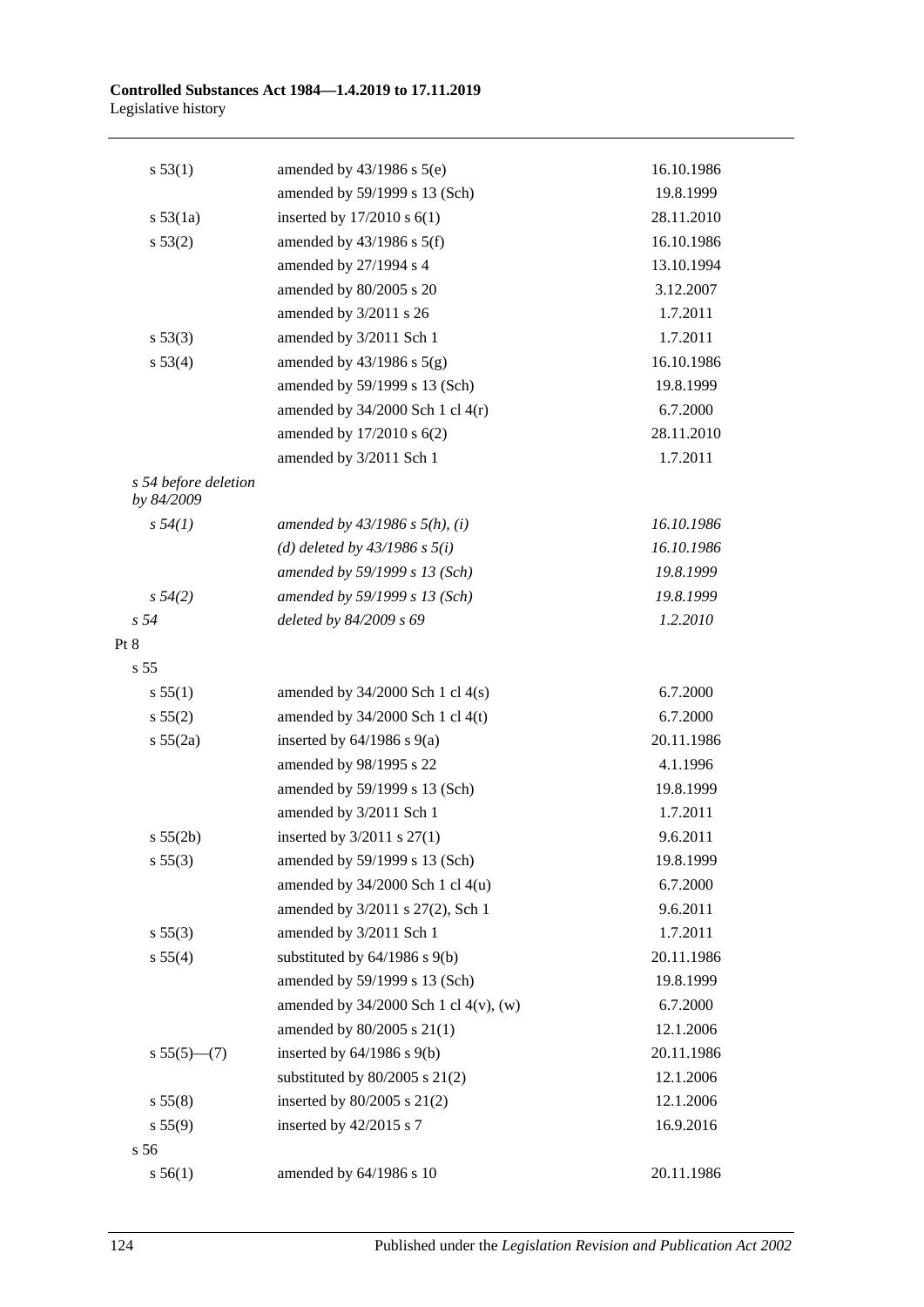| | | |
|---|---|---|
| s 53(1) | amended by 43/1986 s 5(e) | 16.10.1986 |
| | amended by 59/1999 s 13 (Sch) | 19.8.1999 |
| s 53(1a) | inserted by 17/2010 s 6(1) | 28.11.2010 |
| s 53(2) | amended by 43/1986 s 5(f) | 16.10.1986 |
| | amended by 27/1994 s 4 | 13.10.1994 |
| | amended by 80/2005 s 20 | 3.12.2007 |
| | amended by 3/2011 s 26 | 1.7.2011 |
| s 53(3) | amended by 3/2011 Sch 1 | 1.7.2011 |
| s 53(4) | amended by 43/1986 s 5(g) | 16.10.1986 |
| | amended by 59/1999 s 13 (Sch) | 19.8.1999 |
| | amended by 34/2000 Sch 1 cl 4(r) | 6.7.2000 |
| | amended by 17/2010 s 6(2) | 28.11.2010 |
| | amended by 3/2011 Sch 1 | 1.7.2011 |
| *s 54 before deletion by 84/2009* | | |
| *s 54(1)* | *amended by 43/1986 s 5(h), (i)* | *16.10.1986* |
| | *(d) deleted by 43/1986 s 5(i)* | *16.10.1986* |
| | *amended by 59/1999 s 13 (Sch)* | *19.8.1999* |
| *s 54(2)* | *amended by 59/1999 s 13 (Sch)* | *19.8.1999* |
| *s 54* | *deleted by 84/2009 s 69* | *1.2.2010* |
| Pt 8 | | |
| s 55 | | |
| s 55(1) | amended by 34/2000 Sch 1 cl 4(s) | 6.7.2000 |
| s 55(2) | amended by 34/2000 Sch 1 cl 4(t) | 6.7.2000 |
| s 55(2a) | inserted by 64/1986 s 9(a) | 20.11.1986 |
| | amended by 98/1995 s 22 | 4.1.1996 |
| | amended by 59/1999 s 13 (Sch) | 19.8.1999 |
| | amended by 3/2011 Sch 1 | 1.7.2011 |
| s 55(2b) | inserted by 3/2011 s 27(1) | 9.6.2011 |
| s 55(3) | amended by 59/1999 s 13 (Sch) | 19.8.1999 |
| | amended by 34/2000 Sch 1 cl 4(u) | 6.7.2000 |
| | amended by 3/2011 s 27(2), Sch 1 | 9.6.2011 |
| s 55(3) | amended by 3/2011 Sch 1 | 1.7.2011 |
| s 55(4) | substituted by 64/1986 s 9(b) | 20.11.1986 |
| | amended by 59/1999 s 13 (Sch) | 19.8.1999 |
| | amended by 34/2000 Sch 1 cl 4(v), (w) | 6.7.2000 |
| | amended by 80/2005 s 21(1) | 12.1.2006 |
| s 55(5)—(7) | inserted by 64/1986 s 9(b) | 20.11.1986 |
| | substituted by 80/2005 s 21(2) | 12.1.2006 |
| s 55(8) | inserted by 80/2005 s 21(2) | 12.1.2006 |
| s 55(9) | inserted by 42/2015 s 7 | 16.9.2016 |
| s 56 | | |
| s 56(1) | amended by 64/1986 s 10 | 20.11.1986 |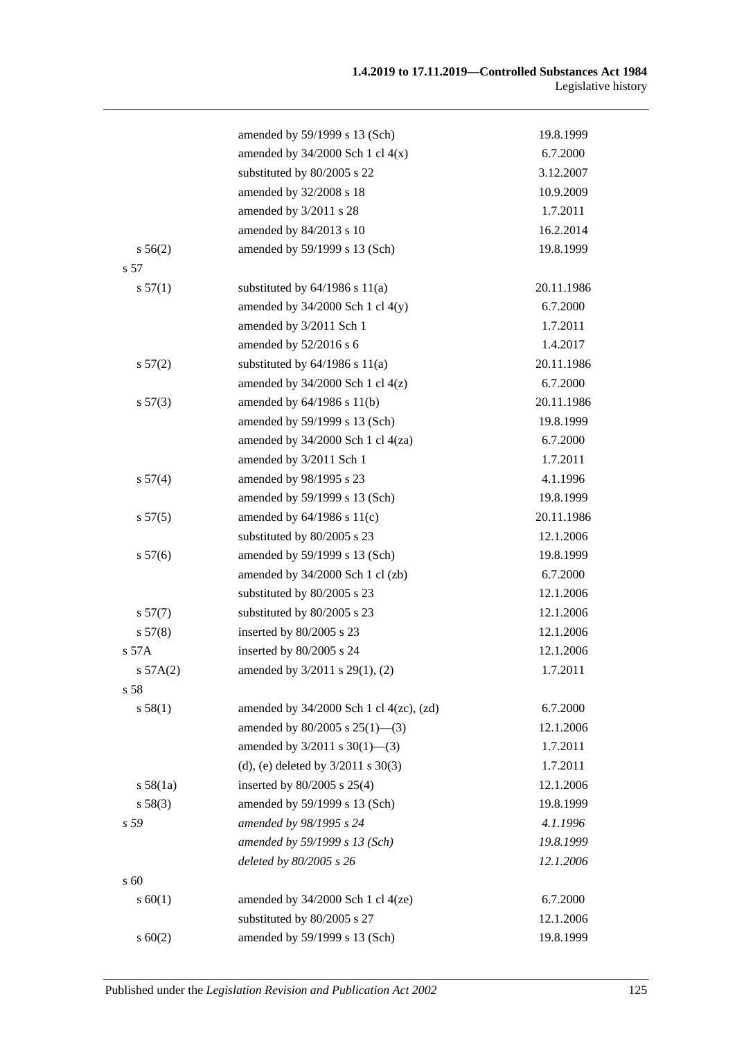| | | |
|---|---|---|
| | amended by 59/1999 s 13 (Sch) | 19.8.1999 |
| | amended by 34/2000 Sch 1 cl 4(x) | 6.7.2000 |
| | substituted by 80/2005 s 22 | 3.12.2007 |
| | amended by 32/2008 s 18 | 10.9.2009 |
| | amended by 3/2011 s 28 | 1.7.2011 |
| | amended by 84/2013 s 10 | 16.2.2014 |
| s 56(2) | amended by 59/1999 s 13 (Sch) | 19.8.1999 |
| s 57 | | |
| s 57(1) | substituted by 64/1986 s 11(a) | 20.11.1986 |
| | amended by 34/2000 Sch 1 cl 4(y) | 6.7.2000 |
| | amended by 3/2011 Sch 1 | 1.7.2011 |
| | amended by 52/2016 s 6 | 1.4.2017 |
| s 57(2) | substituted by 64/1986 s 11(a) | 20.11.1986 |
| | amended by 34/2000 Sch 1 cl 4(z) | 6.7.2000 |
| s 57(3) | amended by 64/1986 s 11(b) | 20.11.1986 |
| | amended by 59/1999 s 13 (Sch) | 19.8.1999 |
| | amended by 34/2000 Sch 1 cl 4(za) | 6.7.2000 |
| | amended by 3/2011 Sch 1 | 1.7.2011 |
| s 57(4) | amended by 98/1995 s 23 | 4.1.1996 |
| | amended by 59/1999 s 13 (Sch) | 19.8.1999 |
| s 57(5) | amended by 64/1986 s 11(c) | 20.11.1986 |
| | substituted by 80/2005 s 23 | 12.1.2006 |
| s 57(6) | amended by 59/1999 s 13 (Sch) | 19.8.1999 |
| | amended by 34/2000 Sch 1 cl (zb) | 6.7.2000 |
| | substituted by 80/2005 s 23 | 12.1.2006 |
| s 57(7) | substituted by 80/2005 s 23 | 12.1.2006 |
| s 57(8) | inserted by 80/2005 s 23 | 12.1.2006 |
| s 57A | inserted by 80/2005 s 24 | 12.1.2006 |
| s 57A(2) | amended by 3/2011 s 29(1), (2) | 1.7.2011 |
| s 58 | | |
| s 58(1) | amended by 34/2000 Sch 1 cl 4(zc), (zd) | 6.7.2000 |
| | amended by 80/2005 s 25(1)—(3) | 12.1.2006 |
| | amended by 3/2011 s 30(1)—(3) | 1.7.2011 |
| | (d), (e) deleted by 3/2011 s 30(3) | 1.7.2011 |
| s 58(1a) | inserted by 80/2005 s 25(4) | 12.1.2006 |
| s 58(3) | amended by 59/1999 s 13 (Sch) | 19.8.1999 |
| *s 59* | *amended by 98/1995 s 24* | *4.1.1996* |
| | *amended by 59/1999 s 13 (Sch)* | *19.8.1999* |
| | *deleted by 80/2005 s 26* | *12.1.2006* |
| s 60 | | |
| s 60(1) | amended by 34/2000 Sch 1 cl 4(ze) | 6.7.2000 |
| | substituted by 80/2005 s 27 | 12.1.2006 |
| s 60(2) | amended by 59/1999 s 13 (Sch) | 19.8.1999 |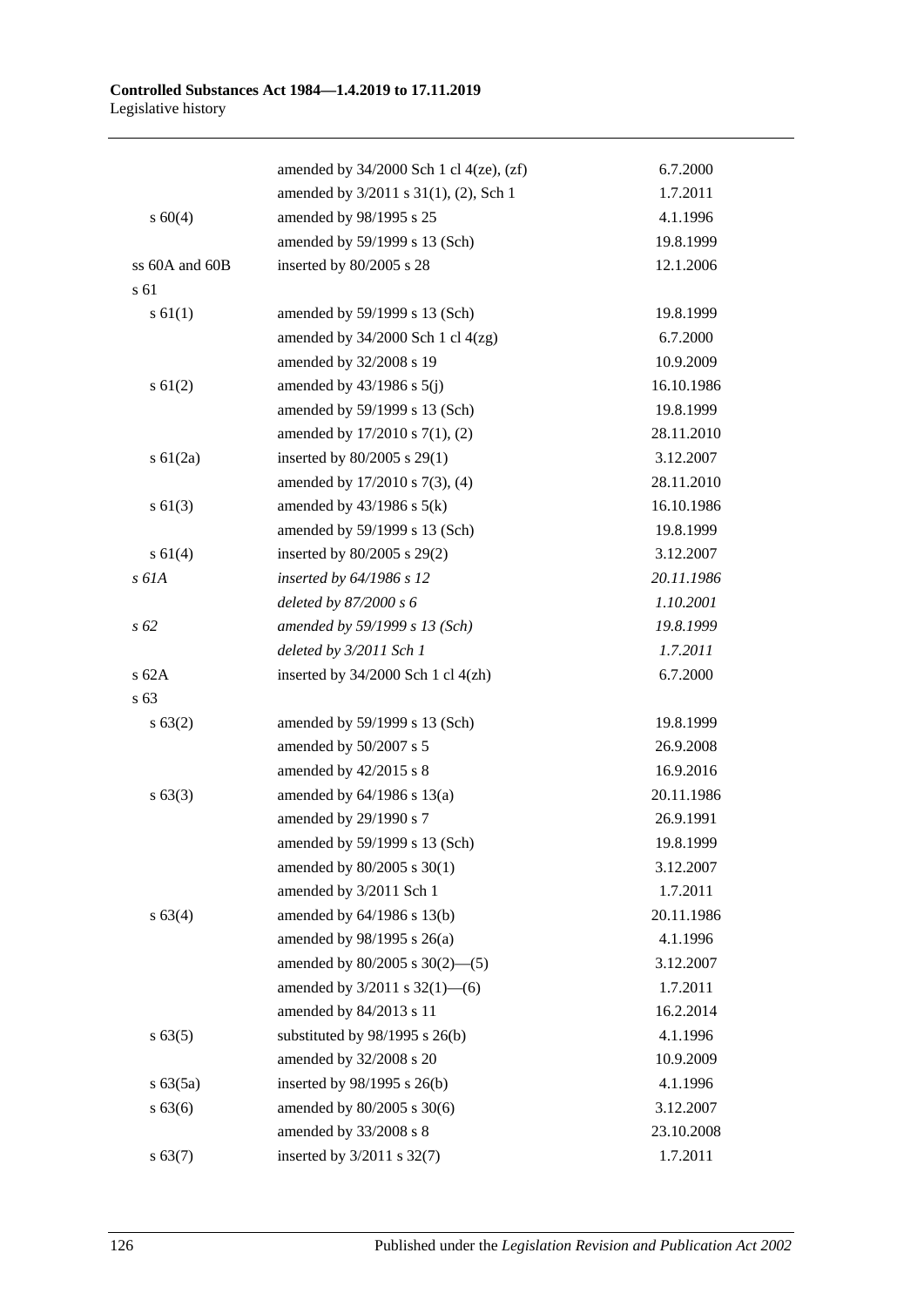| | | |
|---|---|---|
| | amended by 34/2000 Sch 1 cl 4(ze), (zf) | 6.7.2000 |
| | amended by 3/2011 s 31(1), (2), Sch 1 | 1.7.2011 |
| s 60(4) | amended by 98/1995 s 25 | 4.1.1996 |
| | amended by 59/1999 s 13 (Sch) | 19.8.1999 |
| ss 60A and 60B | inserted by 80/2005 s 28 | 12.1.2006 |
| s 61 | | |
| s 61(1) | amended by 59/1999 s 13 (Sch) | 19.8.1999 |
| | amended by 34/2000 Sch 1 cl 4(zg) | 6.7.2000 |
| | amended by 32/2008 s 19 | 10.9.2009 |
| s 61(2) | amended by 43/1986 s 5(j) | 16.10.1986 |
| | amended by 59/1999 s 13 (Sch) | 19.8.1999 |
| | amended by 17/2010 s 7(1), (2) | 28.11.2010 |
| s 61(2a) | inserted by 80/2005 s 29(1) | 3.12.2007 |
| | amended by 17/2010 s 7(3), (4) | 28.11.2010 |
| s 61(3) | amended by 43/1986 s 5(k) | 16.10.1986 |
| | amended by 59/1999 s 13 (Sch) | 19.8.1999 |
| s 61(4) | inserted by 80/2005 s 29(2) | 3.12.2007 |
| *s 61A* | *inserted by 64/1986 s 12* | *20.11.1986* |
| | *deleted by 87/2000 s 6* | *1.10.2001* |
| *s 62* | *amended by 59/1999 s 13 (Sch)* | *19.8.1999* |
| | *deleted by 3/2011 Sch 1* | *1.7.2011* |
| s 62A | inserted by 34/2000 Sch 1 cl 4(zh) | 6.7.2000 |
| s 63 | | |
| s 63(2) | amended by 59/1999 s 13 (Sch) | 19.8.1999 |
| | amended by 50/2007 s 5 | 26.9.2008 |
| | amended by 42/2015 s 8 | 16.9.2016 |
| s 63(3) | amended by 64/1986 s 13(a) | 20.11.1986 |
| | amended by 29/1990 s 7 | 26.9.1991 |
| | amended by 59/1999 s 13 (Sch) | 19.8.1999 |
| | amended by 80/2005 s 30(1) | 3.12.2007 |
| | amended by 3/2011 Sch 1 | 1.7.2011 |
| s 63(4) | amended by 64/1986 s 13(b) | 20.11.1986 |
| | amended by 98/1995 s 26(a) | 4.1.1996 |
| | amended by 80/2005 s 30(2)—(5) | 3.12.2007 |
| | amended by 3/2011 s 32(1)—(6) | 1.7.2011 |
| | amended by 84/2013 s 11 | 16.2.2014 |
| s 63(5) | substituted by 98/1995 s 26(b) | 4.1.1996 |
| | amended by 32/2008 s 20 | 10.9.2009 |
| s 63(5a) | inserted by 98/1995 s 26(b) | 4.1.1996 |
| s 63(6) | amended by 80/2005 s 30(6) | 3.12.2007 |
| | amended by 33/2008 s 8 | 23.10.2008 |
| s 63(7) | inserted by 3/2011 s 32(7) | 1.7.2011 |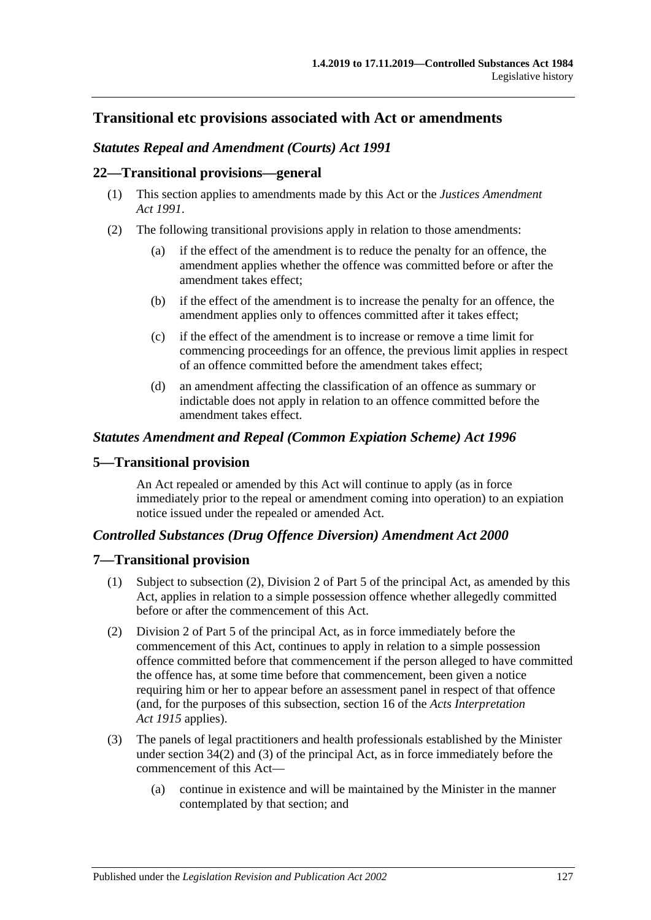## Transitional etc provisions associated with Act or amendments

### *Statutes Repeal and Amendment (Courts) Act 1991*

### 22—Transitional provisions—general

(1) This section applies to amendments made by this Act or the *Justices Amendment Act 1991*.

(2) The following transitional provisions apply in relation to those amendments:

   (a) if the effect of the amendment is to reduce the penalty for an offence, the amendment applies whether the offence was committed before or after the amendment takes effect;

   (b) if the effect of the amendment is to increase the penalty for an offence, the amendment applies only to offences committed after it takes effect;

   (c) if the effect of the amendment is to increase or remove a time limit for commencing proceedings for an offence, the previous limit applies in respect of an offence committed before the amendment takes effect;

   (d) an amendment affecting the classification of an offence as summary or indictable does not apply in relation to an offence committed before the amendment takes effect.

### *Statutes Amendment and Repeal (Common Expiation Scheme) Act 1996*

### 5—Transitional provision

An Act repealed or amended by this Act will continue to apply (as in force immediately prior to the repeal or amendment coming into operation) to an expiation notice issued under the repealed or amended Act.

### *Controlled Substances (Drug Offence Diversion) Amendment Act 2000*

### 7—Transitional provision

(1) Subject to subsection (2), Division 2 of Part 5 of the principal Act, as amended by this Act, applies in relation to a simple possession offence whether allegedly committed before or after the commencement of this Act.

(2) Division 2 of Part 5 of the principal Act, as in force immediately before the commencement of this Act, continues to apply in relation to a simple possession offence committed before that commencement if the person alleged to have committed the offence has, at some time before that commencement, been given a notice requiring him or her to appear before an assessment panel in respect of that offence (and, for the purposes of this subsection, section 16 of the *Acts Interpretation Act 1915* applies).

(3) The panels of legal practitioners and health professionals established by the Minister under section 34(2) and (3) of the principal Act, as in force immediately before the commencement of this Act—

   (a) continue in existence and will be maintained by the Minister in the manner contemplated by that section; and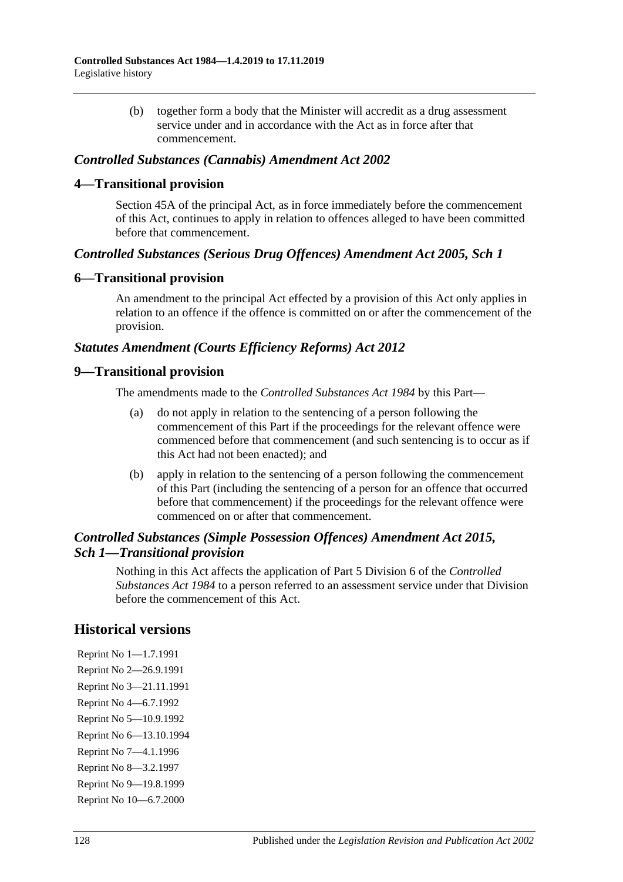(b) together form a body that the Minister will accredit as a drug assessment service under and in accordance with the Act as in force after that commencement.

### *Controlled Substances (Cannabis) Amendment Act 2002*

## 4—Transitional provision

Section 45A of the principal Act, as in force immediately before the commencement of this Act, continues to apply in relation to offences alleged to have been committed before that commencement.

### *Controlled Substances (Serious Drug Offences) Amendment Act 2005, Sch 1*

## 6—Transitional provision

An amendment to the principal Act effected by a provision of this Act only applies in relation to an offence if the offence is committed on or after the commencement of the provision.

### *Statutes Amendment (Courts Efficiency Reforms) Act 2012*

## 9—Transitional provision

The amendments made to the *Controlled Substances Act 1984* by this Part—

(a) do not apply in relation to the sentencing of a person following the commencement of this Part if the proceedings for the relevant offence were commenced before that commencement (and such sentencing is to occur as if this Act had not been enacted); and

(b) apply in relation to the sentencing of a person following the commencement of this Part (including the sentencing of a person for an offence that occurred before that commencement) if the proceedings for the relevant offence were commenced on or after that commencement.

### *Controlled Substances (Simple Possession Offences) Amendment Act 2015, Sch 1—Transitional provision*

Nothing in this Act affects the application of Part 5 Division 6 of the *Controlled Substances Act 1984* to a person referred to an assessment service under that Division before the commencement of this Act.

## Historical versions

Reprint No 1—1.7.1991
Reprint No 2—26.9.1991
Reprint No 3—21.11.1991
Reprint No 4—6.7.1992
Reprint No 5—10.9.1992
Reprint No 6—13.10.1994
Reprint No 7—4.1.1996
Reprint No 8—3.2.1997
Reprint No 9—19.8.1999
Reprint No 10—6.7.2000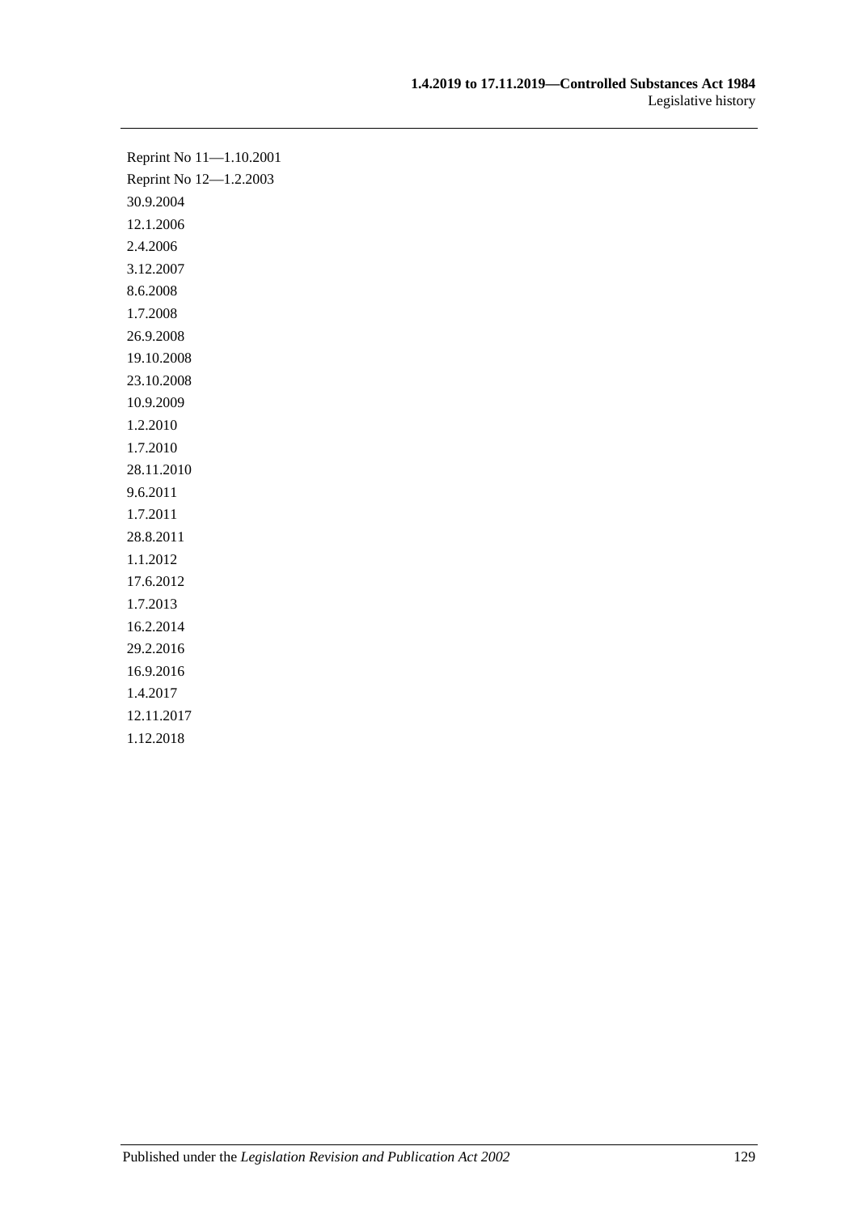Reprint No 11—1.10.2001

Reprint No 12—1.2.2003

30.9.2004

12.1.2006

2.4.2006

3.12.2007

8.6.2008

1.7.2008

26.9.2008

19.10.2008

23.10.2008

10.9.2009

1.2.2010

1.7.2010

28.11.2010

9.6.2011

1.7.2011

28.8.2011

1.1.2012

17.6.2012

1.7.2013

16.2.2014

29.2.2016

16.9.2016

1.4.2017

12.11.2017

1.12.2018